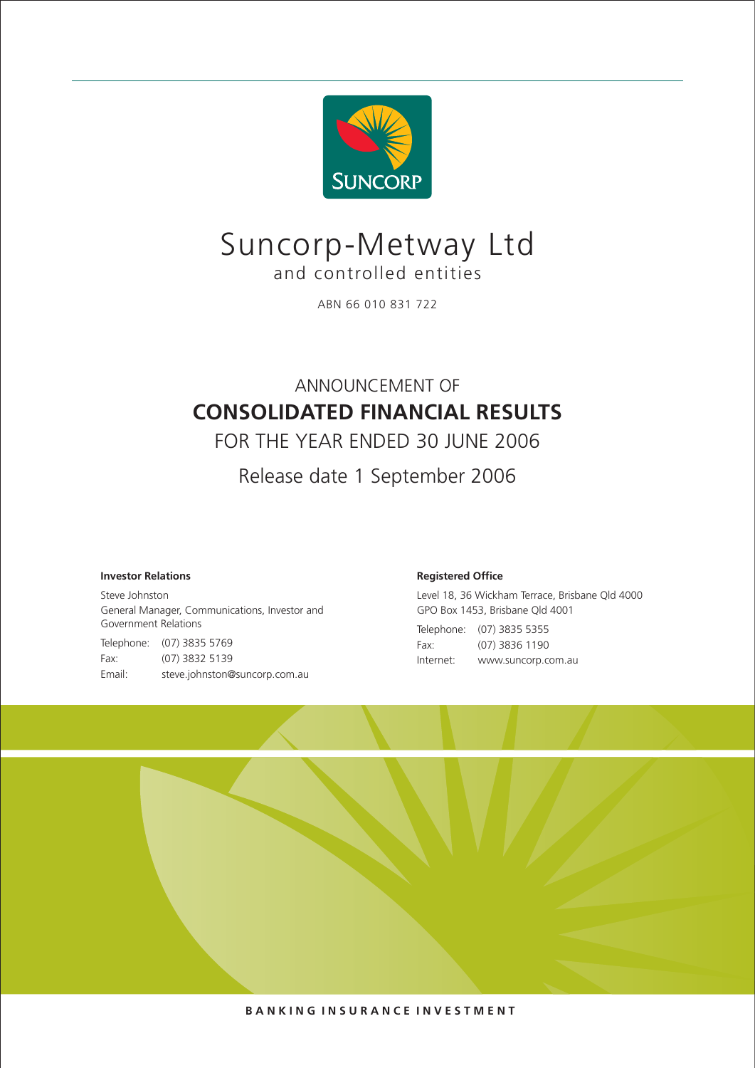SUNCORP

# Suncorp-Metway Ltd

and controlled entities

ABN 66 010 831 722

ANNOUNCEMENT OF

## CONSOLIDATED FINANCIAL RESULTS

FOR THE YEAR ENDED 30 JUNE 2006

Release date 1 September 2006

**Investor Relations**

Steve Johnston
General Manager, Communications, Investor and Government Relations

Telephone: (07) 3835 5769
Fax: (07) 3832 5139
Email: steve.johnston@suncorp.com.au

**Registered Office**

Level 18, 36 Wickham Terrace, Brisbane Qld 4000
GPO Box 1453, Brisbane Qld 4001

Telephone: (07) 3835 5355
Fax: (07) 3836 1190
Internet: www.suncorp.com.au

**BANKING INSURANCE INVESTMENT**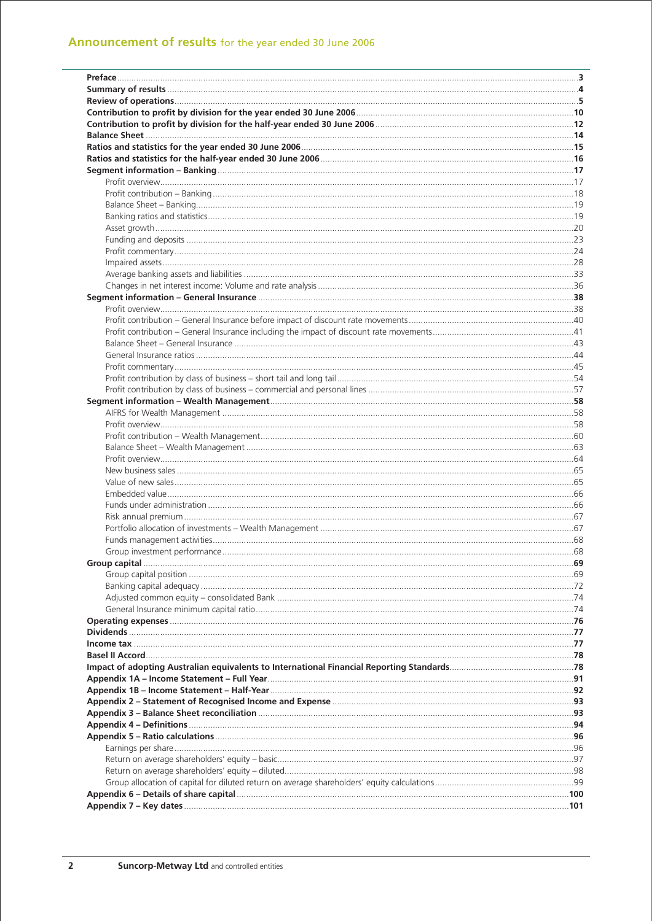# Announcement of results for the year ended 30 June 2006

| | |
|---|---|
| **Preface** | **3** |
| **Summary of results** | **4** |
| **Review of operations** | **5** |
| **Contribution to profit by division for the year ended 30 June 2006** | **10** |
| **Contribution to profit by division for the half-year ended 30 June 2006** | **12** |
| **Balance Sheet** | **14** |
| **Ratios and statistics for the year ended 30 June 2006** | **15** |
| **Ratios and statistics for the half-year ended 30 June 2006** | **16** |
| **Segment information – Banking** | **17** |
| Profit overview | 17 |
| Profit contribution – Banking | 18 |
| Balance Sheet – Banking | 19 |
| Banking ratios and statistics | 19 |
| Asset growth | 20 |
| Funding and deposits | 23 |
| Profit commentary | 24 |
| Impaired assets | 28 |
| Average banking assets and liabilities | 33 |
| Changes in net interest income: Volume and rate analysis | 36 |
| **Segment information – General Insurance** | **38** |
| Profit overview | 38 |
| Profit contribution – General Insurance before impact of discount rate movements | 40 |
| Profit contribution – General Insurance including the impact of discount rate movements | 41 |
| Balance Sheet – General Insurance | 43 |
| General Insurance ratios | 44 |
| Profit commentary | 45 |
| Profit contribution by class of business – short tail and long tail | 54 |
| Profit contribution by class of business – commercial and personal lines | 57 |
| **Segment information – Wealth Management** | **58** |
| AIFRS for Wealth Management | 58 |
| Profit overview | 58 |
| Profit contribution – Wealth Management | 60 |
| Balance Sheet – Wealth Management | 63 |
| Profit overview | 64 |
| New business sales | 65 |
| Value of new sales | 65 |
| Embedded value | 66 |
| Funds under administration | 66 |
| Risk annual premium | 67 |
| Portfolio allocation of investments – Wealth Management | 67 |
| Funds management activities | 68 |
| Group investment performance | 68 |
| **Group capital** | **69** |
| Group capital position | 69 |
| Banking capital adequacy | 72 |
| Adjusted common equity – consolidated Bank | 74 |
| General Insurance minimum capital ratio | 74 |
| **Operating expenses** | **76** |
| **Dividends** | **77** |
| **Income tax** | **77** |
| **Basel II Accord** | **78** |
| **Impact of adopting Australian equivalents to International Financial Reporting Standards** | **78** |
| **Appendix 1A – Income Statement – Full Year** | **91** |
| **Appendix 1B – Income Statement – Half-Year** | **92** |
| **Appendix 2 – Statement of Recognised Income and Expense** | **93** |
| **Appendix 3 – Balance Sheet reconciliation** | **93** |
| **Appendix 4 – Definitions** | **94** |
| **Appendix 5 – Ratio calculations** | **96** |
| Earnings per share | 96 |
| Return on average shareholders' equity – basic | 97 |
| Return on average shareholders' equity – diluted | 98 |
| Group allocation of capital for diluted return on average shareholders' equity calculations | 99 |
| **Appendix 6 – Details of share capital** | **100** |
| **Appendix 7 – Key dates** | **101** |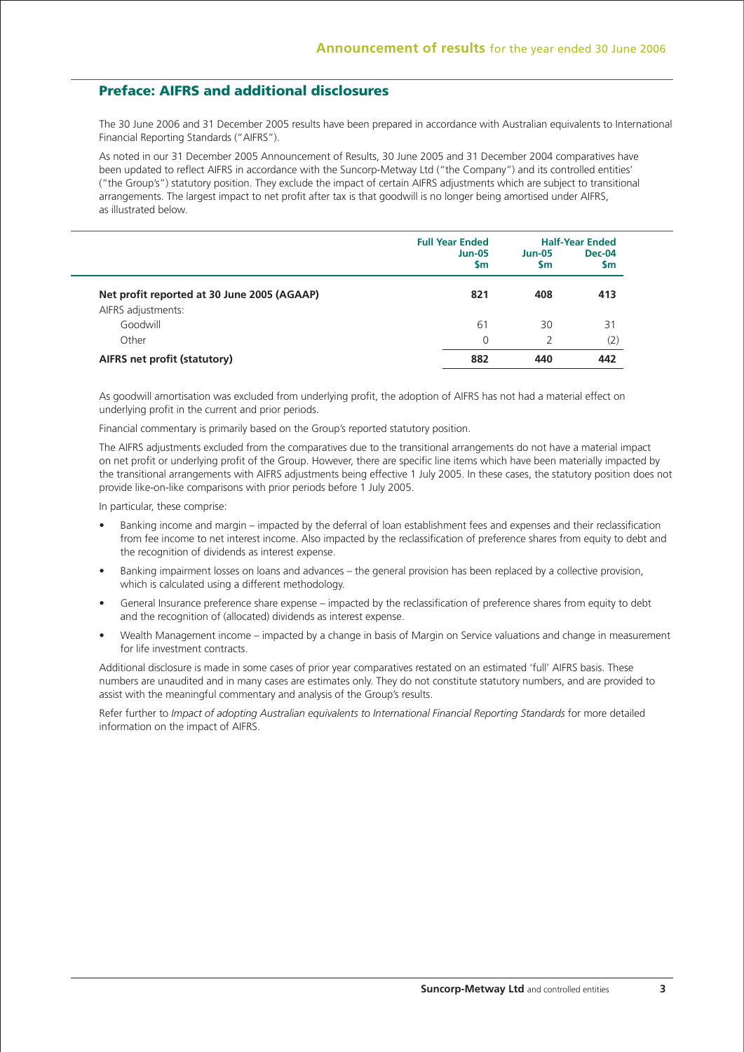## Preface: AIFRS and additional disclosures

The 30 June 2006 and 31 December 2005 results have been prepared in accordance with Australian equivalents to International Financial Reporting Standards ("AIFRS").

As noted in our 31 December 2005 Announcement of Results, 30 June 2005 and 31 December 2004 comparatives have been updated to reflect AIFRS in accordance with the Suncorp-Metway Ltd ("the Company") and its controlled entities' ("the Group's") statutory position. They exclude the impact of certain AIFRS adjustments which are subject to transitional arrangements. The largest impact to net profit after tax is that goodwill is no longer being amortised under AIFRS, as illustrated below.

| | Full Year Ended | Half-Year Ended | |
|---|---|---|---|
| | Jun-05 $m | Jun-05 $m | Dec-04 $m |
| **Net profit reported at 30 June 2005 (AGAAP)** | **821** | **408** | **413** |
| AIFRS adjustments: | | | |
| Goodwill | 61 | 30 | 31 |
| Other | 0 | 2 | (2) |
| **AIFRS net profit (statutory)** | **882** | **440** | **442** |

As goodwill amortisation was excluded from underlying profit, the adoption of AIFRS has not had a material effect on underlying profit in the current and prior periods.

Financial commentary is primarily based on the Group's reported statutory position.

The AIFRS adjustments excluded from the comparatives due to the transitional arrangements do not have a material impact on net profit or underlying profit of the Group. However, there are specific line items which have been materially impacted by the transitional arrangements with AIFRS adjustments being effective 1 July 2005. In these cases, the statutory position does not provide like-on-like comparisons with prior periods before 1 July 2005.

In particular, these comprise:

- Banking income and margin – impacted by the deferral of loan establishment fees and expenses and their reclassification from fee income to net interest income. Also impacted by the reclassification of preference shares from equity to debt and the recognition of dividends as interest expense.
- Banking impairment losses on loans and advances – the general provision has been replaced by a collective provision, which is calculated using a different methodology.
- General Insurance preference share expense – impacted by the reclassification of preference shares from equity to debt and the recognition of (allocated) dividends as interest expense.
- Wealth Management income – impacted by a change in basis of Margin on Service valuations and change in measurement for life investment contracts.

Additional disclosure is made in some cases of prior year comparatives restated on an estimated 'full' AIFRS basis. These numbers are unaudited and in many cases are estimates only. They do not constitute statutory numbers, and are provided to assist with the meaningful commentary and analysis of the Group's results.

Refer further to *Impact of adopting Australian equivalents to International Financial Reporting Standards* for more detailed information on the impact of AIFRS.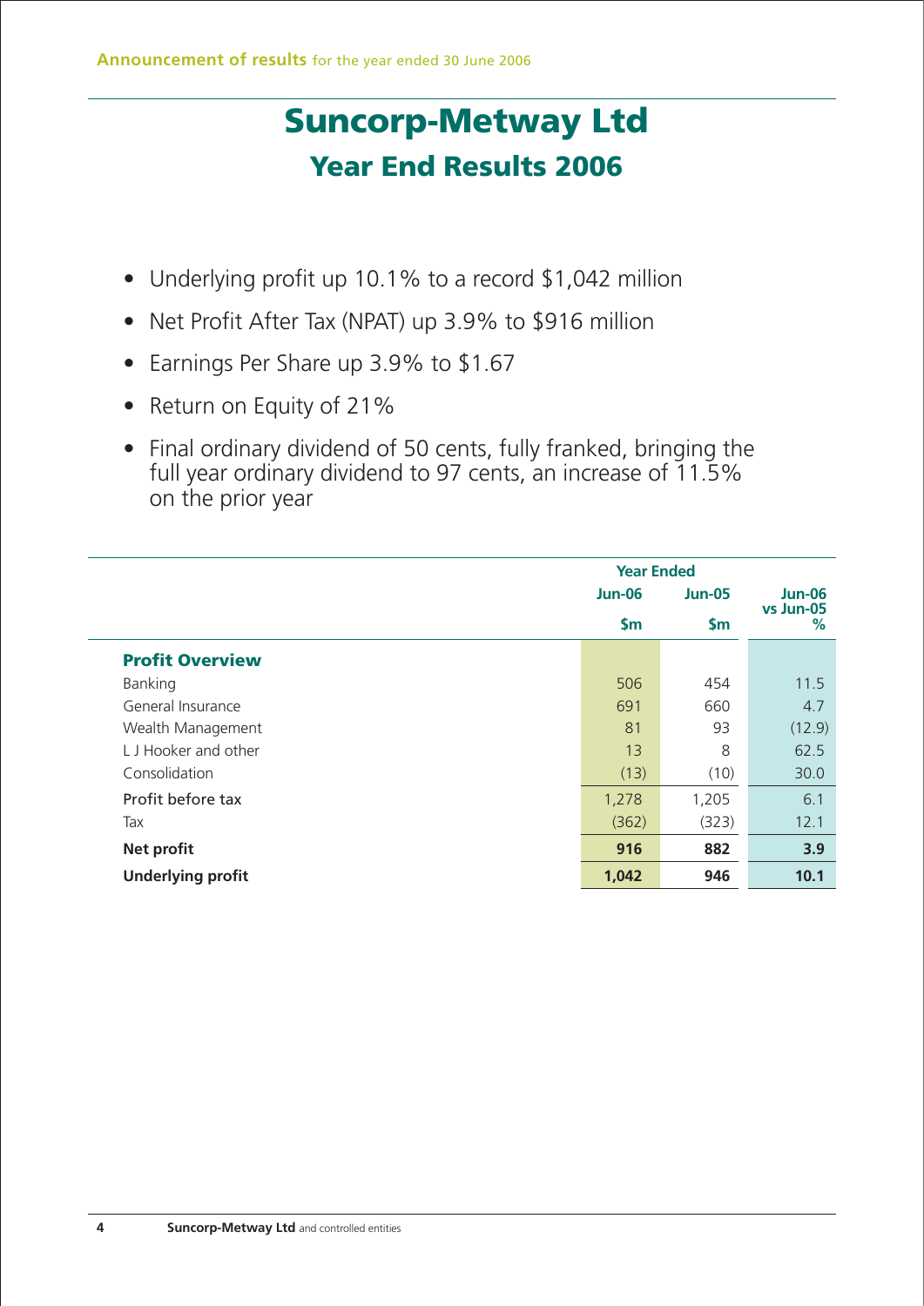Announcement of results for the year ended 30 June 2006

# Suncorp-Metway Ltd

## Year End Results 2006

- Underlying profit up 10.1% to a record $1,042 million
- Net Profit After Tax (NPAT) up 3.9% to $916 million
- Earnings Per Share up 3.9% to $1.67
- Return on Equity of 21%
- Final ordinary dividend of 50 cents, fully franked, bringing the full year ordinary dividend to 97 cents, an increase of 11.5% on the prior year

| | Year Ended | | |
|---|---|---|---|
| | Jun-06 | Jun-05 | Jun-06 vs Jun-05 |
| | $m | $m | % |
| **Profit Overview** | | | |
| Banking | 506 | 454 | 11.5 |
| General Insurance | 691 | 660 | 4.7 |
| Wealth Management | 81 | 93 | (12.9) |
| L J Hooker and other | 13 | 8 | 62.5 |
| Consolidation | (13) | (10) | 30.0 |
| Profit before tax | 1,278 | 1,205 | 6.1 |
| Tax | (362) | (323) | 12.1 |
| **Net profit** | **916** | **882** | **3.9** |
| **Underlying profit** | **1,042** | **946** | **10.1** |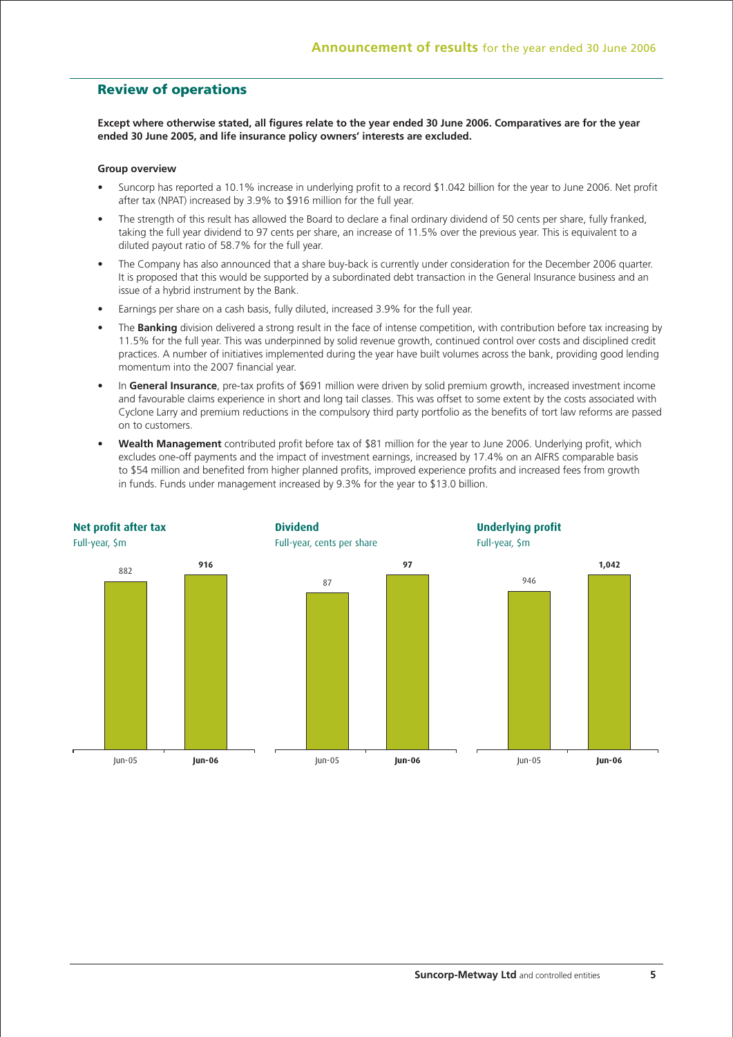## Review of operations

**Except where otherwise stated, all figures relate to the year ended 30 June 2006. Comparatives are for the year ended 30 June 2005, and life insurance policy owners' interests are excluded.**

**Group overview**

- Suncorp has reported a 10.1% increase in underlying profit to a record $1.042 billion for the year to June 2006. Net profit after tax (NPAT) increased by 3.9% to $916 million for the full year.
- The strength of this result has allowed the Board to declare a final ordinary dividend of 50 cents per share, fully franked, taking the full year dividend to 97 cents per share, an increase of 11.5% over the previous year. This is equivalent to a diluted payout ratio of 58.7% for the full year.
- The Company has also announced that a share buy-back is currently under consideration for the December 2006 quarter. It is proposed that this would be supported by a subordinated debt transaction in the General Insurance business and an issue of a hybrid instrument by the Bank.
- Earnings per share on a cash basis, fully diluted, increased 3.9% for the full year.
- The **Banking** division delivered a strong result in the face of intense competition, with contribution before tax increasing by 11.5% for the full year. This was underpinned by solid revenue growth, continued control over costs and disciplined credit practices. A number of initiatives implemented during the year have built volumes across the bank, providing good lending momentum into the 2007 financial year.
- In **General Insurance**, pre-tax profits of $691 million were driven by solid premium growth, increased investment income and favourable claims experience in short and long tail classes. This was offset to some extent by the costs associated with Cyclone Larry and premium reductions in the compulsory third party portfolio as the benefits of tort law reforms are passed on to customers.
- **Wealth Management** contributed profit before tax of $81 million for the year to June 2006. Underlying profit, which excludes one-off payments and the impact of investment earnings, increased by 17.4% on an AIFRS comparable basis to $54 million and benefited from higher planned profits, improved experience profits and increased fees from growth in funds. Funds under management increased by 9.3% for the year to $13.0 billion.

**Net profit after tax**
Full-year, $m

| Jun-05 | **Jun-06** |
|---|---|
| 882 | **916** |

**Dividend**
Full-year, cents per share

| Jun-05 | **Jun-06** |
|---|---|
| 87 | **97** |

**Underlying profit**
Full-year, $m

| Jun-05 | **Jun-06** |
|---|---|
| 946 | **1,042** |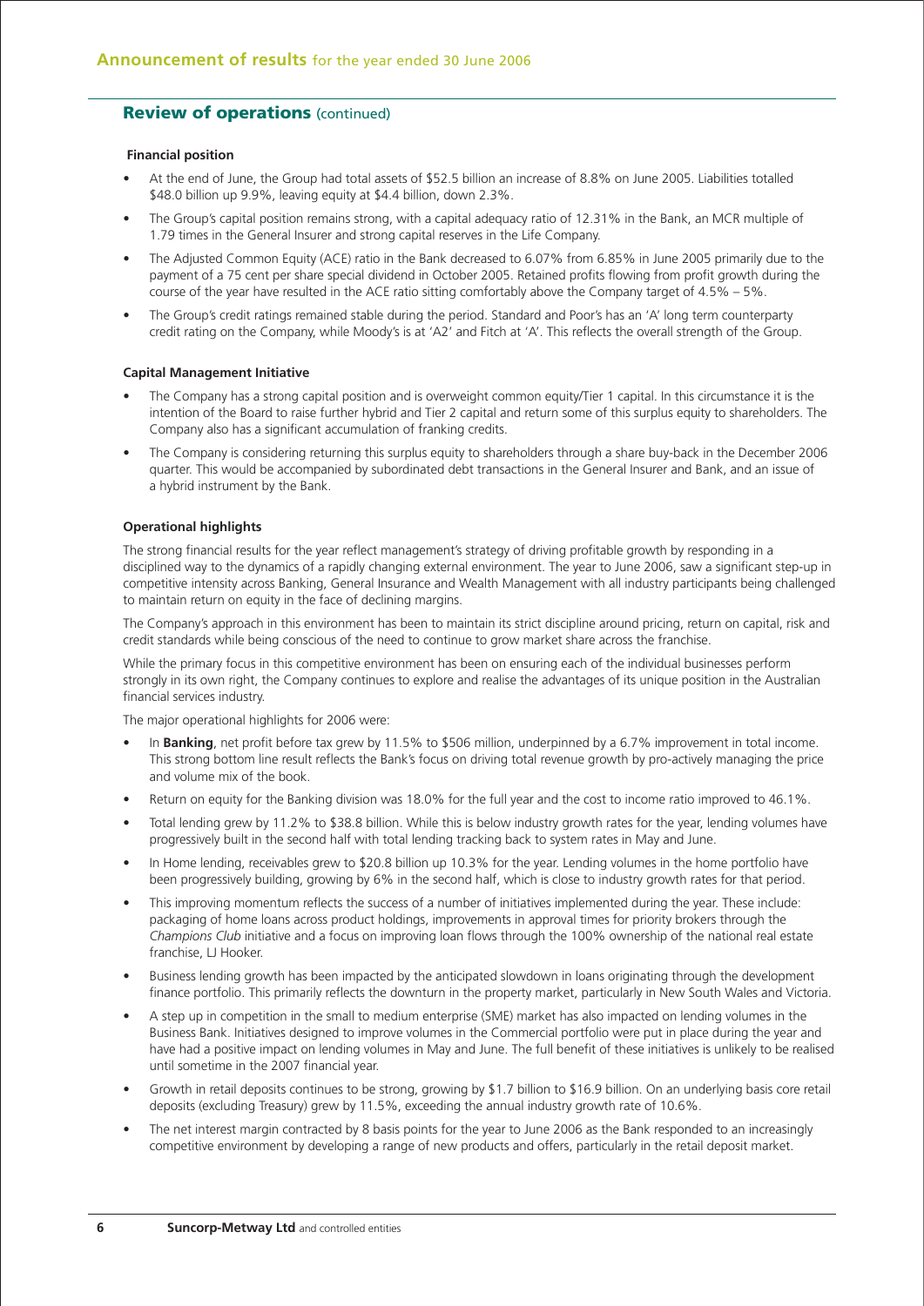## Review of operations (continued)

### Financial position

- At the end of June, the Group had total assets of $52.5 billion an increase of 8.8% on June 2005. Liabilities totalled $48.0 billion up 9.9%, leaving equity at $4.4 billion, down 2.3%.
- The Group's capital position remains strong, with a capital adequacy ratio of 12.31% in the Bank, an MCR multiple of 1.79 times in the General Insurer and strong capital reserves in the Life Company.
- The Adjusted Common Equity (ACE) ratio in the Bank decreased to 6.07% from 6.85% in June 2005 primarily due to the payment of a 75 cent per share special dividend in October 2005. Retained profits flowing from profit growth during the course of the year have resulted in the ACE ratio sitting comfortably above the Company target of 4.5% – 5%.
- The Group's credit ratings remained stable during the period. Standard and Poor's has an 'A' long term counterparty credit rating on the Company, while Moody's is at 'A2' and Fitch at 'A'. This reflects the overall strength of the Group.

### Capital Management Initiative

- The Company has a strong capital position and is overweight common equity/Tier 1 capital. In this circumstance it is the intention of the Board to raise further hybrid and Tier 2 capital and return some of this surplus equity to shareholders. The Company also has a significant accumulation of franking credits.
- The Company is considering returning this surplus equity to shareholders through a share buy-back in the December 2006 quarter. This would be accompanied by subordinated debt transactions in the General Insurer and Bank, and an issue of a hybrid instrument by the Bank.

### Operational highlights

The strong financial results for the year reflect management's strategy of driving profitable growth by responding in a disciplined way to the dynamics of a rapidly changing external environment. The year to June 2006, saw a significant step-up in competitive intensity across Banking, General Insurance and Wealth Management with all industry participants being challenged to maintain return on equity in the face of declining margins.

The Company's approach in this environment has been to maintain its strict discipline around pricing, return on capital, risk and credit standards while being conscious of the need to continue to grow market share across the franchise.

While the primary focus in this competitive environment has been on ensuring each of the individual businesses perform strongly in its own right, the Company continues to explore and realise the advantages of its unique position in the Australian financial services industry.

The major operational highlights for 2006 were:

- In **Banking**, net profit before tax grew by 11.5% to $506 million, underpinned by a 6.7% improvement in total income. This strong bottom line result reflects the Bank's focus on driving total revenue growth by pro-actively managing the price and volume mix of the book.
- Return on equity for the Banking division was 18.0% for the full year and the cost to income ratio improved to 46.1%.
- Total lending grew by 11.2% to $38.8 billion. While this is below industry growth rates for the year, lending volumes have progressively built in the second half with total lending tracking back to system rates in May and June.
- In Home lending, receivables grew to $20.8 billion up 10.3% for the year. Lending volumes in the home portfolio have been progressively building, growing by 6% in the second half, which is close to industry growth rates for that period.
- This improving momentum reflects the success of a number of initiatives implemented during the year. These include: packaging of home loans across product holdings, improvements in approval times for priority brokers through the *Champions Club* initiative and a focus on improving loan flows through the 100% ownership of the national real estate franchise, LJ Hooker.
- Business lending growth has been impacted by the anticipated slowdown in loans originating through the development finance portfolio. This primarily reflects the downturn in the property market, particularly in New South Wales and Victoria.
- A step up in competition in the small to medium enterprise (SME) market has also impacted on lending volumes in the Business Bank. Initiatives designed to improve volumes in the Commercial portfolio were put in place during the year and have had a positive impact on lending volumes in May and June. The full benefit of these initiatives is unlikely to be realised until sometime in the 2007 financial year.
- Growth in retail deposits continues to be strong, growing by $1.7 billion to $16.9 billion. On an underlying basis core retail deposits (excluding Treasury) grew by 11.5%, exceeding the annual industry growth rate of 10.6%.
- The net interest margin contracted by 8 basis points for the year to June 2006 as the Bank responded to an increasingly competitive environment by developing a range of new products and offers, particularly in the retail deposit market.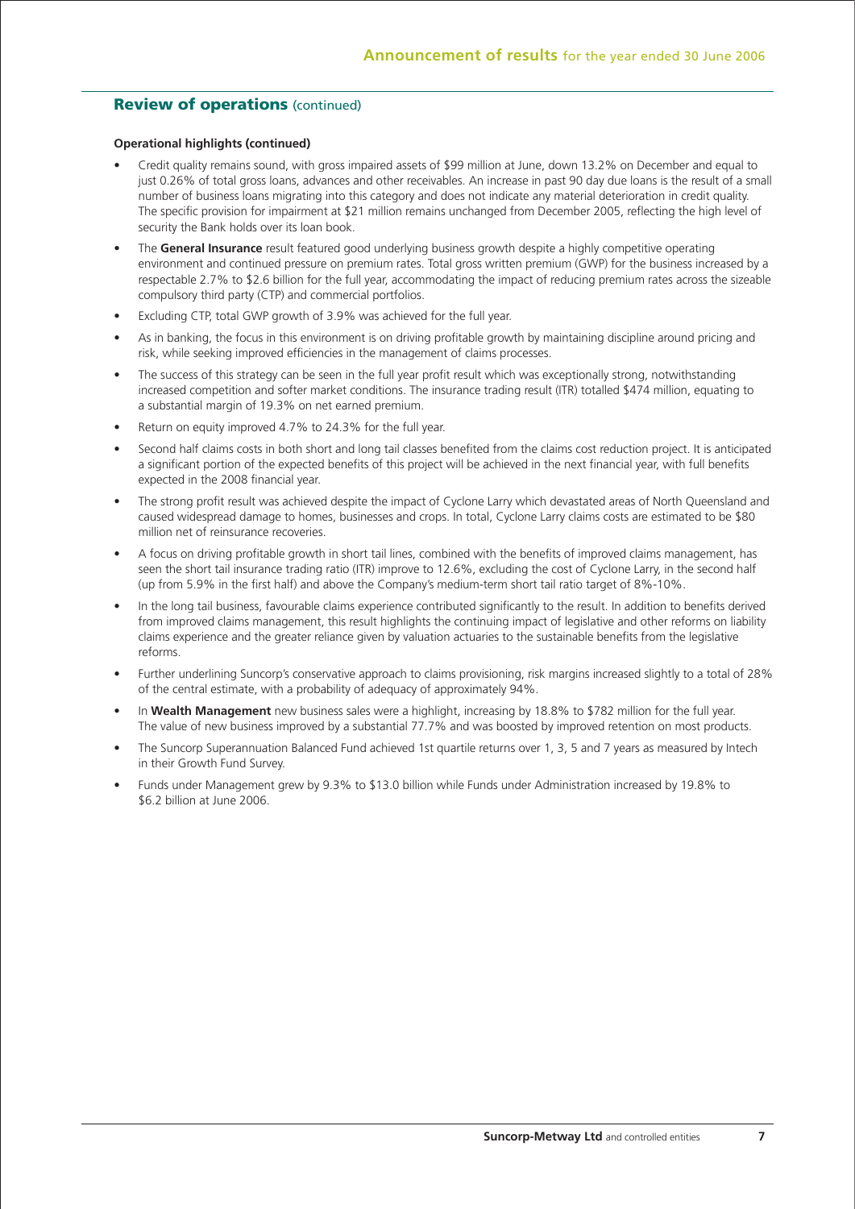## Review of operations (continued)

**Operational highlights (continued)**

- Credit quality remains sound, with gross impaired assets of $99 million at June, down 13.2% on December and equal to just 0.26% of total gross loans, advances and other receivables. An increase in past 90 day due loans is the result of a small number of business loans migrating into this category and does not indicate any material deterioration in credit quality. The specific provision for impairment at $21 million remains unchanged from December 2005, reflecting the high level of security the Bank holds over its loan book.
- The **General Insurance** result featured good underlying business growth despite a highly competitive operating environment and continued pressure on premium rates. Total gross written premium (GWP) for the business increased by a respectable 2.7% to $2.6 billion for the full year, accommodating the impact of reducing premium rates across the sizeable compulsory third party (CTP) and commercial portfolios.
- Excluding CTP, total GWP growth of 3.9% was achieved for the full year.
- As in banking, the focus in this environment is on driving profitable growth by maintaining discipline around pricing and risk, while seeking improved efficiencies in the management of claims processes.
- The success of this strategy can be seen in the full year profit result which was exceptionally strong, notwithstanding increased competition and softer market conditions. The insurance trading result (ITR) totalled $474 million, equating to a substantial margin of 19.3% on net earned premium.
- Return on equity improved 4.7% to 24.3% for the full year.
- Second half claims costs in both short and long tail classes benefited from the claims cost reduction project. It is anticipated a significant portion of the expected benefits of this project will be achieved in the next financial year, with full benefits expected in the 2008 financial year.
- The strong profit result was achieved despite the impact of Cyclone Larry which devastated areas of North Queensland and caused widespread damage to homes, businesses and crops. In total, Cyclone Larry claims costs are estimated to be $80 million net of reinsurance recoveries.
- A focus on driving profitable growth in short tail lines, combined with the benefits of improved claims management, has seen the short tail insurance trading ratio (ITR) improve to 12.6%, excluding the cost of Cyclone Larry, in the second half (up from 5.9% in the first half) and above the Company's medium-term short tail ratio target of 8%-10%.
- In the long tail business, favourable claims experience contributed significantly to the result. In addition to benefits derived from improved claims management, this result highlights the continuing impact of legislative and other reforms on liability claims experience and the greater reliance given by valuation actuaries to the sustainable benefits from the legislative reforms.
- Further underlining Suncorp's conservative approach to claims provisioning, risk margins increased slightly to a total of 28% of the central estimate, with a probability of adequacy of approximately 94%.
- In **Wealth Management** new business sales were a highlight, increasing by 18.8% to $782 million for the full year. The value of new business improved by a substantial 77.7% and was boosted by improved retention on most products.
- The Suncorp Superannuation Balanced Fund achieved 1st quartile returns over 1, 3, 5 and 7 years as measured by Intech in their Growth Fund Survey.
- Funds under Management grew by 9.3% to $13.0 billion while Funds under Administration increased by 19.8% to $6.2 billion at June 2006.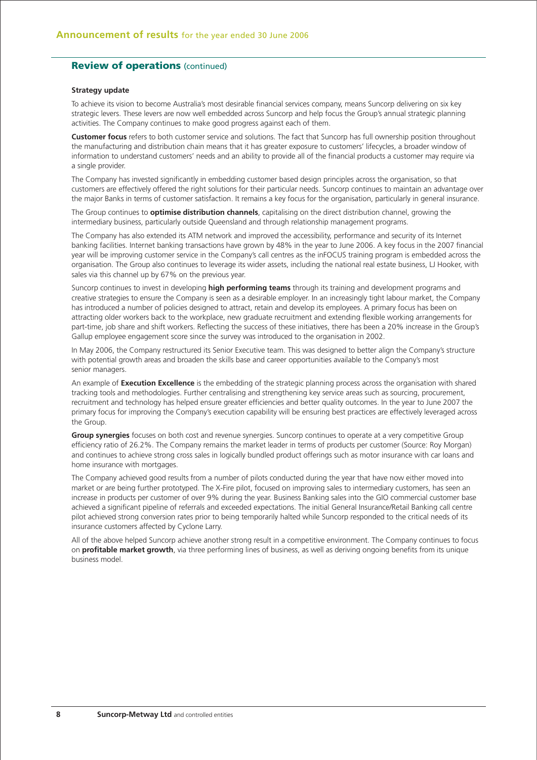## Review of operations (continued)

### Strategy update

To achieve its vision to become Australia's most desirable financial services company, means Suncorp delivering on six key strategic levers. These levers are now well embedded across Suncorp and help focus the Group's annual strategic planning activities. The Company continues to make good progress against each of them.

**Customer focus** refers to both customer service and solutions. The fact that Suncorp has full ownership position throughout the manufacturing and distribution chain means that it has greater exposure to customers' lifecycles, a broader window of information to understand customers' needs and an ability to provide all of the financial products a customer may require via a single provider.

The Company has invested significantly in embedding customer based design principles across the organisation, so that customers are effectively offered the right solutions for their particular needs. Suncorp continues to maintain an advantage over the major Banks in terms of customer satisfaction. It remains a key focus for the organisation, particularly in general insurance.

The Group continues to **optimise distribution channels**, capitalising on the direct distribution channel, growing the intermediary business, particularly outside Queensland and through relationship management programs.

The Company has also extended its ATM network and improved the accessibility, performance and security of its Internet banking facilities. Internet banking transactions have grown by 48% in the year to June 2006. A key focus in the 2007 financial year will be improving customer service in the Company's call centres as the inFOCUS training program is embedded across the organisation. The Group also continues to leverage its wider assets, including the national real estate business, LJ Hooker, with sales via this channel up by 67% on the previous year.

Suncorp continues to invest in developing **high performing teams** through its training and development programs and creative strategies to ensure the Company is seen as a desirable employer. In an increasingly tight labour market, the Company has introduced a number of policies designed to attract, retain and develop its employees. A primary focus has been on attracting older workers back to the workplace, new graduate recruitment and extending flexible working arrangements for part-time, job share and shift workers. Reflecting the success of these initiatives, there has been a 20% increase in the Group's Gallup employee engagement score since the survey was introduced to the organisation in 2002.

In May 2006, the Company restructured its Senior Executive team. This was designed to better align the Company's structure with potential growth areas and broaden the skills base and career opportunities available to the Company's most senior managers.

An example of **Execution Excellence** is the embedding of the strategic planning process across the organisation with shared tracking tools and methodologies. Further centralising and strengthening key service areas such as sourcing, procurement, recruitment and technology has helped ensure greater efficiencies and better quality outcomes. In the year to June 2007 the primary focus for improving the Company's execution capability will be ensuring best practices are effectively leveraged across the Group.

**Group synergies** focuses on both cost and revenue synergies. Suncorp continues to operate at a very competitive Group efficiency ratio of 26.2%. The Company remains the market leader in terms of products per customer (Source: Roy Morgan) and continues to achieve strong cross sales in logically bundled product offerings such as motor insurance with car loans and home insurance with mortgages.

The Company achieved good results from a number of pilots conducted during the year that have now either moved into market or are being further prototyped. The X-Fire pilot, focused on improving sales to intermediary customers, has seen an increase in products per customer of over 9% during the year. Business Banking sales into the GIO commercial customer base achieved a significant pipeline of referrals and exceeded expectations. The initial General Insurance/Retail Banking call centre pilot achieved strong conversion rates prior to being temporarily halted while Suncorp responded to the critical needs of its insurance customers affected by Cyclone Larry.

All of the above helped Suncorp achieve another strong result in a competitive environment. The Company continues to focus on **profitable market growth**, via three performing lines of business, as well as deriving ongoing benefits from its unique business model.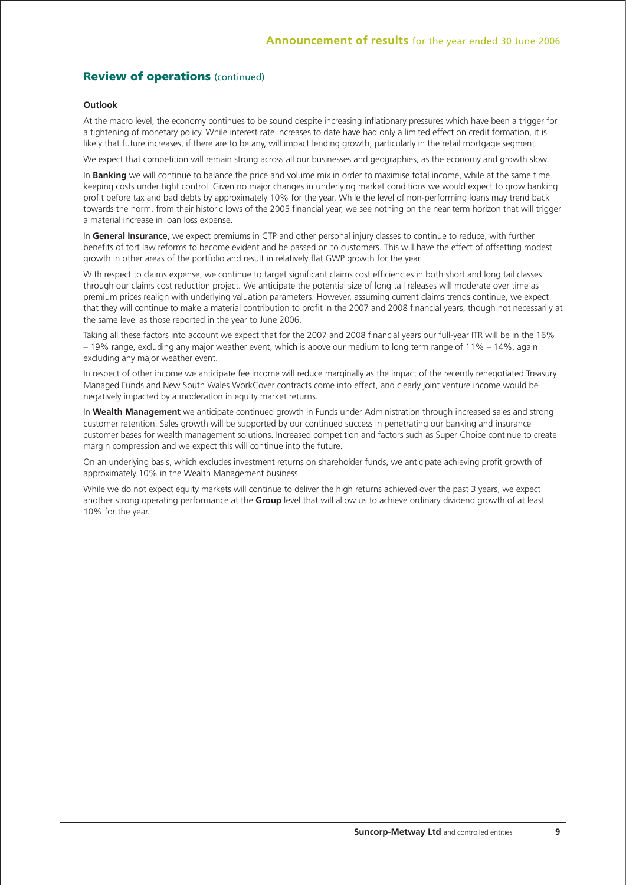## Review of operations (continued)

### Outlook

At the macro level, the economy continues to be sound despite increasing inflationary pressures which have been a trigger for a tightening of monetary policy. While interest rate increases to date have had only a limited effect on credit formation, it is likely that future increases, if there are to be any, will impact lending growth, particularly in the retail mortgage segment.

We expect that competition will remain strong across all our businesses and geographies, as the economy and growth slow.

In **Banking** we will continue to balance the price and volume mix in order to maximise total income, while at the same time keeping costs under tight control. Given no major changes in underlying market conditions we would expect to grow banking profit before tax and bad debts by approximately 10% for the year. While the level of non-performing loans may trend back towards the norm, from their historic lows of the 2005 financial year, we see nothing on the near term horizon that will trigger a material increase in loan loss expense.

In **General Insurance**, we expect premiums in CTP and other personal injury classes to continue to reduce, with further benefits of tort law reforms to become evident and be passed on to customers. This will have the effect of offsetting modest growth in other areas of the portfolio and result in relatively flat GWP growth for the year.

With respect to claims expense, we continue to target significant claims cost efficiencies in both short and long tail classes through our claims cost reduction project. We anticipate the potential size of long tail releases will moderate over time as premium prices realign with underlying valuation parameters. However, assuming current claims trends continue, we expect that they will continue to make a material contribution to profit in the 2007 and 2008 financial years, though not necessarily at the same level as those reported in the year to June 2006.

Taking all these factors into account we expect that for the 2007 and 2008 financial years our full-year ITR will be in the 16% – 19% range, excluding any major weather event, which is above our medium to long term range of 11% – 14%, again excluding any major weather event.

In respect of other income we anticipate fee income will reduce marginally as the impact of the recently renegotiated Treasury Managed Funds and New South Wales WorkCover contracts come into effect, and clearly joint venture income would be negatively impacted by a moderation in equity market returns.

In **Wealth Management** we anticipate continued growth in Funds under Administration through increased sales and strong customer retention. Sales growth will be supported by our continued success in penetrating our banking and insurance customer bases for wealth management solutions. Increased competition and factors such as Super Choice continue to create margin compression and we expect this will continue into the future.

On an underlying basis, which excludes investment returns on shareholder funds, we anticipate achieving profit growth of approximately 10% in the Wealth Management business.

While we do not expect equity markets will continue to deliver the high returns achieved over the past 3 years, we expect another strong operating performance at the **Group** level that will allow us to achieve ordinary dividend growth of at least 10% for the year.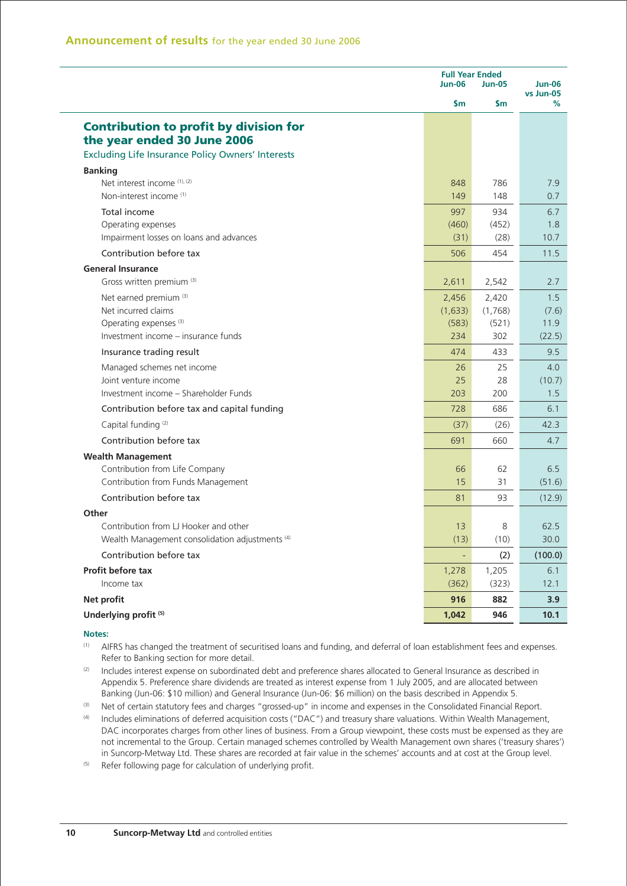## Announcement of results for the year ended 30 June 2006

| | Full Year Ended Jun-06 | Full Year Ended Jun-05 | Jun-06 vs Jun-05 |
|---|---|---|---|
| | $m | $m | % |
| **Contribution to profit by division for the year ended 30 June 2006** | | | |
| Excluding Life Insurance Policy Owners' Interests | | | |
| **Banking** | | | |
| Net interest income [(1), (2)] | 848 | 786 | 7.9 |
| Non-interest income [(1)] | 149 | 148 | 0.7 |
| Total income | 997 | 934 | 6.7 |
| Operating expenses | (460) | (452) | 1.8 |
| Impairment losses on loans and advances | (31) | (28) | 10.7 |
| Contribution before tax | 506 | 454 | 11.5 |
| **General Insurance** | | | |
| Gross written premium [(3)] | 2,611 | 2,542 | 2.7 |
| Net earned premium [(3)] | 2,456 | 2,420 | 1.5 |
| Net incurred claims | (1,633) | (1,768) | (7.6) |
| Operating expenses [(3)] | (583) | (521) | 11.9 |
| Investment income – insurance funds | 234 | 302 | (22.5) |
| Insurance trading result | 474 | 433 | 9.5 |
| Managed schemes net income | 26 | 25 | 4.0 |
| Joint venture income | 25 | 28 | (10.7) |
| Investment income – Shareholder Funds | 203 | 200 | 1.5 |
| Contribution before tax and capital funding | 728 | 686 | 6.1 |
| Capital funding [(2)] | (37) | (26) | 42.3 |
| Contribution before tax | 691 | 660 | 4.7 |
| **Wealth Management** | | | |
| Contribution from Life Company | 66 | 62 | 6.5 |
| Contribution from Funds Management | 15 | 31 | (51.6) |
| Contribution before tax | 81 | 93 | (12.9) |
| **Other** | | | |
| Contribution from LJ Hooker and other | 13 | 8 | 62.5 |
| Wealth Management consolidation adjustments [(4)] | (13) | (10) | 30.0 |
| Contribution before tax | - | (2) | (100.0) |
| **Profit before tax** | 1,278 | 1,205 | 6.1 |
| Income tax | (362) | (323) | 12.1 |
| **Net profit** | **916** | **882** | **3.9** |
| **Underlying profit [(5)]** | **1,042** | **946** | **10.1** |

**Notes:**

(1) AIFRS has changed the treatment of securitised loans and funding, and deferral of loan establishment fees and expenses. Refer to Banking section for more detail.

(2) Includes interest expense on subordinated debt and preference shares allocated to General Insurance as described in Appendix 5. Preference share dividends are treated as interest expense from 1 July 2005, and are allocated between Banking (Jun-06: $10 million) and General Insurance (Jun-06: $6 million) on the basis described in Appendix 5.

(3) Net of certain statutory fees and charges "grossed-up" in income and expenses in the Consolidated Financial Report.

(4) Includes eliminations of deferred acquisition costs ("DAC") and treasury share valuations. Within Wealth Management, DAC incorporates charges from other lines of business. From a Group viewpoint, these costs must be expensed as they are not incremental to the Group. Certain managed schemes controlled by Wealth Management own shares ('treasury shares') in Suncorp-Metway Ltd. These shares are recorded at fair value in the schemes' accounts and at cost at the Group level.

(5) Refer following page for calculation of underlying profit.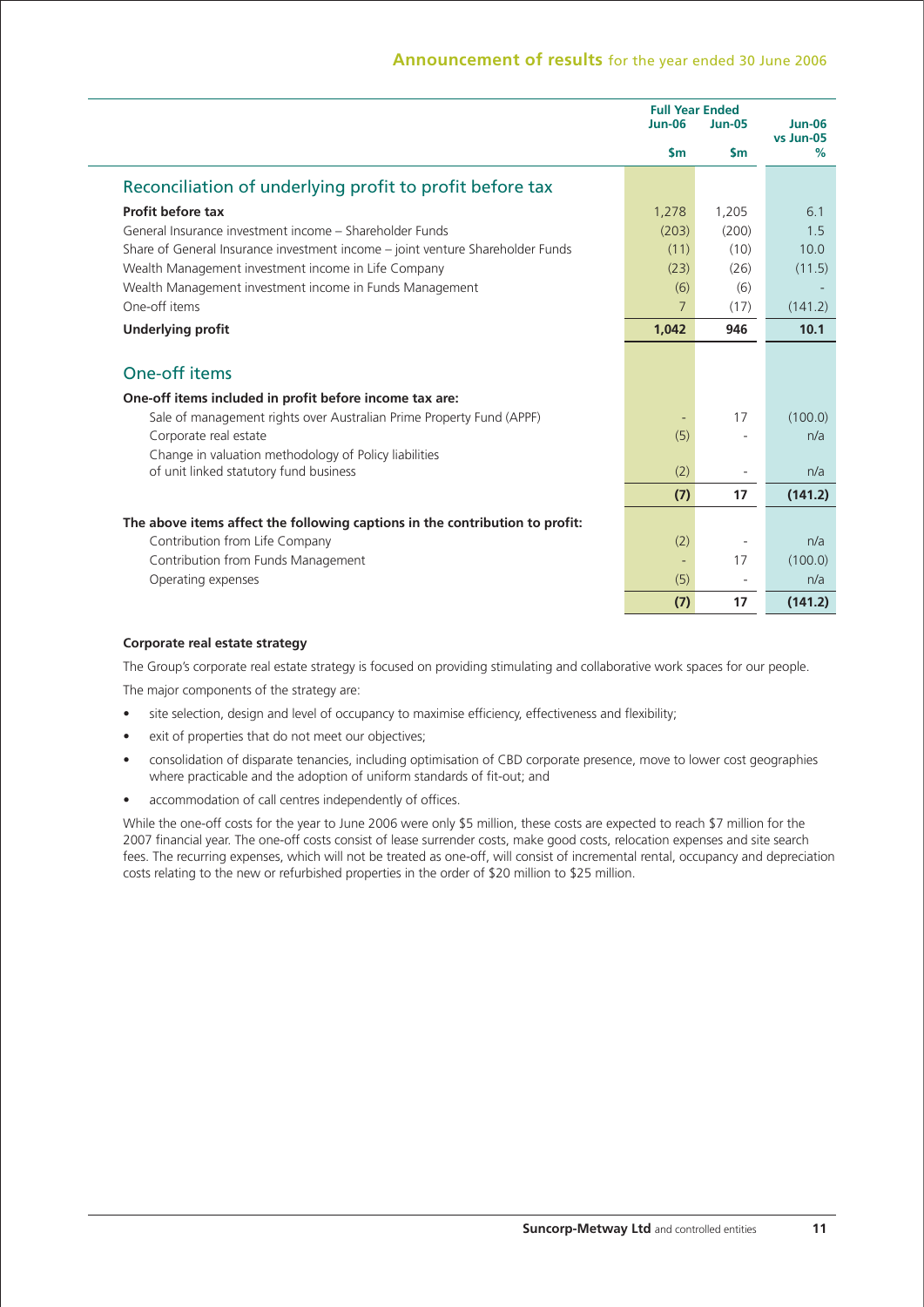| | Full Year Ended | | |
|---|---|---|---|
| | Jun-06 | Jun-05 | Jun-06 vs Jun-05 |
| | $m | $m | % |
| **Reconciliation of underlying profit to profit before tax** | | | |
| **Profit before tax** | 1,278 | 1,205 | 6.1 |
| General Insurance investment income – Shareholder Funds | (203) | (200) | 1.5 |
| Share of General Insurance investment income – joint venture Shareholder Funds | (11) | (10) | 10.0 |
| Wealth Management investment income in Life Company | (23) | (26) | (11.5) |
| Wealth Management investment income in Funds Management | (6) | (6) | - |
| One-off items | 7 | (17) | (141.2) |
| **Underlying profit** | **1,042** | **946** | **10.1** |
| **One-off items** | | | |
| **One-off items included in profit before income tax are:** | | | |
| Sale of management rights over Australian Prime Property Fund (APPF) | - | 17 | (100.0) |
| Corporate real estate | (5) | - | n/a |
| Change in valuation methodology of Policy liabilities of unit linked statutory fund business | (2) | - | n/a |
| | **(7)** | **17** | **(141.2)** |
| **The above items affect the following captions in the contribution to profit:** | | | |
| Contribution from Life Company | (2) | - | n/a |
| Contribution from Funds Management | - | 17 | (100.0) |
| Operating expenses | (5) | - | n/a |
| | **(7)** | **17** | **(141.2)** |

**Corporate real estate strategy**

The Group's corporate real estate strategy is focused on providing stimulating and collaborative work spaces for our people.

The major components of the strategy are:

- site selection, design and level of occupancy to maximise efficiency, effectiveness and flexibility;
- exit of properties that do not meet our objectives;
- consolidation of disparate tenancies, including optimisation of CBD corporate presence, move to lower cost geographies where practicable and the adoption of uniform standards of fit-out; and
- accommodation of call centres independently of offices.

While the one-off costs for the year to June 2006 were only $5 million, these costs are expected to reach $7 million for the 2007 financial year. The one-off costs consist of lease surrender costs, make good costs, relocation expenses and site search fees. The recurring expenses, which will not be treated as one-off, will consist of incremental rental, occupancy and depreciation costs relating to the new or refurbished properties in the order of $20 million to $25 million.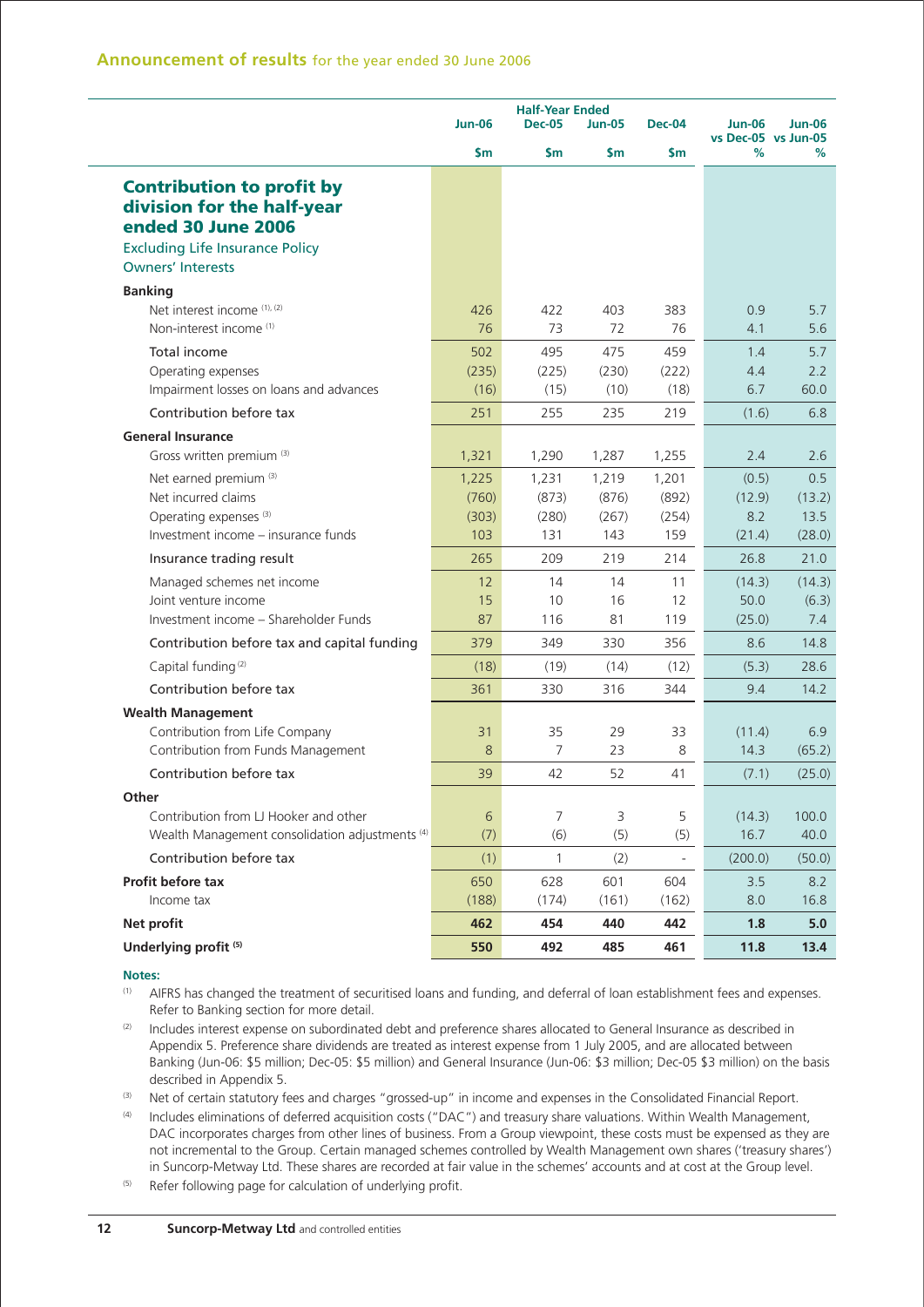## Announcement of results for the year ended 30 June 2006

| | Half-Year Ended | | | | | |
|---|---|---|---|---|---|---|
| | Jun-06 | Dec-05 | Jun-05 | Dec-04 | Jun-06 vs Dec-05 | Jun-06 vs Jun-05 |
| | $m | $m | $m | $m | % | % |
| **Contribution to profit by division for the half-year ended 30 June 2006** | | | | | | |
| Excluding Life Insurance Policy Owners' Interests | | | | | | |
| **Banking** | | | | | | |
| Net interest income [(1), (2)] | 426 | 422 | 403 | 383 | 0.9 | 5.7 |
| Non-interest income [(1)] | 76 | 73 | 72 | 76 | 4.1 | 5.6 |
| Total income | 502 | 495 | 475 | 459 | 1.4 | 5.7 |
| Operating expenses | (235) | (225) | (230) | (222) | 4.4 | 2.2 |
| Impairment losses on loans and advances | (16) | (15) | (10) | (18) | 6.7 | 60.0 |
| Contribution before tax | 251 | 255 | 235 | 219 | (1.6) | 6.8 |
| **General Insurance** | | | | | | |
| Gross written premium [(3)] | 1,321 | 1,290 | 1,287 | 1,255 | 2.4 | 2.6 |
| Net earned premium [(3)] | 1,225 | 1,231 | 1,219 | 1,201 | (0.5) | 0.5 |
| Net incurred claims | (760) | (873) | (876) | (892) | (12.9) | (13.2) |
| Operating expenses [(3)] | (303) | (280) | (267) | (254) | 8.2 | 13.5 |
| Investment income – insurance funds | 103 | 131 | 143 | 159 | (21.4) | (28.0) |
| Insurance trading result | 265 | 209 | 219 | 214 | 26.8 | 21.0 |
| Managed schemes net income | 12 | 14 | 14 | 11 | (14.3) | (14.3) |
| Joint venture income | 15 | 10 | 16 | 12 | 50.0 | (6.3) |
| Investment income – Shareholder Funds | 87 | 116 | 81 | 119 | (25.0) | 7.4 |
| Contribution before tax and capital funding | 379 | 349 | 330 | 356 | 8.6 | 14.8 |
| Capital funding [(2)] | (18) | (19) | (14) | (12) | (5.3) | 28.6 |
| Contribution before tax | 361 | 330 | 316 | 344 | 9.4 | 14.2 |
| **Wealth Management** | | | | | | |
| Contribution from Life Company | 31 | 35 | 29 | 33 | (11.4) | 6.9 |
| Contribution from Funds Management | 8 | 7 | 23 | 8 | 14.3 | (65.2) |
| Contribution before tax | 39 | 42 | 52 | 41 | (7.1) | (25.0) |
| **Other** | | | | | | |
| Contribution from LJ Hooker and other | 6 | 7 | 3 | 5 | (14.3) | 100.0 |
| Wealth Management consolidation adjustments [(4)] | (7) | (6) | (5) | (5) | 16.7 | 40.0 |
| Contribution before tax | (1) | 1 | (2) | - | (200.0) | (50.0) |
| **Profit before tax** | 650 | 628 | 601 | 604 | 3.5 | 8.2 |
| Income tax | (188) | (174) | (161) | (162) | 8.0 | 16.8 |
| **Net profit** | **462** | **454** | **440** | **442** | **1.8** | **5.0** |
| **Underlying profit [(5)]** | **550** | **492** | **485** | **461** | **11.8** | **13.4** |

**Notes:**

(1) AIFRS has changed the treatment of securitised loans and funding, and deferral of loan establishment fees and expenses. Refer to Banking section for more detail.

(2) Includes interest expense on subordinated debt and preference shares allocated to General Insurance as described in Appendix 5. Preference share dividends are treated as interest expense from 1 July 2005, and are allocated between Banking (Jun-06: $5 million; Dec-05: $5 million) and General Insurance (Jun-06: $3 million; Dec-05 $3 million) on the basis described in Appendix 5.

(3) Net of certain statutory fees and charges "grossed-up" in income and expenses in the Consolidated Financial Report.

(4) Includes eliminations of deferred acquisition costs ("DAC") and treasury share valuations. Within Wealth Management, DAC incorporates charges from other lines of business. From a Group viewpoint, these costs must be expensed as they are not incremental to the Group. Certain managed schemes controlled by Wealth Management own shares ('treasury shares') in Suncorp-Metway Ltd. These shares are recorded at fair value in the schemes' accounts and at cost at the Group level.

(5) Refer following page for calculation of underlying profit.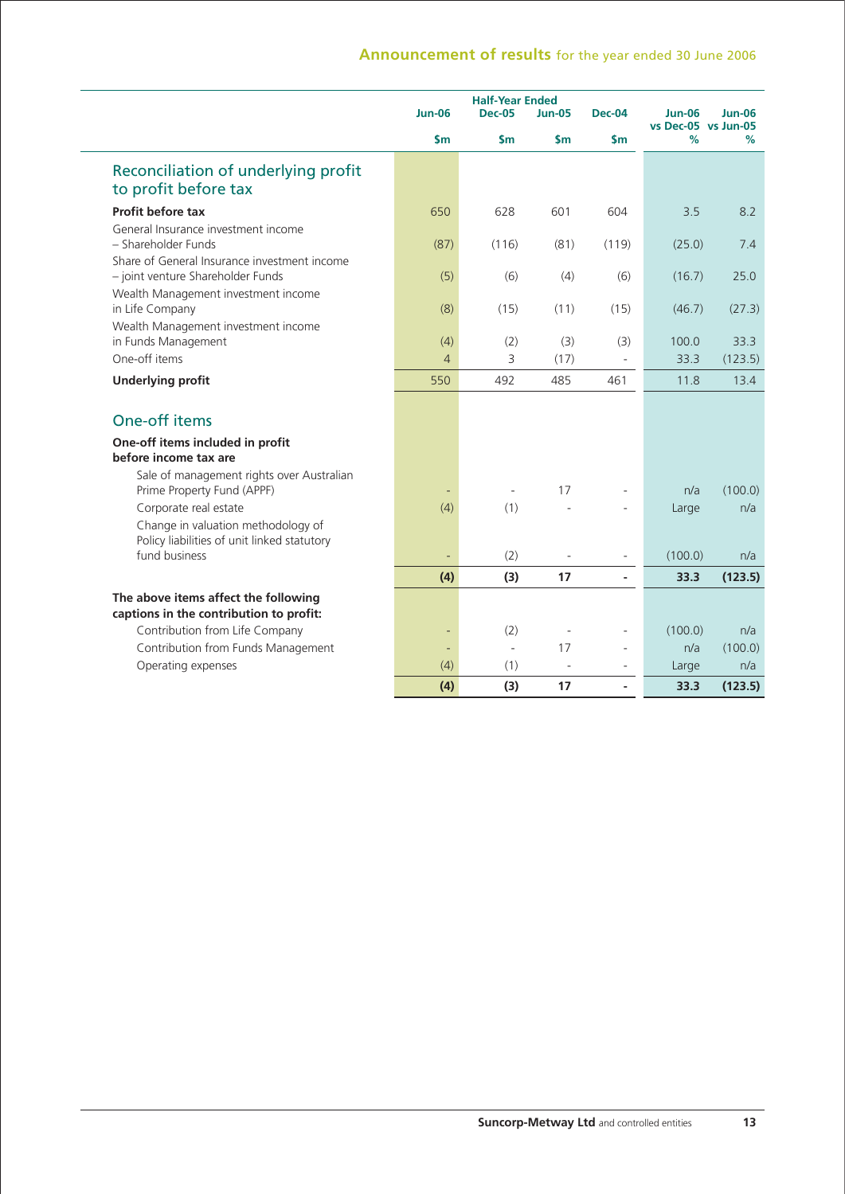## Announcement of results for the year ended 30 June 2006

| | Half-Year Ended | | | | | |
|---|---|---|---|---|---|---|
| | Jun-06 | Dec-05 | Jun-05 | Dec-04 | Jun-06 vs Dec-05 | Jun-06 vs Jun-05 |
| | $m | $m | $m | $m | % | % |
| **Reconciliation of underlying profit to profit before tax** | | | | | | |
| **Profit before tax** | 650 | 628 | 601 | 604 | 3.5 | 8.2 |
| General Insurance investment income – Shareholder Funds | (87) | (116) | (81) | (119) | (25.0) | 7.4 |
| Share of General Insurance investment income – joint venture Shareholder Funds | (5) | (6) | (4) | (6) | (16.7) | 25.0 |
| Wealth Management investment income in Life Company | (8) | (15) | (11) | (15) | (46.7) | (27.3) |
| Wealth Management investment income in Funds Management | (4) | (2) | (3) | (3) | 100.0 | 33.3 |
| One-off items | 4 | 3 | (17) | - | 33.3 | (123.5) |
| **Underlying profit** | 550 | 492 | 485 | 461 | 11.8 | 13.4 |
| **One-off items** | | | | | | |
| **One-off items included in profit before income tax are** | | | | | | |
| Sale of management rights over Australian Prime Property Fund (APPF) | - | - | 17 | - | n/a | (100.0) |
| Corporate real estate | (4) | (1) | - | - | Large | n/a |
| Change in valuation methodology of Policy liabilities of unit linked statutory fund business | - | (2) | - | - | (100.0) | n/a |
| | **(4)** | **(3)** | **17** | **-** | **33.3** | **(123.5)** |
| **The above items affect the following captions in the contribution to profit:** | | | | | | |
| Contribution from Life Company | - | (2) | - | - | (100.0) | n/a |
| Contribution from Funds Management | - | - | 17 | - | n/a | (100.0) |
| Operating expenses | (4) | (1) | - | - | Large | n/a |
| | **(4)** | **(3)** | **17** | **-** | **33.3** | **(123.5)** |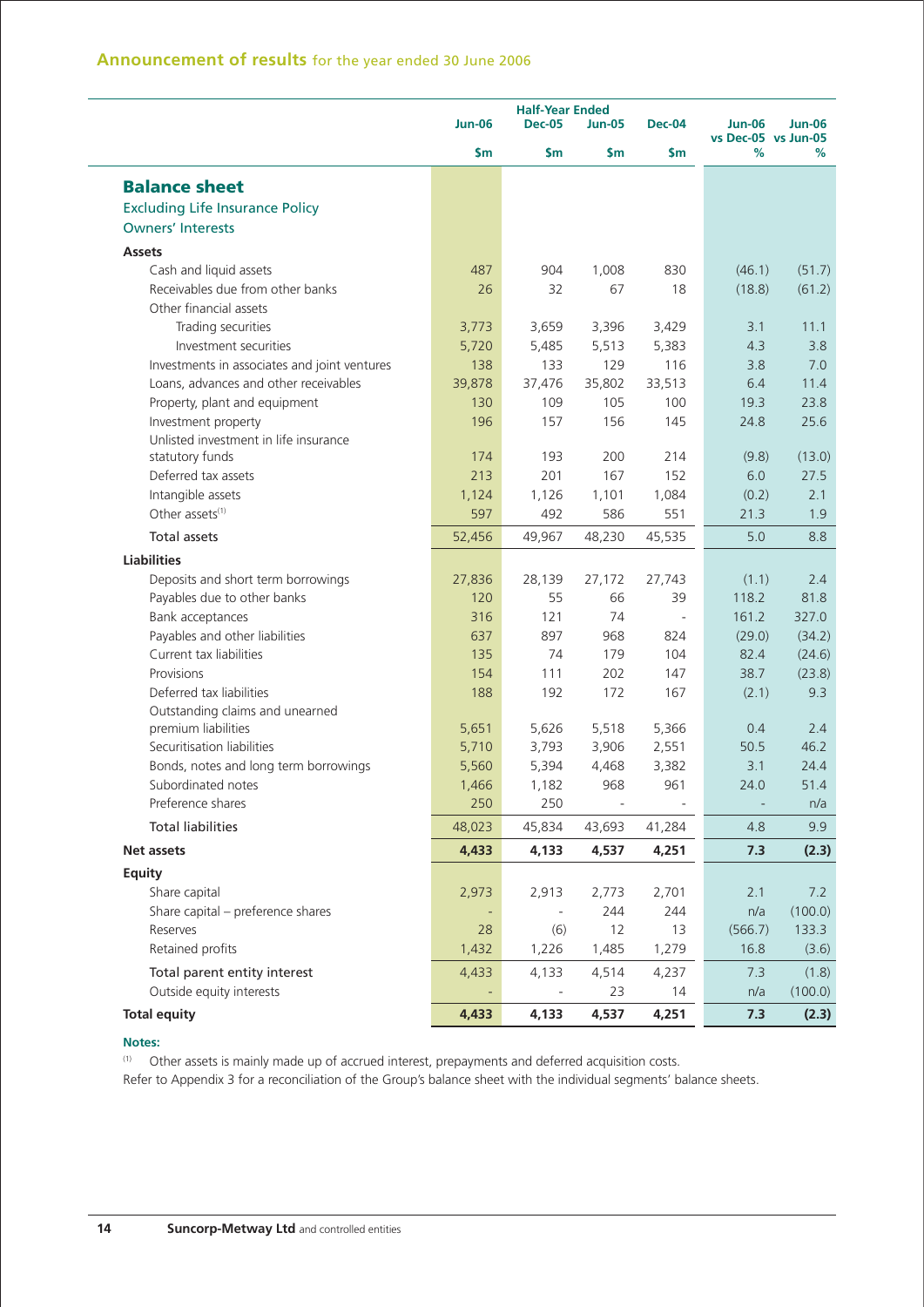## Announcement of results for the year ended 30 June 2006

| | Half-Year Ended | | | | | |
|---|---|---|---|---|---|---|
| | Jun-06 | Dec-05 | Jun-05 | Dec-04 | Jun-06 vs Dec-05 | Jun-06 vs Jun-05 |
| | $m | $m | $m | $m | % | % |
| **Balance sheet** | | | | | | |
| Excluding Life Insurance Policy Owners' Interests | | | | | | |
| **Assets** | | | | | | |
| Cash and liquid assets | 487 | 904 | 1,008 | 830 | (46.1) | (51.7) |
| Receivables due from other banks | 26 | 32 | 67 | 18 | (18.8) | (61.2) |
| Other financial assets | | | | | | |
| Trading securities | 3,773 | 3,659 | 3,396 | 3,429 | 3.1 | 11.1 |
| Investment securities | 5,720 | 5,485 | 5,513 | 5,383 | 4.3 | 3.8 |
| Investments in associates and joint ventures | 138 | 133 | 129 | 116 | 3.8 | 7.0 |
| Loans, advances and other receivables | 39,878 | 37,476 | 35,802 | 33,513 | 6.4 | 11.4 |
| Property, plant and equipment | 130 | 109 | 105 | 100 | 19.3 | 23.8 |
| Investment property | 196 | 157 | 156 | 145 | 24.8 | 25.6 |
| Unlisted investment in life insurance statutory funds | 174 | 193 | 200 | 214 | (9.8) | (13.0) |
| Deferred tax assets | 213 | 201 | 167 | 152 | 6.0 | 27.5 |
| Intangible assets | 1,124 | 1,126 | 1,101 | 1,084 | (0.2) | 2.1 |
| Other assets[1] | 597 | 492 | 586 | 551 | 21.3 | 1.9 |
| Total assets | 52,456 | 49,967 | 48,230 | 45,535 | 5.0 | 8.8 |
| **Liabilities** | | | | | | |
| Deposits and short term borrowings | 27,836 | 28,139 | 27,172 | 27,743 | (1.1) | 2.4 |
| Payables due to other banks | 120 | 55 | 66 | 39 | 118.2 | 81.8 |
| Bank acceptances | 316 | 121 | 74 | - | 161.2 | 327.0 |
| Payables and other liabilities | 637 | 897 | 968 | 824 | (29.0) | (34.2) |
| Current tax liabilities | 135 | 74 | 179 | 104 | 82.4 | (24.6) |
| Provisions | 154 | 111 | 202 | 147 | 38.7 | (23.8) |
| Deferred tax liabilities | 188 | 192 | 172 | 167 | (2.1) | 9.3 |
| Outstanding claims and unearned premium liabilities | 5,651 | 5,626 | 5,518 | 5,366 | 0.4 | 2.4 |
| Securitisation liabilities | 5,710 | 3,793 | 3,906 | 2,551 | 50.5 | 46.2 |
| Bonds, notes and long term borrowings | 5,560 | 5,394 | 4,468 | 3,382 | 3.1 | 24.4 |
| Subordinated notes | 1,466 | 1,182 | 968 | 961 | 24.0 | 51.4 |
| Preference shares | 250 | 250 | - | - | - | n/a |
| Total liabilities | 48,023 | 45,834 | 43,693 | 41,284 | 4.8 | 9.9 |
| **Net assets** | **4,433** | **4,133** | **4,537** | **4,251** | **7.3** | **(2.3)** |
| **Equity** | | | | | | |
| Share capital | 2,973 | 2,913 | 2,773 | 2,701 | 2.1 | 7.2 |
| Share capital – preference shares | - | - | 244 | 244 | n/a | (100.0) |
| Reserves | 28 | (6) | 12 | 13 | (566.7) | 133.3 |
| Retained profits | 1,432 | 1,226 | 1,485 | 1,279 | 16.8 | (3.6) |
| Total parent entity interest | 4,433 | 4,133 | 4,514 | 4,237 | 7.3 | (1.8) |
| Outside equity interests | - | - | 23 | 14 | n/a | (100.0) |
| **Total equity** | **4,433** | **4,133** | **4,537** | **4,251** | **7.3** | **(2.3)** |

**Notes:**

[1] Other assets is mainly made up of accrued interest, prepayments and deferred acquisition costs.

Refer to Appendix 3 for a reconciliation of the Group's balance sheet with the individual segments' balance sheets.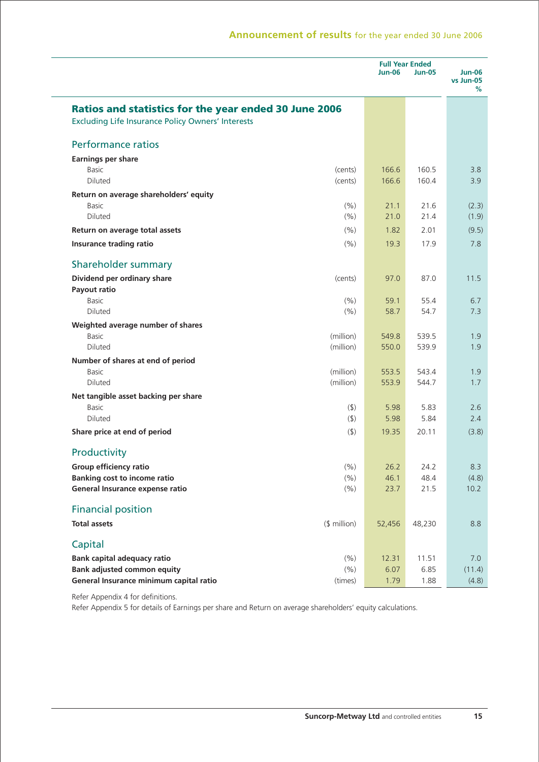## Ratios and statistics for the year ended 30 June 2006

Excluding Life Insurance Policy Owners' Interests

| | | Full Year Ended Jun-06 | Full Year Ended Jun-05 | Jun-06 vs Jun-05 % |
|---|---|---|---|---|
| **Performance ratios** | | | | |
| **Earnings per share** | | | | |
| Basic | (cents) | 166.6 | 160.5 | 3.8 |
| Diluted | (cents) | 166.6 | 160.4 | 3.9 |
| **Return on average shareholders' equity** | | | | |
| Basic | (%) | 21.1 | 21.6 | (2.3) |
| Diluted | (%) | 21.0 | 21.4 | (1.9) |
| **Return on average total assets** | (%) | 1.82 | 2.01 | (9.5) |
| **Insurance trading ratio** | (%) | 19.3 | 17.9 | 7.8 |
| **Shareholder summary** | | | | |
| **Dividend per ordinary share** | (cents) | 97.0 | 87.0 | 11.5 |
| **Payout ratio** | | | | |
| Basic | (%) | 59.1 | 55.4 | 6.7 |
| Diluted | (%) | 58.7 | 54.7 | 7.3 |
| **Weighted average number of shares** | | | | |
| Basic | (million) | 549.8 | 539.5 | 1.9 |
| Diluted | (million) | 550.0 | 539.9 | 1.9 |
| **Number of shares at end of period** | | | | |
| Basic | (million) | 553.5 | 543.4 | 1.9 |
| Diluted | (million) | 553.9 | 544.7 | 1.7 |
| **Net tangible asset backing per share** | | | | |
| Basic | ($) | 5.98 | 5.83 | 2.6 |
| Diluted | ($) | 5.98 | 5.84 | 2.4 |
| **Share price at end of period** | ($) | 19.35 | 20.11 | (3.8) |
| **Productivity** | | | | |
| **Group efficiency ratio** | (%) | 26.2 | 24.2 | 8.3 |
| **Banking cost to income ratio** | (%) | 46.1 | 48.4 | (4.8) |
| **General Insurance expense ratio** | (%) | 23.7 | 21.5 | 10.2 |
| **Financial position** | | | | |
| **Total assets** | ($ million) | 52,456 | 48,230 | 8.8 |
| **Capital** | | | | |
| **Bank capital adequacy ratio** | (%) | 12.31 | 11.51 | 7.0 |
| **Bank adjusted common equity** | (%) | 6.07 | 6.85 | (11.4) |
| **General Insurance minimum capital ratio** | (times) | 1.79 | 1.88 | (4.8) |

Refer Appendix 4 for definitions.

Refer Appendix 5 for details of Earnings per share and Return on average shareholders' equity calculations.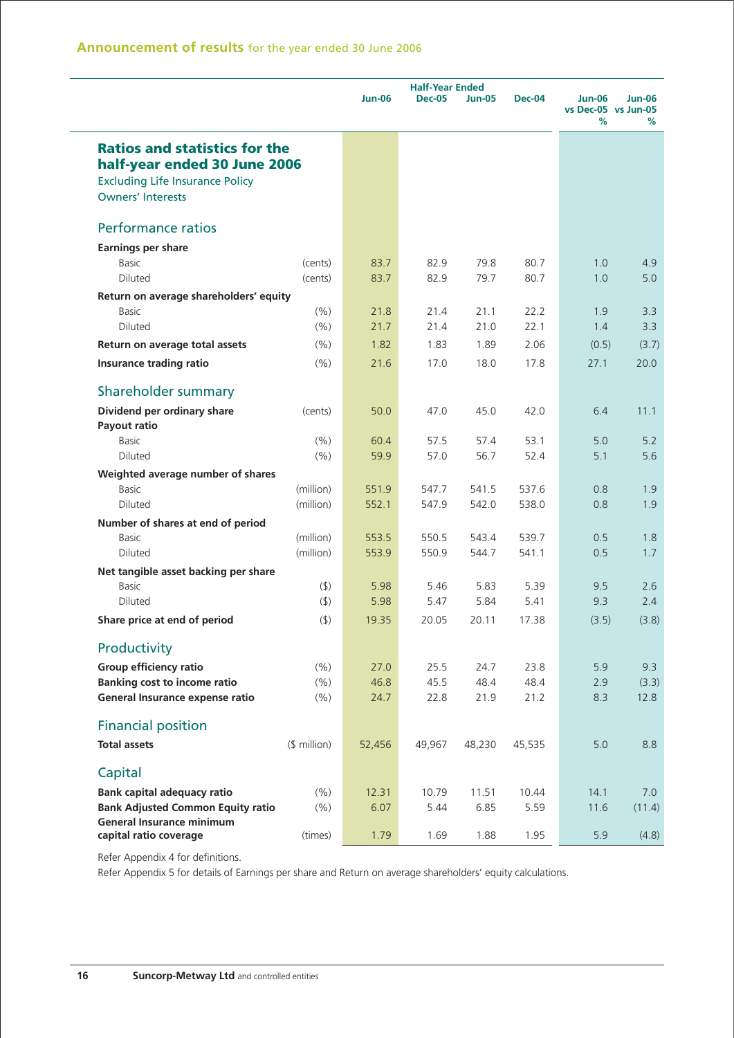## Announcement of results for the year ended 30 June 2006

| | | Half-Year Ended | | | | | |
|---|---|---|---|---|---|---|---|
| | | Jun-06 | Dec-05 | Jun-05 | Dec-04 | Jun-06 vs Dec-05 % | Jun-06 vs Jun-05 % |
| **Ratios and statistics for the half-year ended 30 June 2006** | | | | | | | |
| Excluding Life Insurance Policy Owners' Interests | | | | | | | |
| **Performance ratios** | | | | | | | |
| **Earnings per share** | | | | | | | |
| Basic | (cents) | 83.7 | 82.9 | 79.8 | 80.7 | 1.0 | 4.9 |
| Diluted | (cents) | 83.7 | 82.9 | 79.7 | 80.7 | 1.0 | 5.0 |
| **Return on average shareholders' equity** | | | | | | | |
| Basic | (%) | 21.8 | 21.4 | 21.1 | 22.2 | 1.9 | 3.3 |
| Diluted | (%) | 21.7 | 21.4 | 21.0 | 22.1 | 1.4 | 3.3 |
| **Return on average total assets** | (%) | 1.82 | 1.83 | 1.89 | 2.06 | (0.5) | (3.7) |
| **Insurance trading ratio** | (%) | 21.6 | 17.0 | 18.0 | 17.8 | 27.1 | 20.0 |
| **Shareholder summary** | | | | | | | |
| **Dividend per ordinary share** | (cents) | 50.0 | 47.0 | 45.0 | 42.0 | 6.4 | 11.1 |
| **Payout ratio** | | | | | | | |
| Basic | (%) | 60.4 | 57.5 | 57.4 | 53.1 | 5.0 | 5.2 |
| Diluted | (%) | 59.9 | 57.0 | 56.7 | 52.4 | 5.1 | 5.6 |
| **Weighted average number of shares** | | | | | | | |
| Basic | (million) | 551.9 | 547.7 | 541.5 | 537.6 | 0.8 | 1.9 |
| Diluted | (million) | 552.1 | 547.9 | 542.0 | 538.0 | 0.8 | 1.9 |
| **Number of shares at end of period** | | | | | | | |
| Basic | (million) | 553.5 | 550.5 | 543.4 | 539.7 | 0.5 | 1.8 |
| Diluted | (million) | 553.9 | 550.9 | 544.7 | 541.1 | 0.5 | 1.7 |
| **Net tangible asset backing per share** | | | | | | | |
| Basic | ($) | 5.98 | 5.46 | 5.83 | 5.39 | 9.5 | 2.6 |
| Diluted | ($) | 5.98 | 5.47 | 5.84 | 5.41 | 9.3 | 2.4 |
| **Share price at end of period** | ($) | 19.35 | 20.05 | 20.11 | 17.38 | (3.5) | (3.8) |
| **Productivity** | | | | | | | |
| **Group efficiency ratio** | (%) | 27.0 | 25.5 | 24.7 | 23.8 | 5.9 | 9.3 |
| **Banking cost to income ratio** | (%) | 46.8 | 45.5 | 48.4 | 48.4 | 2.9 | (3.3) |
| **General Insurance expense ratio** | (%) | 24.7 | 22.8 | 21.9 | 21.2 | 8.3 | 12.8 |
| **Financial position** | | | | | | | |
| **Total assets** | ($ million) | 52,456 | 49,967 | 48,230 | 45,535 | 5.0 | 8.8 |
| **Capital** | | | | | | | |
| **Bank capital adequacy ratio** | (%) | 12.31 | 10.79 | 11.51 | 10.44 | 14.1 | 7.0 |
| **Bank Adjusted Common Equity ratio** | (%) | 6.07 | 5.44 | 6.85 | 5.59 | 11.6 | (11.4) |
| **General Insurance minimum capital ratio coverage** | (times) | 1.79 | 1.69 | 1.88 | 1.95 | 5.9 | (4.8) |

Refer Appendix 4 for definitions.

Refer Appendix 5 for details of Earnings per share and Return on average shareholders' equity calculations.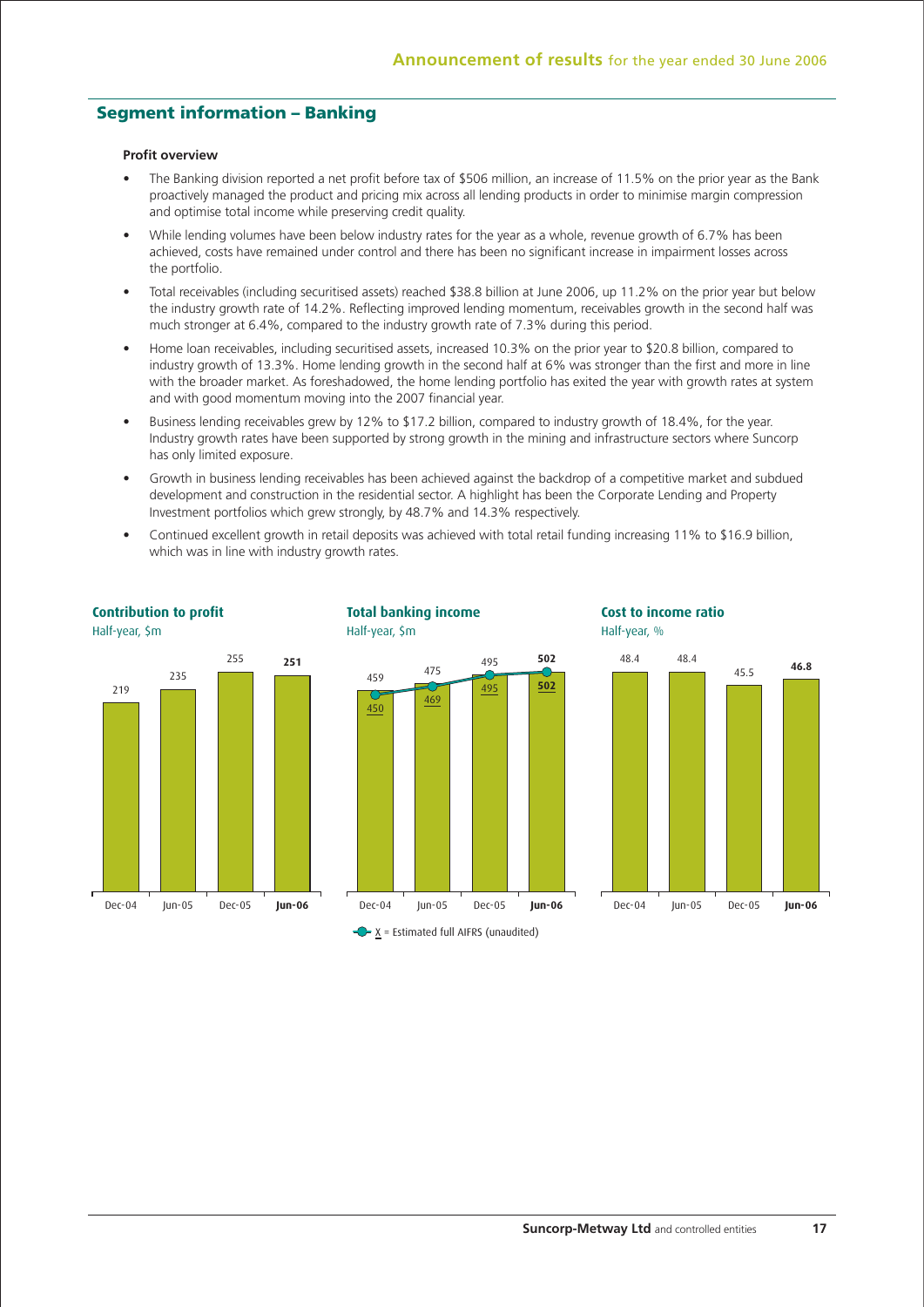## Segment information – Banking

**Profit overview**

- The Banking division reported a net profit before tax of $506 million, an increase of 11.5% on the prior year as the Bank proactively managed the product and pricing mix across all lending products in order to minimise margin compression and optimise total income while preserving credit quality.
- While lending volumes have been below industry rates for the year as a whole, revenue growth of 6.7% has been achieved, costs have remained under control and there has been no significant increase in impairment losses across the portfolio.
- Total receivables (including securitised assets) reached $38.8 billion at June 2006, up 11.2% on the prior year but below the industry growth rate of 14.2%. Reflecting improved lending momentum, receivables growth in the second half was much stronger at 6.4%, compared to the industry growth rate of 7.3% during this period.
- Home loan receivables, including securitised assets, increased 10.3% on the prior year to $20.8 billion, compared to industry growth of 13.3%. Home lending growth in the second half at 6% was stronger than the first and more in line with the broader market. As foreshadowed, the home lending portfolio has exited the year with growth rates at system and with good momentum moving into the 2007 financial year.
- Business lending receivables grew by 12% to $17.2 billion, compared to industry growth of 18.4%, for the year. Industry growth rates have been supported by strong growth in the mining and infrastructure sectors where Suncorp has only limited exposure.
- Growth in business lending receivables has been achieved against the backdrop of a competitive market and subdued development and construction in the residential sector. A highlight has been the Corporate Lending and Property Investment portfolios which grew strongly, by 48.7% and 14.3% respectively.
- Continued excellent growth in retail deposits was achieved with total retail funding increasing 11% to $16.9 billion, which was in line with industry growth rates.

**Contribution to profit**
Half-year, $m

| Dec-04 | Jun-05 | Dec-05 | **Jun-06** |
|---|---|---|---|
| 219 | 235 | 255 | **251** |

**Total banking income**
Half-year, $m

| | Dec-04 | Jun-05 | Dec-05 | **Jun-06** |
|---|---|---|---|---|
| Total banking income | 459 | 475 | 495 | **502** |
| Estimated full AIFRS (unaudited) | 450 | 469 | 495 | **502** |

X = Estimated full AIFRS (unaudited)

**Cost to income ratio**
Half-year, %

| Dec-04 | Jun-05 | Dec-05 | **Jun-06** |
|---|---|---|---|
| 48.4 | 48.4 | 45.5 | **46.8** |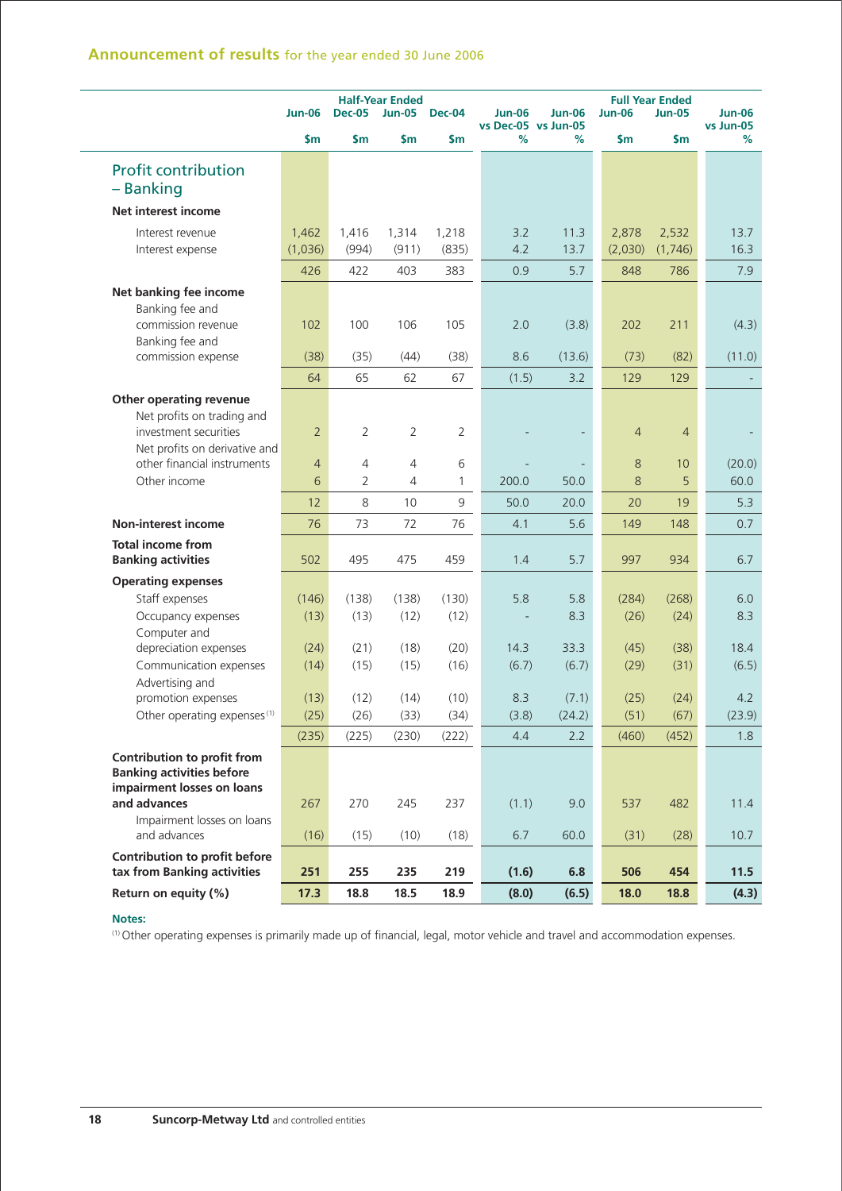## Announcement of results for the year ended 30 June 2006

| | Half-Year Ended | | | | | | Full Year Ended | | |
|---|---|---|---|---|---|---|---|---|---|
| | Jun-06 | Dec-05 | Jun-05 | Dec-04 | Jun-06 vs Dec-05 | Jun-06 vs Jun-05 | Jun-06 | Jun-05 | Jun-06 vs Jun-05 |
| | $m | $m | $m | $m | % | % | $m | $m | % |
| **Profit contribution – Banking** | | | | | | | | | |
| **Net interest income** | | | | | | | | | |
| Interest revenue | 1,462 | 1,416 | 1,314 | 1,218 | 3.2 | 11.3 | 2,878 | 2,532 | 13.7 |
| Interest expense | (1,036) | (994) | (911) | (835) | 4.2 | 13.7 | (2,030) | (1,746) | 16.3 |
| | 426 | 422 | 403 | 383 | 0.9 | 5.7 | 848 | 786 | 7.9 |
| **Net banking fee income** | | | | | | | | | |
| Banking fee and commission revenue | 102 | 100 | 106 | 105 | 2.0 | (3.8) | 202 | 211 | (4.3) |
| Banking fee and commission expense | (38) | (35) | (44) | (38) | 8.6 | (13.6) | (73) | (82) | (11.0) |
| | 64 | 65 | 62 | 67 | (1.5) | 3.2 | 129 | 129 | - |
| **Other operating revenue** | | | | | | | | | |
| Net profits on trading and investment securities | 2 | 2 | 2 | 2 | - | - | 4 | 4 | - |
| Net profits on derivative and other financial instruments | 4 | 4 | 4 | 6 | - | - | 8 | 10 | (20.0) |
| Other income | 6 | 2 | 4 | 1 | 200.0 | 50.0 | 8 | 5 | 60.0 |
| | 12 | 8 | 10 | 9 | 50.0 | 20.0 | 20 | 19 | 5.3 |
| **Non-interest income** | 76 | 73 | 72 | 76 | 4.1 | 5.6 | 149 | 148 | 0.7 |
| **Total income from Banking activities** | 502 | 495 | 475 | 459 | 1.4 | 5.7 | 997 | 934 | 6.7 |
| **Operating expenses** | | | | | | | | | |
| Staff expenses | (146) | (138) | (138) | (130) | 5.8 | 5.8 | (284) | (268) | 6.0 |
| Occupancy expenses | (13) | (13) | (12) | (12) | - | 8.3 | (26) | (24) | 8.3 |
| Computer and depreciation expenses | (24) | (21) | (18) | (20) | 14.3 | 33.3 | (45) | (38) | 18.4 |
| Communication expenses | (14) | (15) | (15) | (16) | (6.7) | (6.7) | (29) | (31) | (6.5) |
| Advertising and promotion expenses | (13) | (12) | (14) | (10) | 8.3 | (7.1) | (25) | (24) | 4.2 |
| Other operating expenses [(1)] | (25) | (26) | (33) | (34) | (3.8) | (24.2) | (51) | (67) | (23.9) |
| | (235) | (225) | (230) | (222) | 4.4 | 2.2 | (460) | (452) | 1.8 |
| **Contribution to profit from Banking activities before impairment losses on loans and advances** | 267 | 270 | 245 | 237 | (1.1) | 9.0 | 537 | 482 | 11.4 |
| Impairment losses on loans and advances | (16) | (15) | (10) | (18) | 6.7 | 60.0 | (31) | (28) | 10.7 |
| **Contribution to profit before tax from Banking activities** | **251** | **255** | **235** | **219** | **(1.6)** | **6.8** | **506** | **454** | **11.5** |
| **Return on equity (%)** | **17.3** | **18.8** | **18.5** | **18.9** | **(8.0)** | **(6.5)** | **18.0** | **18.8** | **(4.3)** |

**Notes:**

(1) Other operating expenses is primarily made up of financial, legal, motor vehicle and travel and accommodation expenses.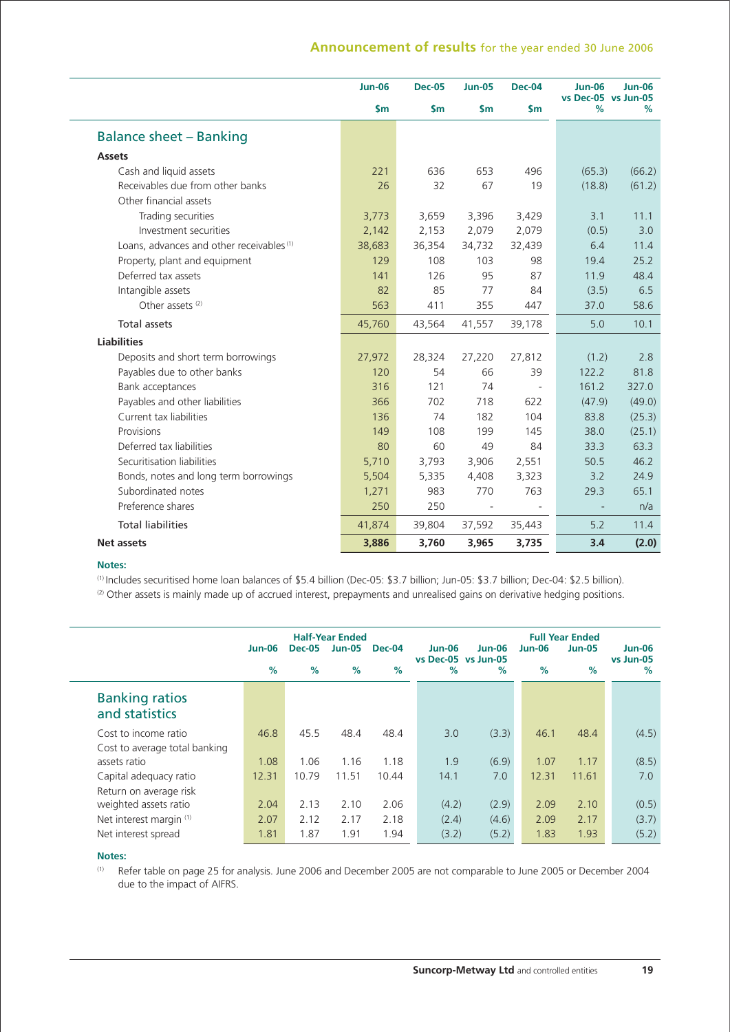## Balance sheet – Banking

| | Jun-06 | Dec-05 | Jun-05 | Dec-04 | Jun-06 vs Dec-05 | Jun-06 vs Jun-05 |
|---|---|---|---|---|---|---|
| | $m | $m | $m | $m | % | % |
| **Assets** | | | | | | |
| Cash and liquid assets | 221 | 636 | 653 | 496 | (65.3) | (66.2) |
| Receivables due from other banks | 26 | 32 | 67 | 19 | (18.8) | (61.2) |
| Other financial assets | | | | | | |
| Trading securities | 3,773 | 3,659 | 3,396 | 3,429 | 3.1 | 11.1 |
| Investment securities | 2,142 | 2,153 | 2,079 | 2,079 | (0.5) | 3.0 |
| Loans, advances and other receivables [1] | 38,683 | 36,354 | 34,732 | 32,439 | 6.4 | 11.4 |
| Property, plant and equipment | 129 | 108 | 103 | 98 | 19.4 | 25.2 |
| Deferred tax assets | 141 | 126 | 95 | 87 | 11.9 | 48.4 |
| Intangible assets | 82 | 85 | 77 | 84 | (3.5) | 6.5 |
| Other assets [2] | 563 | 411 | 355 | 447 | 37.0 | 58.6 |
| **Total assets** | 45,760 | 43,564 | 41,557 | 39,178 | 5.0 | 10.1 |
| **Liabilities** | | | | | | |
| Deposits and short term borrowings | 27,972 | 28,324 | 27,220 | 27,812 | (1.2) | 2.8 |
| Payables due to other banks | 120 | 54 | 66 | 39 | 122.2 | 81.8 |
| Bank acceptances | 316 | 121 | 74 | - | 161.2 | 327.0 |
| Payables and other liabilities | 366 | 702 | 718 | 622 | (47.9) | (49.0) |
| Current tax liabilities | 136 | 74 | 182 | 104 | 83.8 | (25.3) |
| Provisions | 149 | 108 | 199 | 145 | 38.0 | (25.1) |
| Deferred tax liabilities | 80 | 60 | 49 | 84 | 33.3 | 63.3 |
| Securitisation liabilities | 5,710 | 3,793 | 3,906 | 2,551 | 50.5 | 46.2 |
| Bonds, notes and long term borrowings | 5,504 | 5,335 | 4,408 | 3,323 | 3.2 | 24.9 |
| Subordinated notes | 1,271 | 983 | 770 | 763 | 29.3 | 65.1 |
| Preference shares | 250 | 250 | - | - | - | n/a |
| **Total liabilities** | 41,874 | 39,804 | 37,592 | 35,443 | 5.2 | 11.4 |
| **Net assets** | **3,886** | **3,760** | **3,965** | **3,735** | **3.4** | **(2.0)** |

**Notes:**

[1] Includes securitised home loan balances of $5.4 billion (Dec-05: $3.7 billion; Jun-05: $3.7 billion; Dec-04: $2.5 billion).

[2] Other assets is mainly made up of accrued interest, prepayments and unrealised gains on derivative hedging positions.

## Banking ratios and statistics

| | Half-Year Ended | | | | | | Full Year Ended | | |
|---|---|---|---|---|---|---|---|---|---|
| | Jun-06 | Dec-05 | Jun-05 | Dec-04 | Jun-06 vs Dec-05 | Jun-06 vs Jun-05 | Jun-06 | Jun-05 | Jun-06 vs Jun-05 |
| | % | % | % | % | % | % | % | % | % |
| Cost to income ratio | 46.8 | 45.5 | 48.4 | 48.4 | 3.0 | (3.3) | 46.1 | 48.4 | (4.5) |
| Cost to average total banking assets ratio | 1.08 | 1.06 | 1.16 | 1.18 | 1.9 | (6.9) | 1.07 | 1.17 | (8.5) |
| Capital adequacy ratio | 12.31 | 10.79 | 11.51 | 10.44 | 14.1 | 7.0 | 12.31 | 11.61 | 7.0 |
| Return on average risk weighted assets ratio | 2.04 | 2.13 | 2.10 | 2.06 | (4.2) | (2.9) | 2.09 | 2.10 | (0.5) |
| Net interest margin [1] | 2.07 | 2.12 | 2.17 | 2.18 | (2.4) | (4.6) | 2.09 | 2.17 | (3.7) |
| Net interest spread | 1.81 | 1.87 | 1.91 | 1.94 | (3.2) | (5.2) | 1.83 | 1.93 | (5.2) |

**Notes:**

[1] Refer table on page 25 for analysis. June 2006 and December 2005 are not comparable to June 2005 or December 2004 due to the impact of AIFRS.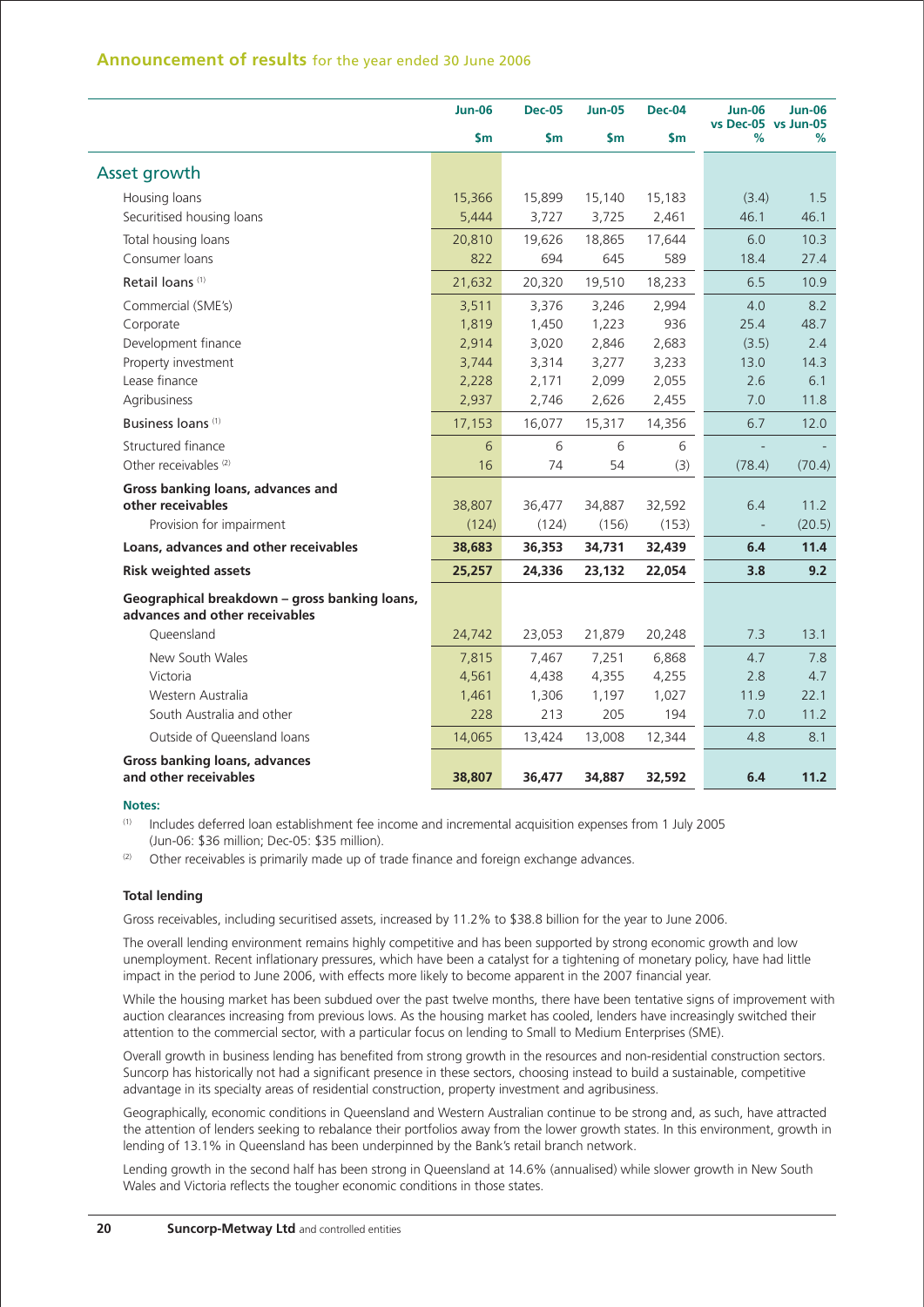## Announcement of results for the year ended 30 June 2006

| | Jun-06 | Dec-05 | Jun-05 | Dec-04 | Jun-06 vs Dec-05 | Jun-06 vs Jun-05 |
|---|---|---|---|---|---|---|
| | $m | $m | $m | $m | % | % |
| **Asset growth** | | | | | | |
| Housing loans | 15,366 | 15,899 | 15,140 | 15,183 | (3.4) | 1.5 |
| Securitised housing loans | 5,444 | 3,727 | 3,725 | 2,461 | 46.1 | 46.1 |
| Total housing loans | 20,810 | 19,626 | 18,865 | 17,644 | 6.0 | 10.3 |
| Consumer loans | 822 | 694 | 645 | 589 | 18.4 | 27.4 |
| Retail loans [1] | 21,632 | 20,320 | 19,510 | 18,233 | 6.5 | 10.9 |
| Commercial (SME's) | 3,511 | 3,376 | 3,246 | 2,994 | 4.0 | 8.2 |
| Corporate | 1,819 | 1,450 | 1,223 | 936 | 25.4 | 48.7 |
| Development finance | 2,914 | 3,020 | 2,846 | 2,683 | (3.5) | 2.4 |
| Property investment | 3,744 | 3,314 | 3,277 | 3,233 | 13.0 | 14.3 |
| Lease finance | 2,228 | 2,171 | 2,099 | 2,055 | 2.6 | 6.1 |
| Agribusiness | 2,937 | 2,746 | 2,626 | 2,455 | 7.0 | 11.8 |
| Business loans [1] | 17,153 | 16,077 | 15,317 | 14,356 | 6.7 | 12.0 |
| Structured finance | 6 | 6 | 6 | 6 | - | - |
| Other receivables [2] | 16 | 74 | 54 | (3) | (78.4) | (70.4) |
| **Gross banking loans, advances and other receivables** | 38,807 | 36,477 | 34,887 | 32,592 | 6.4 | 11.2 |
| Provision for impairment | (124) | (124) | (156) | (153) | - | (20.5) |
| **Loans, advances and other receivables** | **38,683** | **36,353** | **34,731** | **32,439** | **6.4** | **11.4** |
| **Risk weighted assets** | **25,257** | **24,336** | **23,132** | **22,054** | **3.8** | **9.2** |
| **Geographical breakdown – gross banking loans, advances and other receivables** | | | | | | |
| Queensland | 24,742 | 23,053 | 21,879 | 20,248 | 7.3 | 13.1 |
| New South Wales | 7,815 | 7,467 | 7,251 | 6,868 | 4.7 | 7.8 |
| Victoria | 4,561 | 4,438 | 4,355 | 4,255 | 2.8 | 4.7 |
| Western Australia | 1,461 | 1,306 | 1,197 | 1,027 | 11.9 | 22.1 |
| South Australia and other | 228 | 213 | 205 | 194 | 7.0 | 11.2 |
| Outside of Queensland loans | 14,065 | 13,424 | 13,008 | 12,344 | 4.8 | 8.1 |
| **Gross banking loans, advances and other receivables** | **38,807** | **36,477** | **34,887** | **32,592** | **6.4** | **11.2** |

**Notes:**

(1) Includes deferred loan establishment fee income and incremental acquisition expenses from 1 July 2005 (Jun-06: $36 million; Dec-05: $35 million).

(2) Other receivables is primarily made up of trade finance and foreign exchange advances.

### Total lending

Gross receivables, including securitised assets, increased by 11.2% to $38.8 billion for the year to June 2006.

The overall lending environment remains highly competitive and has been supported by strong economic growth and low unemployment. Recent inflationary pressures, which have been a catalyst for a tightening of monetary policy, have had little impact in the period to June 2006, with effects more likely to become apparent in the 2007 financial year.

While the housing market has been subdued over the past twelve months, there have been tentative signs of improvement with auction clearances increasing from previous lows. As the housing market has cooled, lenders have increasingly switched their attention to the commercial sector, with a particular focus on lending to Small to Medium Enterprises (SME).

Overall growth in business lending has benefited from strong growth in the resources and non-residential construction sectors. Suncorp has historically not had a significant presence in these sectors, choosing instead to build a sustainable, competitive advantage in its specialty areas of residential construction, property investment and agribusiness.

Geographically, economic conditions in Queensland and Western Australian continue to be strong and, as such, have attracted the attention of lenders seeking to rebalance their portfolios away from the lower growth states. In this environment, growth in lending of 13.1% in Queensland has been underpinned by the Bank's retail branch network.

Lending growth in the second half has been strong in Queensland at 14.6% (annualised) while slower growth in New South Wales and Victoria reflects the tougher economic conditions in those states.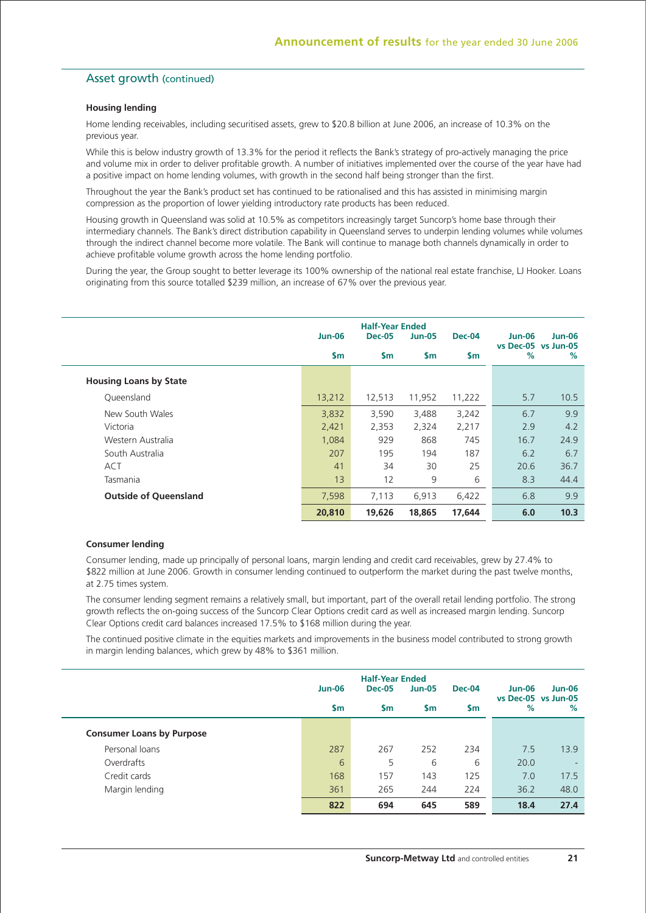## Asset growth (continued)

**Housing lending**

Home lending receivables, including securitised assets, grew to $20.8 billion at June 2006, an increase of 10.3% on the previous year.

While this is below industry growth of 13.3% for the period it reflects the Bank's strategy of pro-actively managing the price and volume mix in order to deliver profitable growth. A number of initiatives implemented over the course of the year have had a positive impact on home lending volumes, with growth in the second half being stronger than the first.

Throughout the year the Bank's product set has continued to be rationalised and this has assisted in minimising margin compression as the proportion of lower yielding introductory rate products has been reduced.

Housing growth in Queensland was solid at 10.5% as competitors increasingly target Suncorp's home base through their intermediary channels. The Bank's direct distribution capability in Queensland serves to underpin lending volumes while volumes through the indirect channel become more volatile. The Bank will continue to manage both channels dynamically in order to achieve profitable volume growth across the home lending portfolio.

During the year, the Group sought to better leverage its 100% ownership of the national real estate franchise, LJ Hooker. Loans originating from this source totalled $239 million, an increase of 67% over the previous year.

| | Half-Year Ended | | | | | |
|---|---|---|---|---|---|---|
| | Jun-06 | Dec-05 | Jun-05 | Dec-04 | Jun-06 vs Dec-05 | Jun-06 vs Jun-05 |
| | $m | $m | $m | $m | % | % |
| **Housing Loans by State** | | | | | | |
| Queensland | 13,212 | 12,513 | 11,952 | 11,222 | 5.7 | 10.5 |
| New South Wales | 3,832 | 3,590 | 3,488 | 3,242 | 6.7 | 9.9 |
| Victoria | 2,421 | 2,353 | 2,324 | 2,217 | 2.9 | 4.2 |
| Western Australia | 1,084 | 929 | 868 | 745 | 16.7 | 24.9 |
| South Australia | 207 | 195 | 194 | 187 | 6.2 | 6.7 |
| ACT | 41 | 34 | 30 | 25 | 20.6 | 36.7 |
| Tasmania | 13 | 12 | 9 | 6 | 8.3 | 44.4 |
| **Outside of Queensland** | 7,598 | 7,113 | 6,913 | 6,422 | 6.8 | 9.9 |
| | **20,810** | **19,626** | **18,865** | **17,644** | **6.0** | **10.3** |

**Consumer lending**

Consumer lending, made up principally of personal loans, margin lending and credit card receivables, grew by 27.4% to $822 million at June 2006. Growth in consumer lending continued to outperform the market during the past twelve months, at 2.75 times system.

The consumer lending segment remains a relatively small, but important, part of the overall retail lending portfolio. The strong growth reflects the on-going success of the Suncorp Clear Options credit card as well as increased margin lending. Suncorp Clear Options credit card balances increased 17.5% to $168 million during the year.

The continued positive climate in the equities markets and improvements in the business model contributed to strong growth in margin lending balances, which grew by 48% to $361 million.

| | Half-Year Ended | | | | | |
|---|---|---|---|---|---|---|
| | Jun-06 | Dec-05 | Jun-05 | Dec-04 | Jun-06 vs Dec-05 | Jun-06 vs Jun-05 |
| | $m | $m | $m | $m | % | % |
| **Consumer Loans by Purpose** | | | | | | |
| Personal loans | 287 | 267 | 252 | 234 | 7.5 | 13.9 |
| Overdrafts | 6 | 5 | 6 | 6 | 20.0 | - |
| Credit cards | 168 | 157 | 143 | 125 | 7.0 | 17.5 |
| Margin lending | 361 | 265 | 244 | 224 | 36.2 | 48.0 |
| | **822** | **694** | **645** | **589** | **18.4** | **27.4** |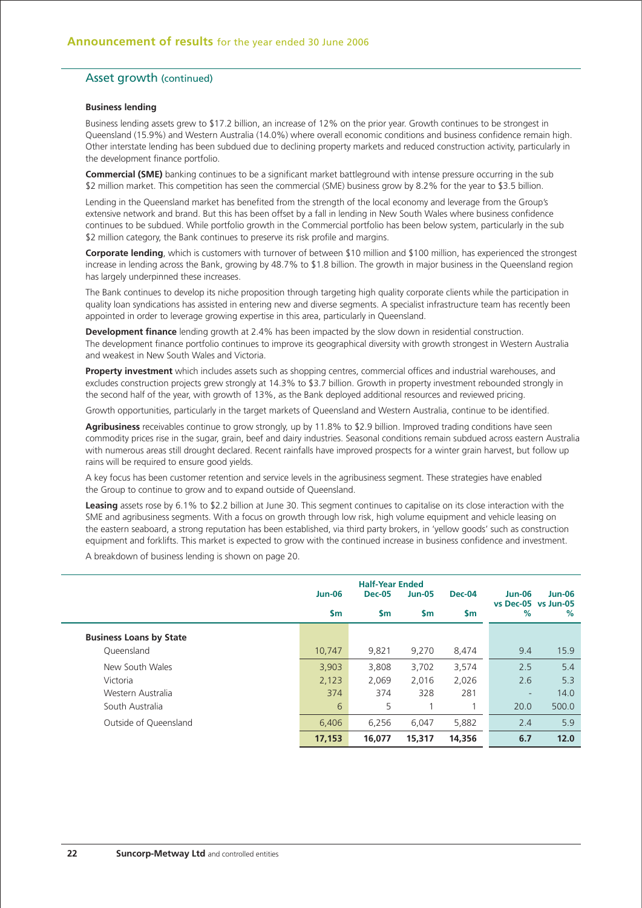## Asset growth (continued)

### Business lending

Business lending assets grew to $17.2 billion, an increase of 12% on the prior year. Growth continues to be strongest in Queensland (15.9%) and Western Australia (14.0%) where overall economic conditions and business confidence remain high. Other interstate lending has been subdued due to declining property markets and reduced construction activity, particularly in the development finance portfolio.

**Commercial (SME)** banking continues to be a significant market battleground with intense pressure occurring in the sub $2 million market. This competition has seen the commercial (SME) business grow by 8.2% for the year to $3.5 billion.

Lending in the Queensland market has benefited from the strength of the local economy and leverage from the Group's extensive network and brand. But this has been offset by a fall in lending in New South Wales where business confidence continues to be subdued. While portfolio growth in the Commercial portfolio has been below system, particularly in the sub $2 million category, the Bank continues to preserve its risk profile and margins.

**Corporate lending**, which is customers with turnover of between $10 million and $100 million, has experienced the strongest increase in lending across the Bank, growing by 48.7% to $1.8 billion. The growth in major business in the Queensland region has largely underpinned these increases.

The Bank continues to develop its niche proposition through targeting high quality corporate clients while the participation in quality loan syndications has assisted in entering new and diverse segments. A specialist infrastructure team has recently been appointed in order to leverage growing expertise in this area, particularly in Queensland.

**Development finance** lending growth at 2.4% has been impacted by the slow down in residential construction. The development finance portfolio continues to improve its geographical diversity with growth strongest in Western Australia and weakest in New South Wales and Victoria.

**Property investment** which includes assets such as shopping centres, commercial offices and industrial warehouses, and excludes construction projects grew strongly at 14.3% to $3.7 billion. Growth in property investment rebounded strongly in the second half of the year, with growth of 13%, as the Bank deployed additional resources and reviewed pricing.

Growth opportunities, particularly in the target markets of Queensland and Western Australia, continue to be identified.

**Agribusiness** receivables continue to grow strongly, up by 11.8% to $2.9 billion. Improved trading conditions have seen commodity prices rise in the sugar, grain, beef and dairy industries. Seasonal conditions remain subdued across eastern Australia with numerous areas still drought declared. Recent rainfalls have improved prospects for a winter grain harvest, but follow up rains will be required to ensure good yields.

A key focus has been customer retention and service levels in the agribusiness segment. These strategies have enabled the Group to continue to grow and to expand outside of Queensland.

**Leasing** assets rose by 6.1% to $2.2 billion at June 30. This segment continues to capitalise on its close interaction with the SME and agribusiness segments. With a focus on growth through low risk, high volume equipment and vehicle leasing on the eastern seaboard, a strong reputation has been established, via third party brokers, in 'yellow goods' such as construction equipment and forklifts. This market is expected to grow with the continued increase in business confidence and investment.

A breakdown of business lending is shown on page 20.

| | Half-Year Ended | | | | | |
|---|---|---|---|---|---|---|
| | Jun-06 | Dec-05 | Jun-05 | Dec-04 | Jun-06 vs Dec-05 | Jun-06 vs Jun-05 |
| | $m | $m | $m | $m | % | % |
| **Business Loans by State** | | | | | | |
| Queensland | 10,747 | 9,821 | 9,270 | 8,474 | 9.4 | 15.9 |
| New South Wales | 3,903 | 3,808 | 3,702 | 3,574 | 2.5 | 5.4 |
| Victoria | 2,123 | 2,069 | 2,016 | 2,026 | 2.6 | 5.3 |
| Western Australia | 374 | 374 | 328 | 281 | - | 14.0 |
| South Australia | 6 | 5 | 1 | 1 | 20.0 | 500.0 |
| Outside of Queensland | 6,406 | 6,256 | 6,047 | 5,882 | 2.4 | 5.9 |
| | **17,153** | **16,077** | **15,317** | **14,356** | **6.7** | **12.0** |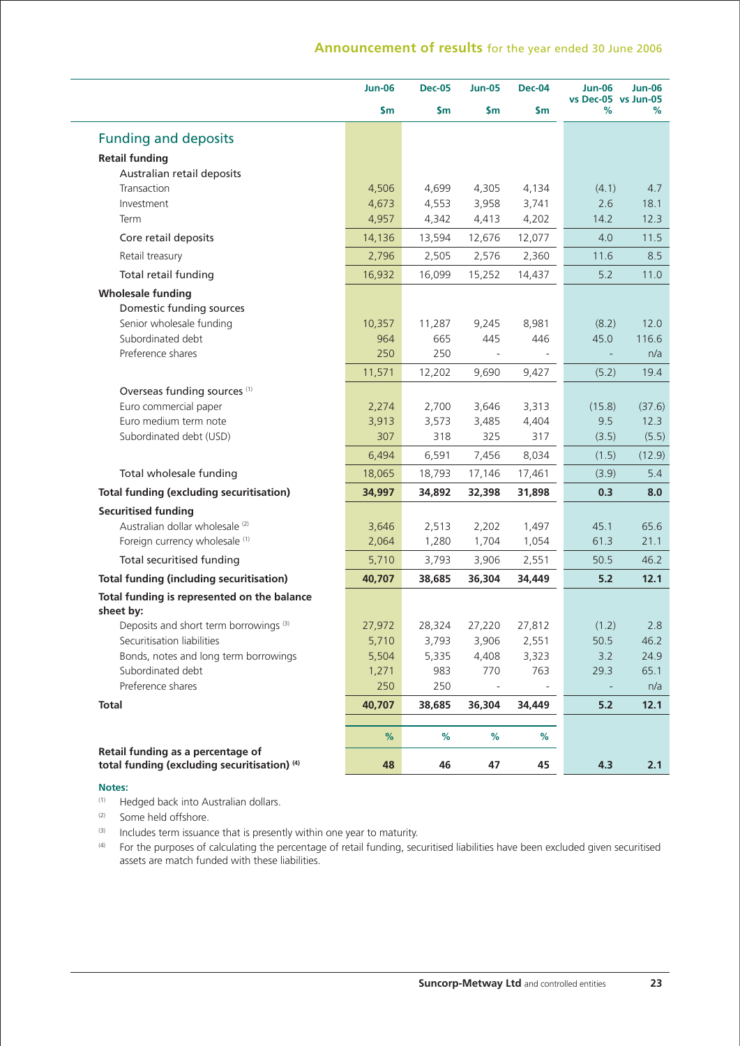## Funding and deposits

| | Jun-06 | Dec-05 | Jun-05 | Dec-04 | Jun-06 vs Dec-05 | Jun-06 vs Jun-05 |
|---|---|---|---|---|---|---|
| | $m | $m | $m | $m | % | % |
| **Retail funding** | | | | | | |
| Australian retail deposits | | | | | | |
| Transaction | 4,506 | 4,699 | 4,305 | 4,134 | (4.1) | 4.7 |
| Investment | 4,673 | 4,553 | 3,958 | 3,741 | 2.6 | 18.1 |
| Term | 4,957 | 4,342 | 4,413 | 4,202 | 14.2 | 12.3 |
| Core retail deposits | 14,136 | 13,594 | 12,676 | 12,077 | 4.0 | 11.5 |
| Retail treasury | 2,796 | 2,505 | 2,576 | 2,360 | 11.6 | 8.5 |
| Total retail funding | 16,932 | 16,099 | 15,252 | 14,437 | 5.2 | 11.0 |
| **Wholesale funding** | | | | | | |
| Domestic funding sources | | | | | | |
| Senior wholesale funding | 10,357 | 11,287 | 9,245 | 8,981 | (8.2) | 12.0 |
| Subordinated debt | 964 | 665 | 445 | 446 | 45.0 | 116.6 |
| Preference shares | 250 | 250 | - | - | - | n/a |
| | 11,571 | 12,202 | 9,690 | 9,427 | (5.2) | 19.4 |
| Overseas funding sources [1] | | | | | | |
| Euro commercial paper | 2,274 | 2,700 | 3,646 | 3,313 | (15.8) | (37.6) |
| Euro medium term note | 3,913 | 3,573 | 3,485 | 4,404 | 9.5 | 12.3 |
| Subordinated debt (USD) | 307 | 318 | 325 | 317 | (3.5) | (5.5) |
| | 6,494 | 6,591 | 7,456 | 8,034 | (1.5) | (12.9) |
| Total wholesale funding | 18,065 | 18,793 | 17,146 | 17,461 | (3.9) | 5.4 |
| **Total funding (excluding securitisation)** | **34,997** | **34,892** | **32,398** | **31,898** | **0.3** | **8.0** |
| **Securitised funding** | | | | | | |
| Australian dollar wholesale [2] | 3,646 | 2,513 | 2,202 | 1,497 | 45.1 | 65.6 |
| Foreign currency wholesale [1] | 2,064 | 1,280 | 1,704 | 1,054 | 61.3 | 21.1 |
| Total securitised funding | 5,710 | 3,793 | 3,906 | 2,551 | 50.5 | 46.2 |
| **Total funding (including securitisation)** | **40,707** | **38,685** | **36,304** | **34,449** | **5.2** | **12.1** |
| **Total funding is represented on the balance sheet by:** | | | | | | |
| Deposits and short term borrowings [3] | 27,972 | 28,324 | 27,220 | 27,812 | (1.2) | 2.8 |
| Securitisation liabilities | 5,710 | 3,793 | 3,906 | 2,551 | 50.5 | 46.2 |
| Bonds, notes and long term borrowings | 5,504 | 5,335 | 4,408 | 3,323 | 3.2 | 24.9 |
| Subordinated debt | 1,271 | 983 | 770 | 763 | 29.3 | 65.1 |
| Preference shares | 250 | 250 | - | - | - | n/a |
| **Total** | **40,707** | **38,685** | **36,304** | **34,449** | **5.2** | **12.1** |
| | % | % | % | % | | |
| **Retail funding as a percentage of total funding (excluding securitisation) [4]** | **48** | **46** | **47** | **45** | **4.3** | **2.1** |

**Notes:**

(1) Hedged back into Australian dollars.

(2) Some held offshore.

(3) Includes term issuance that is presently within one year to maturity.

(4) For the purposes of calculating the percentage of retail funding, securitised liabilities have been excluded given securitised assets are match funded with these liabilities.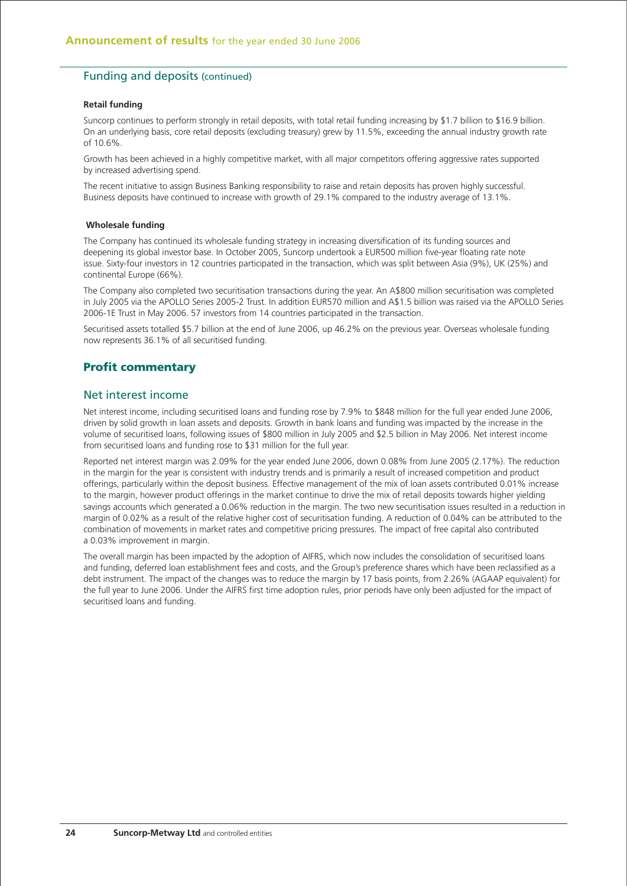## Funding and deposits (continued)

### Retail funding

Suncorp continues to perform strongly in retail deposits, with total retail funding increasing by $1.7 billion to $16.9 billion. On an underlying basis, core retail deposits (excluding treasury) grew by 11.5%, exceeding the annual industry growth rate of 10.6%.

Growth has been achieved in a highly competitive market, with all major competitors offering aggressive rates supported by increased advertising spend.

The recent initiative to assign Business Banking responsibility to raise and retain deposits has proven highly successful. Business deposits have continued to increase with growth of 29.1% compared to the industry average of 13.1%.

### Wholesale funding

The Company has continued its wholesale funding strategy in increasing diversification of its funding sources and deepening its global investor base. In October 2005, Suncorp undertook a EUR500 million five-year floating rate note issue. Sixty-four investors in 12 countries participated in the transaction, which was split between Asia (9%), UK (25%) and continental Europe (66%).

The Company also completed two securitisation transactions during the year. An A$800 million securitisation was completed in July 2005 via the APOLLO Series 2005-2 Trust. In addition EUR570 million and A$1.5 billion was raised via the APOLLO Series 2006-1E Trust in May 2006. 57 investors from 14 countries participated in the transaction.

Securitised assets totalled $5.7 billion at the end of June 2006, up 46.2% on the previous year. Overseas wholesale funding now represents 36.1% of all securitised funding.

# Profit commentary

## Net interest income

Net interest income, including securitised loans and funding rose by 7.9% to $848 million for the full year ended June 2006, driven by solid growth in loan assets and deposits. Growth in bank loans and funding was impacted by the increase in the volume of securitised loans, following issues of $800 million in July 2005 and $2.5 billion in May 2006. Net interest income from securitised loans and funding rose to $31 million for the full year.

Reported net interest margin was 2.09% for the year ended June 2006, down 0.08% from June 2005 (2.17%). The reduction in the margin for the year is consistent with industry trends and is primarily a result of increased competition and product offerings, particularly within the deposit business. Effective management of the mix of loan assets contributed 0.01% increase to the margin, however product offerings in the market continue to drive the mix of retail deposits towards higher yielding savings accounts which generated a 0.06% reduction in the margin. The two new securitisation issues resulted in a reduction in margin of 0.02% as a result of the relative higher cost of securitisation funding. A reduction of 0.04% can be attributed to the combination of movements in market rates and competitive pricing pressures. The impact of free capital also contributed a 0.03% improvement in margin.

The overall margin has been impacted by the adoption of AIFRS, which now includes the consolidation of securitised loans and funding, deferred loan establishment fees and costs, and the Group's preference shares which have been reclassified as a debt instrument. The impact of the changes was to reduce the margin by 17 basis points, from 2.26% (AGAAP equivalent) for the full year to June 2006. Under the AIFRS first time adoption rules, prior periods have only been adjusted for the impact of securitised loans and funding.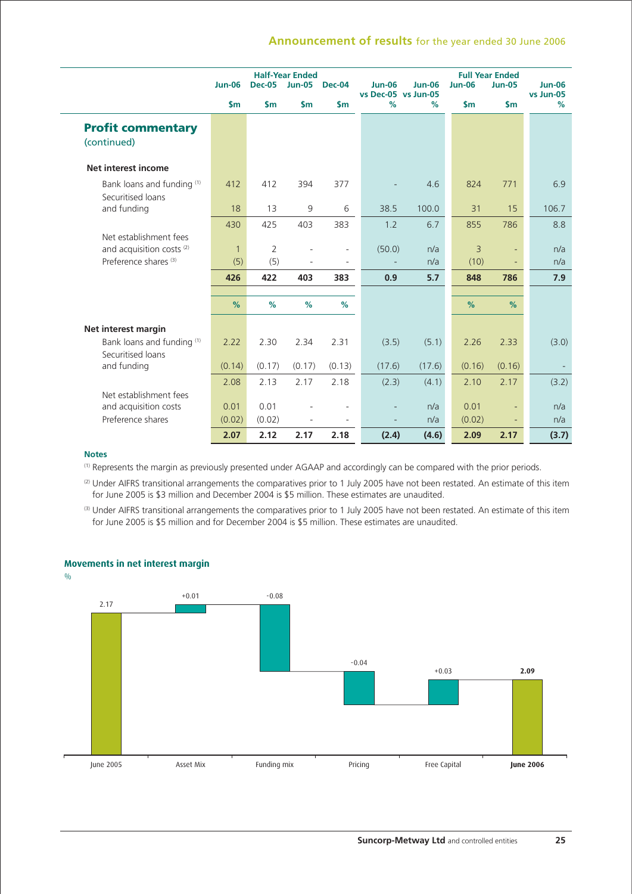## Profit commentary (continued)

| | Half-Year Ended | | | | Jun-06 vs Dec-05 | Jun-06 vs Jun-05 | Full Year Ended | | Jun-06 vs Jun-05 |
|---|---|---|---|---|---|---|---|---|---|
| | Jun-06 | Dec-05 | Jun-05 | Dec-04 | | | Jun-06 | Jun-05 | |
| | $m | $m | $m | $m | % | % | $m | $m | % |
| **Net interest income** | | | | | | | | | |
| Bank loans and funding [1] | 412 | 412 | 394 | 377 | - | 4.6 | 824 | 771 | 6.9 |
| Securitised loans and funding | 18 | 13 | 9 | 6 | 38.5 | 100.0 | 31 | 15 | 106.7 |
| | 430 | 425 | 403 | 383 | 1.2 | 6.7 | 855 | 786 | 8.8 |
| Net establishment fees and acquisition costs [2] | 1 | 2 | - | - | (50.0) | n/a | 3 | - | n/a |
| Preference shares [3] | (5) | (5) | - | - | - | n/a | (10) | - | n/a |
| | **426** | **422** | **403** | **383** | **0.9** | **5.7** | **848** | **786** | **7.9** |
| | % | % | % | % | | | % | % | |
| **Net interest margin** | | | | | | | | | |
| Bank loans and funding [1] | 2.22 | 2.30 | 2.34 | 2.31 | (3.5) | (5.1) | 2.26 | 2.33 | (3.0) |
| Securitised loans and funding | (0.14) | (0.17) | (0.17) | (0.13) | (17.6) | (17.6) | (0.16) | (0.16) | - |
| | 2.08 | 2.13 | 2.17 | 2.18 | (2.3) | (4.1) | 2.10 | 2.17 | (3.2) |
| Net establishment fees and acquisition costs | 0.01 | 0.01 | - | - | - | n/a | 0.01 | - | n/a |
| Preference shares | (0.02) | (0.02) | - | - | - | n/a | (0.02) | - | n/a |
| | **2.07** | **2.12** | **2.17** | **2.18** | **(2.4)** | **(4.6)** | **2.09** | **2.17** | **(3.7)** |

**Notes**

[1] Represents the margin as previously presented under AGAAP and accordingly can be compared with the prior periods.

[2] Under AIFRS transitional arrangements the comparatives prior to 1 July 2005 have not been restated. An estimate of this item for June 2005 is $3 million and December 2004 is $5 million. These estimates are unaudited.

[3] Under AIFRS transitional arrangements the comparatives prior to 1 July 2005 have not been restated. An estimate of this item for June 2005 is $5 million and for December 2004 is $5 million. These estimates are unaudited.

### Movements in net interest margin

%

| | June 2005 | Asset Mix | Funding mix | Pricing | Free Capital | **June 2006** |
|---|---|---|---|---|---|---|
| % | 2.17 | +0.01 | -0.08 | -0.04 | +0.03 | **2.09** |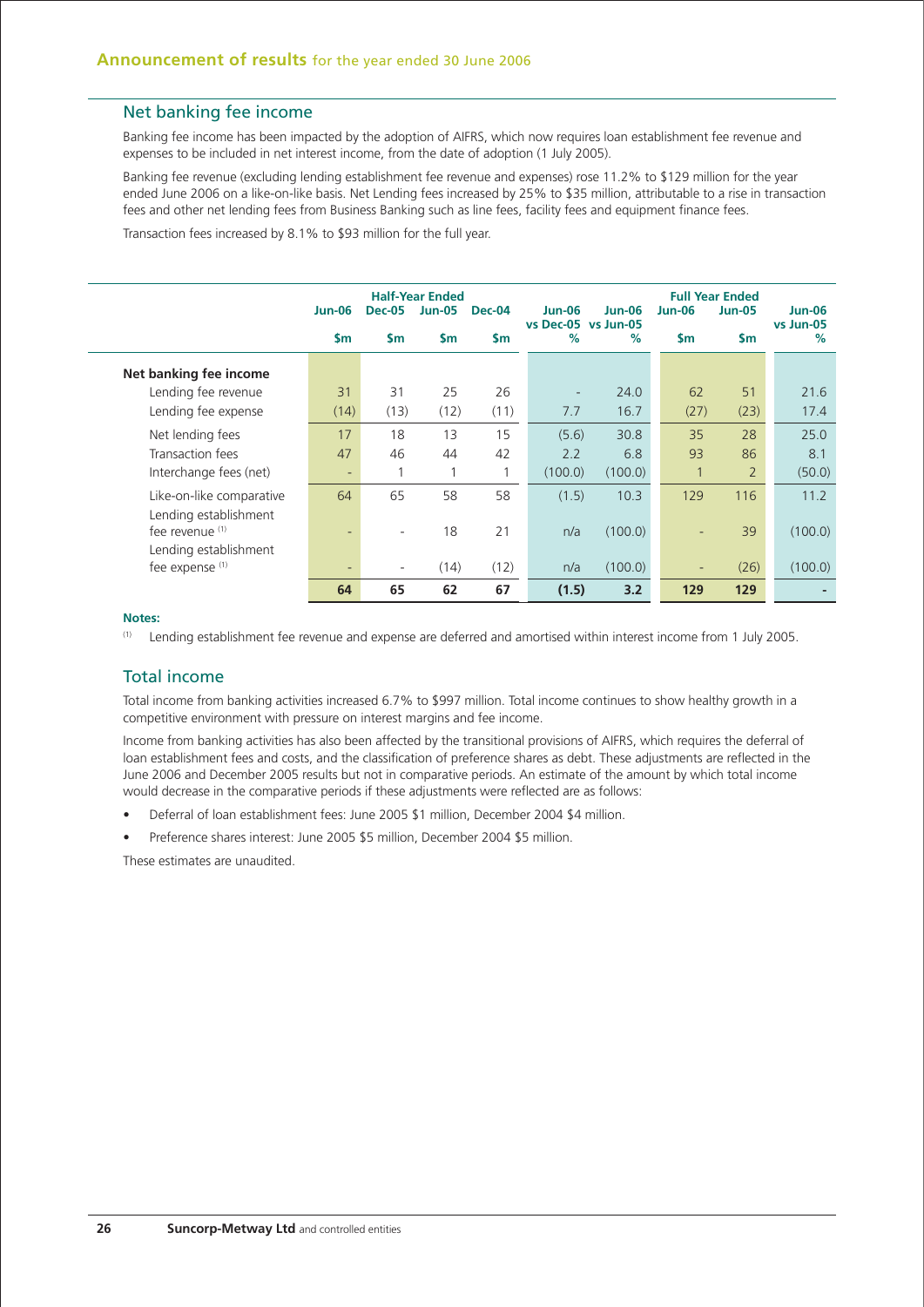## Net banking fee income

Banking fee income has been impacted by the adoption of AIFRS, which now requires loan establishment fee revenue and expenses to be included in net interest income, from the date of adoption (1 July 2005).

Banking fee revenue (excluding lending establishment fee revenue and expenses) rose 11.2% to $129 million for the year ended June 2006 on a like-on-like basis. Net Lending fees increased by 25% to $35 million, attributable to a rise in transaction fees and other net lending fees from Business Banking such as line fees, facility fees and equipment finance fees.

Transaction fees increased by 8.1% to $93 million for the full year.

| | Half-Year Ended | | | | | | Full Year Ended | | |
|---|---|---|---|---|---|---|---|---|---|
| | Jun-06 | Dec-05 | Jun-05 | Dec-04 | Jun-06 vs Dec-05 | Jun-06 vs Jun-05 | Jun-06 | Jun-05 | Jun-06 vs Jun-05 |
| | $m | $m | $m | $m | % | % | $m | $m | % |
| **Net banking fee income** | | | | | | | | | |
| Lending fee revenue | 31 | 31 | 25 | 26 | - | 24.0 | 62 | 51 | 21.6 |
| Lending fee expense | (14) | (13) | (12) | (11) | 7.7 | 16.7 | (27) | (23) | 17.4 |
| Net lending fees | 17 | 18 | 13 | 15 | (5.6) | 30.8 | 35 | 28 | 25.0 |
| Transaction fees | 47 | 46 | 44 | 42 | 2.2 | 6.8 | 93 | 86 | 8.1 |
| Interchange fees (net) | - | 1 | 1 | 1 | (100.0) | (100.0) | 1 | 2 | (50.0) |
| Like-on-like comparative | 64 | 65 | 58 | 58 | (1.5) | 10.3 | 129 | 116 | 11.2 |
| Lending establishment fee revenue [1] | - | - | 18 | 21 | n/a | (100.0) | - | 39 | (100.0) |
| Lending establishment fee expense [1] | - | - | (14) | (12) | n/a | (100.0) | - | (26) | (100.0) |
| | **64** | **65** | **62** | **67** | **(1.5)** | **3.2** | **129** | **129** | **-** |

**Notes:**

[1] Lending establishment fee revenue and expense are deferred and amortised within interest income from 1 July 2005.

## Total income

Total income from banking activities increased 6.7% to $997 million. Total income continues to show healthy growth in a competitive environment with pressure on interest margins and fee income.

Income from banking activities has also been affected by the transitional provisions of AIFRS, which requires the deferral of loan establishment fees and costs, and the classification of preference shares as debt. These adjustments are reflected in the June 2006 and December 2005 results but not in comparative periods. An estimate of the amount by which total income would decrease in the comparative periods if these adjustments were reflected are as follows:

- Deferral of loan establishment fees: June 2005 $1 million, December 2004 $4 million.
- Preference shares interest: June 2005 $5 million, December 2004 $5 million.

These estimates are unaudited.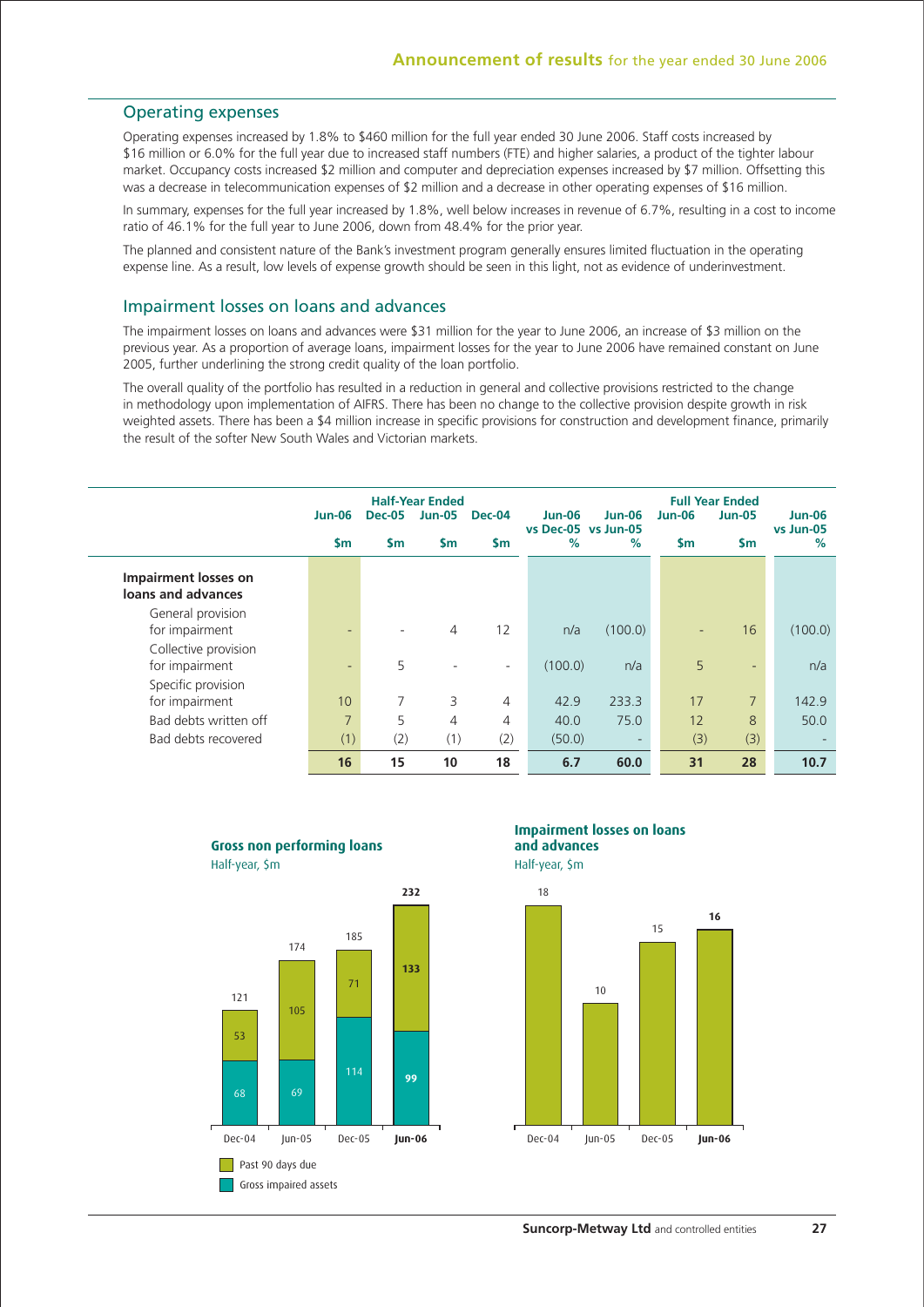## Operating expenses

Operating expenses increased by 1.8% to $460 million for the full year ended 30 June 2006. Staff costs increased by $16 million or 6.0% for the full year due to increased staff numbers (FTE) and higher salaries, a product of the tighter labour market. Occupancy costs increased $2 million and computer and depreciation expenses increased by $7 million. Offsetting this was a decrease in telecommunication expenses of $2 million and a decrease in other operating expenses of $16 million.

In summary, expenses for the full year increased by 1.8%, well below increases in revenue of 6.7%, resulting in a cost to income ratio of 46.1% for the full year to June 2006, down from 48.4% for the prior year.

The planned and consistent nature of the Bank's investment program generally ensures limited fluctuation in the operating expense line. As a result, low levels of expense growth should be seen in this light, not as evidence of underinvestment.

## Impairment losses on loans and advances

The impairment losses on loans and advances were $31 million for the year to June 2006, an increase of $3 million on the previous year. As a proportion of average loans, impairment losses for the year to June 2006 have remained constant on June 2005, further underlining the strong credit quality of the loan portfolio.

The overall quality of the portfolio has resulted in a reduction in general and collective provisions restricted to the change in methodology upon implementation of AIFRS. There has been no change to the collective provision despite growth in risk weighted assets. There has been a $4 million increase in specific provisions for construction and development finance, primarily the result of the softer New South Wales and Victorian markets.

| | Half-Year Ended | | | | | | Full Year Ended | | |
|---|---|---|---|---|---|---|---|---|---|
| | Jun-06 | Dec-05 | Jun-05 | Dec-04 | Jun-06 vs Dec-05 | Jun-06 vs Jun-05 | Jun-06 | Jun-05 | Jun-06 vs Jun-05 |
| | $m | $m | $m | $m | % | % | $m | $m | % |
| **Impairment losses on loans and advances** | | | | | | | | | |
| General provision for impairment | - | - | 4 | 12 | n/a | (100.0) | - | 16 | (100.0) |
| Collective provision for impairment | - | 5 | - | - | (100.0) | n/a | 5 | - | n/a |
| Specific provision for impairment | 10 | 7 | 3 | 4 | 42.9 | 233.3 | 17 | 7 | 142.9 |
| Bad debts written off | 7 | 5 | 4 | 4 | 40.0 | 75.0 | 12 | 8 | 50.0 |
| Bad debts recovered | (1) | (2) | (1) | (2) | (50.0) | - | (3) | (3) | - |
| | **16** | **15** | **10** | **18** | **6.7** | **60.0** | **31** | **28** | **10.7** |

**Gross non performing loans**
Half-year, $m

| | Dec-04 | Jun-05 | Dec-05 | **Jun-06** |
|---|---|---|---|---|
| Past 90 days due | 53 | 105 | 71 | **133** |
| Gross impaired assets | 68 | 69 | 114 | **99** |
| Total | 121 | 174 | 185 | **232** |

**Impairment losses on loans and advances**
Half-year, $m

| Dec-04 | Jun-05 | Dec-05 | **Jun-06** |
|---|---|---|---|
| 18 | 10 | 15 | **16** |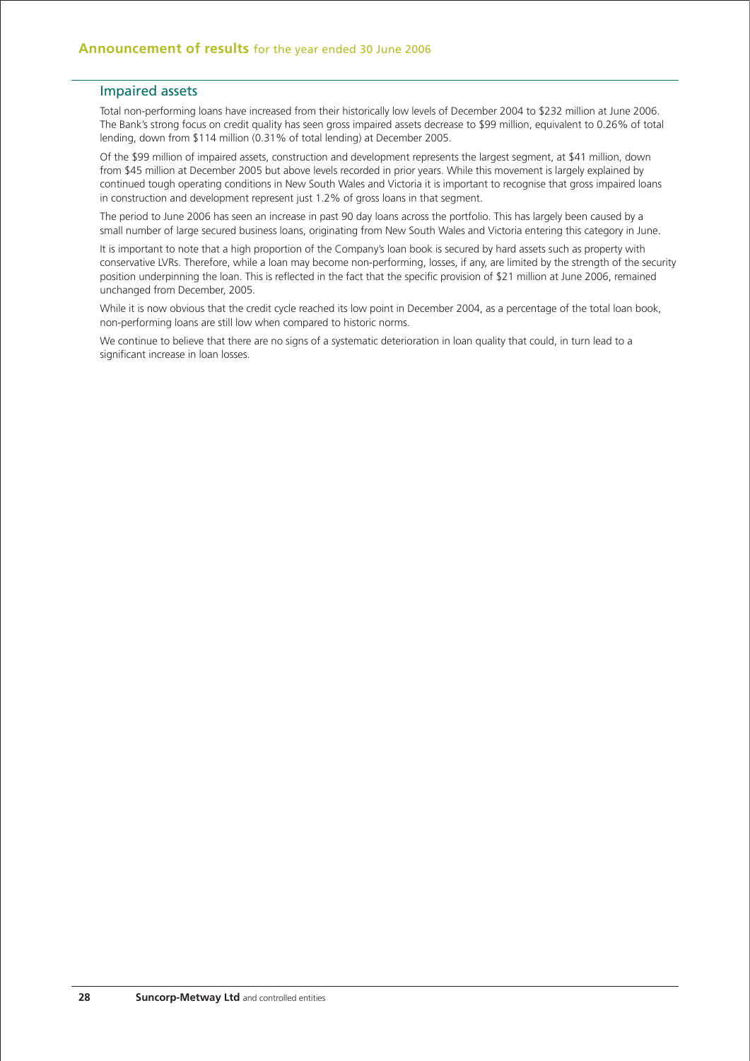## Impaired assets

Total non-performing loans have increased from their historically low levels of December 2004 to $232 million at June 2006. The Bank's strong focus on credit quality has seen gross impaired assets decrease to $99 million, equivalent to 0.26% of total lending, down from $114 million (0.31% of total lending) at December 2005.

Of the $99 million of impaired assets, construction and development represents the largest segment, at $41 million, down from $45 million at December 2005 but above levels recorded in prior years. While this movement is largely explained by continued tough operating conditions in New South Wales and Victoria it is important to recognise that gross impaired loans in construction and development represent just 1.2% of gross loans in that segment.

The period to June 2006 has seen an increase in past 90 day loans across the portfolio. This has largely been caused by a small number of large secured business loans, originating from New South Wales and Victoria entering this category in June.

It is important to note that a high proportion of the Company's loan book is secured by hard assets such as property with conservative LVRs. Therefore, while a loan may become non-performing, losses, if any, are limited by the strength of the security position underpinning the loan. This is reflected in the fact that the specific provision of $21 million at June 2006, remained unchanged from December, 2005.

While it is now obvious that the credit cycle reached its low point in December 2004, as a percentage of the total loan book, non-performing loans are still low when compared to historic norms.

We continue to believe that there are no signs of a systematic deterioration in loan quality that could, in turn lead to a significant increase in loan losses.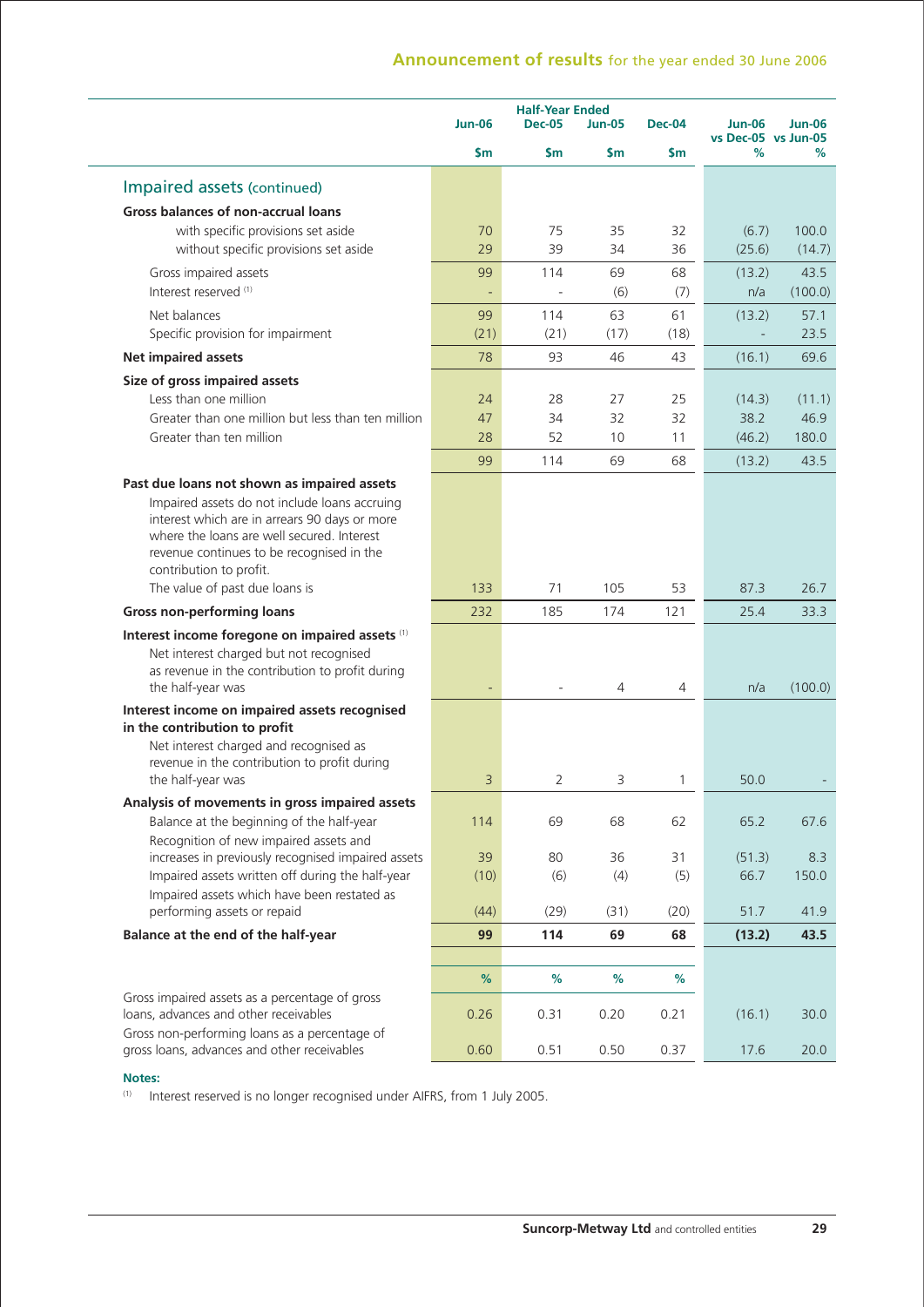## Announcement of results for the year ended 30 June 2006

| | Half-Year Ended | | | | | |
|---|---|---|---|---|---|---|
| | Jun-06 | Dec-05 | Jun-05 | Dec-04 | Jun-06 vs Dec-05 | Jun-06 vs Jun-05 |
| | $m | $m | $m | $m | % | % |
| **Impaired assets (continued)** | | | | | | |
| **Gross balances of non-accrual loans** | | | | | | |
| with specific provisions set aside | 70 | 75 | 35 | 32 | (6.7) | 100.0 |
| without specific provisions set aside | 29 | 39 | 34 | 36 | (25.6) | (14.7) |
| Gross impaired assets | 99 | 114 | 69 | 68 | (13.2) | 43.5 |
| Interest reserved [(1)] | - | - | (6) | (7) | n/a | (100.0) |
| Net balances | 99 | 114 | 63 | 61 | (13.2) | 57.1 |
| Specific provision for impairment | (21) | (21) | (17) | (18) | - | 23.5 |
| **Net impaired assets** | 78 | 93 | 46 | 43 | (16.1) | 69.6 |
| **Size of gross impaired assets** | | | | | | |
| Less than one million | 24 | 28 | 27 | 25 | (14.3) | (11.1) |
| Greater than one million but less than ten million | 47 | 34 | 32 | 32 | 38.2 | 46.9 |
| Greater than ten million | 28 | 52 | 10 | 11 | (46.2) | 180.0 |
| | 99 | 114 | 69 | 68 | (13.2) | 43.5 |
| **Past due loans not shown as impaired assets** | | | | | | |
| Impaired assets do not include loans accruing interest which are in arrears 90 days or more where the loans are well secured. Interest revenue continues to be recognised in the contribution to profit. The value of past due loans is | 133 | 71 | 105 | 53 | 87.3 | 26.7 |
| **Gross non-performing loans** | 232 | 185 | 174 | 121 | 25.4 | 33.3 |
| **Interest income foregone on impaired assets** [(1)] Net interest charged but not recognised as revenue in the contribution to profit during the half-year was | - | - | 4 | 4 | n/a | (100.0) |
| **Interest income on impaired assets recognised in the contribution to profit** Net interest charged and recognised as revenue in the contribution to profit during the half-year was | 3 | 2 | 3 | 1 | 50.0 | - |
| **Analysis of movements in gross impaired assets** | | | | | | |
| Balance at the beginning of the half-year | 114 | 69 | 68 | 62 | 65.2 | 67.6 |
| Recognition of new impaired assets and increases in previously recognised impaired assets | 39 | 80 | 36 | 31 | (51.3) | 8.3 |
| Impaired assets written off during the half-year | (10) | (6) | (4) | (5) | 66.7 | 150.0 |
| Impaired assets which have been restated as performing assets or repaid | (44) | (29) | (31) | (20) | 51.7 | 41.9 |
| **Balance at the end of the half-year** | **99** | **114** | **69** | **68** | **(13.2)** | **43.5** |
| | % | % | % | % | | |
| Gross impaired assets as a percentage of gross loans, advances and other receivables | 0.26 | 0.31 | 0.20 | 0.21 | (16.1) | 30.0 |
| Gross non-performing loans as a percentage of gross loans, advances and other receivables | 0.60 | 0.51 | 0.50 | 0.37 | 17.6 | 20.0 |

**Notes:**

(1) Interest reserved is no longer recognised under AIFRS, from 1 July 2005.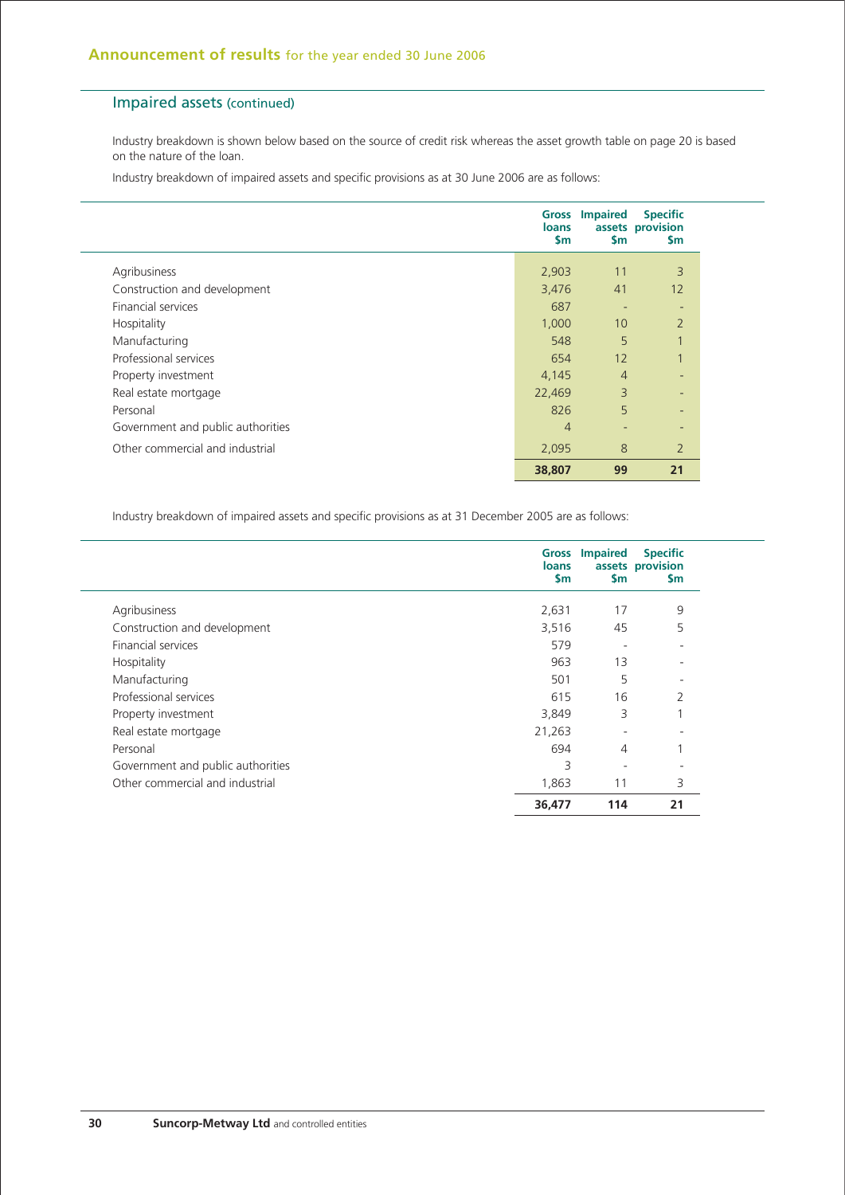## Impaired assets (continued)

Industry breakdown is shown below based on the source of credit risk whereas the asset growth table on page 20 is based on the nature of the loan.

Industry breakdown of impaired assets and specific provisions as at 30 June 2006 are as follows:

| | Gross loans $m | Impaired assets $m | Specific provision $m |
|---|---|---|---|
| Agribusiness | 2,903 | 11 | 3 |
| Construction and development | 3,476 | 41 | 12 |
| Financial services | 687 | - | - |
| Hospitality | 1,000 | 10 | 2 |
| Manufacturing | 548 | 5 | 1 |
| Professional services | 654 | 12 | 1 |
| Property investment | 4,145 | 4 | - |
| Real estate mortgage | 22,469 | 3 | - |
| Personal | 826 | 5 | - |
| Government and public authorities | 4 | - | - |
| Other commercial and industrial | 2,095 | 8 | 2 |
| | **38,807** | **99** | **21** |

Industry breakdown of impaired assets and specific provisions as at 31 December 2005 are as follows:

| | Gross loans $m | Impaired assets $m | Specific provision $m |
|---|---|---|---|
| Agribusiness | 2,631 | 17 | 9 |
| Construction and development | 3,516 | 45 | 5 |
| Financial services | 579 | - | - |
| Hospitality | 963 | 13 | - |
| Manufacturing | 501 | 5 | - |
| Professional services | 615 | 16 | 2 |
| Property investment | 3,849 | 3 | 1 |
| Real estate mortgage | 21,263 | - | - |
| Personal | 694 | 4 | 1 |
| Government and public authorities | 3 | - | - |
| Other commercial and industrial | 1,863 | 11 | 3 |
| | **36,477** | **114** | **21** |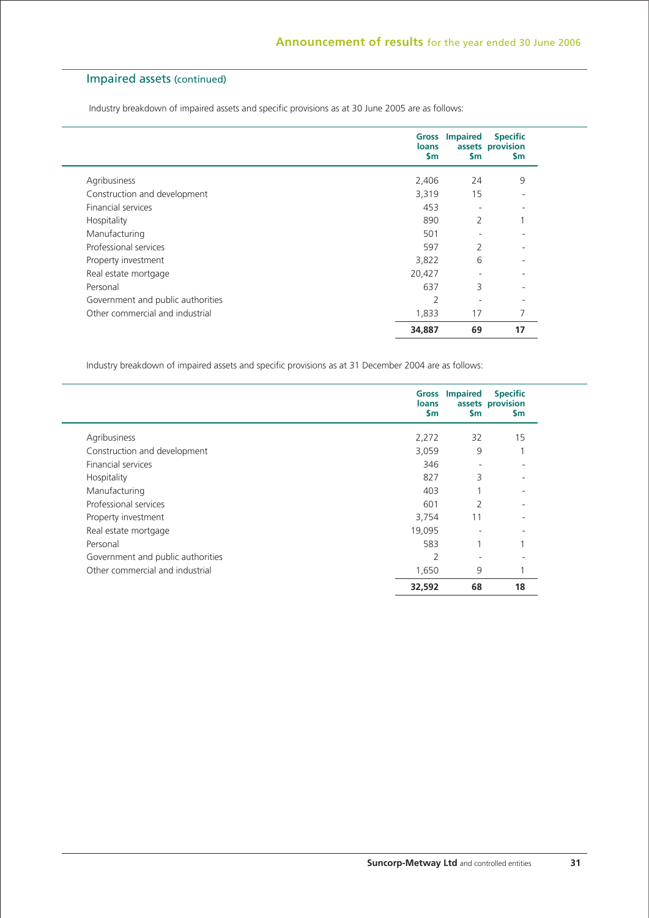## Impaired assets (continued)

Industry breakdown of impaired assets and specific provisions as at 30 June 2005 are as follows:

| | Gross loans $m | Impaired assets $m | Specific provision $m |
|---|---|---|---|
| Agribusiness | 2,406 | 24 | 9 |
| Construction and development | 3,319 | 15 | - |
| Financial services | 453 | - | - |
| Hospitality | 890 | 2 | 1 |
| Manufacturing | 501 | - | - |
| Professional services | 597 | 2 | - |
| Property investment | 3,822 | 6 | - |
| Real estate mortgage | 20,427 | - | - |
| Personal | 637 | 3 | - |
| Government and public authorities | 2 | - | - |
| Other commercial and industrial | 1,833 | 17 | 7 |
| | **34,887** | **69** | **17** |

Industry breakdown of impaired assets and specific provisions as at 31 December 2004 are as follows:

| | Gross loans $m | Impaired assets $m | Specific provision $m |
|---|---|---|---|
| Agribusiness | 2,272 | 32 | 15 |
| Construction and development | 3,059 | 9 | 1 |
| Financial services | 346 | - | - |
| Hospitality | 827 | 3 | - |
| Manufacturing | 403 | 1 | - |
| Professional services | 601 | 2 | - |
| Property investment | 3,754 | 11 | - |
| Real estate mortgage | 19,095 | - | - |
| Personal | 583 | 1 | 1 |
| Government and public authorities | 2 | - | - |
| Other commercial and industrial | 1,650 | 9 | 1 |
| | **32,592** | **68** | **18** |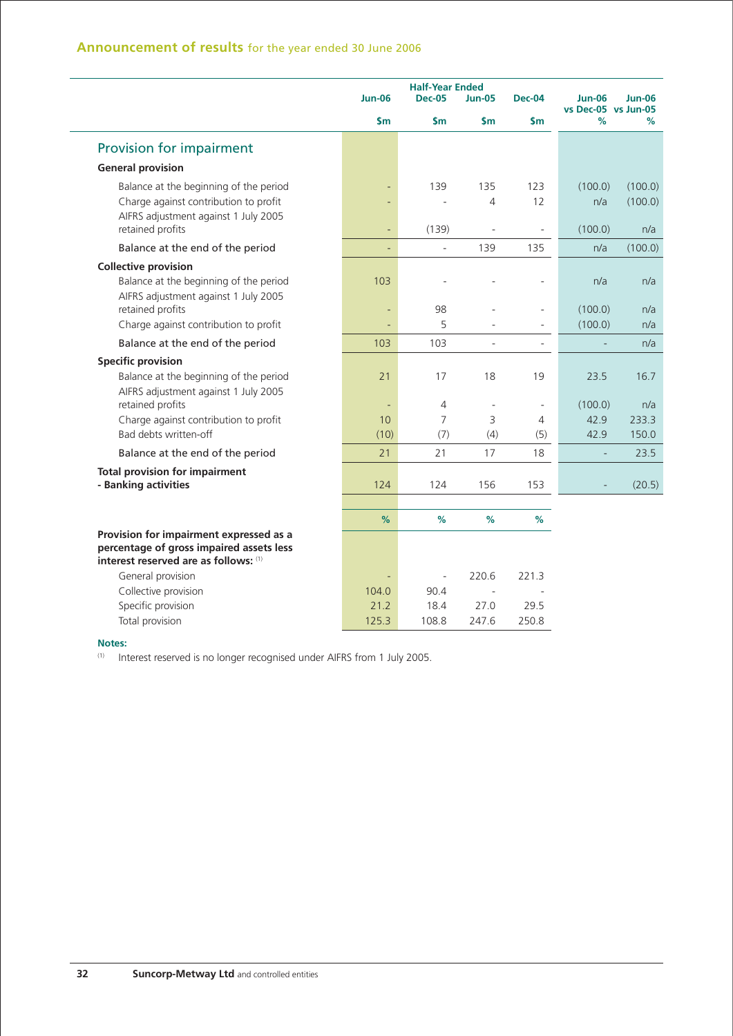## Announcement of results for the year ended 30 June 2006

| | Half-Year Ended | | | | | |
|---|---|---|---|---|---|---|
| | Jun-06 | Dec-05 | Jun-05 | Dec-04 | Jun-06 vs Dec-05 | Jun-06 vs Jun-05 |
| | $m | $m | $m | $m | % | % |
| **Provision for impairment** | | | | | | |
| **General provision** | | | | | | |
| Balance at the beginning of the period | - | 139 | 135 | 123 | (100.0) | (100.0) |
| Charge against contribution to profit | - | - | 4 | 12 | n/a | (100.0) |
| AIFRS adjustment against 1 July 2005 retained profits | - | (139) | - | - | (100.0) | n/a |
| Balance at the end of the period | - | - | 139 | 135 | n/a | (100.0) |
| **Collective provision** | | | | | | |
| Balance at the beginning of the period | 103 | - | - | - | n/a | n/a |
| AIFRS adjustment against 1 July 2005 retained profits | - | 98 | - | - | (100.0) | n/a |
| Charge against contribution to profit | - | 5 | - | - | (100.0) | n/a |
| Balance at the end of the period | 103 | 103 | - | - | - | n/a |
| **Specific provision** | | | | | | |
| Balance at the beginning of the period | 21 | 17 | 18 | 19 | 23.5 | 16.7 |
| AIFRS adjustment against 1 July 2005 retained profits | - | 4 | - | - | (100.0) | n/a |
| Charge against contribution to profit | 10 | 7 | 3 | 4 | 42.9 | 233.3 |
| Bad debts written-off | (10) | (7) | (4) | (5) | 42.9 | 150.0 |
| Balance at the end of the period | 21 | 21 | 17 | 18 | - | 23.5 |
| **Total provision for impairment - Banking activities** | 124 | 124 | 156 | 153 | - | (20.5) |
| | % | % | % | % | | |
| **Provision for impairment expressed as a percentage of gross impaired assets less interest reserved are as follows:** [(1)] | | | | | | |
| General provision | - | - | 220.6 | 221.3 | | |
| Collective provision | 104.0 | 90.4 | - | - | | |
| Specific provision | 21.2 | 18.4 | 27.0 | 29.5 | | |
| Total provision | 125.3 | 108.8 | 247.6 | 250.8 | | |

**Notes:**

(1) Interest reserved is no longer recognised under AIFRS from 1 July 2005.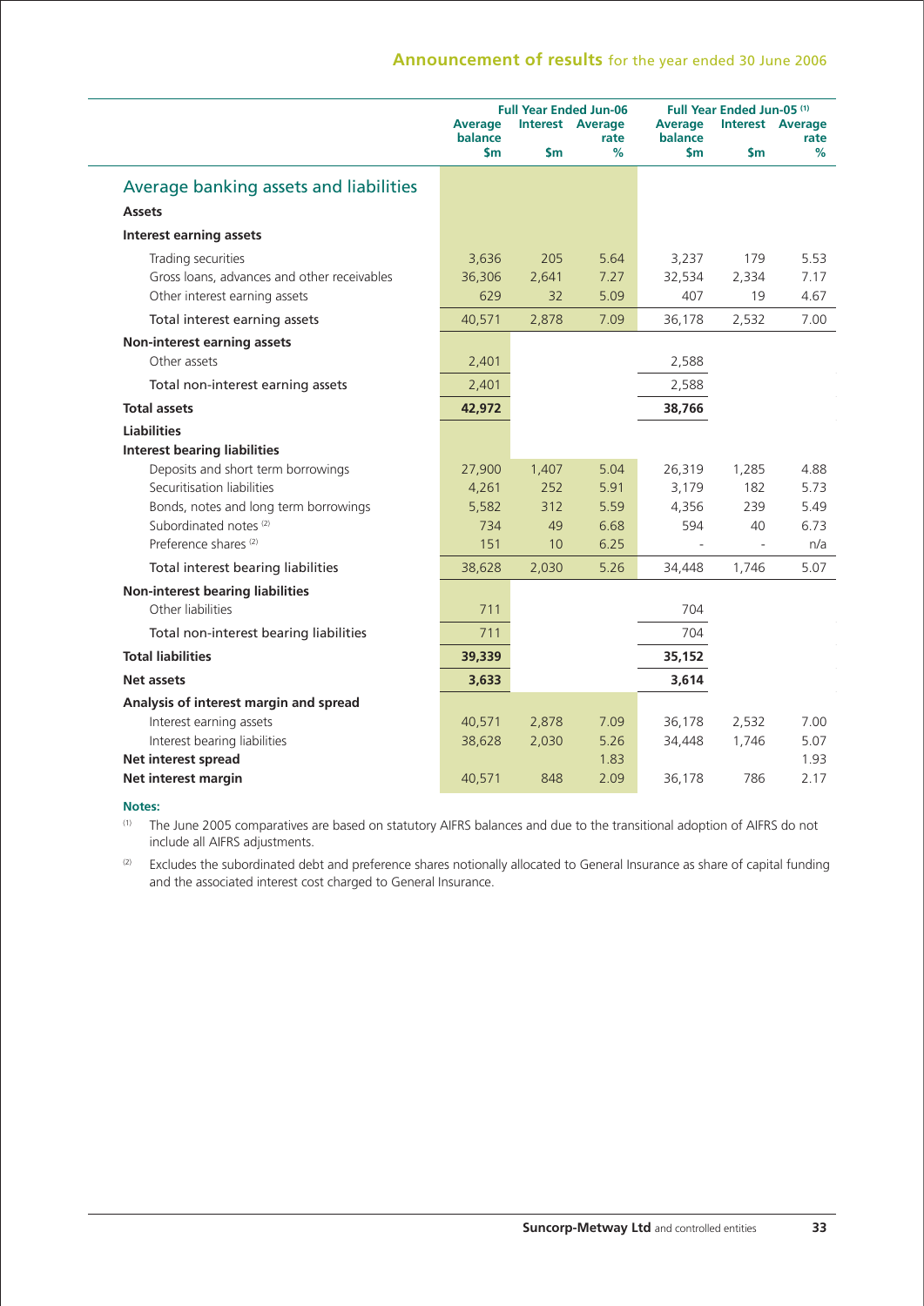## Average banking assets and liabilities

| | Full Year Ended Jun-06 | | | Full Year Ended Jun-05 [1] | | |
|---|---|---|---|---|---|---|
| | Average balance $m | Interest $m | Average rate % | Average balance $m | Interest $m | Average rate % |
| **Assets** | | | | | | |
| **Interest earning assets** | | | | | | |
| Trading securities | 3,636 | 205 | 5.64 | 3,237 | 179 | 5.53 |
| Gross loans, advances and other receivables | 36,306 | 2,641 | 7.27 | 32,534 | 2,334 | 7.17 |
| Other interest earning assets | 629 | 32 | 5.09 | 407 | 19 | 4.67 |
| Total interest earning assets | 40,571 | 2,878 | 7.09 | 36,178 | 2,532 | 7.00 |
| **Non-interest earning assets** | | | | | | |
| Other assets | 2,401 | | | 2,588 | | |
| Total non-interest earning assets | 2,401 | | | 2,588 | | |
| **Total assets** | **42,972** | | | **38,766** | | |
| **Liabilities** | | | | | | |
| **Interest bearing liabilities** | | | | | | |
| Deposits and short term borrowings | 27,900 | 1,407 | 5.04 | 26,319 | 1,285 | 4.88 |
| Securitisation liabilities | 4,261 | 252 | 5.91 | 3,179 | 182 | 5.73 |
| Bonds, notes and long term borrowings | 5,582 | 312 | 5.59 | 4,356 | 239 | 5.49 |
| Subordinated notes [2] | 734 | 49 | 6.68 | 594 | 40 | 6.73 |
| Preference shares [2] | 151 | 10 | 6.25 | - | - | n/a |
| Total interest bearing liabilities | 38,628 | 2,030 | 5.26 | 34,448 | 1,746 | 5.07 |
| **Non-interest bearing liabilities** | | | | | | |
| Other liabilities | 711 | | | 704 | | |
| Total non-interest bearing liabilities | 711 | | | 704 | | |
| **Total liabilities** | **39,339** | | | **35,152** | | |
| **Net assets** | **3,633** | | | **3,614** | | |
| **Analysis of interest margin and spread** | | | | | | |
| Interest earning assets | 40,571 | 2,878 | 7.09 | 36,178 | 2,532 | 7.00 |
| Interest bearing liabilities | 38,628 | 2,030 | 5.26 | 34,448 | 1,746 | 5.07 |
| **Net interest spread** | | | 1.83 | | | 1.93 |
| **Net interest margin** | 40,571 | 848 | 2.09 | 36,178 | 786 | 2.17 |

**Notes:**

[1] The June 2005 comparatives are based on statutory AIFRS balances and due to the transitional adoption of AIFRS do not include all AIFRS adjustments.

[2] Excludes the subordinated debt and preference shares notionally allocated to General Insurance as share of capital funding and the associated interest cost charged to General Insurance.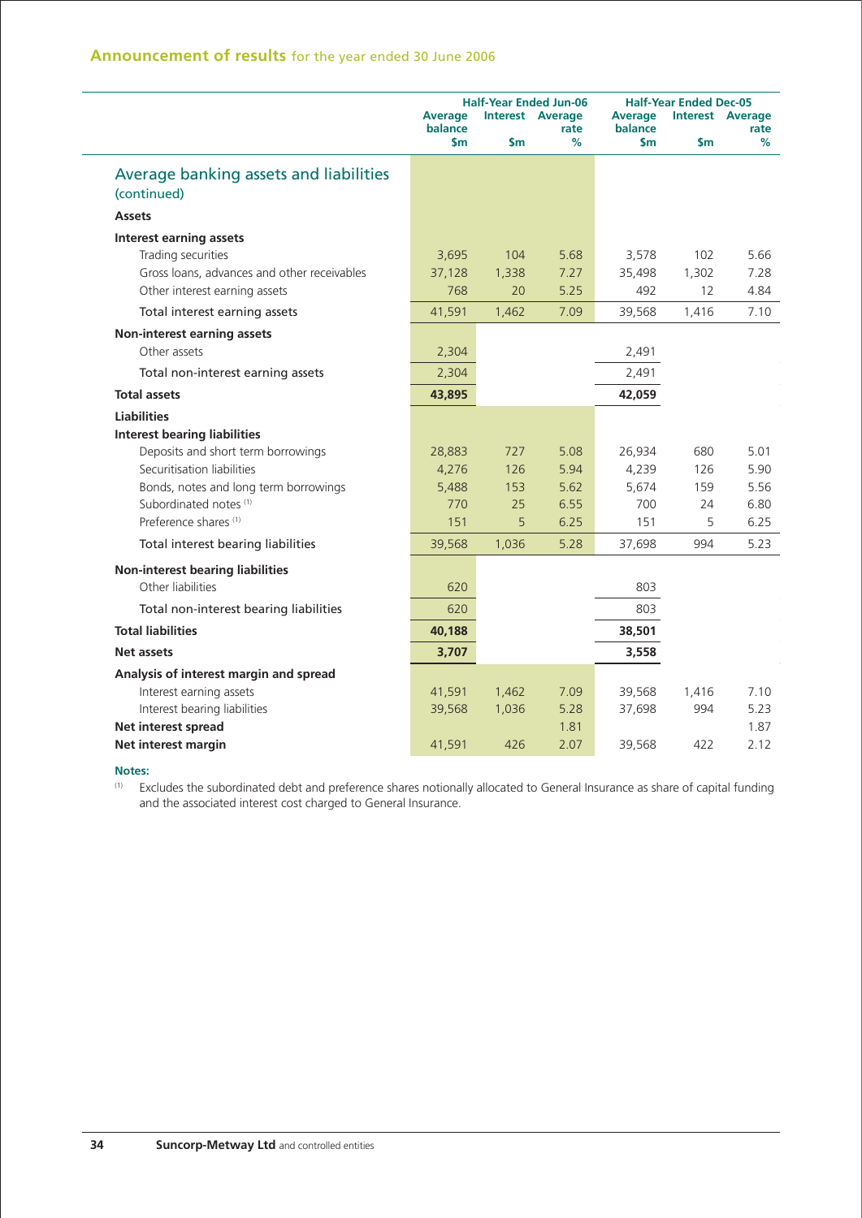## Announcement of results for the year ended 30 June 2006

| | Half-Year Ended Jun-06 | | | Half-Year Ended Dec-05 | | |
|---|---|---|---|---|---|---|
| | Average balance $m | Interest $m | Average rate % | Average balance $m | Interest $m | Average rate % |
| **Average banking assets and liabilities (continued)** | | | | | | |
| **Assets** | | | | | | |
| **Interest earning assets** | | | | | | |
| Trading securities | 3,695 | 104 | 5.68 | 3,578 | 102 | 5.66 |
| Gross loans, advances and other receivables | 37,128 | 1,338 | 7.27 | 35,498 | 1,302 | 7.28 |
| Other interest earning assets | 768 | 20 | 5.25 | 492 | 12 | 4.84 |
| Total interest earning assets | 41,591 | 1,462 | 7.09 | 39,568 | 1,416 | 7.10 |
| **Non-interest earning assets** | | | | | | |
| Other assets | 2,304 | | | 2,491 | | |
| Total non-interest earning assets | 2,304 | | | 2,491 | | |
| **Total assets** | **43,895** | | | **42,059** | | |
| **Liabilities** | | | | | | |
| **Interest bearing liabilities** | | | | | | |
| Deposits and short term borrowings | 28,883 | 727 | 5.08 | 26,934 | 680 | 5.01 |
| Securitisation liabilities | 4,276 | 126 | 5.94 | 4,239 | 126 | 5.90 |
| Bonds, notes and long term borrowings | 5,488 | 153 | 5.62 | 5,674 | 159 | 5.56 |
| Subordinated notes [(1)] | 770 | 25 | 6.55 | 700 | 24 | 6.80 |
| Preference shares [(1)] | 151 | 5 | 6.25 | 151 | 5 | 6.25 |
| Total interest bearing liabilities | 39,568 | 1,036 | 5.28 | 37,698 | 994 | 5.23 |
| **Non-interest bearing liabilities** | | | | | | |
| Other liabilities | 620 | | | 803 | | |
| Total non-interest bearing liabilities | 620 | | | 803 | | |
| **Total liabilities** | **40,188** | | | **38,501** | | |
| **Net assets** | **3,707** | | | **3,558** | | |
| **Analysis of interest margin and spread** | | | | | | |
| Interest earning assets | 41,591 | 1,462 | 7.09 | 39,568 | 1,416 | 7.10 |
| Interest bearing liabilities | 39,568 | 1,036 | 5.28 | 37,698 | 994 | 5.23 |
| **Net interest spread** | | | 1.81 | | | 1.87 |
| **Net interest margin** | 41,591 | 426 | 2.07 | 39,568 | 422 | 2.12 |

**Notes:**

(1) Excludes the subordinated debt and preference shares notionally allocated to General Insurance as share of capital funding and the associated interest cost charged to General Insurance.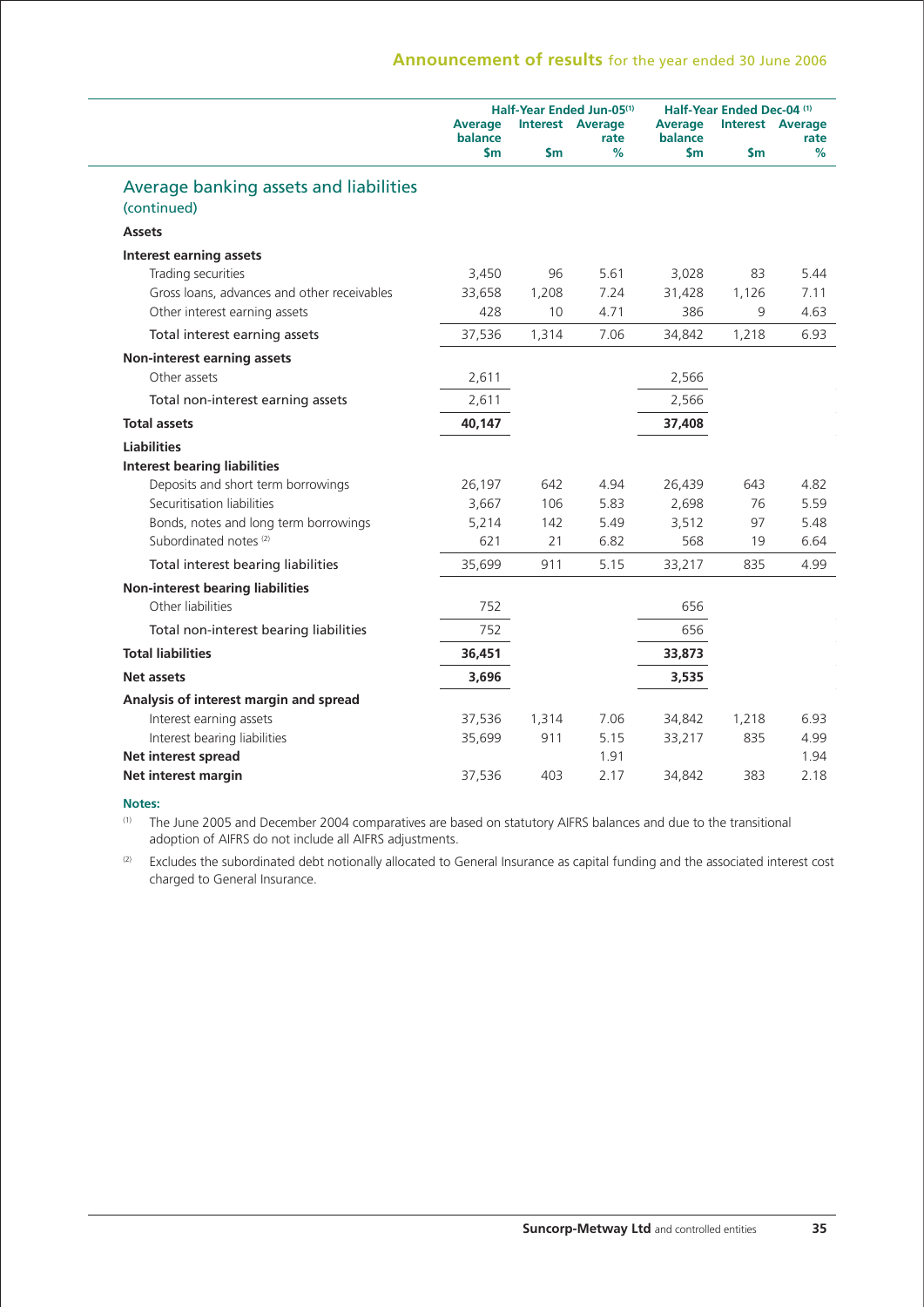## Average banking assets and liabilities (continued)

| | Half-Year Ended Jun-05[(1)] | | | Half-Year Ended Dec-04 [(1)] | | |
|---|---|---|---|---|---|---|
| | Average balance $m | Interest $m | Average rate % | Average balance $m | Interest $m | Average rate % |
| **Assets** | | | | | | |
| **Interest earning assets** | | | | | | |
| Trading securities | 3,450 | 96 | 5.61 | 3,028 | 83 | 5.44 |
| Gross loans, advances and other receivables | 33,658 | 1,208 | 7.24 | 31,428 | 1,126 | 7.11 |
| Other interest earning assets | 428 | 10 | 4.71 | 386 | 9 | 4.63 |
| Total interest earning assets | 37,536 | 1,314 | 7.06 | 34,842 | 1,218 | 6.93 |
| **Non-interest earning assets** | | | | | | |
| Other assets | 2,611 | | | 2,566 | | |
| Total non-interest earning assets | 2,611 | | | 2,566 | | |
| **Total assets** | **40,147** | | | **37,408** | | |
| **Liabilities** | | | | | | |
| **Interest bearing liabilities** | | | | | | |
| Deposits and short term borrowings | 26,197 | 642 | 4.94 | 26,439 | 643 | 4.82 |
| Securitisation liabilities | 3,667 | 106 | 5.83 | 2,698 | 76 | 5.59 |
| Bonds, notes and long term borrowings | 5,214 | 142 | 5.49 | 3,512 | 97 | 5.48 |
| Subordinated notes [(2)] | 621 | 21 | 6.82 | 568 | 19 | 6.64 |
| Total interest bearing liabilities | 35,699 | 911 | 5.15 | 33,217 | 835 | 4.99 |
| **Non-interest bearing liabilities** | | | | | | |
| Other liabilities | 752 | | | 656 | | |
| Total non-interest bearing liabilities | 752 | | | 656 | | |
| **Total liabilities** | **36,451** | | | **33,873** | | |
| **Net assets** | **3,696** | | | **3,535** | | |
| **Analysis of interest margin and spread** | | | | | | |
| Interest earning assets | 37,536 | 1,314 | 7.06 | 34,842 | 1,218 | 6.93 |
| Interest bearing liabilities | 35,699 | 911 | 5.15 | 33,217 | 835 | 4.99 |
| **Net interest spread** | | | 1.91 | | | 1.94 |
| **Net interest margin** | 37,536 | 403 | 2.17 | 34,842 | 383 | 2.18 |

**Notes:**

(1) The June 2005 and December 2004 comparatives are based on statutory AIFRS balances and due to the transitional adoption of AIFRS do not include all AIFRS adjustments.

(2) Excludes the subordinated debt notionally allocated to General Insurance as capital funding and the associated interest cost charged to General Insurance.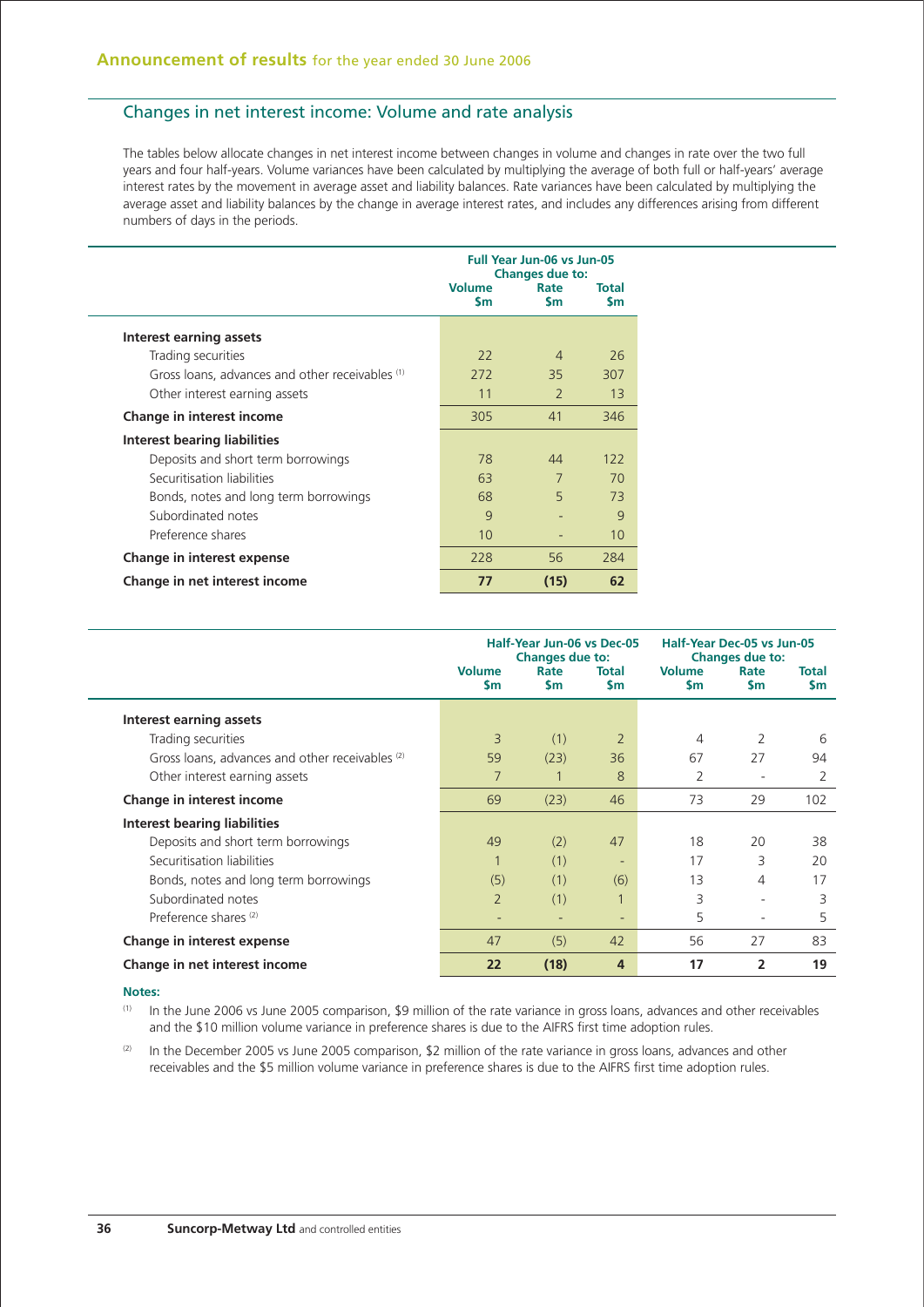## Changes in net interest income: Volume and rate analysis

The tables below allocate changes in net interest income between changes in volume and changes in rate over the two full years and four half-years. Volume variances have been calculated by multiplying the average of both full or half-years' average interest rates by the movement in average asset and liability balances. Rate variances have been calculated by multiplying the average asset and liability balances by the change in average interest rates, and includes any differences arising from different numbers of days in the periods.

| | Full Year Jun-06 vs Jun-05 Changes due to: | | |
|---|---|---|---|
| | Volume $m | Rate $m | Total $m |
| **Interest earning assets** | | | |
| Trading securities | 22 | 4 | 26 |
| Gross loans, advances and other receivables [1] | 272 | 35 | 307 |
| Other interest earning assets | 11 | 2 | 13 |
| **Change in interest income** | 305 | 41 | 346 |
| **Interest bearing liabilities** | | | |
| Deposits and short term borrowings | 78 | 44 | 122 |
| Securitisation liabilities | 63 | 7 | 70 |
| Bonds, notes and long term borrowings | 68 | 5 | 73 |
| Subordinated notes | 9 | - | 9 |
| Preference shares | 10 | - | 10 |
| **Change in interest expense** | 228 | 56 | 284 |
| **Change in net interest income** | **77** | **(15)** | **62** |

| | Half-Year Jun-06 vs Dec-05 Changes due to: | | | Half-Year Dec-05 vs Jun-05 Changes due to: | | |
|---|---|---|---|---|---|---|
| | Volume $m | Rate $m | Total $m | Volume $m | Rate $m | Total $m |
| **Interest earning assets** | | | | | | |
| Trading securities | 3 | (1) | 2 | 4 | 2 | 6 |
| Gross loans, advances and other receivables [2] | 59 | (23) | 36 | 67 | 27 | 94 |
| Other interest earning assets | 7 | 1 | 8 | 2 | - | 2 |
| **Change in interest income** | 69 | (23) | 46 | 73 | 29 | 102 |
| **Interest bearing liabilities** | | | | | | |
| Deposits and short term borrowings | 49 | (2) | 47 | 18 | 20 | 38 |
| Securitisation liabilities | 1 | (1) | - | 17 | 3 | 20 |
| Bonds, notes and long term borrowings | (5) | (1) | (6) | 13 | 4 | 17 |
| Subordinated notes | 2 | (1) | 1 | 3 | - | 3 |
| Preference shares [2] | - | - | - | 5 | - | 5 |
| **Change in interest expense** | 47 | (5) | 42 | 56 | 27 | 83 |
| **Change in net interest income** | **22** | **(18)** | **4** | **17** | **2** | **19** |

**Notes:**

(1) In the June 2006 vs June 2005 comparison, $9 million of the rate variance in gross loans, advances and other receivables and the $10 million volume variance in preference shares is due to the AIFRS first time adoption rules.

(2) In the December 2005 vs June 2005 comparison, $2 million of the rate variance in gross loans, advances and other receivables and the $5 million volume variance in preference shares is due to the AIFRS first time adoption rules.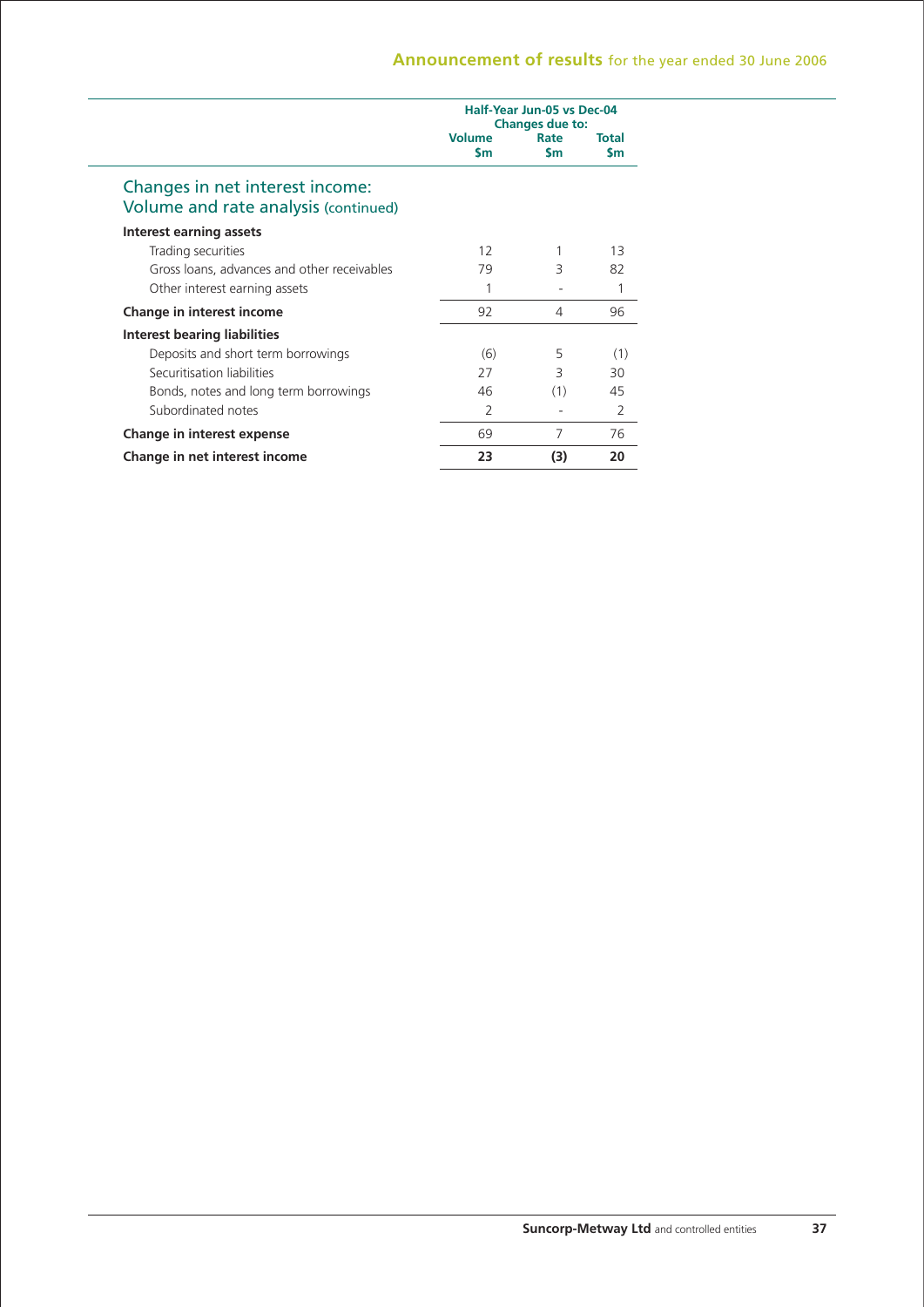## Changes in net interest income: Volume and rate analysis (continued)

| | Half-Year Jun-05 vs Dec-04 Changes due to: | | |
|---|---|---|---|
| | Volume $m | Rate $m | Total $m |
| **Interest earning assets** | | | |
| Trading securities | 12 | 1 | 13 |
| Gross loans, advances and other receivables | 79 | 3 | 82 |
| Other interest earning assets | 1 | - | 1 |
| **Change in interest income** | 92 | 4 | 96 |
| **Interest bearing liabilities** | | | |
| Deposits and short term borrowings | (6) | 5 | (1) |
| Securitisation liabilities | 27 | 3 | 30 |
| Bonds, notes and long term borrowings | 46 | (1) | 45 |
| Subordinated notes | 2 | - | 2 |
| **Change in interest expense** | 69 | 7 | 76 |
| **Change in net interest income** | **23** | **(3)** | **20** |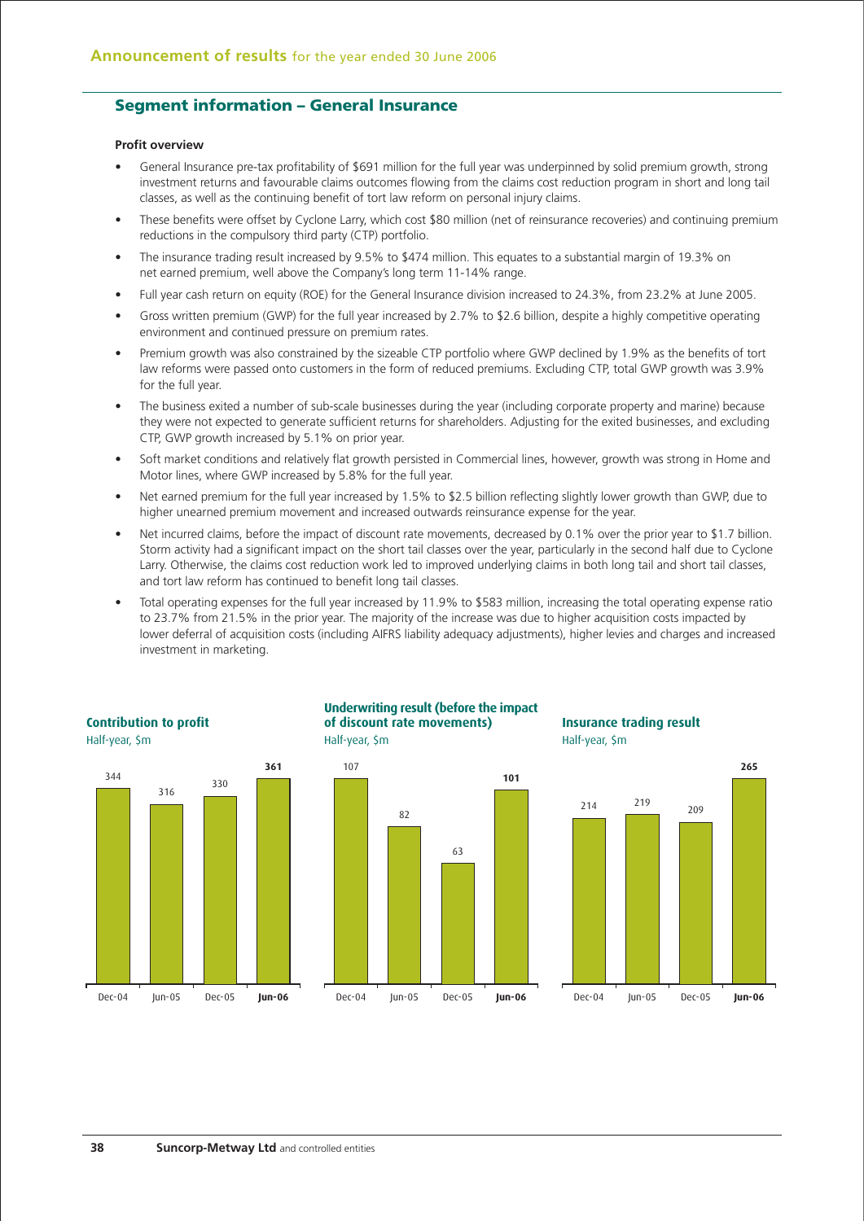## Segment information – General Insurance

**Profit overview**

- General Insurance pre-tax profitability of $691 million for the full year was underpinned by solid premium growth, strong investment returns and favourable claims outcomes flowing from the claims cost reduction program in short and long tail classes, as well as the continuing benefit of tort law reform on personal injury claims.
- These benefits were offset by Cyclone Larry, which cost $80 million (net of reinsurance recoveries) and continuing premium reductions in the compulsory third party (CTP) portfolio.
- The insurance trading result increased by 9.5% to $474 million. This equates to a substantial margin of 19.3% on net earned premium, well above the Company's long term 11-14% range.
- Full year cash return on equity (ROE) for the General Insurance division increased to 24.3%, from 23.2% at June 2005.
- Gross written premium (GWP) for the full year increased by 2.7% to $2.6 billion, despite a highly competitive operating environment and continued pressure on premium rates.
- Premium growth was also constrained by the sizeable CTP portfolio where GWP declined by 1.9% as the benefits of tort law reforms were passed onto customers in the form of reduced premiums. Excluding CTP, total GWP growth was 3.9% for the full year.
- The business exited a number of sub-scale businesses during the year (including corporate property and marine) because they were not expected to generate sufficient returns for shareholders. Adjusting for the exited businesses, and excluding CTP, GWP growth increased by 5.1% on prior year.
- Soft market conditions and relatively flat growth persisted in Commercial lines, however, growth was strong in Home and Motor lines, where GWP increased by 5.8% for the full year.
- Net earned premium for the full year increased by 1.5% to $2.5 billion reflecting slightly lower growth than GWP, due to higher unearned premium movement and increased outwards reinsurance expense for the year.
- Net incurred claims, before the impact of discount rate movements, decreased by 0.1% over the prior year to $1.7 billion. Storm activity had a significant impact on the short tail classes over the year, particularly in the second half due to Cyclone Larry. Otherwise, the claims cost reduction work led to improved underlying claims in both long tail and short tail classes, and tort law reform has continued to benefit long tail classes.
- Total operating expenses for the full year increased by 11.9% to $583 million, increasing the total operating expense ratio to 23.7% from 21.5% in the prior year. The majority of the increase was due to higher acquisition costs impacted by lower deferral of acquisition costs (including AIFRS liability adequacy adjustments), higher levies and charges and increased investment in marketing.

**Contribution to profit**
Half-year, $m

| Dec-04 | Jun-05 | Dec-05 | **Jun-06** |
|---|---|---|---|
| 344 | 316 | 330 | **361** |

**Underwriting result (before the impact of discount rate movements)**
Half-year, $m

| Dec-04 | Jun-05 | Dec-05 | **Jun-06** |
|---|---|---|---|
| 107 | 82 | 63 | **101** |

**Insurance trading result**
Half-year, $m

| Dec-04 | Jun-05 | Dec-05 | **Jun-06** |
|---|---|---|---|
| 214 | 219 | 209 | **265** |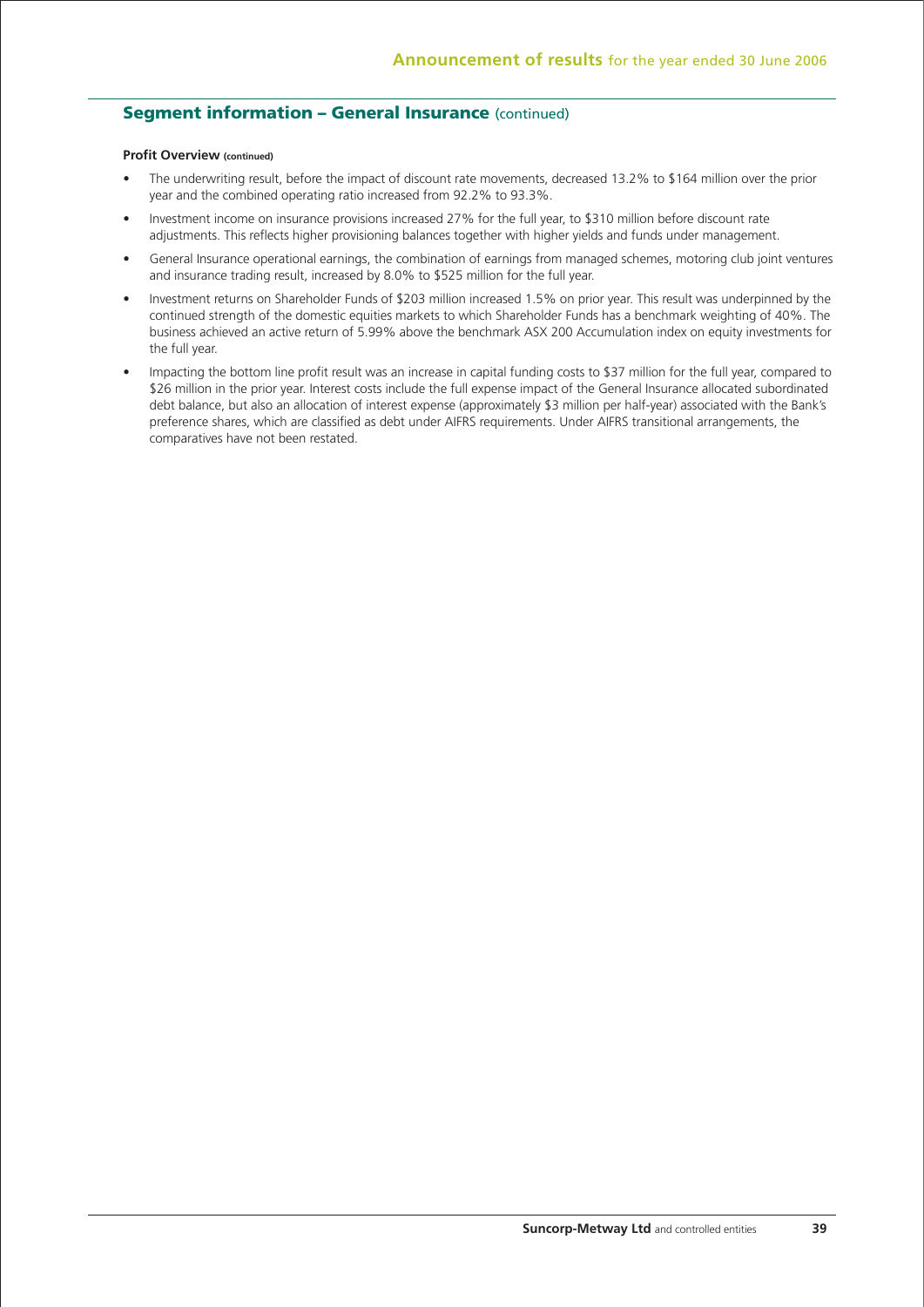## Segment information – General Insurance (continued)

**Profit Overview (continued)**

- The underwriting result, before the impact of discount rate movements, decreased 13.2% to $164 million over the prior year and the combined operating ratio increased from 92.2% to 93.3%.
- Investment income on insurance provisions increased 27% for the full year, to $310 million before discount rate adjustments. This reflects higher provisioning balances together with higher yields and funds under management.
- General Insurance operational earnings, the combination of earnings from managed schemes, motoring club joint ventures and insurance trading result, increased by 8.0% to $525 million for the full year.
- Investment returns on Shareholder Funds of $203 million increased 1.5% on prior year. This result was underpinned by the continued strength of the domestic equities markets to which Shareholder Funds has a benchmark weighting of 40%. The business achieved an active return of 5.99% above the benchmark ASX 200 Accumulation index on equity investments for the full year.
- Impacting the bottom line profit result was an increase in capital funding costs to $37 million for the full year, compared to $26 million in the prior year. Interest costs include the full expense impact of the General Insurance allocated subordinated debt balance, but also an allocation of interest expense (approximately $3 million per half-year) associated with the Bank's preference shares, which are classified as debt under AIFRS requirements. Under AIFRS transitional arrangements, the comparatives have not been restated.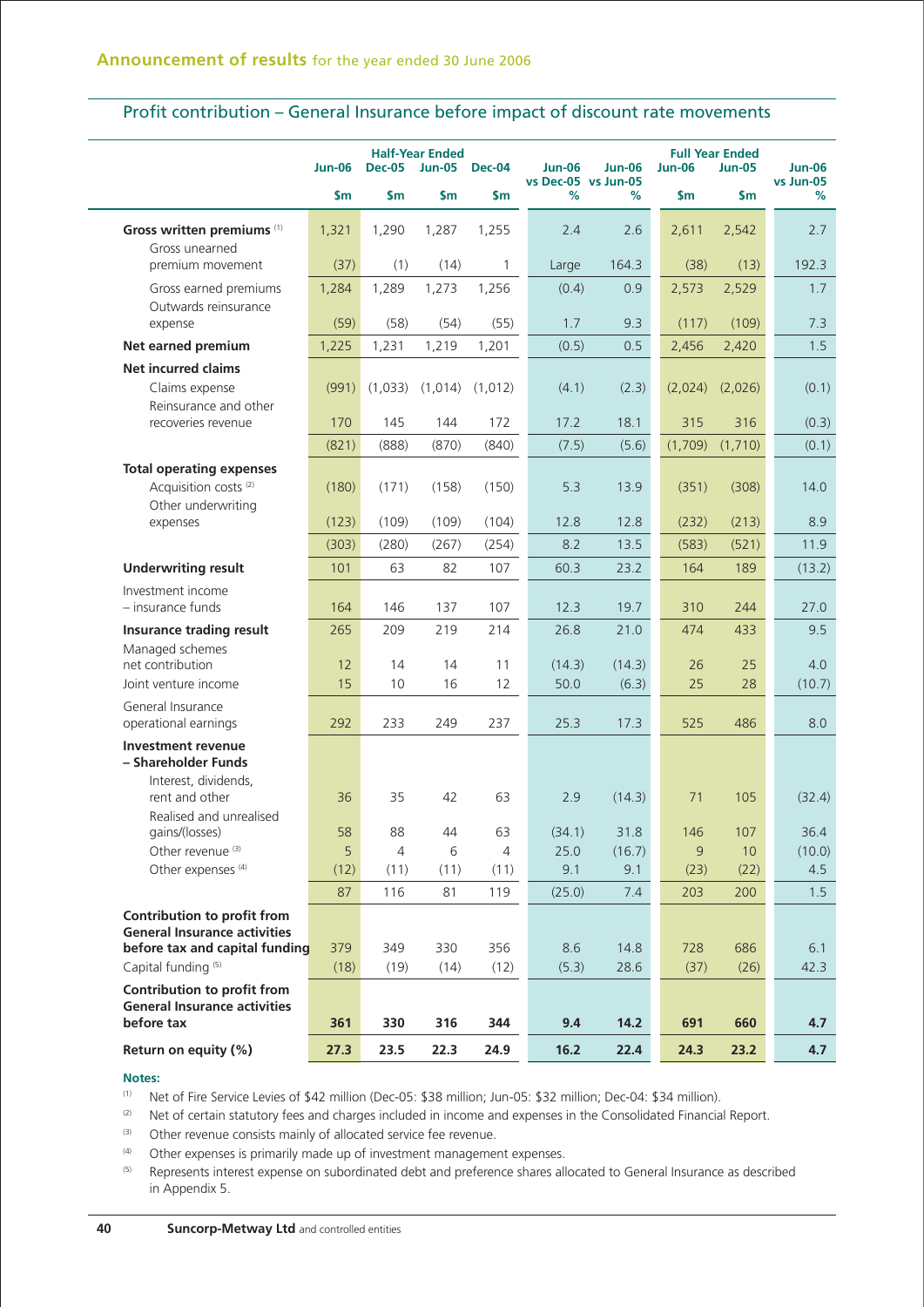## Profit contribution – General Insurance before impact of discount rate movements

| | Half-Year Ended | | | | | | Full Year Ended | | |
|---|---|---|---|---|---|---|---|---|---|
| | Jun-06 | Dec-05 | Jun-05 | Dec-04 | Jun-06 vs Dec-05 | Jun-06 vs Jun-05 | Jun-06 | Jun-05 | Jun-06 vs Jun-05 |
| | $m | $m | $m | $m | % | % | $m | $m | % |
| **Gross written premiums** [(1)] | 1,321 | 1,290 | 1,287 | 1,255 | 2.4 | 2.6 | 2,611 | 2,542 | 2.7 |
| Gross unearned premium movement | (37) | (1) | (14) | 1 | Large | 164.3 | (38) | (13) | 192.3 |
| Gross earned premiums | 1,284 | 1,289 | 1,273 | 1,256 | (0.4) | 0.9 | 2,573 | 2,529 | 1.7 |
| Outwards reinsurance expense | (59) | (58) | (54) | (55) | 1.7 | 9.3 | (117) | (109) | 7.3 |
| **Net earned premium** | 1,225 | 1,231 | 1,219 | 1,201 | (0.5) | 0.5 | 2,456 | 2,420 | 1.5 |
| **Net incurred claims** | | | | | | | | | |
| Claims expense | (991) | (1,033) | (1,014) | (1,012) | (4.1) | (2.3) | (2,024) | (2,026) | (0.1) |
| Reinsurance and other recoveries revenue | 170 | 145 | 144 | 172 | 17.2 | 18.1 | 315 | 316 | (0.3) |
| | (821) | (888) | (870) | (840) | (7.5) | (5.6) | (1,709) | (1,710) | (0.1) |
| **Total operating expenses** | | | | | | | | | |
| Acquisition costs [(2)] | (180) | (171) | (158) | (150) | 5.3 | 13.9 | (351) | (308) | 14.0 |
| Other underwriting expenses | (123) | (109) | (109) | (104) | 12.8 | 12.8 | (232) | (213) | 8.9 |
| | (303) | (280) | (267) | (254) | 8.2 | 13.5 | (583) | (521) | 11.9 |
| **Underwriting result** | 101 | 63 | 82 | 107 | 60.3 | 23.2 | 164 | 189 | (13.2) |
| Investment income – insurance funds | 164 | 146 | 137 | 107 | 12.3 | 19.7 | 310 | 244 | 27.0 |
| **Insurance trading result** | 265 | 209 | 219 | 214 | 26.8 | 21.0 | 474 | 433 | 9.5 |
| Managed schemes net contribution | 12 | 14 | 14 | 11 | (14.3) | (14.3) | 26 | 25 | 4.0 |
| Joint venture income | 15 | 10 | 16 | 12 | 50.0 | (6.3) | 25 | 28 | (10.7) |
| General Insurance operational earnings | 292 | 233 | 249 | 237 | 25.3 | 17.3 | 525 | 486 | 8.0 |
| **Investment revenue – Shareholder Funds** | | | | | | | | | |
| Interest, dividends, rent and other | 36 | 35 | 42 | 63 | 2.9 | (14.3) | 71 | 105 | (32.4) |
| Realised and unrealised gains/(losses) | 58 | 88 | 44 | 63 | (34.1) | 31.8 | 146 | 107 | 36.4 |
| Other revenue [(3)] | 5 | 4 | 6 | 4 | 25.0 | (16.7) | 9 | 10 | (10.0) |
| Other expenses [(4)] | (12) | (11) | (11) | (11) | 9.1 | 9.1 | (23) | (22) | 4.5 |
| | 87 | 116 | 81 | 119 | (25.0) | 7.4 | 203 | 200 | 1.5 |
| **Contribution to profit from General Insurance activities before tax and capital funding** | 379 | 349 | 330 | 356 | 8.6 | 14.8 | 728 | 686 | 6.1 |
| Capital funding [(5)] | (18) | (19) | (14) | (12) | (5.3) | 28.6 | (37) | (26) | 42.3 |
| **Contribution to profit from General Insurance activities before tax** | **361** | **330** | **316** | **344** | **9.4** | **14.2** | **691** | **660** | **4.7** |
| **Return on equity (%)** | **27.3** | **23.5** | **22.3** | **24.9** | **16.2** | **22.4** | **24.3** | **23.2** | **4.7** |

**Notes:**

(1) Net of Fire Service Levies of $42 million (Dec-05: $38 million; Jun-05: $32 million; Dec-04: $34 million).

(2) Net of certain statutory fees and charges included in income and expenses in the Consolidated Financial Report.

(3) Other revenue consists mainly of allocated service fee revenue.

(4) Other expenses is primarily made up of investment management expenses.

(5) Represents interest expense on subordinated debt and preference shares allocated to General Insurance as described in Appendix 5.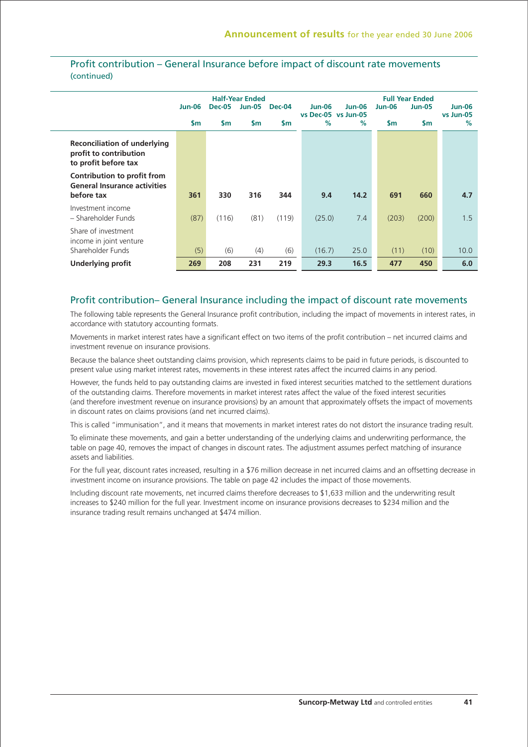## Profit contribution – General Insurance before impact of discount rate movements (continued)

| | Half-Year Ended | | | | | | Full Year Ended | | |
|---|---|---|---|---|---|---|---|---|---|
| | Jun-06 | Dec-05 | Jun-05 | Dec-04 | Jun-06 vs Dec-05 | Jun-06 vs Jun-05 | Jun-06 | Jun-05 | Jun-06 vs Jun-05 |
| | $m | $m | $m | $m | % | % | $m | $m | % |
| **Reconciliation of underlying profit to contribution to profit before tax** | | | | | | | | | |
| **Contribution to profit from General Insurance activities before tax** | **361** | **330** | **316** | **344** | **9.4** | **14.2** | **691** | **660** | **4.7** |
| Investment income – Shareholder Funds | (87) | (116) | (81) | (119) | (25.0) | 7.4 | (203) | (200) | 1.5 |
| Share of investment income in joint venture Shareholder Funds | (5) | (6) | (4) | (6) | (16.7) | 25.0 | (11) | (10) | 10.0 |
| **Underlying profit** | **269** | **208** | **231** | **219** | **29.3** | **16.5** | **477** | **450** | **6.0** |

## Profit contribution– General Insurance including the impact of discount rate movements

The following table represents the General Insurance profit contribution, including the impact of movements in interest rates, in accordance with statutory accounting formats.

Movements in market interest rates have a significant effect on two items of the profit contribution – net incurred claims and investment revenue on insurance provisions.

Because the balance sheet outstanding claims provision, which represents claims to be paid in future periods, is discounted to present value using market interest rates, movements in these interest rates affect the incurred claims in any period.

However, the funds held to pay outstanding claims are invested in fixed interest securities matched to the settlement durations of the outstanding claims. Therefore movements in market interest rates affect the value of the fixed interest securities (and therefore investment revenue on insurance provisions) by an amount that approximately offsets the impact of movements in discount rates on claims provisions (and net incurred claims).

This is called "immunisation", and it means that movements in market interest rates do not distort the insurance trading result.

To eliminate these movements, and gain a better understanding of the underlying claims and underwriting performance, the table on page 40, removes the impact of changes in discount rates. The adjustment assumes perfect matching of insurance assets and liabilities.

For the full year, discount rates increased, resulting in a $76 million decrease in net incurred claims and an offsetting decrease in investment income on insurance provisions. The table on page 42 includes the impact of those movements.

Including discount rate movements, net incurred claims therefore decreases to $1,633 million and the underwriting result increases to $240 million for the full year. Investment income on insurance provisions decreases to $234 million and the insurance trading result remains unchanged at $474 million.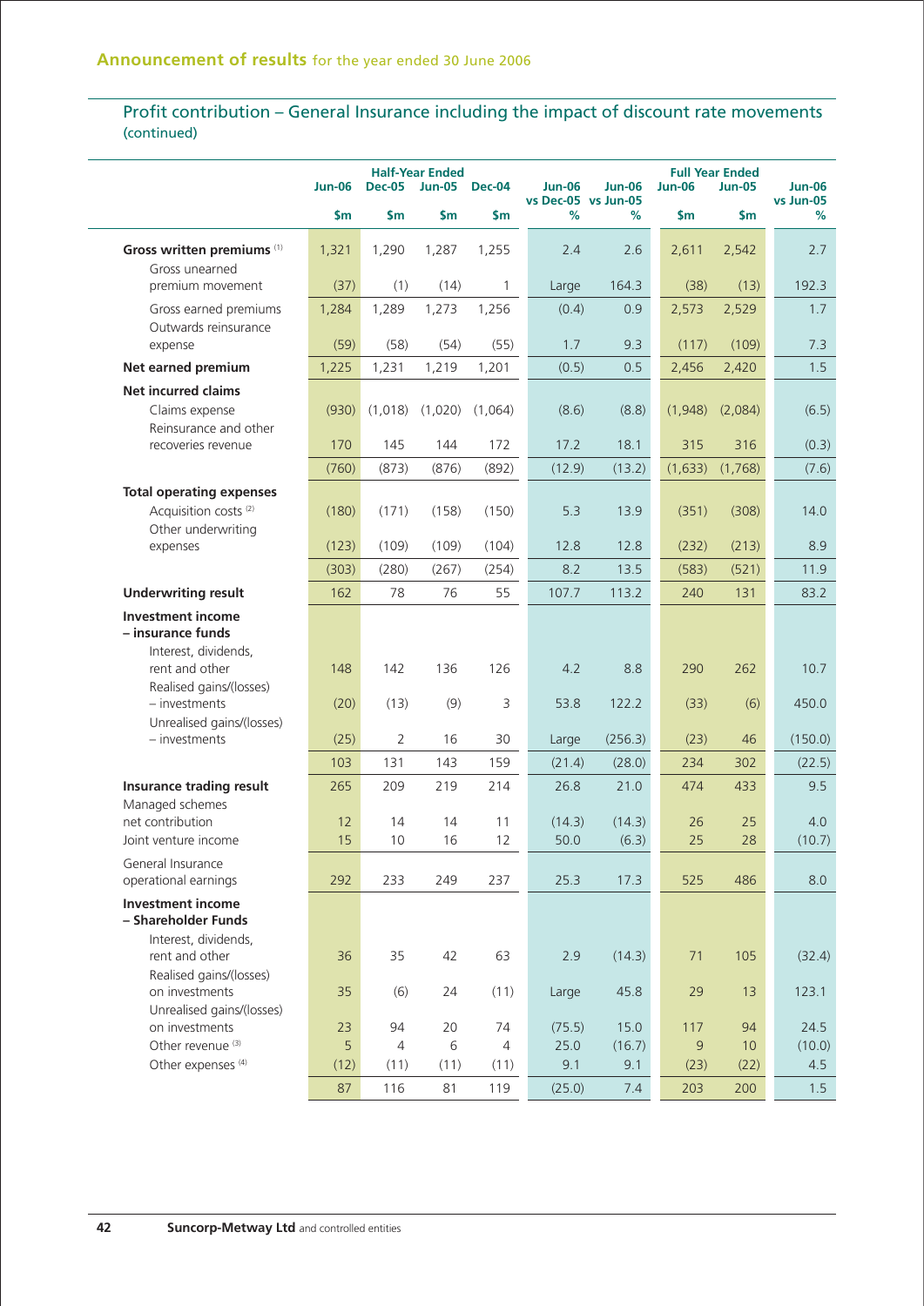## Profit contribution – General Insurance including the impact of discount rate movements (continued)

| | Half-Year Ended | | | | | | Full Year Ended | | |
|---|---|---|---|---|---|---|---|---|---|
| | Jun-06 | Dec-05 | Jun-05 | Dec-04 | Jun-06 vs Dec-05 | Jun-06 vs Jun-05 | Jun-06 | Jun-05 | Jun-06 vs Jun-05 |
| | $m | $m | $m | $m | % | % | $m | $m | % |
| **Gross written premiums** [1] | 1,321 | 1,290 | 1,287 | 1,255 | 2.4 | 2.6 | 2,611 | 2,542 | 2.7 |
| Gross unearned premium movement | (37) | (1) | (14) | 1 | Large | 164.3 | (38) | (13) | 192.3 |
| Gross earned premiums | 1,284 | 1,289 | 1,273 | 1,256 | (0.4) | 0.9 | 2,573 | 2,529 | 1.7 |
| Outwards reinsurance expense | (59) | (58) | (54) | (55) | 1.7 | 9.3 | (117) | (109) | 7.3 |
| **Net earned premium** | 1,225 | 1,231 | 1,219 | 1,201 | (0.5) | 0.5 | 2,456 | 2,420 | 1.5 |
| **Net incurred claims** | | | | | | | | | |
| Claims expense | (930) | (1,018) | (1,020) | (1,064) | (8.6) | (8.8) | (1,948) | (2,084) | (6.5) |
| Reinsurance and other recoveries revenue | 170 | 145 | 144 | 172 | 17.2 | 18.1 | 315 | 316 | (0.3) |
| | (760) | (873) | (876) | (892) | (12.9) | (13.2) | (1,633) | (1,768) | (7.6) |
| **Total operating expenses** | | | | | | | | | |
| Acquisition costs [2] | (180) | (171) | (158) | (150) | 5.3 | 13.9 | (351) | (308) | 14.0 |
| Other underwriting expenses | (123) | (109) | (109) | (104) | 12.8 | 12.8 | (232) | (213) | 8.9 |
| | (303) | (280) | (267) | (254) | 8.2 | 13.5 | (583) | (521) | 11.9 |
| **Underwriting result** | 162 | 78 | 76 | 55 | 107.7 | 113.2 | 240 | 131 | 83.2 |
| **Investment income – insurance funds** | | | | | | | | | |
| Interest, dividends, rent and other | 148 | 142 | 136 | 126 | 4.2 | 8.8 | 290 | 262 | 10.7 |
| Realised gains/(losses) – investments | (20) | (13) | (9) | 3 | 53.8 | 122.2 | (33) | (6) | 450.0 |
| Unrealised gains/(losses) – investments | (25) | 2 | 16 | 30 | Large | (256.3) | (23) | 46 | (150.0) |
| | 103 | 131 | 143 | 159 | (21.4) | (28.0) | 234 | 302 | (22.5) |
| **Insurance trading result** | 265 | 209 | 219 | 214 | 26.8 | 21.0 | 474 | 433 | 9.5 |
| Managed schemes net contribution | 12 | 14 | 14 | 11 | (14.3) | (14.3) | 26 | 25 | 4.0 |
| Joint venture income | 15 | 10 | 16 | 12 | 50.0 | (6.3) | 25 | 28 | (10.7) |
| General Insurance operational earnings | 292 | 233 | 249 | 237 | 25.3 | 17.3 | 525 | 486 | 8.0 |
| **Investment income – Shareholder Funds** | | | | | | | | | |
| Interest, dividends, rent and other | 36 | 35 | 42 | 63 | 2.9 | (14.3) | 71 | 105 | (32.4) |
| Realised gains/(losses) on investments | 35 | (6) | 24 | (11) | Large | 45.8 | 29 | 13 | 123.1 |
| Unrealised gains/(losses) on investments | 23 | 94 | 20 | 74 | (75.5) | 15.0 | 117 | 94 | 24.5 |
| Other revenue [3] | 5 | 4 | 6 | 4 | 25.0 | (16.7) | 9 | 10 | (10.0) |
| Other expenses [4] | (12) | (11) | (11) | (11) | 9.1 | 9.1 | (23) | (22) | 4.5 |
| | 87 | 116 | 81 | 119 | (25.0) | 7.4 | 203 | 200 | 1.5 |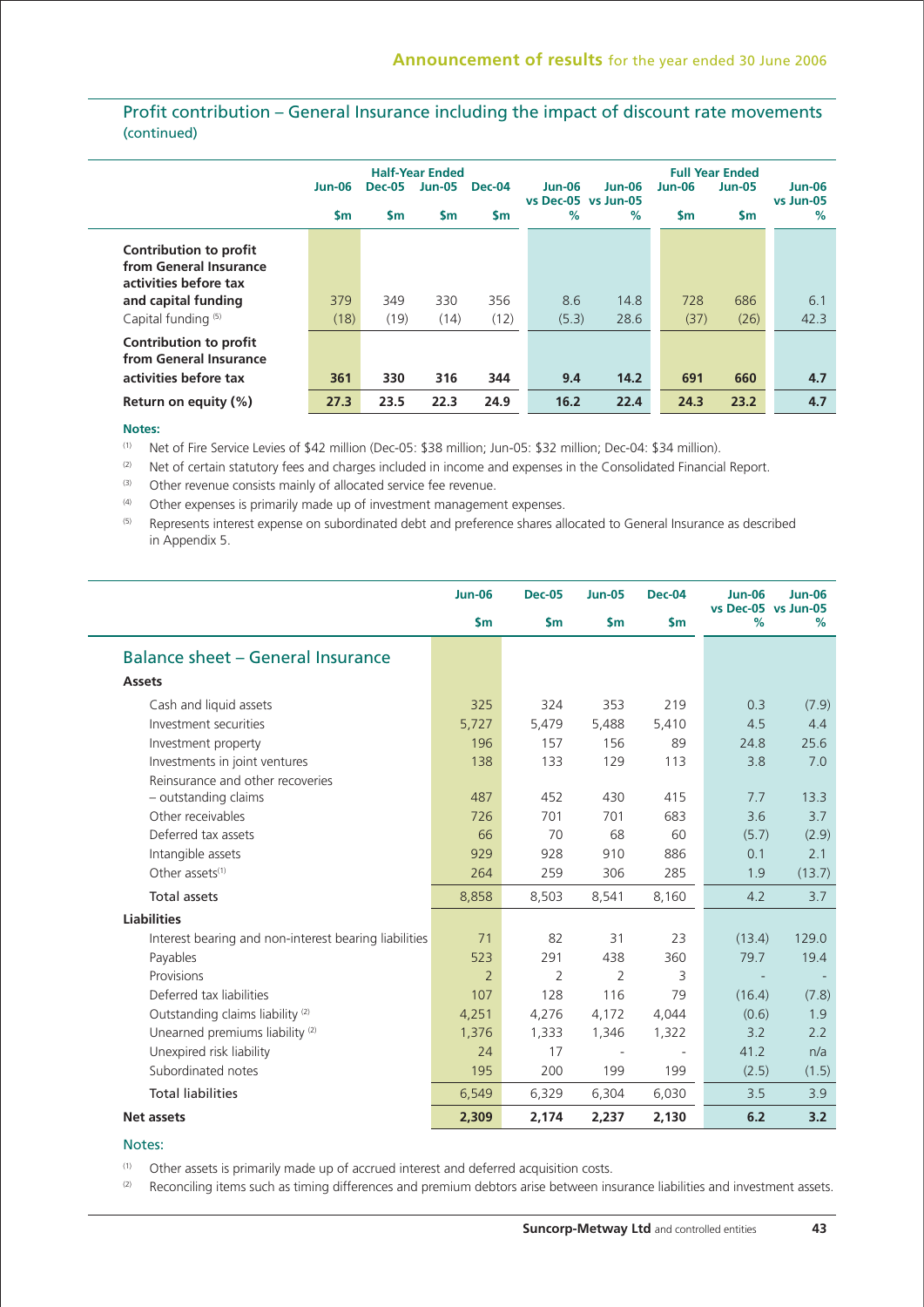## Profit contribution – General Insurance including the impact of discount rate movements (continued)

| | Half-Year Ended | | | | | | Full Year Ended | | |
|---|---|---|---|---|---|---|---|---|---|
| | Jun-06 | Dec-05 | Jun-05 | Dec-04 | Jun-06 vs Dec-05 | Jun-06 vs Jun-05 | Jun-06 | Jun-05 | Jun-06 vs Jun-05 |
| | $m | $m | $m | $m | % | % | $m | $m | % |
| **Contribution to profit from General Insurance activities before tax and capital funding** | 379 | 349 | 330 | 356 | 8.6 | 14.8 | 728 | 686 | 6.1 |
| Capital funding [5] | (18) | (19) | (14) | (12) | (5.3) | 28.6 | (37) | (26) | 42.3 |
| **Contribution to profit from General Insurance activities before tax** | **361** | **330** | **316** | **344** | **9.4** | **14.2** | **691** | **660** | **4.7** |
| **Return on equity (%)** | **27.3** | **23.5** | **22.3** | **24.9** | **16.2** | **22.4** | **24.3** | **23.2** | **4.7** |

**Notes:**

[1] Net of Fire Service Levies of $42 million (Dec-05: $38 million; Jun-05: $32 million; Dec-04: $34 million).

[2] Net of certain statutory fees and charges included in income and expenses in the Consolidated Financial Report.

[3] Other revenue consists mainly of allocated service fee revenue.

[4] Other expenses is primarily made up of investment management expenses.

[5] Represents interest expense on subordinated debt and preference shares allocated to General Insurance as described in Appendix 5.

## Balance sheet – General Insurance

| | Jun-06 | Dec-05 | Jun-05 | Dec-04 | Jun-06 vs Dec-05 | Jun-06 vs Jun-05 |
|---|---|---|---|---|---|---|
| | $m | $m | $m | $m | % | % |
| **Assets** | | | | | | |
| Cash and liquid assets | 325 | 324 | 353 | 219 | 0.3 | (7.9) |
| Investment securities | 5,727 | 5,479 | 5,488 | 5,410 | 4.5 | 4.4 |
| Investment property | 196 | 157 | 156 | 89 | 24.8 | 25.6 |
| Investments in joint ventures | 138 | 133 | 129 | 113 | 3.8 | 7.0 |
| Reinsurance and other recoveries – outstanding claims | 487 | 452 | 430 | 415 | 7.7 | 13.3 |
| Other receivables | 726 | 701 | 701 | 683 | 3.6 | 3.7 |
| Deferred tax assets | 66 | 70 | 68 | 60 | (5.7) | (2.9) |
| Intangible assets | 929 | 928 | 910 | 886 | 0.1 | 2.1 |
| Other assets[1] | 264 | 259 | 306 | 285 | 1.9 | (13.7) |
| Total assets | 8,858 | 8,503 | 8,541 | 8,160 | 4.2 | 3.7 |
| **Liabilities** | | | | | | |
| Interest bearing and non-interest bearing liabilities | 71 | 82 | 31 | 23 | (13.4) | 129.0 |
| Payables | 523 | 291 | 438 | 360 | 79.7 | 19.4 |
| Provisions | 2 | 2 | 2 | 3 | - | - |
| Deferred tax liabilities | 107 | 128 | 116 | 79 | (16.4) | (7.8) |
| Outstanding claims liability [2] | 4,251 | 4,276 | 4,172 | 4,044 | (0.6) | 1.9 |
| Unearned premiums liability [2] | 1,376 | 1,333 | 1,346 | 1,322 | 3.2 | 2.2 |
| Unexpired risk liability | 24 | 17 | - | - | 41.2 | n/a |
| Subordinated notes | 195 | 200 | 199 | 199 | (2.5) | (1.5) |
| Total liabilities | 6,549 | 6,329 | 6,304 | 6,030 | 3.5 | 3.9 |
| **Net assets** | **2,309** | **2,174** | **2,237** | **2,130** | **6.2** | **3.2** |

Notes:

[1] Other assets is primarily made up of accrued interest and deferred acquisition costs.

[2] Reconciling items such as timing differences and premium debtors arise between insurance liabilities and investment assets.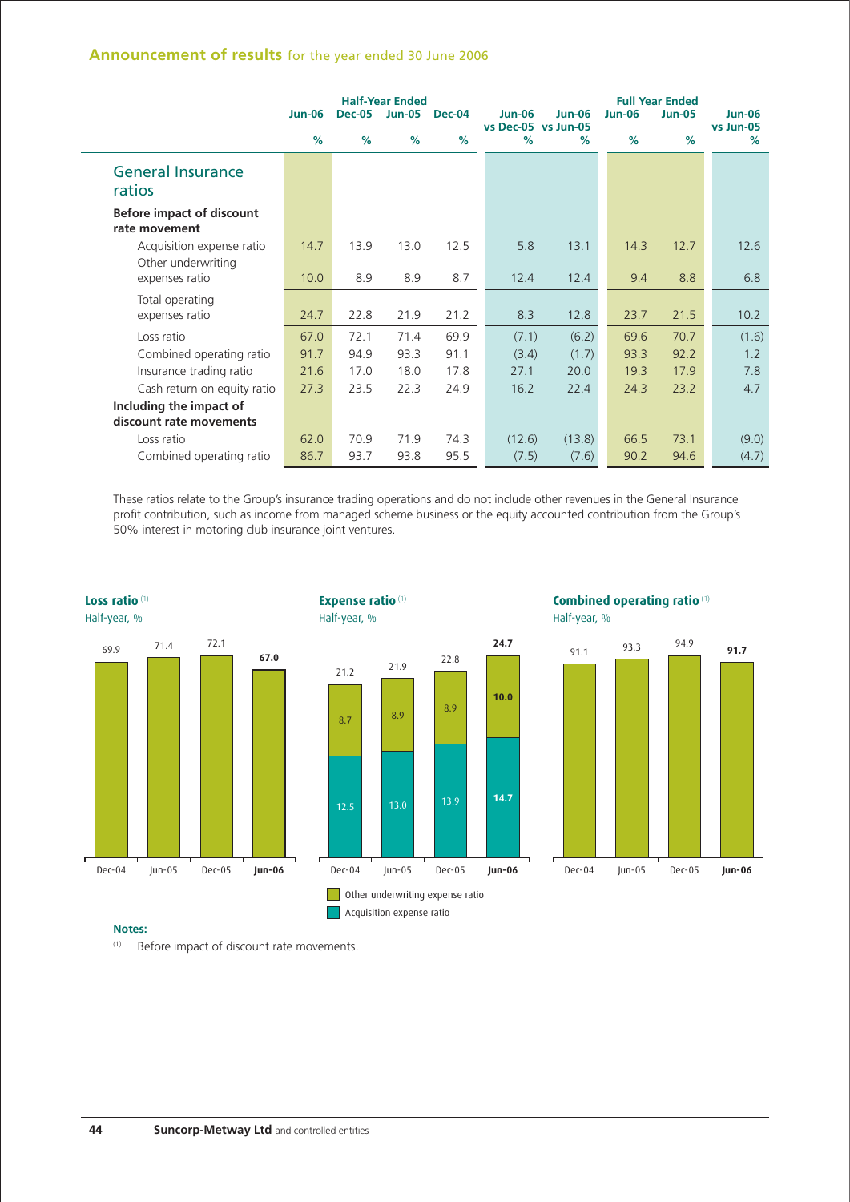| | Half-Year Ended | | | | | | Full Year Ended | | |
|---|---|---|---|---|---|---|---|---|---|
| | Jun-06 | Dec-05 | Jun-05 | Dec-04 | Jun-06 vs Dec-05 | Jun-06 vs Jun-05 | Jun-06 | Jun-05 | Jun-06 vs Jun-05 |
| | % | % | % | % | % | % | % | % | % |
| **General Insurance ratios** | | | | | | | | | |
| **Before impact of discount rate movement** | | | | | | | | | |
| Acquisition expense ratio | 14.7 | 13.9 | 13.0 | 12.5 | 5.8 | 13.1 | 14.3 | 12.7 | 12.6 |
| Other underwriting expenses ratio | 10.0 | 8.9 | 8.9 | 8.7 | 12.4 | 12.4 | 9.4 | 8.8 | 6.8 |
| Total operating expenses ratio | 24.7 | 22.8 | 21.9 | 21.2 | 8.3 | 12.8 | 23.7 | 21.5 | 10.2 |
| Loss ratio | 67.0 | 72.1 | 71.4 | 69.9 | (7.1) | (6.2) | 69.6 | 70.7 | (1.6) |
| Combined operating ratio | 91.7 | 94.9 | 93.3 | 91.1 | (3.4) | (1.7) | 93.3 | 92.2 | 1.2 |
| Insurance trading ratio | 21.6 | 17.0 | 18.0 | 17.8 | 27.1 | 20.0 | 19.3 | 17.9 | 7.8 |
| Cash return on equity ratio | 27.3 | 23.5 | 22.3 | 24.9 | 16.2 | 22.4 | 24.3 | 23.2 | 4.7 |
| **Including the impact of discount rate movements** | | | | | | | | | |
| Loss ratio | 62.0 | 70.9 | 71.9 | 74.3 | (12.6) | (13.8) | 66.5 | 73.1 | (9.0) |
| Combined operating ratio | 86.7 | 93.7 | 93.8 | 95.5 | (7.5) | (7.6) | 90.2 | 94.6 | (4.7) |

These ratios relate to the Group's insurance trading operations and do not include other revenues in the General Insurance profit contribution, such as income from managed scheme business or the equity accounted contribution from the Group's 50% interest in motoring club insurance joint ventures.

**Loss ratio** [(1)]
Half-year, %

| Dec-04 | Jun-05 | Dec-05 | **Jun-06** |
|---|---|---|---|
| 69.9 | 71.4 | 72.1 | **67.0** |

**Expense ratio** [(1)]
Half-year, %

| | Dec-04 | Jun-05 | Dec-05 | **Jun-06** |
|---|---|---|---|---|
| Other underwriting expense ratio | 8.7 | 8.9 | 8.9 | **10.0** |
| Acquisition expense ratio | 12.5 | 13.0 | 13.9 | **14.7** |
| Total | 21.2 | 21.9 | 22.8 | **24.7** |

**Combined operating ratio** [(1)]
Half-year, %

| Dec-04 | Jun-05 | Dec-05 | **Jun-06** |
|---|---|---|---|
| 91.1 | 93.3 | 94.9 | **91.7** |

**Notes:**

(1) Before impact of discount rate movements.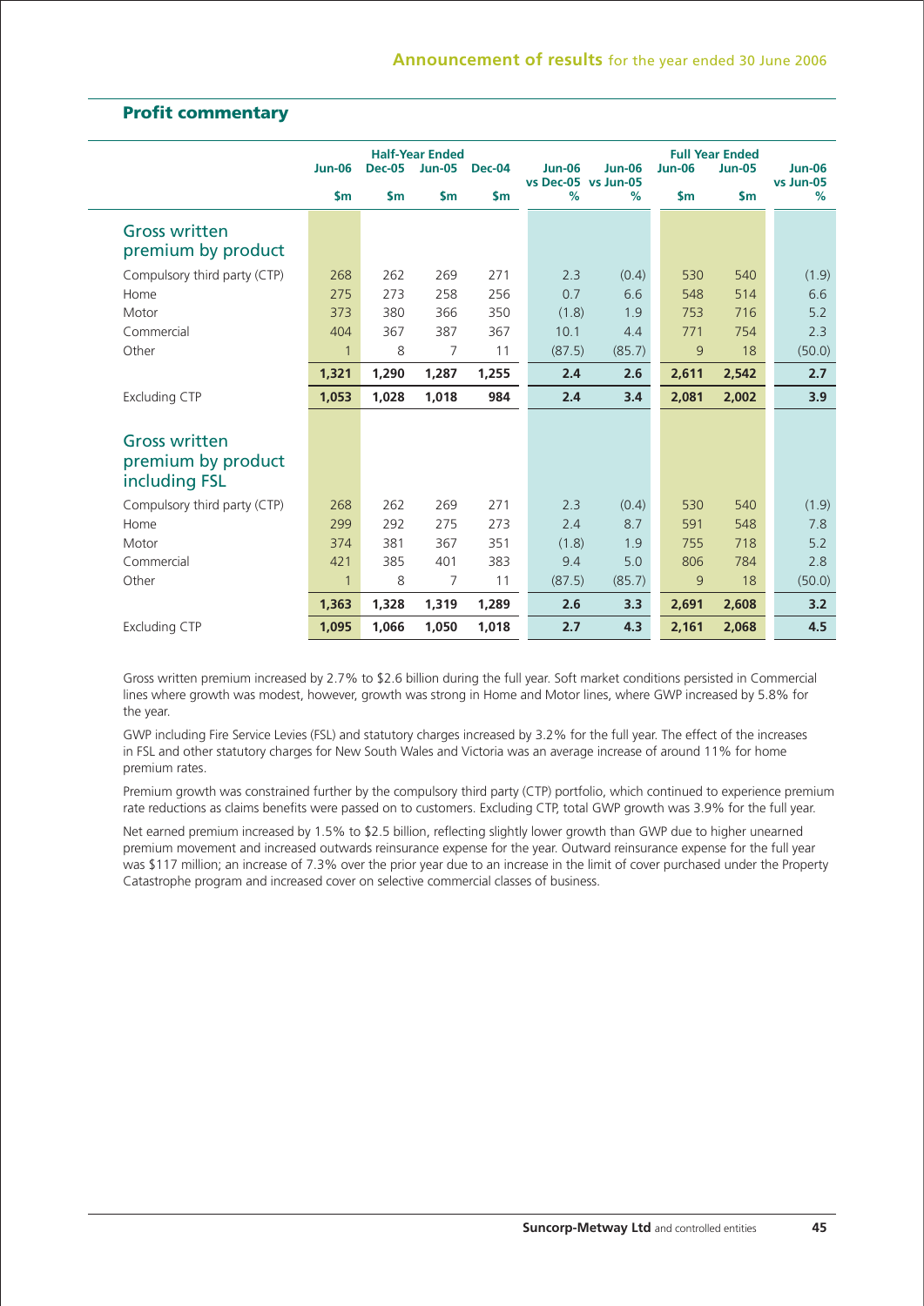## Profit commentary

| | Half-Year Ended | | | | | | Full Year Ended | | |
|---|---|---|---|---|---|---|---|---|---|
| | Jun-06 | Dec-05 | Jun-05 | Dec-04 | Jun-06 vs Dec-05 | Jun-06 vs Jun-05 | Jun-06 | Jun-05 | Jun-06 vs Jun-05 |
| | $m | $m | $m | $m | % | % | $m | $m | % |
| **Gross written premium by product** | | | | | | | | | |
| Compulsory third party (CTP) | 268 | 262 | 269 | 271 | 2.3 | (0.4) | 530 | 540 | (1.9) |
| Home | 275 | 273 | 258 | 256 | 0.7 | 6.6 | 548 | 514 | 6.6 |
| Motor | 373 | 380 | 366 | 350 | (1.8) | 1.9 | 753 | 716 | 5.2 |
| Commercial | 404 | 367 | 387 | 367 | 10.1 | 4.4 | 771 | 754 | 2.3 |
| Other | 1 | 8 | 7 | 11 | (87.5) | (85.7) | 9 | 18 | (50.0) |
| | **1,321** | **1,290** | **1,287** | **1,255** | **2.4** | **2.6** | **2,611** | **2,542** | **2.7** |
| Excluding CTP | **1,053** | **1,028** | **1,018** | **984** | **2.4** | **3.4** | **2,081** | **2,002** | **3.9** |
| **Gross written premium by product including FSL** | | | | | | | | | |
| Compulsory third party (CTP) | 268 | 262 | 269 | 271 | 2.3 | (0.4) | 530 | 540 | (1.9) |
| Home | 299 | 292 | 275 | 273 | 2.4 | 8.7 | 591 | 548 | 7.8 |
| Motor | 374 | 381 | 367 | 351 | (1.8) | 1.9 | 755 | 718 | 5.2 |
| Commercial | 421 | 385 | 401 | 383 | 9.4 | 5.0 | 806 | 784 | 2.8 |
| Other | 1 | 8 | 7 | 11 | (87.5) | (85.7) | 9 | 18 | (50.0) |
| | **1,363** | **1,328** | **1,319** | **1,289** | **2.6** | **3.3** | **2,691** | **2,608** | **3.2** |
| Excluding CTP | **1,095** | **1,066** | **1,050** | **1,018** | **2.7** | **4.3** | **2,161** | **2,068** | **4.5** |

Gross written premium increased by 2.7% to $2.6 billion during the full year. Soft market conditions persisted in Commercial lines where growth was modest, however, growth was strong in Home and Motor lines, where GWP increased by 5.8% for the year.

GWP including Fire Service Levies (FSL) and statutory charges increased by 3.2% for the full year. The effect of the increases in FSL and other statutory charges for New South Wales and Victoria was an average increase of around 11% for home premium rates.

Premium growth was constrained further by the compulsory third party (CTP) portfolio, which continued to experience premium rate reductions as claims benefits were passed on to customers. Excluding CTP, total GWP growth was 3.9% for the full year.

Net earned premium increased by 1.5% to $2.5 billion, reflecting slightly lower growth than GWP due to higher unearned premium movement and increased outwards reinsurance expense for the year. Outward reinsurance expense for the full year was $117 million; an increase of 7.3% over the prior year due to an increase in the limit of cover purchased under the Property Catastrophe program and increased cover on selective commercial classes of business.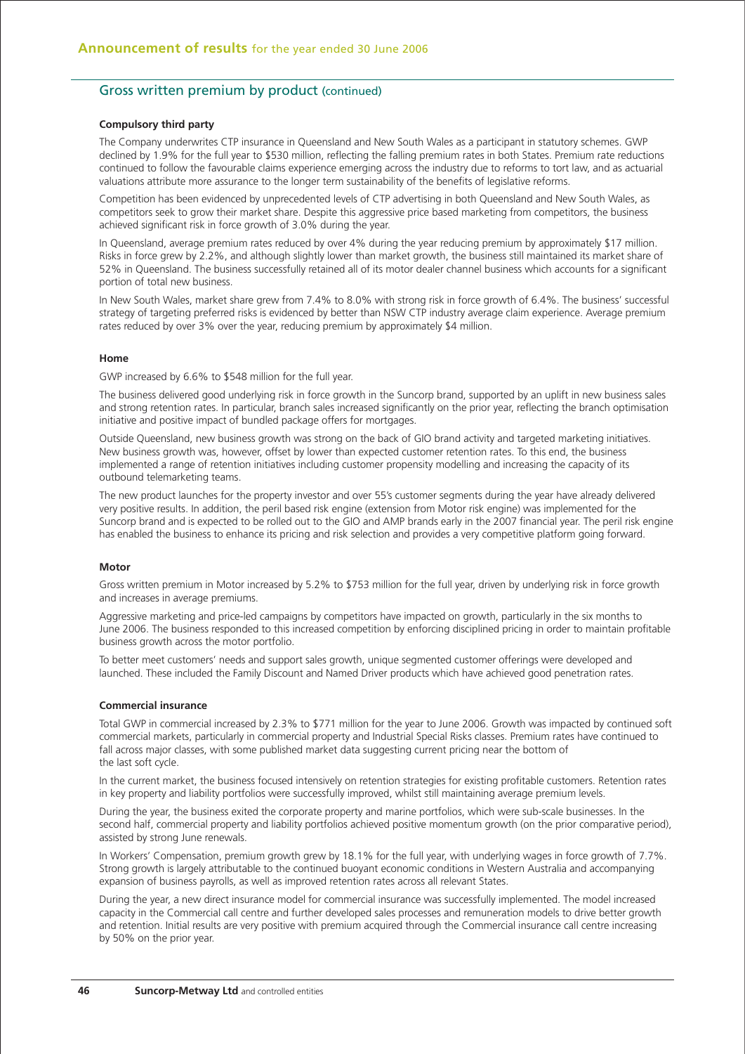## Gross written premium by product (continued)

### Compulsory third party

The Company underwrites CTP insurance in Queensland and New South Wales as a participant in statutory schemes. GWP declined by 1.9% for the full year to $530 million, reflecting the falling premium rates in both States. Premium rate reductions continued to follow the favourable claims experience emerging across the industry due to reforms to tort law, and as actuarial valuations attribute more assurance to the longer term sustainability of the benefits of legislative reforms.

Competition has been evidenced by unprecedented levels of CTP advertising in both Queensland and New South Wales, as competitors seek to grow their market share. Despite this aggressive price based marketing from competitors, the business achieved significant risk in force growth of 3.0% during the year.

In Queensland, average premium rates reduced by over 4% during the year reducing premium by approximately $17 million. Risks in force grew by 2.2%, and although slightly lower than market growth, the business still maintained its market share of 52% in Queensland. The business successfully retained all of its motor dealer channel business which accounts for a significant portion of total new business.

In New South Wales, market share grew from 7.4% to 8.0% with strong risk in force growth of 6.4%. The business' successful strategy of targeting preferred risks is evidenced by better than NSW CTP industry average claim experience. Average premium rates reduced by over 3% over the year, reducing premium by approximately $4 million.

### Home

GWP increased by 6.6% to $548 million for the full year.

The business delivered good underlying risk in force growth in the Suncorp brand, supported by an uplift in new business sales and strong retention rates. In particular, branch sales increased significantly on the prior year, reflecting the branch optimisation initiative and positive impact of bundled package offers for mortgages.

Outside Queensland, new business growth was strong on the back of GIO brand activity and targeted marketing initiatives. New business growth was, however, offset by lower than expected customer retention rates. To this end, the business implemented a range of retention initiatives including customer propensity modelling and increasing the capacity of its outbound telemarketing teams.

The new product launches for the property investor and over 55's customer segments during the year have already delivered very positive results. In addition, the peril based risk engine (extension from Motor risk engine) was implemented for the Suncorp brand and is expected to be rolled out to the GIO and AMP brands early in the 2007 financial year. The peril risk engine has enabled the business to enhance its pricing and risk selection and provides a very competitive platform going forward.

### Motor

Gross written premium in Motor increased by 5.2% to $753 million for the full year, driven by underlying risk in force growth and increases in average premiums.

Aggressive marketing and price-led campaigns by competitors have impacted on growth, particularly in the six months to June 2006. The business responded to this increased competition by enforcing disciplined pricing in order to maintain profitable business growth across the motor portfolio.

To better meet customers' needs and support sales growth, unique segmented customer offerings were developed and launched. These included the Family Discount and Named Driver products which have achieved good penetration rates.

### Commercial insurance

Total GWP in commercial increased by 2.3% to $771 million for the year to June 2006. Growth was impacted by continued soft commercial markets, particularly in commercial property and Industrial Special Risks classes. Premium rates have continued to fall across major classes, with some published market data suggesting current pricing near the bottom of the last soft cycle.

In the current market, the business focused intensively on retention strategies for existing profitable customers. Retention rates in key property and liability portfolios were successfully improved, whilst still maintaining average premium levels.

During the year, the business exited the corporate property and marine portfolios, which were sub-scale businesses. In the second half, commercial property and liability portfolios achieved positive momentum growth (on the prior comparative period), assisted by strong June renewals.

In Workers' Compensation, premium growth grew by 18.1% for the full year, with underlying wages in force growth of 7.7%. Strong growth is largely attributable to the continued buoyant economic conditions in Western Australia and accompanying expansion of business payrolls, as well as improved retention rates across all relevant States.

During the year, a new direct insurance model for commercial insurance was successfully implemented. The model increased capacity in the Commercial call centre and further developed sales processes and remuneration models to drive better growth and retention. Initial results are very positive with premium acquired through the Commercial insurance call centre increasing by 50% on the prior year.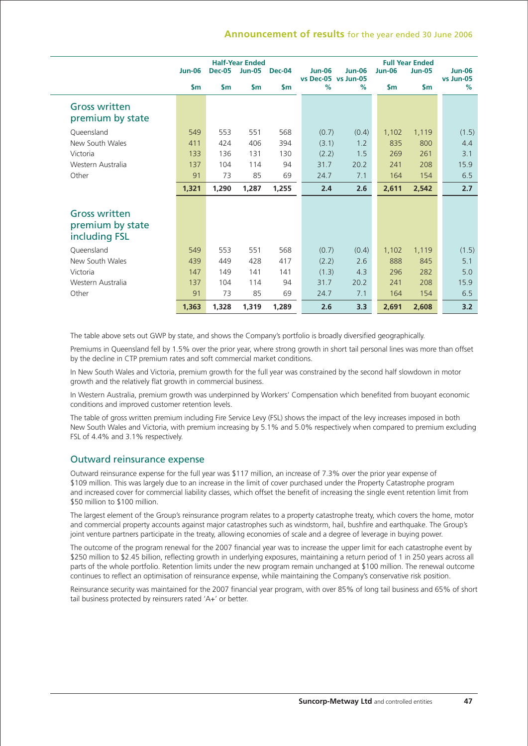| | Half-Year Ended | | | | | | Full Year Ended | | |
|---|---|---|---|---|---|---|---|---|---|
| | Jun-06 | Dec-05 | Jun-05 | Dec-04 | Jun-06 vs Dec-05 | Jun-06 vs Jun-05 | Jun-06 | Jun-05 | Jun-06 vs Jun-05 |
| | $m | $m | $m | $m | % | % | $m | $m | % |
| **Gross written premium by state** | | | | | | | | | |
| Queensland | 549 | 553 | 551 | 568 | (0.7) | (0.4) | 1,102 | 1,119 | (1.5) |
| New South Wales | 411 | 424 | 406 | 394 | (3.1) | 1.2 | 835 | 800 | 4.4 |
| Victoria | 133 | 136 | 131 | 130 | (2.2) | 1.5 | 269 | 261 | 3.1 |
| Western Australia | 137 | 104 | 114 | 94 | 31.7 | 20.2 | 241 | 208 | 15.9 |
| Other | 91 | 73 | 85 | 69 | 24.7 | 7.1 | 164 | 154 | 6.5 |
| | **1,321** | **1,290** | **1,287** | **1,255** | **2.4** | **2.6** | **2,611** | **2,542** | **2.7** |
| **Gross written premium by state including FSL** | | | | | | | | | |
| Queensland | 549 | 553 | 551 | 568 | (0.7) | (0.4) | 1,102 | 1,119 | (1.5) |
| New South Wales | 439 | 449 | 428 | 417 | (2.2) | 2.6 | 888 | 845 | 5.1 |
| Victoria | 147 | 149 | 141 | 141 | (1.3) | 4.3 | 296 | 282 | 5.0 |
| Western Australia | 137 | 104 | 114 | 94 | 31.7 | 20.2 | 241 | 208 | 15.9 |
| Other | 91 | 73 | 85 | 69 | 24.7 | 7.1 | 164 | 154 | 6.5 |
| | **1,363** | **1,328** | **1,319** | **1,289** | **2.6** | **3.3** | **2,691** | **2,608** | **3.2** |

The table above sets out GWP by state, and shows the Company's portfolio is broadly diversified geographically.

Premiums in Queensland fell by 1.5% over the prior year, where strong growth in short tail personal lines was more than offset by the decline in CTP premium rates and soft commercial market conditions.

In New South Wales and Victoria, premium growth for the full year was constrained by the second half slowdown in motor growth and the relatively flat growth in commercial business.

In Western Australia, premium growth was underpinned by Workers' Compensation which benefited from buoyant economic conditions and improved customer retention levels.

The table of gross written premium including Fire Service Levy (FSL) shows the impact of the levy increases imposed in both New South Wales and Victoria, with premium increasing by 5.1% and 5.0% respectively when compared to premium excluding FSL of 4.4% and 3.1% respectively.

## Outward reinsurance expense

Outward reinsurance expense for the full year was $117 million, an increase of 7.3% over the prior year expense of $109 million. This was largely due to an increase in the limit of cover purchased under the Property Catastrophe program and increased cover for commercial liability classes, which offset the benefit of increasing the single event retention limit from $50 million to $100 million.

The largest element of the Group's reinsurance program relates to a property catastrophe treaty, which covers the home, motor and commercial property accounts against major catastrophes such as windstorm, hail, bushfire and earthquake. The Group's joint venture partners participate in the treaty, allowing economies of scale and a degree of leverage in buying power.

The outcome of the program renewal for the 2007 financial year was to increase the upper limit for each catastrophe event by $250 million to $2.45 billion, reflecting growth in underlying exposures, maintaining a return period of 1 in 250 years across all parts of the whole portfolio. Retention limits under the new program remain unchanged at $100 million. The renewal outcome continues to reflect an optimisation of reinsurance expense, while maintaining the Company's conservative risk position.

Reinsurance security was maintained for the 2007 financial year program, with over 85% of long tail business and 65% of short tail business protected by reinsurers rated 'A+' or better.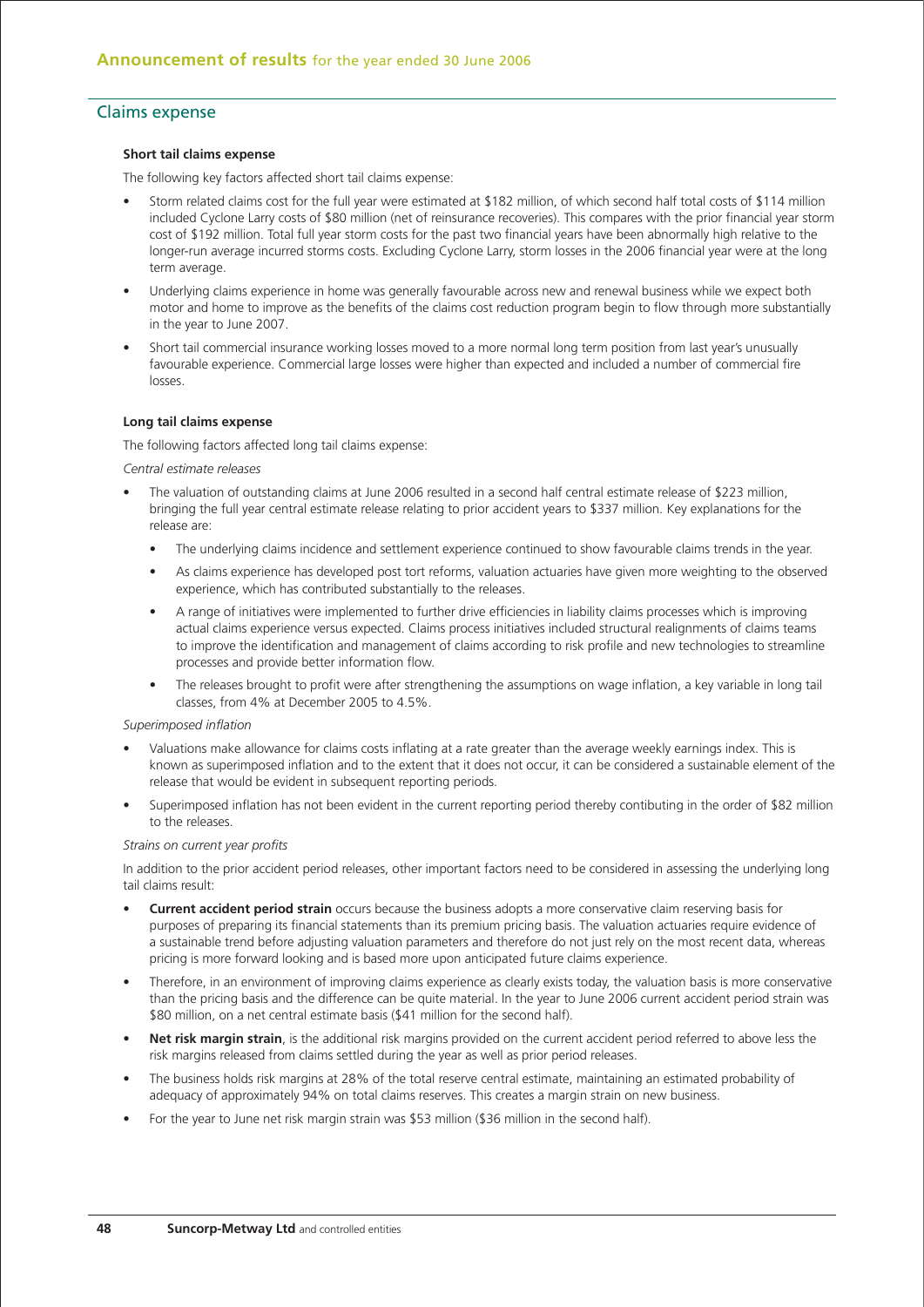## Claims expense

**Short tail claims expense**

The following key factors affected short tail claims expense:

- Storm related claims cost for the full year were estimated at $182 million, of which second half total costs of $114 million included Cyclone Larry costs of $80 million (net of reinsurance recoveries). This compares with the prior financial year storm cost of $192 million. Total full year storm costs for the past two financial years have been abnormally high relative to the longer-run average incurred storms costs. Excluding Cyclone Larry, storm losses in the 2006 financial year were at the long term average.
- Underlying claims experience in home was generally favourable across new and renewal business while we expect both motor and home to improve as the benefits of the claims cost reduction program begin to flow through more substantially in the year to June 2007.
- Short tail commercial insurance working losses moved to a more normal long term position from last year's unusually favourable experience. Commercial large losses were higher than expected and included a number of commercial fire losses.

**Long tail claims expense**

The following factors affected long tail claims expense:

*Central estimate releases*

- The valuation of outstanding claims at June 2006 resulted in a second half central estimate release of $223 million, bringing the full year central estimate release relating to prior accident years to $337 million. Key explanations for the release are:
  - The underlying claims incidence and settlement experience continued to show favourable claims trends in the year.
  - As claims experience has developed post tort reforms, valuation actuaries have given more weighting to the observed experience, which has contributed substantially to the releases.
  - A range of initiatives were implemented to further drive efficiencies in liability claims processes which is improving actual claims experience versus expected. Claims process initiatives included structural realignments of claims teams to improve the identification and management of claims according to risk profile and new technologies to streamline processes and provide better information flow.
  - The releases brought to profit were after strengthening the assumptions on wage inflation, a key variable in long tail classes, from 4% at December 2005 to 4.5%.

*Superimposed inflation*

- Valuations make allowance for claims costs inflating at a rate greater than the average weekly earnings index. This is known as superimposed inflation and to the extent that it does not occur, it can be considered a sustainable element of the release that would be evident in subsequent reporting periods.
- Superimposed inflation has not been evident in the current reporting period thereby contibuting in the order of $82 million to the releases.

*Strains on current year profits*

In addition to the prior accident period releases, other important factors need to be considered in assessing the underlying long tail claims result:

- **Current accident period strain** occurs because the business adopts a more conservative claim reserving basis for purposes of preparing its financial statements than its premium pricing basis. The valuation actuaries require evidence of a sustainable trend before adjusting valuation parameters and therefore do not just rely on the most recent data, whereas pricing is more forward looking and is based more upon anticipated future claims experience.
- Therefore, in an environment of improving claims experience as clearly exists today, the valuation basis is more conservative than the pricing basis and the difference can be quite material. In the year to June 2006 current accident period strain was $80 million, on a net central estimate basis ($41 million for the second half).
- **Net risk margin strain**, is the additional risk margins provided on the current accident period referred to above less the risk margins released from claims settled during the year as well as prior period releases.
- The business holds risk margins at 28% of the total reserve central estimate, maintaining an estimated probability of adequacy of approximately 94% on total claims reserves. This creates a margin strain on new business.
- For the year to June net risk margin strain was $53 million ($36 million in the second half).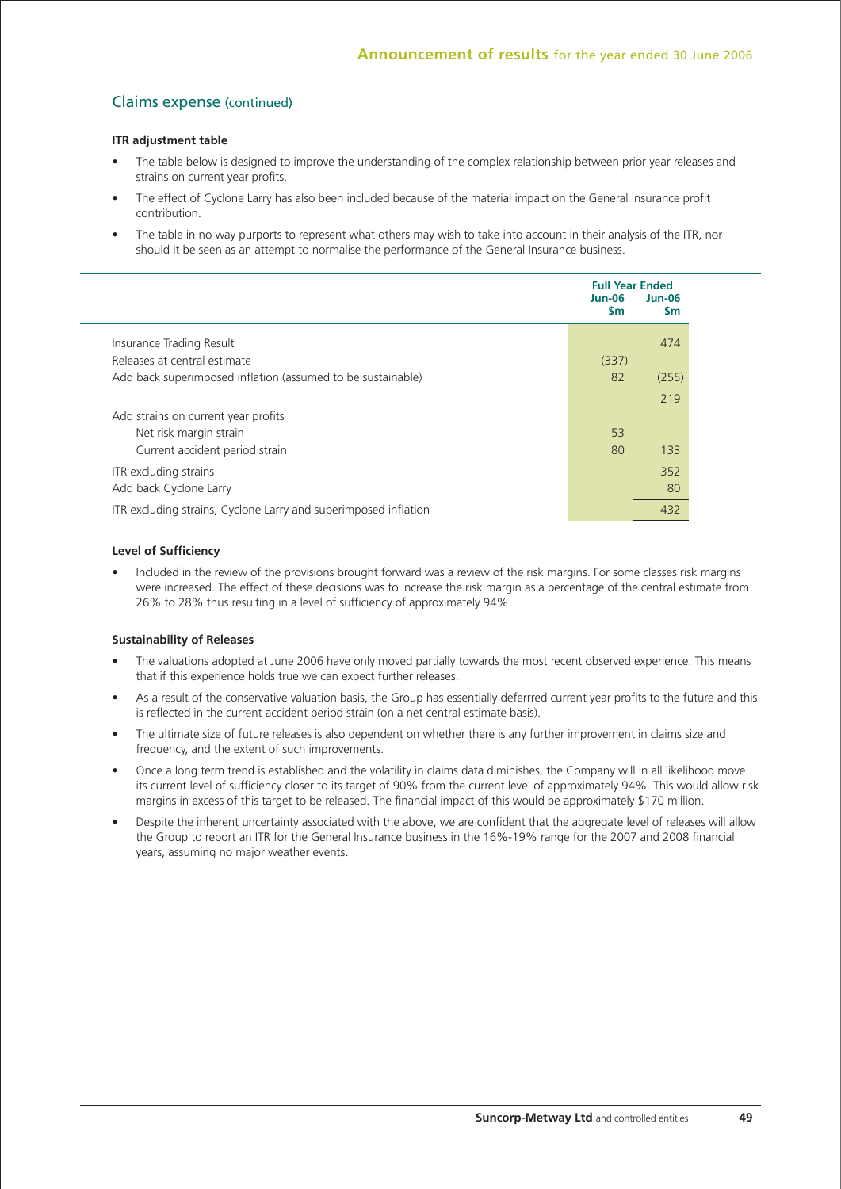## Claims expense (continued)

**ITR adjustment table**

- The table below is designed to improve the understanding of the complex relationship between prior year releases and strains on current year profits.
- The effect of Cyclone Larry has also been included because of the material impact on the General Insurance profit contribution.
- The table in no way purports to represent what others may wish to take into account in their analysis of the ITR, nor should it be seen as an attempt to normalise the performance of the General Insurance business.

| | Full Year Ended | |
|---|---|---|
| | Jun-06 $m | Jun-06 $m |
| Insurance Trading Result | | 474 |
| Releases at central estimate | (337) | |
| Add back superimposed inflation (assumed to be sustainable) | 82 | (255) |
| | | 219 |
| Add strains on current year profits | | |
| Net risk margin strain | 53 | |
| Current accident period strain | 80 | 133 |
| ITR excluding strains | | 352 |
| Add back Cyclone Larry | | 80 |
| ITR excluding strains, Cyclone Larry and superimposed inflation | | 432 |

**Level of Sufficiency**

- Included in the review of the provisions brought forward was a review of the risk margins. For some classes risk margins were increased. The effect of these decisions was to increase the risk margin as a percentage of the central estimate from 26% to 28% thus resulting in a level of sufficiency of approximately 94%.

**Sustainability of Releases**

- The valuations adopted at June 2006 have only moved partially towards the most recent observed experience. This means that if this experience holds true we can expect further releases.
- As a result of the conservative valuation basis, the Group has essentially deferrred current year profits to the future and this is reflected in the current accident period strain (on a net central estimate basis).
- The ultimate size of future releases is also dependent on whether there is any further improvement in claims size and frequency, and the extent of such improvements.
- Once a long term trend is established and the volatility in claims data diminishes, the Company will in all likelihood move its current level of sufficiency closer to its target of 90% from the current level of approximately 94%. This would allow risk margins in excess of this target to be released. The financial impact of this would be approximately $170 million.
- Despite the inherent uncertainty associated with the above, we are confident that the aggregate level of releases will allow the Group to report an ITR for the General Insurance business in the 16%-19% range for the 2007 and 2008 financial years, assuming no major weather events.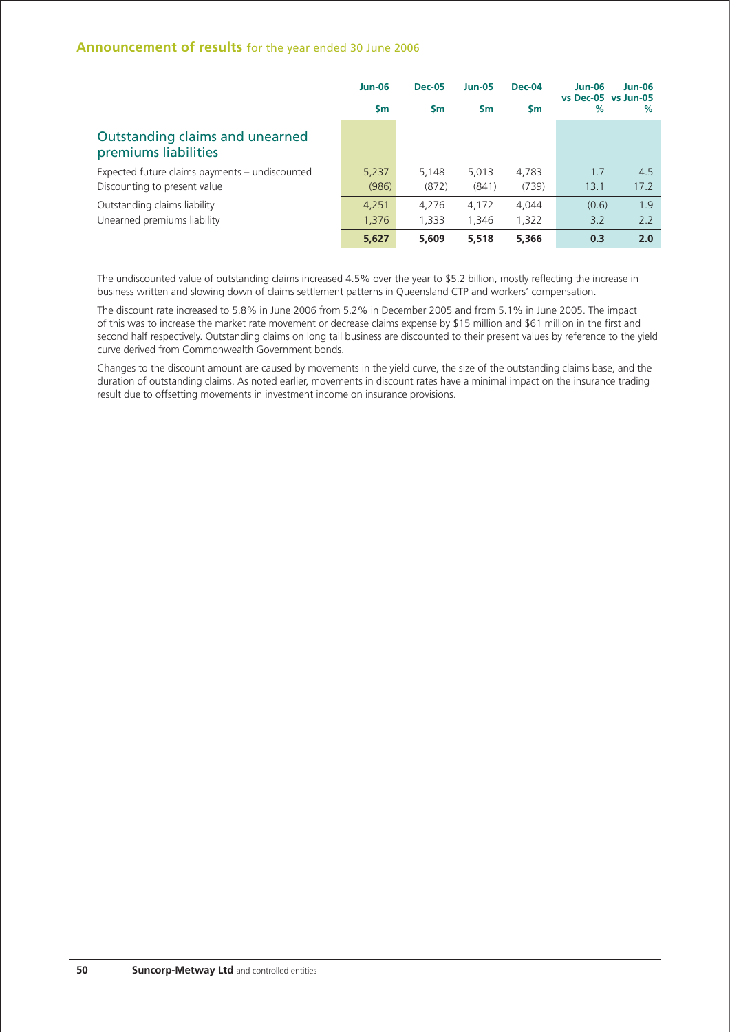## Outstanding claims and unearned premiums liabilities

| | Jun-06 | Dec-05 | Jun-05 | Dec-04 | Jun-06 vs Dec-05 | Jun-06 vs Jun-05 |
|---|---|---|---|---|---|---|
| | $m | $m | $m | $m | % | % |
| **Outstanding claims and unearned premiums liabilities** | | | | | | |
| Expected future claims payments – undiscounted | 5,237 | 5,148 | 5,013 | 4,783 | 1.7 | 4.5 |
| Discounting to present value | (986) | (872) | (841) | (739) | 13.1 | 17.2 |
| Outstanding claims liability | 4,251 | 4,276 | 4,172 | 4,044 | (0.6) | 1.9 |
| Unearned premiums liability | 1,376 | 1,333 | 1,346 | 1,322 | 3.2 | 2.2 |
| | **5,627** | **5,609** | **5,518** | **5,366** | **0.3** | **2.0** |

The undiscounted value of outstanding claims increased 4.5% over the year to $5.2 billion, mostly reflecting the increase in business written and slowing down of claims settlement patterns in Queensland CTP and workers' compensation.

The discount rate increased to 5.8% in June 2006 from 5.2% in December 2005 and from 5.1% in June 2005. The impact of this was to increase the market rate movement or decrease claims expense by $15 million and $61 million in the first and second half respectively. Outstanding claims on long tail business are discounted to their present values by reference to the yield curve derived from Commonwealth Government bonds.

Changes to the discount amount are caused by movements in the yield curve, the size of the outstanding claims base, and the duration of outstanding claims. As noted earlier, movements in discount rates have a minimal impact on the insurance trading result due to offsetting movements in investment income on insurance provisions.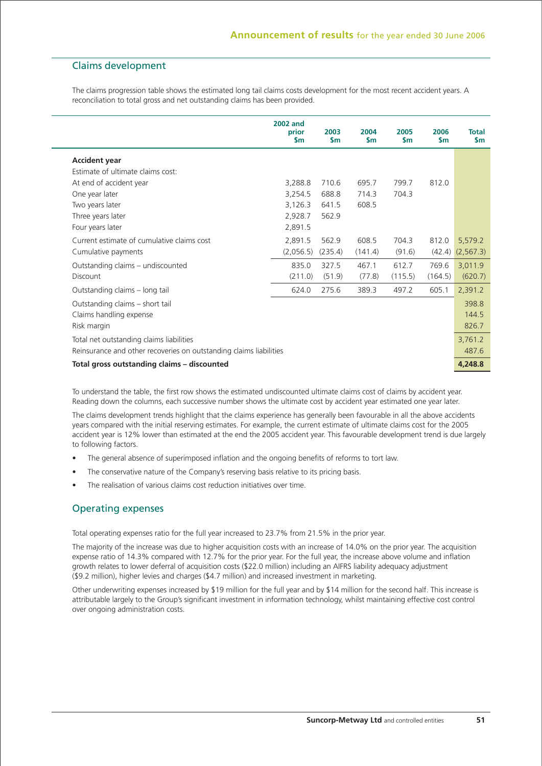## Claims development

The claims progression table shows the estimated long tail claims costs development for the most recent accident years. A reconciliation to total gross and net outstanding claims has been provided.

| | 2002 and prior $m | 2003 $m | 2004 $m | 2005 $m | 2006 $m | Total $m |
|---|---|---|---|---|---|---|
| **Accident year** | | | | | | |
| Estimate of ultimate claims cost: | | | | | | |
| At end of accident year | 3,288.8 | 710.6 | 695.7 | 799.7 | 812.0 | |
| One year later | 3,254.5 | 688.8 | 714.3 | 704.3 | | |
| Two years later | 3,126.3 | 641.5 | 608.5 | | | |
| Three years later | 2,928.7 | 562.9 | | | | |
| Four years later | 2,891.5 | | | | | |
| Current estimate of cumulative claims cost | 2,891.5 | 562.9 | 608.5 | 704.3 | 812.0 | 5,579.2 |
| Cumulative payments | (2,056.5) | (235.4) | (141.4) | (91.6) | (42.4) | (2,567.3) |
| Outstanding claims – undiscounted | 835.0 | 327.5 | 467.1 | 612.7 | 769.6 | 3,011.9 |
| Discount | (211.0) | (51.9) | (77.8) | (115.5) | (164.5) | (620.7) |
| Outstanding claims – long tail | 624.0 | 275.6 | 389.3 | 497.2 | 605.1 | 2,391.2 |
| Outstanding claims – short tail | | | | | | 398.8 |
| Claims handling expense | | | | | | 144.5 |
| Risk margin | | | | | | 826.7 |
| Total net outstanding claims liabilities | | | | | | 3,761.2 |
| Reinsurance and other recoveries on outstanding claims liabilities | | | | | | 487.6 |
| **Total gross outstanding claims – discounted** | | | | | | **4,248.8** |

To understand the table, the first row shows the estimated undiscounted ultimate claims cost of claims by accident year. Reading down the columns, each successive number shows the ultimate cost by accident year estimated one year later.

The claims development trends highlight that the claims experience has generally been favourable in all the above accidents years compared with the initial reserving estimates. For example, the current estimate of ultimate claims cost for the 2005 accident year is 12% lower than estimated at the end the 2005 accident year. This favourable development trend is due largely to following factors.

- The general absence of superimposed inflation and the ongoing benefits of reforms to tort law.
- The conservative nature of the Company's reserving basis relative to its pricing basis.
- The realisation of various claims cost reduction initiatives over time.

## Operating expenses

Total operating expenses ratio for the full year increased to 23.7% from 21.5% in the prior year.

The majority of the increase was due to higher acquisition costs with an increase of 14.0% on the prior year. The acquisition expense ratio of 14.3% compared with 12.7% for the prior year. For the full year, the increase above volume and inflation growth relates to lower deferral of acquisition costs ($22.0 million) including an AIFRS liability adequacy adjustment ($9.2 million), higher levies and charges ($4.7 million) and increased investment in marketing.

Other underwriting expenses increased by $19 million for the full year and by $14 million for the second half. This increase is attributable largely to the Group's significant investment in information technology, whilst maintaining effective cost control over ongoing administration costs.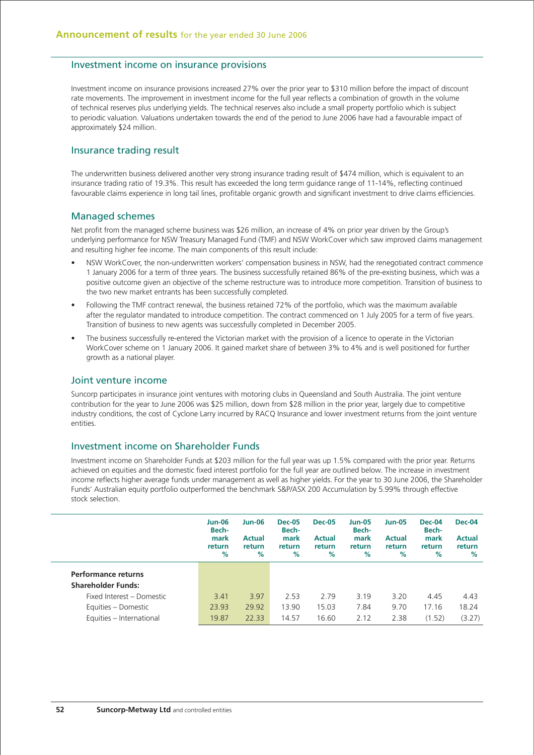## Investment income on insurance provisions

Investment income on insurance provisions increased 27% over the prior year to $310 million before the impact of discount rate movements. The improvement in investment income for the full year reflects a combination of growth in the volume of technical reserves plus underlying yields. The technical reserves also include a small property portfolio which is subject to periodic valuation. Valuations undertaken towards the end of the period to June 2006 have had a favourable impact of approximately $24 million.

## Insurance trading result

The underwritten business delivered another very strong insurance trading result of $474 million, which is equivalent to an insurance trading ratio of 19.3%. This result has exceeded the long term guidance range of 11-14%, reflecting continued favourable claims experience in long tail lines, profitable organic growth and significant investment to drive claims efficiencies.

## Managed schemes

Net profit from the managed scheme business was $26 million, an increase of 4% on prior year driven by the Group's underlying performance for NSW Treasury Managed Fund (TMF) and NSW WorkCover which saw improved claims management and resulting higher fee income. The main components of this result include:

- NSW WorkCover, the non-underwritten workers' compensation business in NSW, had the renegotiated contract commence 1 January 2006 for a term of three years. The business successfully retained 86% of the pre-existing business, which was a positive outcome given an objective of the scheme restructure was to introduce more competition. Transition of business to the two new market entrants has been successfully completed.
- Following the TMF contract renewal, the business retained 72% of the portfolio, which was the maximum available after the regulator mandated to introduce competition. The contract commenced on 1 July 2005 for a term of five years. Transition of business to new agents was successfully completed in December 2005.
- The business successfully re-entered the Victorian market with the provision of a licence to operate in the Victorian WorkCover scheme on 1 January 2006. It gained market share of between 3% to 4% and is well positioned for further growth as a national player.

## Joint venture income

Suncorp participates in insurance joint ventures with motoring clubs in Queensland and South Australia. The joint venture contribution for the year to June 2006 was $25 million, down from $28 million in the prior year, largely due to competitive industry conditions, the cost of Cyclone Larry incurred by RACQ Insurance and lower investment returns from the joint venture entities.

## Investment income on Shareholder Funds

Investment income on Shareholder Funds at $203 million for the full year was up 1.5% compared with the prior year. Returns achieved on equities and the domestic fixed interest portfolio for the full year are outlined below. The increase in investment income reflects higher average funds under management as well as higher yields. For the year to 30 June 2006, the Shareholder Funds' Australian equity portfolio outperformed the benchmark S&P/ASX 200 Accumulation by 5.99% through effective stock selection.

| | Jun-06 Bech-mark return % | Jun-06 Actual return % | Dec-05 Bech-mark return % | Dec-05 Actual return % | Jun-05 Bech-mark return % | Jun-05 Actual return % | Dec-04 Bech-mark return % | Dec-04 Actual return % |
|---|---|---|---|---|---|---|---|---|
| **Performance returns** | | | | | | | | |
| **Shareholder Funds:** | | | | | | | | |
| Fixed Interest – Domestic | 3.41 | 3.97 | 2.53 | 2.79 | 3.19 | 3.20 | 4.45 | 4.43 |
| Equities – Domestic | 23.93 | 29.92 | 13.90 | 15.03 | 7.84 | 9.70 | 17.16 | 18.24 |
| Equities – International | 19.87 | 22.33 | 14.57 | 16.60 | 2.12 | 2.38 | (1.52) | (3.27) |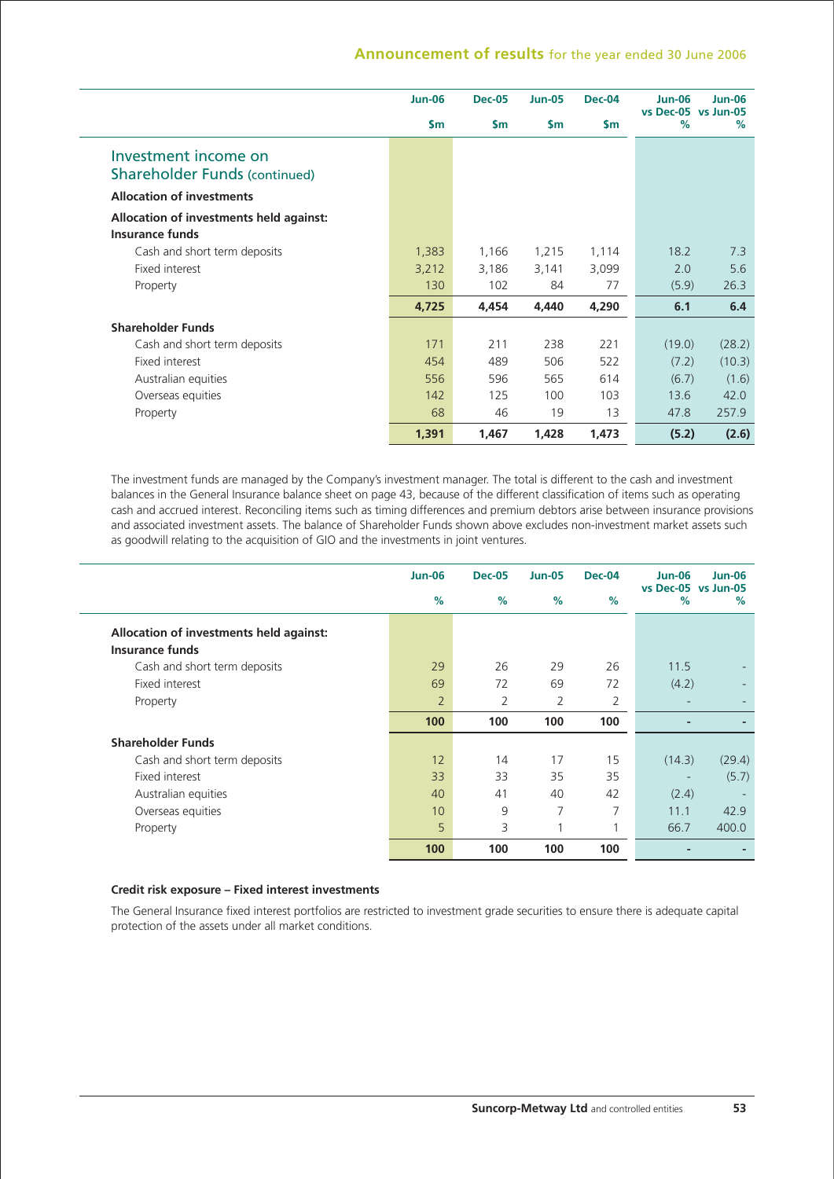|  | Jun-06 | Dec-05 | Jun-05 | Dec-04 | Jun-06 vs Dec-05 | Jun-06 vs Jun-05 |
|---|---|---|---|---|---|---|
|  | $m | $m | $m | $m | % | % |
| **Investment income on Shareholder Funds (continued)** |  |  |  |  |  |  |
| **Allocation of investments** |  |  |  |  |  |  |
| **Allocation of investments held against:** |  |  |  |  |  |  |
| **Insurance funds** |  |  |  |  |  |  |
| Cash and short term deposits | 1,383 | 1,166 | 1,215 | 1,114 | 18.2 | 7.3 |
| Fixed interest | 3,212 | 3,186 | 3,141 | 3,099 | 2.0 | 5.6 |
| Property | 130 | 102 | 84 | 77 | (5.9) | 26.3 |
|  | **4,725** | **4,454** | **4,440** | **4,290** | **6.1** | **6.4** |
| **Shareholder Funds** |  |  |  |  |  |  |
| Cash and short term deposits | 171 | 211 | 238 | 221 | (19.0) | (28.2) |
| Fixed interest | 454 | 489 | 506 | 522 | (7.2) | (10.3) |
| Australian equities | 556 | 596 | 565 | 614 | (6.7) | (1.6) |
| Overseas equities | 142 | 125 | 100 | 103 | 13.6 | 42.0 |
| Property | 68 | 46 | 19 | 13 | 47.8 | 257.9 |
|  | **1,391** | **1,467** | **1,428** | **1,473** | **(5.2)** | **(2.6)** |

The investment funds are managed by the Company's investment manager. The total is different to the cash and investment balances in the General Insurance balance sheet on page 43, because of the different classification of items such as operating cash and accrued interest. Reconciling items such as timing differences and premium debtors arise between insurance provisions and associated investment assets. The balance of Shareholder Funds shown above excludes non-investment market assets such as goodwill relating to the acquisition of GIO and the investments in joint ventures.

|  | Jun-06 | Dec-05 | Jun-05 | Dec-04 | Jun-06 vs Dec-05 | Jun-06 vs Jun-05 |
|---|---|---|---|---|---|---|
|  | % | % | % | % | % | % |
| **Allocation of investments held against:** |  |  |  |  |  |  |
| **Insurance funds** |  |  |  |  |  |  |
| Cash and short term deposits | 29 | 26 | 29 | 26 | 11.5 | - |
| Fixed interest | 69 | 72 | 69 | 72 | (4.2) | - |
| Property | 2 | 2 | 2 | 2 | - | - |
|  | **100** | **100** | **100** | **100** | **-** | **-** |
| **Shareholder Funds** |  |  |  |  |  |  |
| Cash and short term deposits | 12 | 14 | 17 | 15 | (14.3) | (29.4) |
| Fixed interest | 33 | 33 | 35 | 35 | - | (5.7) |
| Australian equities | 40 | 41 | 40 | 42 | (2.4) | - |
| Overseas equities | 10 | 9 | 7 | 7 | 11.1 | 42.9 |
| Property | 5 | 3 | 1 | 1 | 66.7 | 400.0 |
|  | **100** | **100** | **100** | **100** | **-** | **-** |

**Credit risk exposure – Fixed interest investments**

The General Insurance fixed interest portfolios are restricted to investment grade securities to ensure there is adequate capital protection of the assets under all market conditions.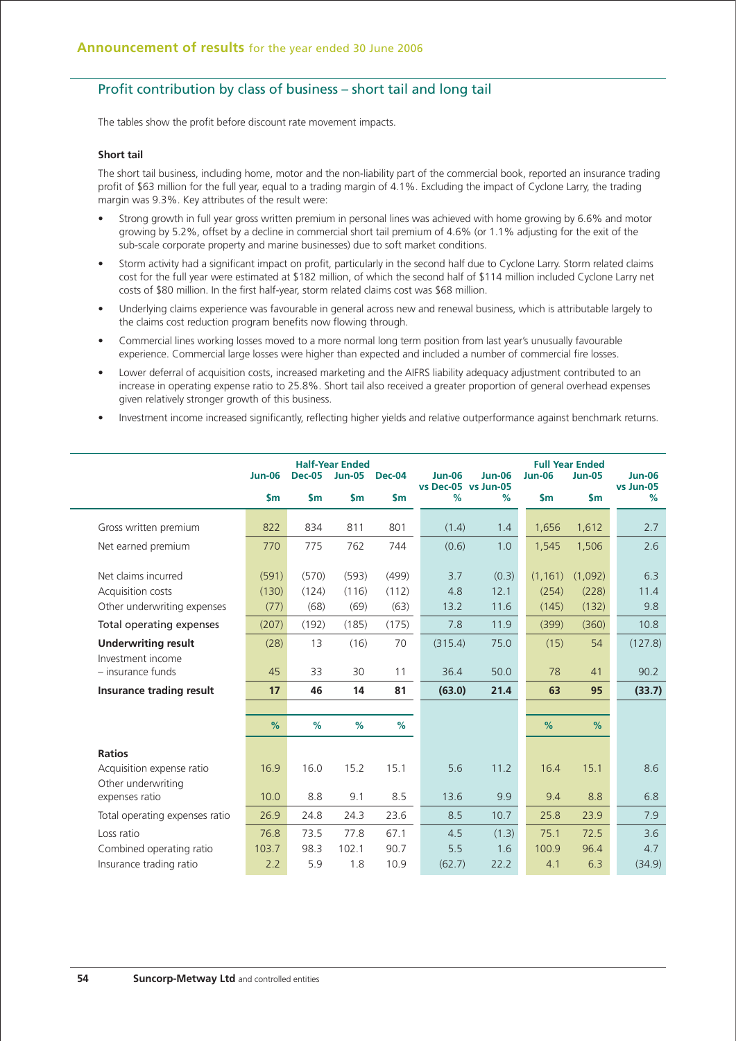## Profit contribution by class of business – short tail and long tail

The tables show the profit before discount rate movement impacts.

**Short tail**

The short tail business, including home, motor and the non-liability part of the commercial book, reported an insurance trading profit of $63 million for the full year, equal to a trading margin of 4.1%. Excluding the impact of Cyclone Larry, the trading margin was 9.3%. Key attributes of the result were:

- Strong growth in full year gross written premium in personal lines was achieved with home growing by 6.6% and motor growing by 5.2%, offset by a decline in commercial short tail premium of 4.6% (or 1.1% adjusting for the exit of the sub-scale corporate property and marine businesses) due to soft market conditions.
- Storm activity had a significant impact on profit, particularly in the second half due to Cyclone Larry. Storm related claims cost for the full year were estimated at $182 million, of which the second half of $114 million included Cyclone Larry net costs of $80 million. In the first half-year, storm related claims cost was $68 million.
- Underlying claims experience was favourable in general across new and renewal business, which is attributable largely to the claims cost reduction program benefits now flowing through.
- Commercial lines working losses moved to a more normal long term position from last year's unusually favourable experience. Commercial large losses were higher than expected and included a number of commercial fire losses.
- Lower deferral of acquisition costs, increased marketing and the AIFRS liability adequacy adjustment contributed to an increase in operating expense ratio to 25.8%. Short tail also received a greater proportion of general overhead expenses given relatively stronger growth of this business.
- Investment income increased significantly, reflecting higher yields and relative outperformance against benchmark returns.

| | Half-Year Ended | | | | | | Full Year Ended | | |
|---|---|---|---|---|---|---|---|---|---|
| | Jun-06 | Dec-05 | Jun-05 | Dec-04 | Jun-06 vs Dec-05 | Jun-06 vs Jun-05 | Jun-06 | Jun-05 | Jun-06 vs Jun-05 |
| | $m | $m | $m | $m | % | % | $m | $m | % |
| Gross written premium | 822 | 834 | 811 | 801 | (1.4) | 1.4 | 1,656 | 1,612 | 2.7 |
| Net earned premium | 770 | 775 | 762 | 744 | (0.6) | 1.0 | 1,545 | 1,506 | 2.6 |
| Net claims incurred | (591) | (570) | (593) | (499) | 3.7 | (0.3) | (1,161) | (1,092) | 6.3 |
| Acquisition costs | (130) | (124) | (116) | (112) | 4.8 | 12.1 | (254) | (228) | 11.4 |
| Other underwriting expenses | (77) | (68) | (69) | (63) | 13.2 | 11.6 | (145) | (132) | 9.8 |
| Total operating expenses | (207) | (192) | (185) | (175) | 7.8 | 11.9 | (399) | (360) | 10.8 |
| **Underwriting result** | (28) | 13 | (16) | 70 | (315.4) | 75.0 | (15) | 54 | (127.8) |
| Investment income – insurance funds | 45 | 33 | 30 | 11 | 36.4 | 50.0 | 78 | 41 | 90.2 |
| **Insurance trading result** | **17** | **46** | **14** | **81** | **(63.0)** | **21.4** | **63** | **95** | **(33.7)** |
| | % | % | % | % | | | % | % | |
| **Ratios** | | | | | | | | | |
| Acquisition expense ratio | 16.9 | 16.0 | 15.2 | 15.1 | 5.6 | 11.2 | 16.4 | 15.1 | 8.6 |
| Other underwriting expenses ratio | 10.0 | 8.8 | 9.1 | 8.5 | 13.6 | 9.9 | 9.4 | 8.8 | 6.8 |
| Total operating expenses ratio | 26.9 | 24.8 | 24.3 | 23.6 | 8.5 | 10.7 | 25.8 | 23.9 | 7.9 |
| Loss ratio | 76.8 | 73.5 | 77.8 | 67.1 | 4.5 | (1.3) | 75.1 | 72.5 | 3.6 |
| Combined operating ratio | 103.7 | 98.3 | 102.1 | 90.7 | 5.5 | 1.6 | 100.9 | 96.4 | 4.7 |
| Insurance trading ratio | 2.2 | 5.9 | 1.8 | 10.9 | (62.7) | 22.2 | 4.1 | 6.3 | (34.9) |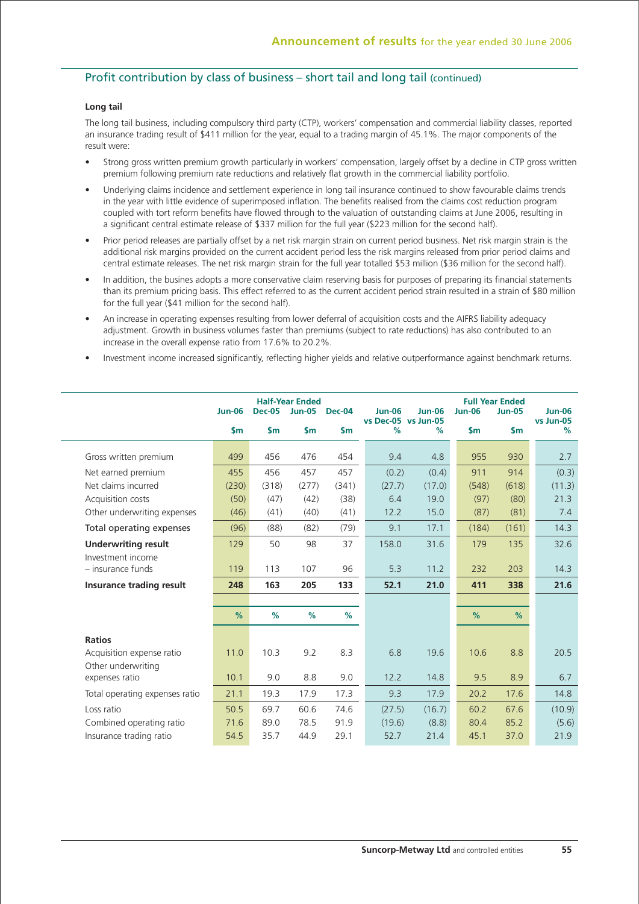## Profit contribution by class of business – short tail and long tail (continued)

### Long tail

The long tail business, including compulsory third party (CTP), workers' compensation and commercial liability classes, reported an insurance trading result of $411 million for the year, equal to a trading margin of 45.1%. The major components of the result were:

- Strong gross written premium growth particularly in workers' compensation, largely offset by a decline in CTP gross written premium following premium rate reductions and relatively flat growth in the commercial liability portfolio.
- Underlying claims incidence and settlement experience in long tail insurance continued to show favourable claims trends in the year with little evidence of superimposed inflation. The benefits realised from the claims cost reduction program coupled with tort reform benefits have flowed through to the valuation of outstanding claims at June 2006, resulting in a significant central estimate release of $337 million for the full year ($223 million for the second half).
- Prior period releases are partially offset by a net risk margin strain on current period business. Net risk margin strain is the additional risk margins provided on the current accident period less the risk margins released from prior period claims and central estimate releases. The net risk margin strain for the full year totalled $53 million ($36 million for the second half).
- In addition, the busines adopts a more conservative claim reserving basis for purposes of preparing its financial statements than its premium pricing basis. This effect referred to as the current accident period strain resulted in a strain of $80 million for the full year ($41 million for the second half).
- An increase in operating expenses resulting from lower deferral of acquisition costs and the AIFRS liability adequacy adjustment. Growth in business volumes faster than premiums (subject to rate reductions) has also contributed to an increase in the overall expense ratio from 17.6% to 20.2%.
- Investment income increased significantly, reflecting higher yields and relative outperformance against benchmark returns.

| | Half-Year Ended | | | | | | Full Year Ended | | |
|---|---|---|---|---|---|---|---|---|---|
| | Jun-06 | Dec-05 | Jun-05 | Dec-04 | Jun-06 vs Dec-05 | Jun-06 vs Jun-05 | Jun-06 | Jun-05 | Jun-06 vs Jun-05 |
| | $m | $m | $m | $m | % | % | $m | $m | % |
| Gross written premium | 499 | 456 | 476 | 454 | 9.4 | 4.8 | 955 | 930 | 2.7 |
| Net earned premium | 455 | 456 | 457 | 457 | (0.2) | (0.4) | 911 | 914 | (0.3) |
| Net claims incurred | (230) | (318) | (277) | (341) | (27.7) | (17.0) | (548) | (618) | (11.3) |
| Acquisition costs | (50) | (47) | (42) | (38) | 6.4 | 19.0 | (97) | (80) | 21.3 |
| Other underwriting expenses | (46) | (41) | (40) | (41) | 12.2 | 15.0 | (87) | (81) | 7.4 |
| Total operating expenses | (96) | (88) | (82) | (79) | 9.1 | 17.1 | (184) | (161) | 14.3 |
| **Underwriting result** | 129 | 50 | 98 | 37 | 158.0 | 31.6 | 179 | 135 | 32.6 |
| Investment income – insurance funds | 119 | 113 | 107 | 96 | 5.3 | 11.2 | 232 | 203 | 14.3 |
| **Insurance trading result** | **248** | **163** | **205** | **133** | **52.1** | **21.0** | **411** | **338** | **21.6** |
| | % | % | % | % | | | % | % | |
| **Ratios** | | | | | | | | | |
| Acquisition expense ratio | 11.0 | 10.3 | 9.2 | 8.3 | 6.8 | 19.6 | 10.6 | 8.8 | 20.5 |
| Other underwriting expenses ratio | 10.1 | 9.0 | 8.8 | 9.0 | 12.2 | 14.8 | 9.5 | 8.9 | 6.7 |
| Total operating expenses ratio | 21.1 | 19.3 | 17.9 | 17.3 | 9.3 | 17.9 | 20.2 | 17.6 | 14.8 |
| Loss ratio | 50.5 | 69.7 | 60.6 | 74.6 | (27.5) | (16.7) | 60.2 | 67.6 | (10.9) |
| Combined operating ratio | 71.6 | 89.0 | 78.5 | 91.9 | (19.6) | (8.8) | 80.4 | 85.2 | (5.6) |
| Insurance trading ratio | 54.5 | 35.7 | 44.9 | 29.1 | 52.7 | 21.4 | 45.1 | 37.0 | 21.9 |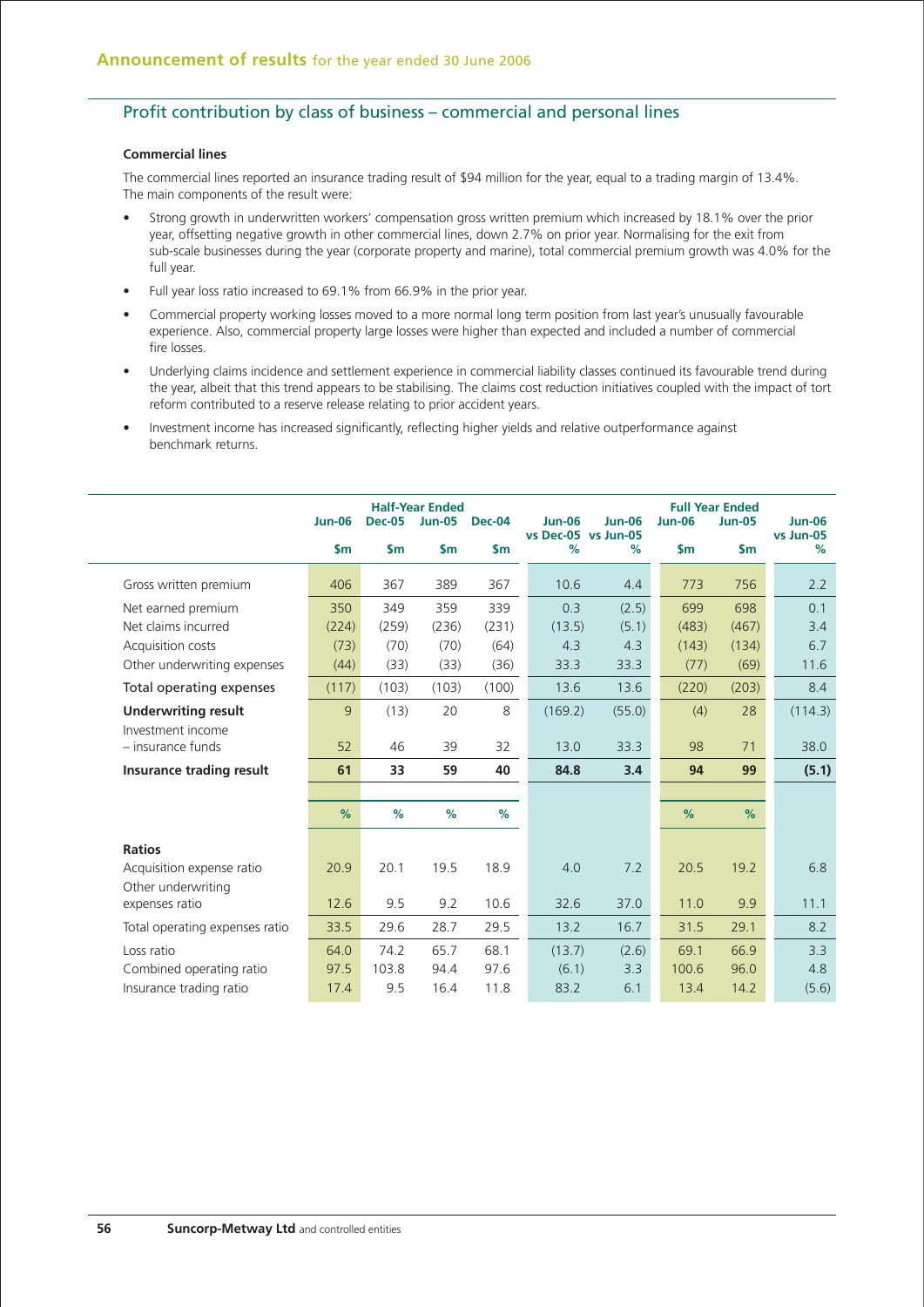## Profit contribution by class of business – commercial and personal lines

### Commercial lines

The commercial lines reported an insurance trading result of $94 million for the year, equal to a trading margin of 13.4%. The main components of the result were:

- Strong growth in underwritten workers' compensation gross written premium which increased by 18.1% over the prior year, offsetting negative growth in other commercial lines, down 2.7% on prior year. Normalising for the exit from sub-scale businesses during the year (corporate property and marine), total commercial premium growth was 4.0% for the full year.
- Full year loss ratio increased to 69.1% from 66.9% in the prior year.
- Commercial property working losses moved to a more normal long term position from last year's unusually favourable experience. Also, commercial property large losses were higher than expected and included a number of commercial fire losses.
- Underlying claims incidence and settlement experience in commercial liability classes continued its favourable trend during the year, albeit that this trend appears to be stabilising. The claims cost reduction initiatives coupled with the impact of tort reform contributed to a reserve release relating to prior accident years.
- Investment income has increased significantly, reflecting higher yields and relative outperformance against benchmark returns.

| | Half-Year Ended | | | | | | Full Year Ended | | |
|---|---|---|---|---|---|---|---|---|---|
| | Jun-06 | Dec-05 | Jun-05 | Dec-04 | Jun-06 vs Dec-05 | Jun-06 vs Jun-05 | Jun-06 | Jun-05 | Jun-06 vs Jun-05 |
| | $m | $m | $m | $m | % | % | $m | $m | % |
| Gross written premium | 406 | 367 | 389 | 367 | 10.6 | 4.4 | 773 | 756 | 2.2 |
| Net earned premium | 350 | 349 | 359 | 339 | 0.3 | (2.5) | 699 | 698 | 0.1 |
| Net claims incurred | (224) | (259) | (236) | (231) | (13.5) | (5.1) | (483) | (467) | 3.4 |
| Acquisition costs | (73) | (70) | (70) | (64) | 4.3 | 4.3 | (143) | (134) | 6.7 |
| Other underwriting expenses | (44) | (33) | (33) | (36) | 33.3 | 33.3 | (77) | (69) | 11.6 |
| Total operating expenses | (117) | (103) | (103) | (100) | 13.6 | 13.6 | (220) | (203) | 8.4 |
| **Underwriting result** | 9 | (13) | 20 | 8 | (169.2) | (55.0) | (4) | 28 | (114.3) |
| Investment income – insurance funds | 52 | 46 | 39 | 32 | 13.0 | 33.3 | 98 | 71 | 38.0 |
| **Insurance trading result** | **61** | **33** | **59** | **40** | **84.8** | **3.4** | **94** | **99** | **(5.1)** |
| | % | % | % | % | | | % | % | |
| **Ratios** | | | | | | | | | |
| Acquisition expense ratio | 20.9 | 20.1 | 19.5 | 18.9 | 4.0 | 7.2 | 20.5 | 19.2 | 6.8 |
| Other underwriting expenses ratio | 12.6 | 9.5 | 9.2 | 10.6 | 32.6 | 37.0 | 11.0 | 9.9 | 11.1 |
| Total operating expenses ratio | 33.5 | 29.6 | 28.7 | 29.5 | 13.2 | 16.7 | 31.5 | 29.1 | 8.2 |
| Loss ratio | 64.0 | 74.2 | 65.7 | 68.1 | (13.7) | (2.6) | 69.1 | 66.9 | 3.3 |
| Combined operating ratio | 97.5 | 103.8 | 94.4 | 97.6 | (6.1) | 3.3 | 100.6 | 96.0 | 4.8 |
| Insurance trading ratio | 17.4 | 9.5 | 16.4 | 11.8 | 83.2 | 6.1 | 13.4 | 14.2 | (5.6) |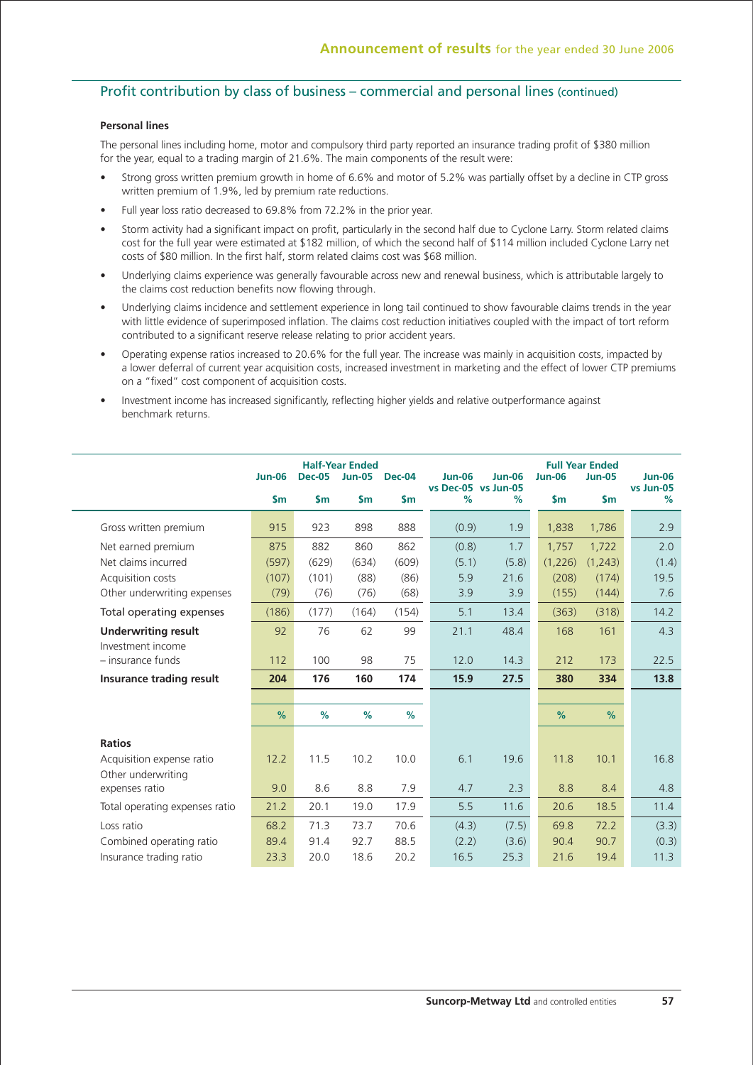## Profit contribution by class of business – commercial and personal lines (continued)

### Personal lines

The personal lines including home, motor and compulsory third party reported an insurance trading profit of $380 million for the year, equal to a trading margin of 21.6%. The main components of the result were:

- Strong gross written premium growth in home of 6.6% and motor of 5.2% was partially offset by a decline in CTP gross written premium of 1.9%, led by premium rate reductions.
- Full year loss ratio decreased to 69.8% from 72.2% in the prior year.
- Storm activity had a significant impact on profit, particularly in the second half due to Cyclone Larry. Storm related claims cost for the full year were estimated at $182 million, of which the second half of $114 million included Cyclone Larry net costs of $80 million. In the first half, storm related claims cost was $68 million.
- Underlying claims experience was generally favourable across new and renewal business, which is attributable largely to the claims cost reduction benefits now flowing through.
- Underlying claims incidence and settlement experience in long tail continued to show favourable claims trends in the year with little evidence of superimposed inflation. The claims cost reduction initiatives coupled with the impact of tort reform contributed to a significant reserve release relating to prior accident years.
- Operating expense ratios increased to 20.6% for the full year. The increase was mainly in acquisition costs, impacted by a lower deferral of current year acquisition costs, increased investment in marketing and the effect of lower CTP premiums on a "fixed" cost component of acquisition costs.
- Investment income has increased significantly, reflecting higher yields and relative outperformance against benchmark returns.

| | Half-Year Ended | | | | | | Full Year Ended | | |
|---|---|---|---|---|---|---|---|---|---|
| | Jun-06 | Dec-05 | Jun-05 | Dec-04 | Jun-06 vs Dec-05 | Jun-06 vs Jun-05 | Jun-06 | Jun-05 | Jun-06 vs Jun-05 |
| | $m | $m | $m | $m | % | % | $m | $m | % |
| Gross written premium | 915 | 923 | 898 | 888 | (0.9) | 1.9 | 1,838 | 1,786 | 2.9 |
| Net earned premium | 875 | 882 | 860 | 862 | (0.8) | 1.7 | 1,757 | 1,722 | 2.0 |
| Net claims incurred | (597) | (629) | (634) | (609) | (5.1) | (5.8) | (1,226) | (1,243) | (1.4) |
| Acquisition costs | (107) | (101) | (88) | (86) | 5.9 | 21.6 | (208) | (174) | 19.5 |
| Other underwriting expenses | (79) | (76) | (76) | (68) | 3.9 | 3.9 | (155) | (144) | 7.6 |
| Total operating expenses | (186) | (177) | (164) | (154) | 5.1 | 13.4 | (363) | (318) | 14.2 |
| **Underwriting result** | 92 | 76 | 62 | 99 | 21.1 | 48.4 | 168 | 161 | 4.3 |
| Investment income – insurance funds | 112 | 100 | 98 | 75 | 12.0 | 14.3 | 212 | 173 | 22.5 |
| **Insurance trading result** | **204** | **176** | **160** | **174** | **15.9** | **27.5** | **380** | **334** | **13.8** |
| | % | % | % | % | | | % | % | |
| **Ratios** | | | | | | | | | |
| Acquisition expense ratio | 12.2 | 11.5 | 10.2 | 10.0 | 6.1 | 19.6 | 11.8 | 10.1 | 16.8 |
| Other underwriting expenses ratio | 9.0 | 8.6 | 8.8 | 7.9 | 4.7 | 2.3 | 8.8 | 8.4 | 4.8 |
| Total operating expenses ratio | 21.2 | 20.1 | 19.0 | 17.9 | 5.5 | 11.6 | 20.6 | 18.5 | 11.4 |
| Loss ratio | 68.2 | 71.3 | 73.7 | 70.6 | (4.3) | (7.5) | 69.8 | 72.2 | (3.3) |
| Combined operating ratio | 89.4 | 91.4 | 92.7 | 88.5 | (2.2) | (3.6) | 90.4 | 90.7 | (0.3) |
| Insurance trading ratio | 23.3 | 20.0 | 18.6 | 20.2 | 16.5 | 25.3 | 21.6 | 19.4 | 11.3 |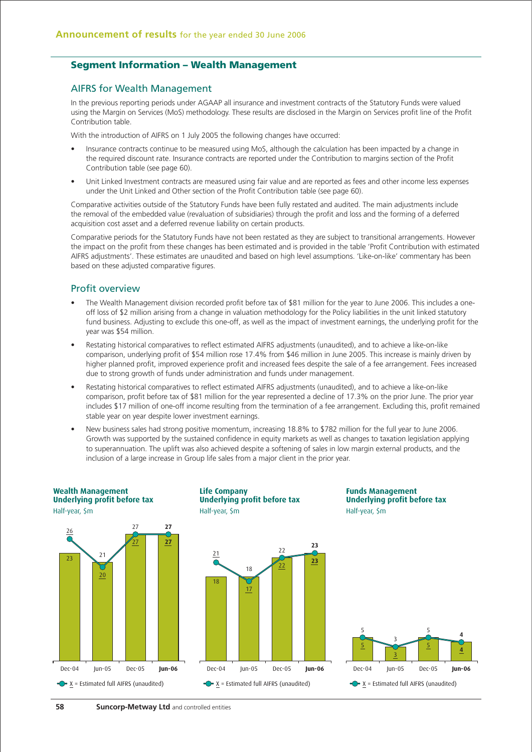## Segment Information – Wealth Management

### AIFRS for Wealth Management

In the previous reporting periods under AGAAP all insurance and investment contracts of the Statutory Funds were valued using the Margin on Services (MoS) methodology. These results are disclosed in the Margin on Services profit line of the Profit Contribution table.

With the introduction of AIFRS on 1 July 2005 the following changes have occurred:

- Insurance contracts continue to be measured using MoS, although the calculation has been impacted by a change in the required discount rate. Insurance contracts are reported under the Contribution to margins section of the Profit Contribution table (see page 60).
- Unit Linked Investment contracts are measured using fair value and are reported as fees and other income less expenses under the Unit Linked and Other section of the Profit Contribution table (see page 60).

Comparative activities outside of the Statutory Funds have been fully restated and audited. The main adjustments include the removal of the embedded value (revaluation of subsidiaries) through the profit and loss and the forming of a deferred acquisition cost asset and a deferred revenue liability on certain products.

Comparative periods for the Statutory Funds have not been restated as they are subject to transitional arrangements. However the impact on the profit from these changes has been estimated and is provided in the table 'Profit Contribution with estimated AIFRS adjustments'. These estimates are unaudited and based on high level assumptions. 'Like-on-like' commentary has been based on these adjusted comparative figures.

### Profit overview

- The Wealth Management division recorded profit before tax of \$81 million for the year to June 2006. This includes a one-off loss of \$2 million arising from a change in valuation methodology for the Policy liabilities in the unit linked statutory fund business. Adjusting to exclude this one-off, as well as the impact of investment earnings, the underlying profit for the year was \$54 million.
- Restating historical comparatives to reflect estimated AIFRS adjustments (unaudited), and to achieve a like-on-like comparison, underlying profit of \$54 million rose 17.4% from \$46 million in June 2005. This increase is mainly driven by higher planned profit, improved experience profit and increased fees despite the sale of a fee arrangement. Fees increased due to strong growth of funds under administration and funds under management.
- Restating historical comparatives to reflect estimated AIFRS adjustments (unaudited), and to achieve a like-on-like comparison, profit before tax of \$81 million for the year represented a decline of 17.3% on the prior June. The prior year includes \$17 million of one-off income resulting from the termination of a fee arrangement. Excluding this, profit remained stable year on year despite lower investment earnings.
- New business sales had strong positive momentum, increasing 18.8% to \$782 million for the full year to June 2006. Growth was supported by the sustained confidence in equity markets as well as changes to taxation legislation applying to superannuation. The uplift was also achieved despite a softening of sales in low margin external products, and the inclusion of a large increase in Group life sales from a major client in the prior year.

**Wealth Management Underlying profit before tax**
Half-year, \$m

| | Dec-04 | Jun-05 | Dec-05 | **Jun-06** |
|---|---|---|---|---|
| Underlying profit before tax | 23 | 21 | 27 | **27** |
| Estimated full AIFRS (unaudited) | 26 | 20 | 27 | **27** |

**Life Company Underlying profit before tax**
Half-year, \$m

| | Dec-04 | Jun-05 | Dec-05 | **Jun-06** |
|---|---|---|---|---|
| Underlying profit before tax | 18 | 18 | 22 | **23** |
| Estimated full AIFRS (unaudited) | 21 | 17 | 22 | **23** |

**Funds Management Underlying profit before tax**
Half-year, \$m

| | Dec-04 | Jun-05 | Dec-05 | **Jun-06** |
|---|---|---|---|---|
| Underlying profit before tax | 5 | 3 | 5 | **4** |
| Estimated full AIFRS (unaudited) | 5 | 3 | 5 | **4** |

X = Estimated full AIFRS (unaudited)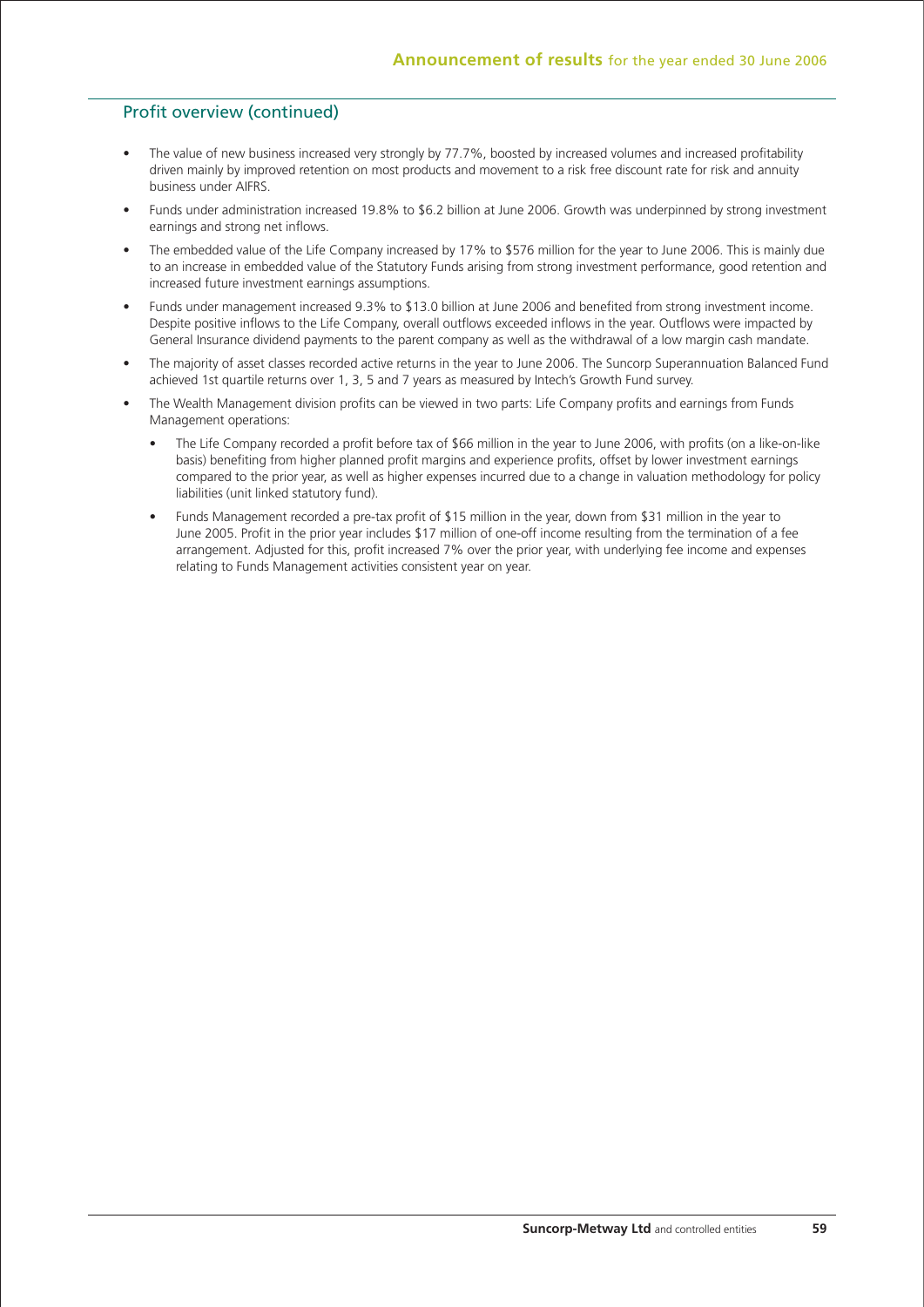## Profit overview (continued)

- The value of new business increased very strongly by 77.7%, boosted by increased volumes and increased profitability driven mainly by improved retention on most products and movement to a risk free discount rate for risk and annuity business under AIFRS.
- Funds under administration increased 19.8% to $6.2 billion at June 2006. Growth was underpinned by strong investment earnings and strong net inflows.
- The embedded value of the Life Company increased by 17% to $576 million for the year to June 2006. This is mainly due to an increase in embedded value of the Statutory Funds arising from strong investment performance, good retention and increased future investment earnings assumptions.
- Funds under management increased 9.3% to $13.0 billion at June 2006 and benefited from strong investment income. Despite positive inflows to the Life Company, overall outflows exceeded inflows in the year. Outflows were impacted by General Insurance dividend payments to the parent company as well as the withdrawal of a low margin cash mandate.
- The majority of asset classes recorded active returns in the year to June 2006. The Suncorp Superannuation Balanced Fund achieved 1st quartile returns over 1, 3, 5 and 7 years as measured by Intech's Growth Fund survey.
- The Wealth Management division profits can be viewed in two parts: Life Company profits and earnings from Funds Management operations:
  - The Life Company recorded a profit before tax of $66 million in the year to June 2006, with profits (on a like-on-like basis) benefiting from higher planned profit margins and experience profits, offset by lower investment earnings compared to the prior year, as well as higher expenses incurred due to a change in valuation methodology for policy liabilities (unit linked statutory fund).
  - Funds Management recorded a pre-tax profit of $15 million in the year, down from $31 million in the year to June 2005. Profit in the prior year includes $17 million of one-off income resulting from the termination of a fee arrangement. Adjusted for this, profit increased 7% over the prior year, with underlying fee income and expenses relating to Funds Management activities consistent year on year.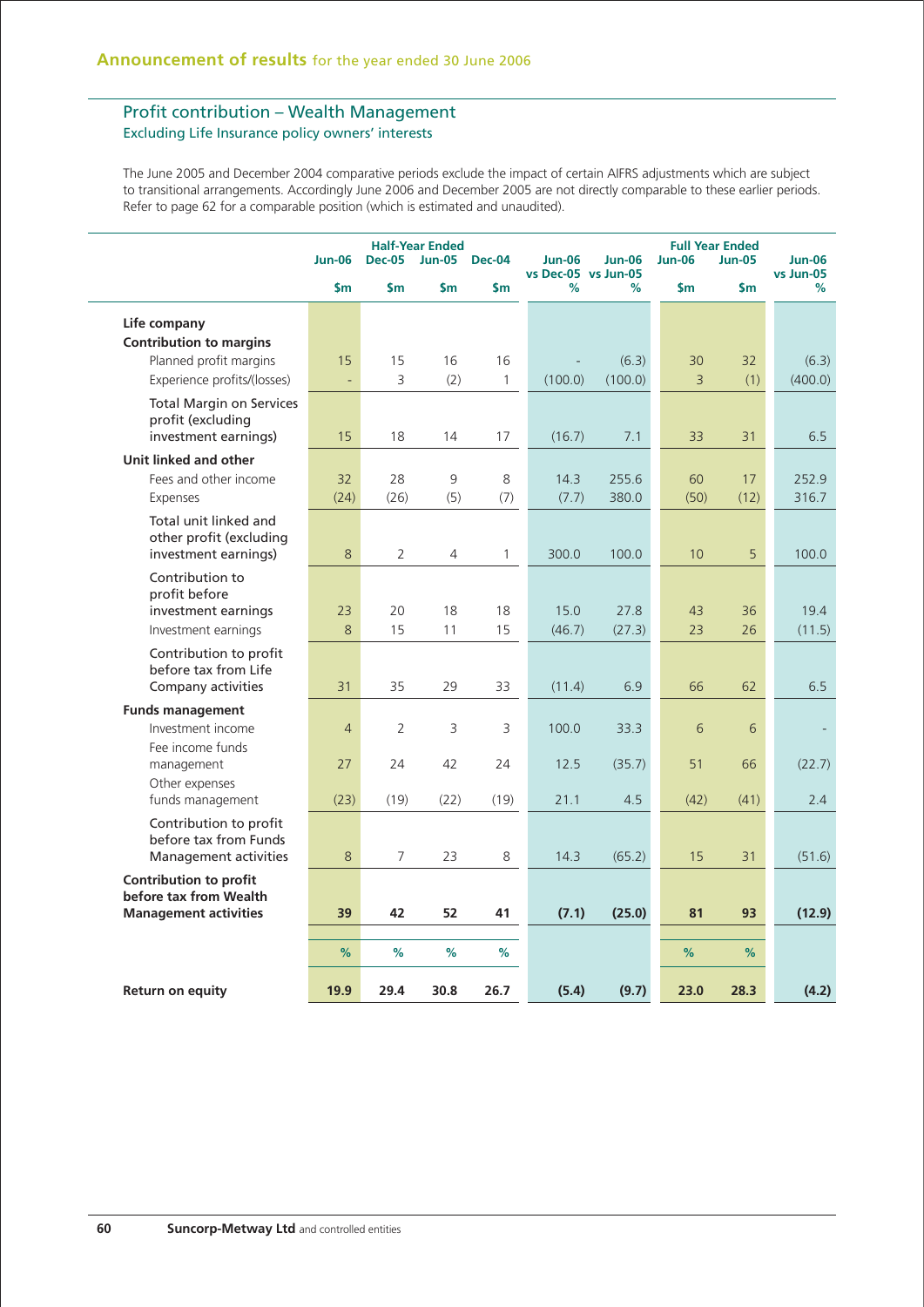## Profit contribution – Wealth Management

### Excluding Life Insurance policy owners' interests

The June 2005 and December 2004 comparative periods exclude the impact of certain AIFRS adjustments which are subject to transitional arrangements. Accordingly June 2006 and December 2005 are not directly comparable to these earlier periods. Refer to page 62 for a comparable position (which is estimated and unaudited).

| | Half-Year Ended | | | | | | Full Year Ended | | |
|---|---|---|---|---|---|---|---|---|---|
| | Jun-06 | Dec-05 | Jun-05 | Dec-04 | Jun-06 vs Dec-05 | Jun-06 vs Jun-05 | Jun-06 | Jun-05 | Jun-06 vs Jun-05 |
| | $m | $m | $m | $m | % | % | $m | $m | % |
| **Life company** | | | | | | | | | |
| **Contribution to margins** | | | | | | | | | |
| Planned profit margins | 15 | 15 | 16 | 16 | - | (6.3) | 30 | 32 | (6.3) |
| Experience profits/(losses) | - | 3 | (2) | 1 | (100.0) | (100.0) | 3 | (1) | (400.0) |
| Total Margin on Services profit (excluding investment earnings) | 15 | 18 | 14 | 17 | (16.7) | 7.1 | 33 | 31 | 6.5 |
| **Unit linked and other** | | | | | | | | | |
| Fees and other income | 32 | 28 | 9 | 8 | 14.3 | 255.6 | 60 | 17 | 252.9 |
| Expenses | (24) | (26) | (5) | (7) | (7.7) | 380.0 | (50) | (12) | 316.7 |
| Total unit linked and other profit (excluding investment earnings) | 8 | 2 | 4 | 1 | 300.0 | 100.0 | 10 | 5 | 100.0 |
| Contribution to profit before investment earnings | 23 | 20 | 18 | 18 | 15.0 | 27.8 | 43 | 36 | 19.4 |
| Investment earnings | 8 | 15 | 11 | 15 | (46.7) | (27.3) | 23 | 26 | (11.5) |
| Contribution to profit before tax from Life Company activities | 31 | 35 | 29 | 33 | (11.4) | 6.9 | 66 | 62 | 6.5 |
| **Funds management** | | | | | | | | | |
| Investment income | 4 | 2 | 3 | 3 | 100.0 | 33.3 | 6 | 6 | - |
| Fee income funds management | 27 | 24 | 42 | 24 | 12.5 | (35.7) | 51 | 66 | (22.7) |
| Other expenses funds management | (23) | (19) | (22) | (19) | 21.1 | 4.5 | (42) | (41) | 2.4 |
| Contribution to profit before tax from Funds Management activities | 8 | 7 | 23 | 8 | 14.3 | (65.2) | 15 | 31 | (51.6) |
| **Contribution to profit before tax from Wealth Management activities** | **39** | **42** | **52** | **41** | **(7.1)** | **(25.0)** | **81** | **93** | **(12.9)** |
| | % | % | % | % | | | % | % | |
| **Return on equity** | **19.9** | **29.4** | **30.8** | **26.7** | **(5.4)** | **(9.7)** | **23.0** | **28.3** | **(4.2)** |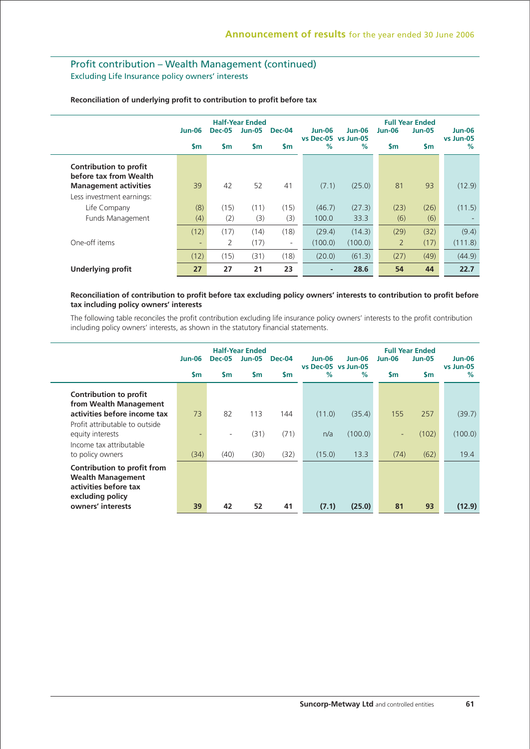## Profit contribution – Wealth Management (continued)

Excluding Life Insurance policy owners' interests

**Reconciliation of underlying profit to contribution to profit before tax**

| | Half-Year Ended | | | | | | Full Year Ended | | |
|---|---|---|---|---|---|---|---|---|---|
| | Jun-06 | Dec-05 | Jun-05 | Dec-04 | Jun-06 vs Dec-05 | Jun-06 vs Jun-05 | Jun-06 | Jun-05 | Jun-06 vs Jun-05 |
| | $m | $m | $m | $m | % | % | $m | $m | % |
| **Contribution to profit before tax from Wealth Management activities** | 39 | 42 | 52 | 41 | (7.1) | (25.0) | 81 | 93 | (12.9) |
| Less investment earnings: | | | | | | | | | |
| Life Company | (8) | (15) | (11) | (15) | (46.7) | (27.3) | (23) | (26) | (11.5) |
| Funds Management | (4) | (2) | (3) | (3) | 100.0 | 33.3 | (6) | (6) | - |
| | (12) | (17) | (14) | (18) | (29.4) | (14.3) | (29) | (32) | (9.4) |
| One-off items | - | 2 | (17) | - | (100.0) | (100.0) | 2 | (17) | (111.8) |
| | (12) | (15) | (31) | (18) | (20.0) | (61.3) | (27) | (49) | (44.9) |
| **Underlying profit** | **27** | **27** | **21** | **23** | **-** | **28.6** | **54** | **44** | **22.7** |

**Reconciliation of contribution to profit before tax excluding policy owners' interests to contribution to profit before tax including policy owners' interests**

The following table reconciles the profit contribution excluding life insurance policy owners' interests to the profit contribution including policy owners' interests, as shown in the statutory financial statements.

| | Half-Year Ended | | | | | | Full Year Ended | | |
|---|---|---|---|---|---|---|---|---|---|
| | Jun-06 | Dec-05 | Jun-05 | Dec-04 | Jun-06 vs Dec-05 | Jun-06 vs Jun-05 | Jun-06 | Jun-05 | Jun-06 vs Jun-05 |
| | $m | $m | $m | $m | % | % | $m | $m | % |
| **Contribution to profit from Wealth Management activities before income tax** | 73 | 82 | 113 | 144 | (11.0) | (35.4) | 155 | 257 | (39.7) |
| Profit attributable to outside equity interests | - | - | (31) | (71) | n/a | (100.0) | - | (102) | (100.0) |
| Income tax attributable to policy owners | (34) | (40) | (30) | (32) | (15.0) | 13.3 | (74) | (62) | 19.4 |
| **Contribution to profit from Wealth Management activities before tax excluding policy owners' interests** | **39** | **42** | **52** | **41** | **(7.1)** | **(25.0)** | **81** | **93** | **(12.9)** |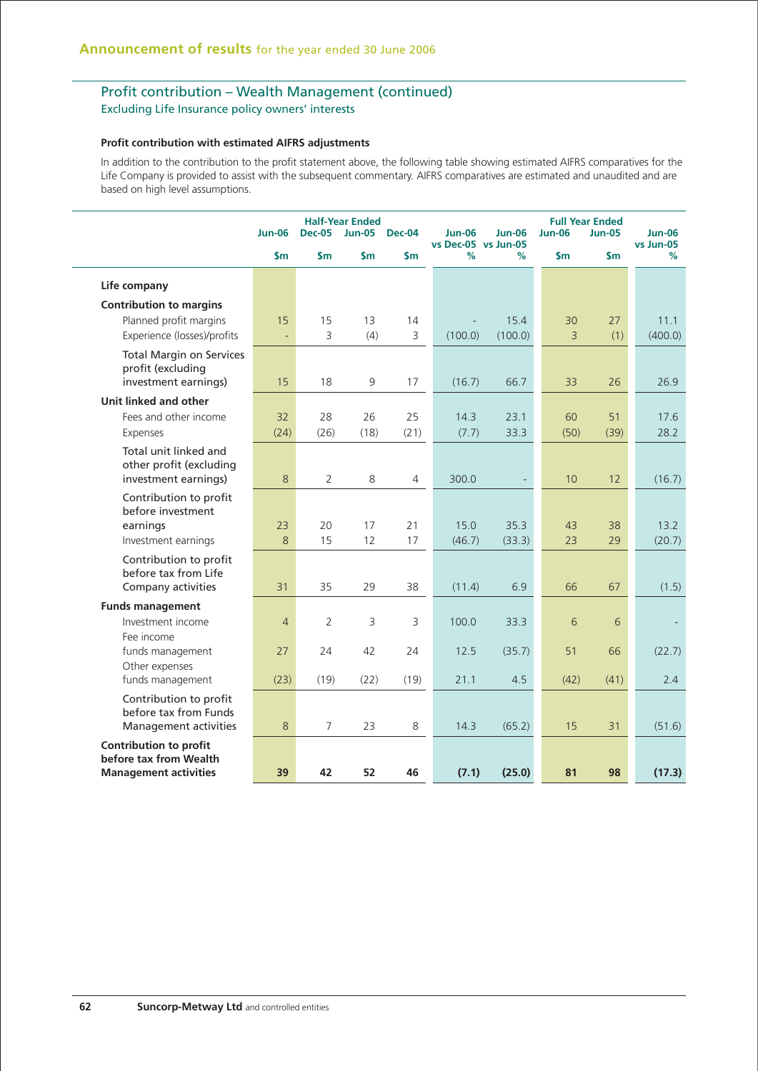## Profit contribution – Wealth Management (continued)

Excluding Life Insurance policy owners' interests

**Profit contribution with estimated AIFRS adjustments**

In addition to the contribution to the profit statement above, the following table showing estimated AIFRS comparatives for the Life Company is provided to assist with the subsequent commentary. AIFRS comparatives are estimated and unaudited and are based on high level assumptions.

| | Half-Year Ended | | | | | | Full Year Ended | | |
|---|---|---|---|---|---|---|---|---|---|
| | Jun-06 | Dec-05 | Jun-05 | Dec-04 | Jun-06 vs Dec-05 | Jun-06 vs Jun-05 | Jun-06 | Jun-05 | Jun-06 vs Jun-05 |
| | $m | $m | $m | $m | % | % | $m | $m | % |
| **Life company** | | | | | | | | | |
| **Contribution to margins** | | | | | | | | | |
| Planned profit margins | 15 | 15 | 13 | 14 | - | 15.4 | 30 | 27 | 11.1 |
| Experience (losses)/profits | - | 3 | (4) | 3 | (100.0) | (100.0) | 3 | (1) | (400.0) |
| Total Margin on Services profit (excluding investment earnings) | 15 | 18 | 9 | 17 | (16.7) | 66.7 | 33 | 26 | 26.9 |
| **Unit linked and other** | | | | | | | | | |
| Fees and other income | 32 | 28 | 26 | 25 | 14.3 | 23.1 | 60 | 51 | 17.6 |
| Expenses | (24) | (26) | (18) | (21) | (7.7) | 33.3 | (50) | (39) | 28.2 |
| Total unit linked and other profit (excluding investment earnings) | 8 | 2 | 8 | 4 | 300.0 | - | 10 | 12 | (16.7) |
| Contribution to profit before investment earnings | 23 | 20 | 17 | 21 | 15.0 | 35.3 | 43 | 38 | 13.2 |
| Investment earnings | 8 | 15 | 12 | 17 | (46.7) | (33.3) | 23 | 29 | (20.7) |
| Contribution to profit before tax from Life Company activities | 31 | 35 | 29 | 38 | (11.4) | 6.9 | 66 | 67 | (1.5) |
| **Funds management** | | | | | | | | | |
| Investment income | 4 | 2 | 3 | 3 | 100.0 | 33.3 | 6 | 6 | - |
| Fee income funds management | 27 | 24 | 42 | 24 | 12.5 | (35.7) | 51 | 66 | (22.7) |
| Other expenses funds management | (23) | (19) | (22) | (19) | 21.1 | 4.5 | (42) | (41) | 2.4 |
| Contribution to profit before tax from Funds Management activities | 8 | 7 | 23 | 8 | 14.3 | (65.2) | 15 | 31 | (51.6) |
| **Contribution to profit before tax from Wealth Management activities** | **39** | **42** | **52** | **46** | **(7.1)** | **(25.0)** | **81** | **98** | **(17.3)** |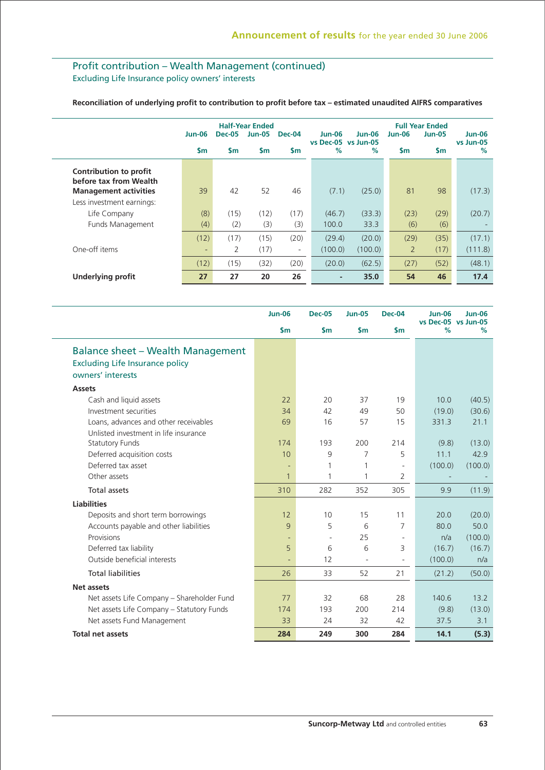## Profit contribution – Wealth Management (continued)

Excluding Life Insurance policy owners' interests

**Reconciliation of underlying profit to contribution to profit before tax – estimated unaudited AIFRS comparatives**

| | Half-Year Ended | | | | | | Full Year Ended | | |
|---|---|---|---|---|---|---|---|---|---|
| | Jun-06 | Dec-05 | Jun-05 | Dec-04 | Jun-06 vs Dec-05 | Jun-06 vs Jun-05 | Jun-06 | Jun-05 | Jun-06 vs Jun-05 |
| | $m | $m | $m | $m | % | % | $m | $m | % |
| **Contribution to profit before tax from Wealth Management activities** | 39 | 42 | 52 | 46 | (7.1) | (25.0) | 81 | 98 | (17.3) |
| Less investment earnings: | | | | | | | | | |
| Life Company | (8) | (15) | (12) | (17) | (46.7) | (33.3) | (23) | (29) | (20.7) |
| Funds Management | (4) | (2) | (3) | (3) | 100.0 | 33.3 | (6) | (6) | - |
| | (12) | (17) | (15) | (20) | (29.4) | (20.0) | (29) | (35) | (17.1) |
| One-off items | - | 2 | (17) | - | (100.0) | (100.0) | 2 | (17) | (111.8) |
| | (12) | (15) | (32) | (20) | (20.0) | (62.5) | (27) | (52) | (48.1) |
| **Underlying profit** | **27** | **27** | **20** | **26** | **-** | **35.0** | **54** | **46** | **17.4** |

## Balance sheet – Wealth Management

Excluding Life Insurance policy owners' interests

| | Jun-06 | Dec-05 | Jun-05 | Dec-04 | Jun-06 vs Dec-05 | Jun-06 vs Jun-05 |
|---|---|---|---|---|---|---|
| | $m | $m | $m | $m | % | % |
| **Assets** | | | | | | |
| Cash and liquid assets | 22 | 20 | 37 | 19 | 10.0 | (40.5) |
| Investment securities | 34 | 42 | 49 | 50 | (19.0) | (30.6) |
| Loans, advances and other receivables | 69 | 16 | 57 | 15 | 331.3 | 21.1 |
| Unlisted investment in life insurance Statutory Funds | 174 | 193 | 200 | 214 | (9.8) | (13.0) |
| Deferred acquisition costs | 10 | 9 | 7 | 5 | 11.1 | 42.9 |
| Deferred tax asset | - | 1 | 1 | - | (100.0) | (100.0) |
| Other assets | 1 | 1 | 1 | 2 | - | - |
| Total assets | 310 | 282 | 352 | 305 | 9.9 | (11.9) |
| **Liabilities** | | | | | | |
| Deposits and short term borrowings | 12 | 10 | 15 | 11 | 20.0 | (20.0) |
| Accounts payable and other liabilities | 9 | 5 | 6 | 7 | 80.0 | 50.0 |
| Provisions | - | - | 25 | - | n/a | (100.0) |
| Deferred tax liability | 5 | 6 | 6 | 3 | (16.7) | (16.7) |
| Outside beneficial interests | - | 12 | - | - | (100.0) | n/a |
| Total liabilities | 26 | 33 | 52 | 21 | (21.2) | (50.0) |
| **Net assets** | | | | | | |
| Net assets Life Company – Shareholder Fund | 77 | 32 | 68 | 28 | 140.6 | 13.2 |
| Net assets Life Company – Statutory Funds | 174 | 193 | 200 | 214 | (9.8) | (13.0) |
| Net assets Fund Management | 33 | 24 | 32 | 42 | 37.5 | 3.1 |
| **Total net assets** | **284** | **249** | **300** | **284** | **14.1** | **(5.3)** |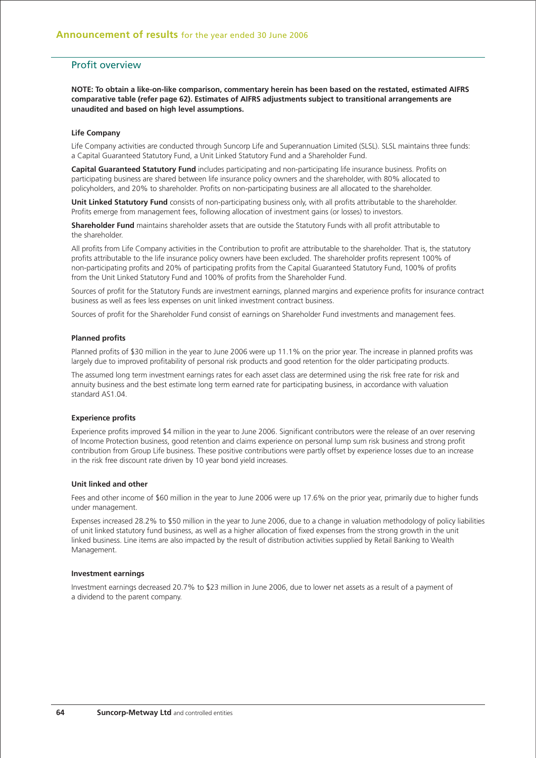## Profit overview

**NOTE: To obtain a like-on-like comparison, commentary herein has been based on the restated, estimated AIFRS comparative table (refer page 62). Estimates of AIFRS adjustments subject to transitional arrangements are unaudited and based on high level assumptions.**

### Life Company

Life Company activities are conducted through Suncorp Life and Superannuation Limited (SLSL). SLSL maintains three funds: a Capital Guaranteed Statutory Fund, a Unit Linked Statutory Fund and a Shareholder Fund.

**Capital Guaranteed Statutory Fund** includes participating and non-participating life insurance business. Profits on participating business are shared between life insurance policy owners and the shareholder, with 80% allocated to policyholders, and 20% to shareholder. Profits on non-participating business are all allocated to the shareholder.

**Unit Linked Statutory Fund** consists of non-participating business only, with all profits attributable to the shareholder. Profits emerge from management fees, following allocation of investment gains (or losses) to investors.

**Shareholder Fund** maintains shareholder assets that are outside the Statutory Funds with all profit attributable to the shareholder.

All profits from Life Company activities in the Contribution to profit are attributable to the shareholder. That is, the statutory profits attributable to the life insurance policy owners have been excluded. The shareholder profits represent 100% of non-participating profits and 20% of participating profits from the Capital Guaranteed Statutory Fund, 100% of profits from the Unit Linked Statutory Fund and 100% of profits from the Shareholder Fund.

Sources of profit for the Statutory Funds are investment earnings, planned margins and experience profits for insurance contract business as well as fees less expenses on unit linked investment contract business.

Sources of profit for the Shareholder Fund consist of earnings on Shareholder Fund investments and management fees.

### Planned profits

Planned profits of $30 million in the year to June 2006 were up 11.1% on the prior year. The increase in planned profits was largely due to improved profitability of personal risk products and good retention for the older participating products.

The assumed long term investment earnings rates for each asset class are determined using the risk free rate for risk and annuity business and the best estimate long term earned rate for participating business, in accordance with valuation standard AS1.04.

### Experience profits

Experience profits improved $4 million in the year to June 2006. Significant contributors were the release of an over reserving of Income Protection business, good retention and claims experience on personal lump sum risk business and strong profit contribution from Group Life business. These positive contributions were partly offset by experience losses due to an increase in the risk free discount rate driven by 10 year bond yield increases.

### Unit linked and other

Fees and other income of $60 million in the year to June 2006 were up 17.6% on the prior year, primarily due to higher funds under management.

Expenses increased 28.2% to $50 million in the year to June 2006, due to a change in valuation methodology of policy liabilities of unit linked statutory fund business, as well as a higher allocation of fixed expenses from the strong growth in the unit linked business. Line items are also impacted by the result of distribution activities supplied by Retail Banking to Wealth Management.

### Investment earnings

Investment earnings decreased 20.7% to $23 million in June 2006, due to lower net assets as a result of a payment of a dividend to the parent company.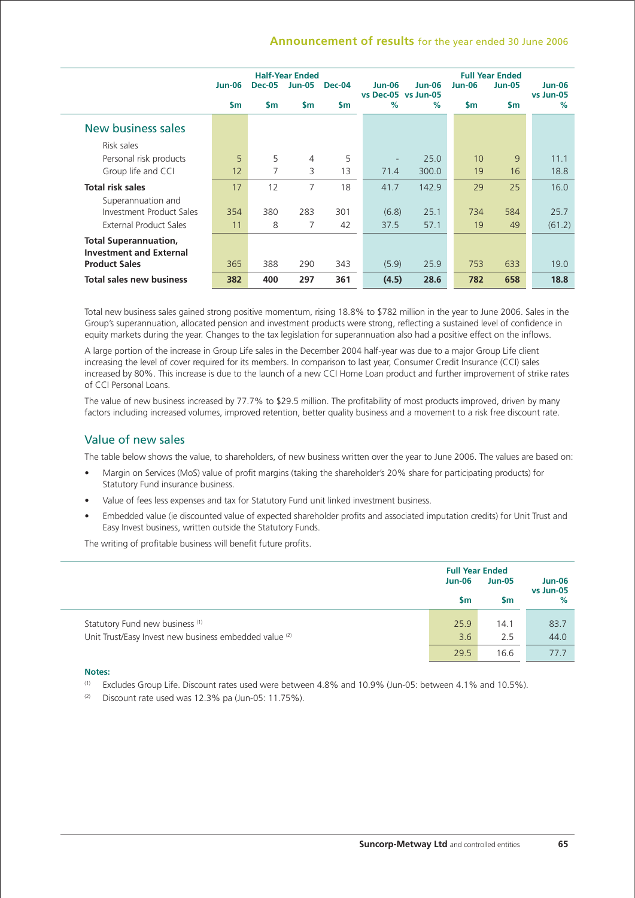|  | Half-Year Ended |  |  |  |  |  | Full Year Ended |  |  |
|---|---|---|---|---|---|---|---|---|---|
|  | Jun-06 | Dec-05 | Jun-05 | Dec-04 | Jun-06 vs Dec-05 | Jun-06 vs Jun-05 | Jun-06 | Jun-05 | Jun-06 vs Jun-05 |
|  | $m | $m | $m | $m | % | % | $m | $m | % |
| **New business sales** |  |  |  |  |  |  |  |  |  |
| Risk sales |  |  |  |  |  |  |  |  |  |
| Personal risk products | 5 | 5 | 4 | 5 | - | 25.0 | 10 | 9 | 11.1 |
| Group life and CCI | 12 | 7 | 3 | 13 | 71.4 | 300.0 | 19 | 16 | 18.8 |
| **Total risk sales** | 17 | 12 | 7 | 18 | 41.7 | 142.9 | 29 | 25 | 16.0 |
| Superannuation and Investment Product Sales | 354 | 380 | 283 | 301 | (6.8) | 25.1 | 734 | 584 | 25.7 |
| External Product Sales | 11 | 8 | 7 | 42 | 37.5 | 57.1 | 19 | 49 | (61.2) |
| **Total Superannuation, Investment and External Product Sales** | 365 | 388 | 290 | 343 | (5.9) | 25.9 | 753 | 633 | 19.0 |
| **Total sales new business** | **382** | **400** | **297** | **361** | **(4.5)** | **28.6** | **782** | **658** | **18.8** |

Total new business sales gained strong positive momentum, rising 18.8% to $782 million in the year to June 2006. Sales in the Group's superannuation, allocated pension and investment products were strong, reflecting a sustained level of confidence in equity markets during the year. Changes to the tax legislation for superannuation also had a positive effect on the inflows.

A large portion of the increase in Group Life sales in the December 2004 half-year was due to a major Group Life client increasing the level of cover required for its members. In comparison to last year, Consumer Credit Insurance (CCI) sales increased by 80%. This increase is due to the launch of a new CCI Home Loan product and further improvement of strike rates of CCI Personal Loans.

The value of new business increased by 77.7% to $29.5 million. The profitability of most products improved, driven by many factors including increased volumes, improved retention, better quality business and a movement to a risk free discount rate.

## Value of new sales

The table below shows the value, to shareholders, of new business written over the year to June 2006. The values are based on:

- Margin on Services (MoS) value of profit margins (taking the shareholder's 20% share for participating products) for Statutory Fund insurance business.
- Value of fees less expenses and tax for Statutory Fund unit linked investment business.
- Embedded value (ie discounted value of expected shareholder profits and associated imputation credits) for Unit Trust and Easy Invest business, written outside the Statutory Funds.

The writing of profitable business will benefit future profits.

|  | Full Year Ended |  |  |
|---|---|---|---|
|  | Jun-06 | Jun-05 | Jun-06 vs Jun-05 |
|  | $m | $m | % |
| Statutory Fund new business [1] | 25.9 | 14.1 | 83.7 |
| Unit Trust/Easy Invest new business embedded value [2] | 3.6 | 2.5 | 44.0 |
|  | 29.5 | 16.6 | 77.7 |

**Notes:**

(1) Excludes Group Life. Discount rates used were between 4.8% and 10.9% (Jun-05: between 4.1% and 10.5%).

(2) Discount rate used was 12.3% pa (Jun-05: 11.75%).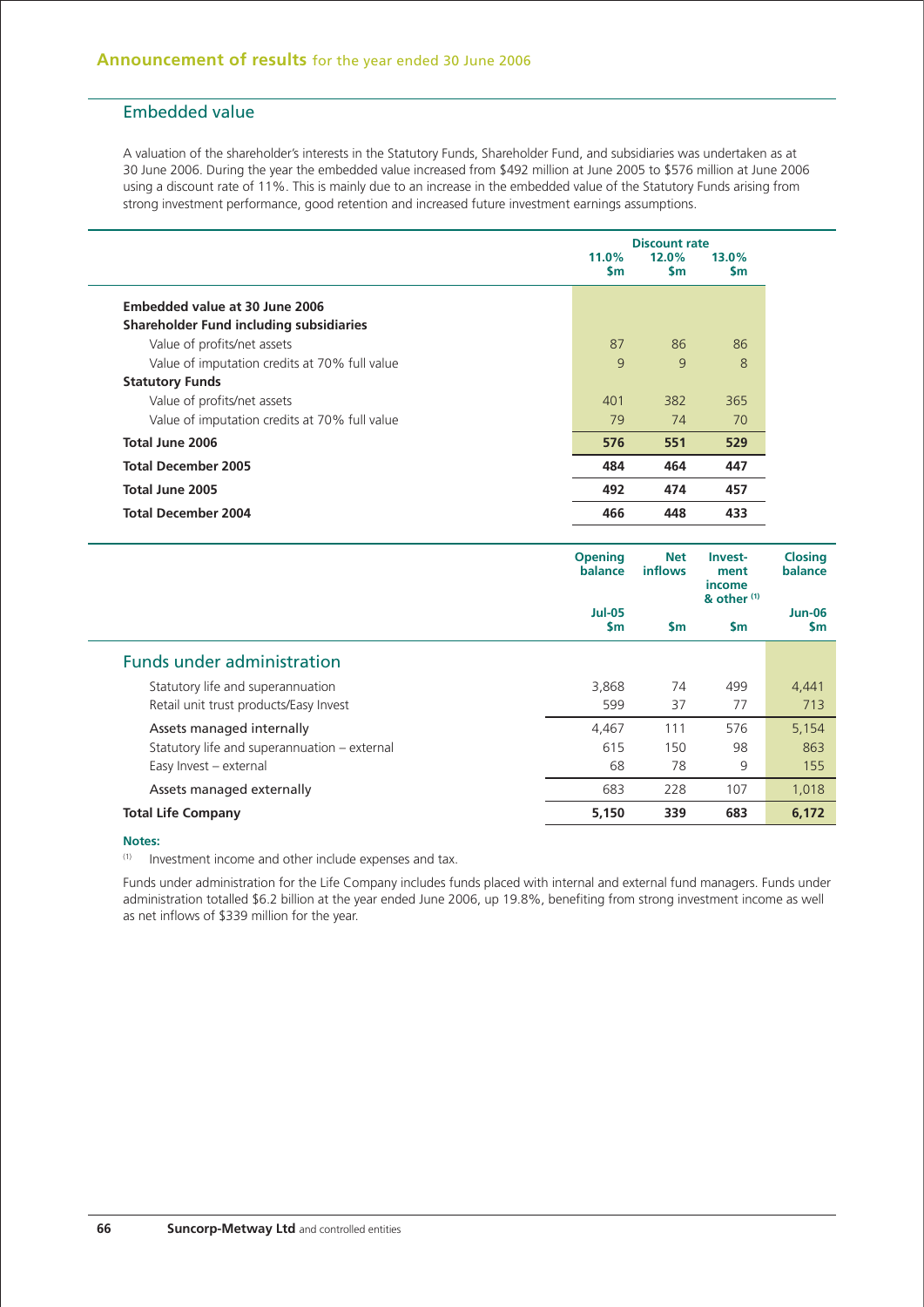## Embedded value

A valuation of the shareholder's interests in the Statutory Funds, Shareholder Fund, and subsidiaries was undertaken as at 30 June 2006. During the year the embedded value increased from $492 million at June 2005 to $576 million at June 2006 using a discount rate of 11%. This is mainly due to an increase in the embedded value of the Statutory Funds arising from strong investment performance, good retention and increased future investment earnings assumptions.

| | Discount rate | | |
|---|---|---|---|
| | 11.0% $m | 12.0% $m | 13.0% $m |
| **Embedded value at 30 June 2006** | | | |
| **Shareholder Fund including subsidiaries** | | | |
| Value of profits/net assets | 87 | 86 | 86 |
| Value of imputation credits at 70% full value | 9 | 9 | 8 |
| **Statutory Funds** | | | |
| Value of profits/net assets | 401 | 382 | 365 |
| Value of imputation credits at 70% full value | 79 | 74 | 70 |
| **Total June 2006** | **576** | **551** | **529** |
| **Total December 2005** | **484** | **464** | **447** |
| **Total June 2005** | **492** | **474** | **457** |
| **Total December 2004** | **466** | **448** | **433** |

| | Opening balance | Net inflows | Investment income & other [1] | Closing balance |
|---|---|---|---|---|
| | Jul-05 $m | $m | $m | Jun-06 $m |
| **Funds under administration** | | | | |
| Statutory life and superannuation | 3,868 | 74 | 499 | 4,441 |
| Retail unit trust products/Easy Invest | 599 | 37 | 77 | 713 |
| Assets managed internally | 4,467 | 111 | 576 | 5,154 |
| Statutory life and superannuation – external | 615 | 150 | 98 | 863 |
| Easy Invest – external | 68 | 78 | 9 | 155 |
| Assets managed externally | 683 | 228 | 107 | 1,018 |
| **Total Life Company** | **5,150** | **339** | **683** | **6,172** |

**Notes:**

[1] Investment income and other include expenses and tax.

Funds under administration for the Life Company includes funds placed with internal and external fund managers. Funds under administration totalled $6.2 billion at the year ended June 2006, up 19.8%, benefiting from strong investment income as well as net inflows of $339 million for the year.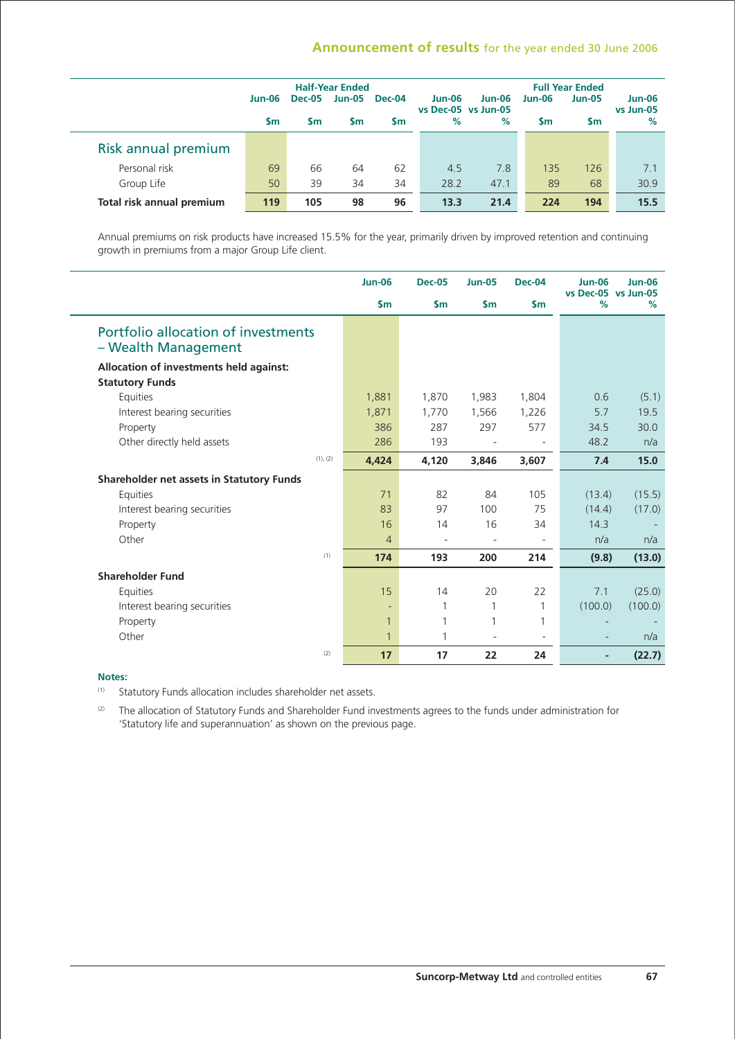| | Half-Year Ended | | | | | | Full Year Ended | | |
|---|---|---|---|---|---|---|---|---|---|
| | Jun-06 | Dec-05 | Jun-05 | Dec-04 | Jun-06 vs Dec-05 | Jun-06 vs Jun-05 | Jun-06 | Jun-05 | Jun-06 vs Jun-05 |
| | $m | $m | $m | $m | % | % | $m | $m | % |
| **Risk annual premium** | | | | | | | | | |
| Personal risk | 69 | 66 | 64 | 62 | 4.5 | 7.8 | 135 | 126 | 7.1 |
| Group Life | 50 | 39 | 34 | 34 | 28.2 | 47.1 | 89 | 68 | 30.9 |
| **Total risk annual premium** | **119** | **105** | **98** | **96** | **13.3** | **21.4** | **224** | **194** | **15.5** |

Annual premiums on risk products have increased 15.5% for the year, primarily driven by improved retention and continuing growth in premiums from a major Group Life client.

| | Jun-06 | Dec-05 | Jun-05 | Dec-04 | Jun-06 vs Dec-05 | Jun-06 vs Jun-05 |
|---|---|---|---|---|---|---|
| | $m | $m | $m | $m | % | % |
| **Portfolio allocation of investments – Wealth Management** | | | | | | |
| **Allocation of investments held against:** | | | | | | |
| **Statutory Funds** | | | | | | |
| Equities | 1,881 | 1,870 | 1,983 | 1,804 | 0.6 | (5.1) |
| Interest bearing securities | 1,871 | 1,770 | 1,566 | 1,226 | 5.7 | 19.5 |
| Property | 386 | 287 | 297 | 577 | 34.5 | 30.0 |
| Other directly held assets | 286 | 193 | - | - | 48.2 | n/a |
| (1), (2) | **4,424** | **4,120** | **3,846** | **3,607** | **7.4** | **15.0** |
| **Shareholder net assets in Statutory Funds** | | | | | | |
| Equities | 71 | 82 | 84 | 105 | (13.4) | (15.5) |
| Interest bearing securities | 83 | 97 | 100 | 75 | (14.4) | (17.0) |
| Property | 16 | 14 | 16 | 34 | 14.3 | - |
| Other | 4 | - | - | - | n/a | n/a |
| (1) | **174** | **193** | **200** | **214** | **(9.8)** | **(13.0)** |
| **Shareholder Fund** | | | | | | |
| Equities | 15 | 14 | 20 | 22 | 7.1 | (25.0) |
| Interest bearing securities | - | 1 | 1 | 1 | (100.0) | (100.0) |
| Property | 1 | 1 | 1 | 1 | - | - |
| Other | 1 | 1 | - | - | - | n/a |
| (2) | **17** | **17** | **22** | **24** | **-** | **(22.7)** |

**Notes:**

(1) Statutory Funds allocation includes shareholder net assets.

(2) The allocation of Statutory Funds and Shareholder Fund investments agrees to the funds under administration for 'Statutory life and superannuation' as shown on the previous page.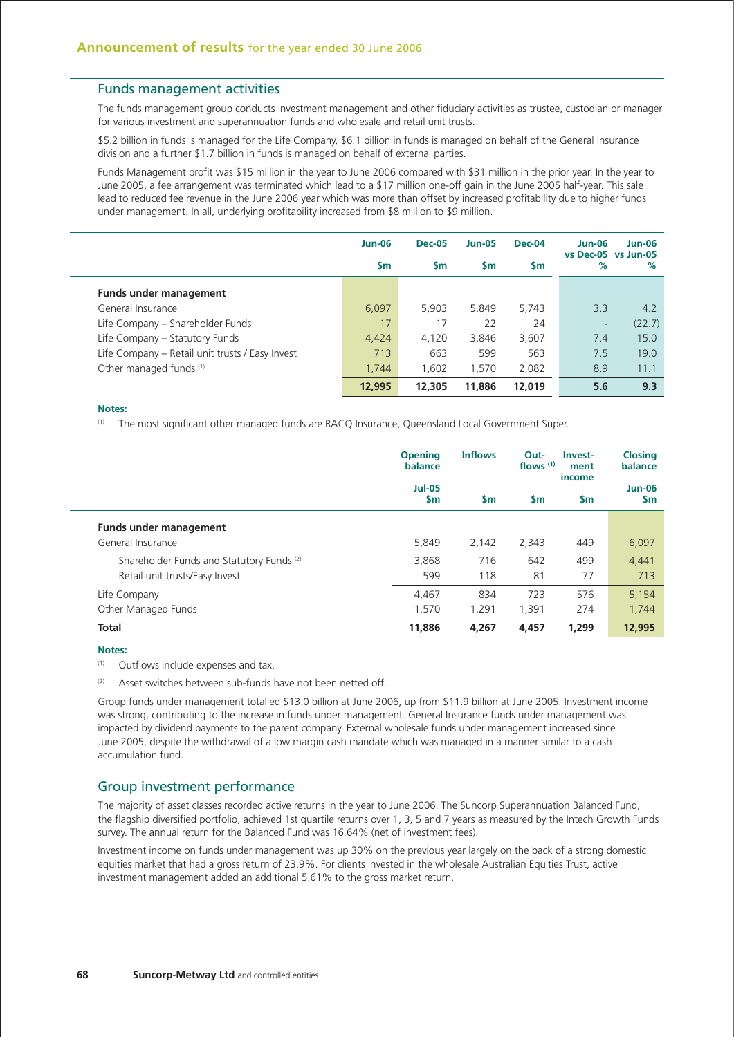## Funds management activities

The funds management group conducts investment management and other fiduciary activities as trustee, custodian or manager for various investment and superannuation funds and wholesale and retail unit trusts.

$5.2 billion in funds is managed for the Life Company, $6.1 billion in funds is managed on behalf of the General Insurance division and a further $1.7 billion in funds is managed on behalf of external parties.

Funds Management profit was $15 million in the year to June 2006 compared with $31 million in the prior year. In the year to June 2005, a fee arrangement was terminated which lead to a $17 million one-off gain in the June 2005 half-year. This sale lead to reduced fee revenue in the June 2006 year which was more than offset by increased profitability due to higher funds under management. In all, underlying profitability increased from $8 million to $9 million.

| | Jun-06 | Dec-05 | Jun-05 | Dec-04 | Jun-06 vs Dec-05 | Jun-06 vs Jun-05 |
|---|---|---|---|---|---|---|
| | $m | $m | $m | $m | % | % |
| **Funds under management** | | | | | | |
| General Insurance | 6,097 | 5,903 | 5,849 | 5,743 | 3.3 | 4.2 |
| Life Company – Shareholder Funds | 17 | 17 | 22 | 24 | - | (22.7) |
| Life Company – Statutory Funds | 4,424 | 4,120 | 3,846 | 3,607 | 7.4 | 15.0 |
| Life Company – Retail unit trusts / Easy Invest | 713 | 663 | 599 | 563 | 7.5 | 19.0 |
| Other managed funds [(1)] | 1,744 | 1,602 | 1,570 | 2,082 | 8.9 | 11.1 |
| | **12,995** | **12,305** | **11,886** | **12,019** | **5.6** | **9.3** |

**Notes:**

(1) The most significant other managed funds are RACQ Insurance, Queensland Local Government Super.

| | Opening balance | Inflows | Out-flows [(1)] | Invest-ment income | Closing balance |
|---|---|---|---|---|---|
| | Jul-05 $m | $m | $m | $m | Jun-06 $m |
| **Funds under management** | | | | | |
| General Insurance | 5,849 | 2,142 | 2,343 | 449 | 6,097 |
| Shareholder Funds and Statutory Funds [(2)] | 3,868 | 716 | 642 | 499 | 4,441 |
| Retail unit trusts/Easy Invest | 599 | 118 | 81 | 77 | 713 |
| Life Company | 4,467 | 834 | 723 | 576 | 5,154 |
| Other Managed Funds | 1,570 | 1,291 | 1,391 | 274 | 1,744 |
| **Total** | **11,886** | **4,267** | **4,457** | **1,299** | **12,995** |

**Notes:**

(1) Outflows include expenses and tax.

(2) Asset switches between sub-funds have not been netted off.

Group funds under management totalled $13.0 billion at June 2006, up from $11.9 billion at June 2005. Investment income was strong, contributing to the increase in funds under management. General Insurance funds under management was impacted by dividend payments to the parent company. External wholesale funds under management increased since June 2005, despite the withdrawal of a low margin cash mandate which was managed in a manner similar to a cash accumulation fund.

## Group investment performance

The majority of asset classes recorded active returns in the year to June 2006. The Suncorp Superannuation Balanced Fund, the flagship diversified portfolio, achieved 1st quartile returns over 1, 3, 5 and 7 years as measured by the Intech Growth Funds survey. The annual return for the Balanced Fund was 16.64% (net of investment fees).

Investment income on funds under management was up 30% on the previous year largely on the back of a strong domestic equities market that had a gross return of 23.9%. For clients invested in the wholesale Australian Equities Trust, active investment management added an additional 5.61% to the gross market return.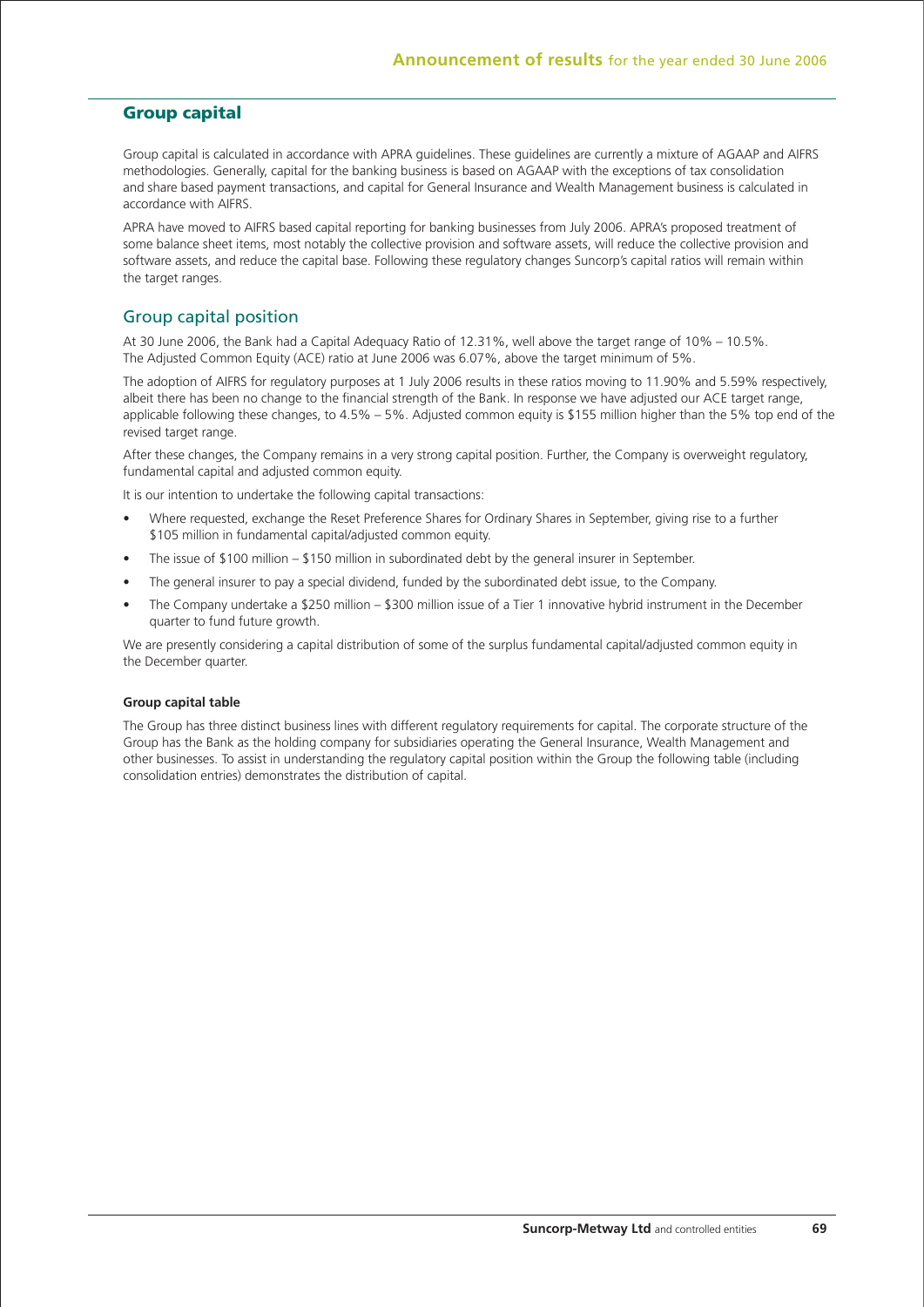## Group capital

Group capital is calculated in accordance with APRA guidelines. These guidelines are currently a mixture of AGAAP and AIFRS methodologies. Generally, capital for the banking business is based on AGAAP with the exceptions of tax consolidation and share based payment transactions, and capital for General Insurance and Wealth Management business is calculated in accordance with AIFRS.

APRA have moved to AIFRS based capital reporting for banking businesses from July 2006. APRA's proposed treatment of some balance sheet items, most notably the collective provision and software assets, will reduce the collective provision and software assets, and reduce the capital base. Following these regulatory changes Suncorp's capital ratios will remain within the target ranges.

### Group capital position

At 30 June 2006, the Bank had a Capital Adequacy Ratio of 12.31%, well above the target range of 10% – 10.5%. The Adjusted Common Equity (ACE) ratio at June 2006 was 6.07%, above the target minimum of 5%.

The adoption of AIFRS for regulatory purposes at 1 July 2006 results in these ratios moving to 11.90% and 5.59% respectively, albeit there has been no change to the financial strength of the Bank. In response we have adjusted our ACE target range, applicable following these changes, to 4.5% – 5%. Adjusted common equity is $155 million higher than the 5% top end of the revised target range.

After these changes, the Company remains in a very strong capital position. Further, the Company is overweight regulatory, fundamental capital and adjusted common equity.

It is our intention to undertake the following capital transactions:

- Where requested, exchange the Reset Preference Shares for Ordinary Shares in September, giving rise to a further $105 million in fundamental capital/adjusted common equity.
- The issue of $100 million – $150 million in subordinated debt by the general insurer in September.
- The general insurer to pay a special dividend, funded by the subordinated debt issue, to the Company.
- The Company undertake a $250 million – $300 million issue of a Tier 1 innovative hybrid instrument in the December quarter to fund future growth.

We are presently considering a capital distribution of some of the surplus fundamental capital/adjusted common equity in the December quarter.

#### Group capital table

The Group has three distinct business lines with different regulatory requirements for capital. The corporate structure of the Group has the Bank as the holding company for subsidiaries operating the General Insurance, Wealth Management and other businesses. To assist in understanding the regulatory capital position within the Group the following table (including consolidation entries) demonstrates the distribution of capital.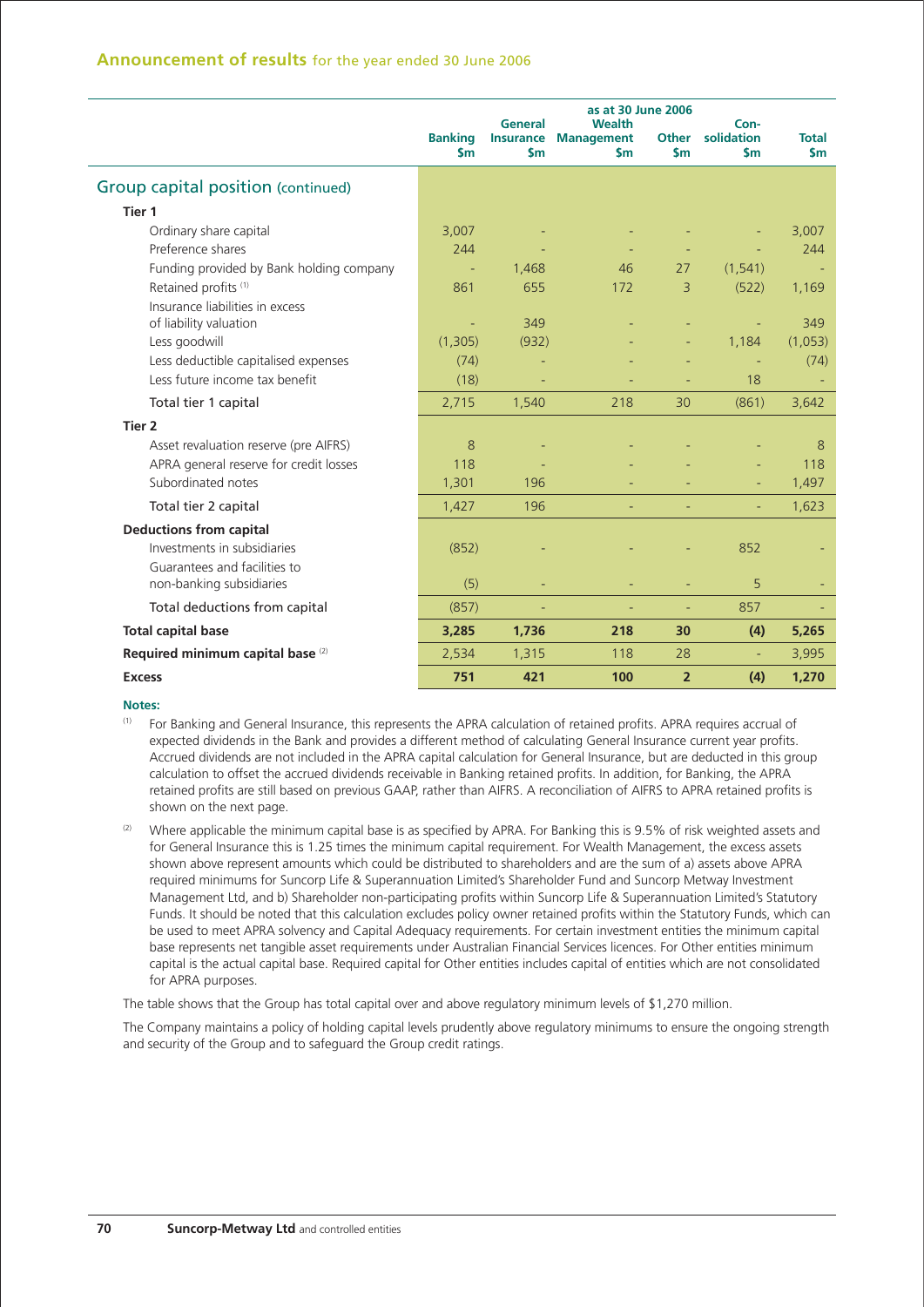## Announcement of results for the year ended 30 June 2006

| | as at 30 June 2006 | | | | | |
|---|---|---|---|---|---|---|
| | Banking $m | General Insurance $m | Wealth Management $m | Other $m | Con-solidation $m | Total $m |
| **Group capital position (continued)** | | | | | | |
| **Tier 1** | | | | | | |
| Ordinary share capital | 3,007 | - | - | - | - | 3,007 |
| Preference shares | 244 | - | - | - | - | 244 |
| Funding provided by Bank holding company | - | 1,468 | 46 | 27 | (1,541) | - |
| Retained profits [(1)] | 861 | 655 | 172 | 3 | (522) | 1,169 |
| Insurance liabilities in excess of liability valuation | - | 349 | - | - | - | 349 |
| Less goodwill | (1,305) | (932) | - | - | 1,184 | (1,053) |
| Less deductible capitalised expenses | (74) | - | - | - | - | (74) |
| Less future income tax benefit | (18) | - | - | - | 18 | - |
| Total tier 1 capital | 2,715 | 1,540 | 218 | 30 | (861) | 3,642 |
| **Tier 2** | | | | | | |
| Asset revaluation reserve (pre AIFRS) | 8 | - | - | - | - | 8 |
| APRA general reserve for credit losses | 118 | - | - | - | - | 118 |
| Subordinated notes | 1,301 | 196 | - | - | - | 1,497 |
| Total tier 2 capital | 1,427 | 196 | - | - | - | 1,623 |
| **Deductions from capital** | | | | | | |
| Investments in subsidiaries | (852) | - | - | - | 852 | - |
| Guarantees and facilities to non-banking subsidiaries | (5) | - | - | - | 5 | - |
| Total deductions from capital | (857) | - | - | - | 857 | - |
| **Total capital base** | **3,285** | **1,736** | **218** | **30** | **(4)** | **5,265** |
| **Required minimum capital base** [(2)] | 2,534 | 1,315 | 118 | 28 | - | 3,995 |
| **Excess** | **751** | **421** | **100** | **2** | **(4)** | **1,270** |

**Notes:**

(1) For Banking and General Insurance, this represents the APRA calculation of retained profits. APRA requires accrual of expected dividends in the Bank and provides a different method of calculating General Insurance current year profits. Accrued dividends are not included in the APRA capital calculation for General Insurance, but are deducted in this group calculation to offset the accrued dividends receivable in Banking retained profits. In addition, for Banking, the APRA retained profits are still based on previous GAAP, rather than AIFRS. A reconciliation of AIFRS to APRA retained profits is shown on the next page.

(2) Where applicable the minimum capital base is as specified by APRA. For Banking this is 9.5% of risk weighted assets and for General Insurance this is 1.25 times the minimum capital requirement. For Wealth Management, the excess assets shown above represent amounts which could be distributed to shareholders and are the sum of a) assets above APRA required minimums for Suncorp Life & Superannuation Limited's Shareholder Fund and Suncorp Metway Investment Management Ltd, and b) Shareholder non-participating profits within Suncorp Life & Superannuation Limited's Statutory Funds. It should be noted that this calculation excludes policy owner retained profits within the Statutory Funds, which can be used to meet APRA solvency and Capital Adequacy requirements. For certain investment entities the minimum capital base represents net tangible asset requirements under Australian Financial Services licences. For Other entities minimum capital is the actual capital base. Required capital for Other entities includes capital of entities which are not consolidated for APRA purposes.

The table shows that the Group has total capital over and above regulatory minimum levels of $1,270 million.

The Company maintains a policy of holding capital levels prudently above regulatory minimums to ensure the ongoing strength and security of the Group and to safeguard the Group credit ratings.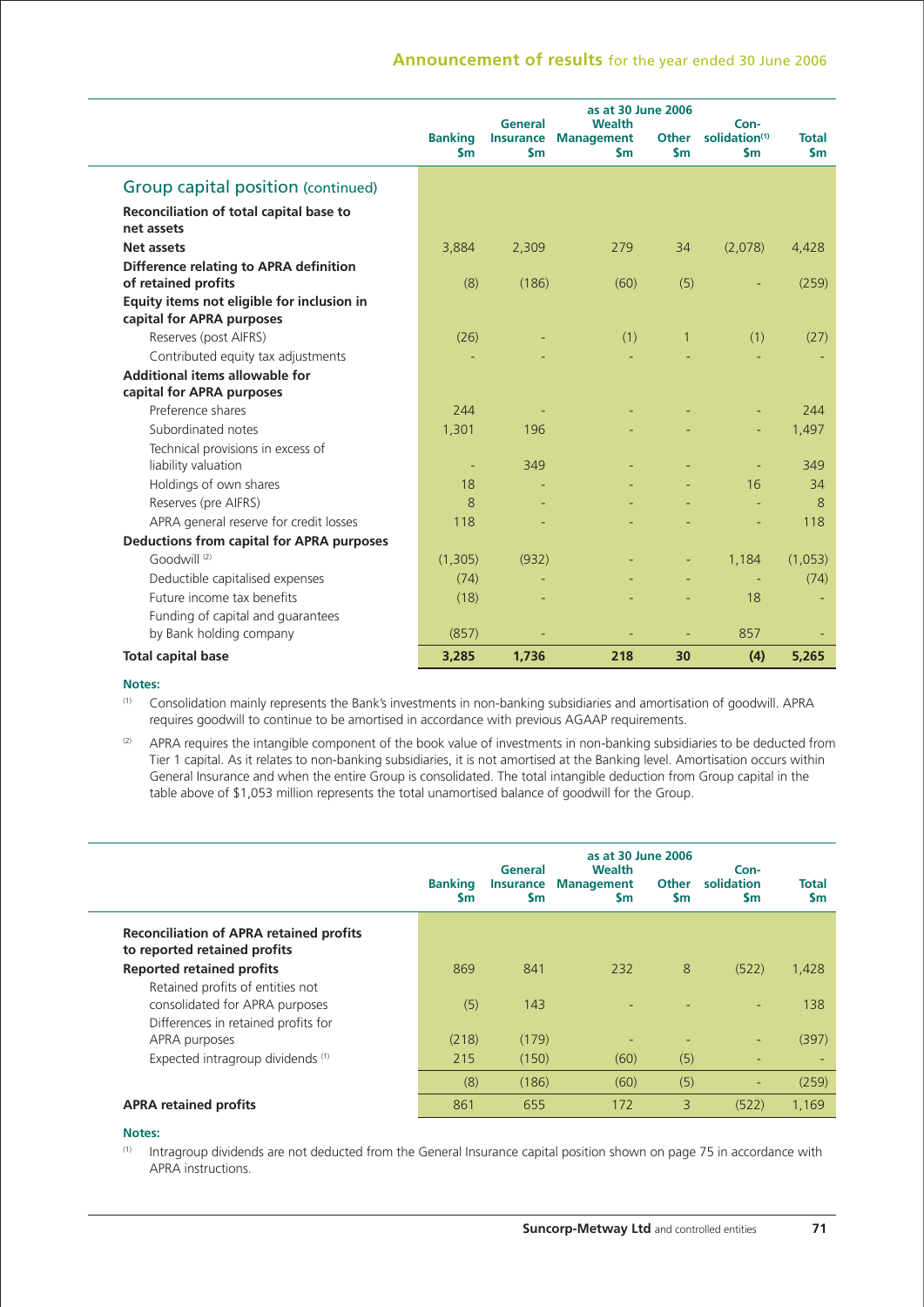## Group capital position (continued)

| | as at 30 June 2006 | | | | | |
|---|---|---|---|---|---|---|
| | Banking $m | General Insurance $m | Wealth Management $m | Other $m | Con-solidation[(1)] $m | Total $m |
| **Reconciliation of total capital base to net assets** | | | | | | |
| **Net assets** | 3,884 | 2,309 | 279 | 34 | (2,078) | 4,428 |
| **Difference relating to APRA definition of retained profits** | (8) | (186) | (60) | (5) | - | (259) |
| **Equity items not eligible for inclusion in capital for APRA purposes** | | | | | | |
| Reserves (post AIFRS) | (26) | - | (1) | 1 | (1) | (27) |
| Contributed equity tax adjustments | - | - | - | - | - | - |
| **Additional items allowable for capital for APRA purposes** | | | | | | |
| Preference shares | 244 | - | - | - | - | 244 |
| Subordinated notes | 1,301 | 196 | - | - | - | 1,497 |
| Technical provisions in excess of liability valuation | - | 349 | - | - | - | 349 |
| Holdings of own shares | 18 | - | - | - | 16 | 34 |
| Reserves (pre AIFRS) | 8 | - | - | - | - | 8 |
| APRA general reserve for credit losses | 118 | - | - | - | - | 118 |
| **Deductions from capital for APRA purposes** | | | | | | |
| Goodwill [(2)] | (1,305) | (932) | - | - | 1,184 | (1,053) |
| Deductible capitalised expenses | (74) | - | - | - | - | (74) |
| Future income tax benefits | (18) | - | - | - | 18 | - |
| Funding of capital and guarantees by Bank holding company | (857) | - | - | - | 857 | - |
| **Total capital base** | **3,285** | **1,736** | **218** | **30** | **(4)** | **5,265** |

**Notes:**

(1) Consolidation mainly represents the Bank's investments in non-banking subsidiaries and amortisation of goodwill. APRA requires goodwill to continue to be amortised in accordance with previous AGAAP requirements.

(2) APRA requires the intangible component of the book value of investments in non-banking subsidiaries to be deducted from Tier 1 capital. As it relates to non-banking subsidiaries, it is not amortised at the Banking level. Amortisation occurs within General Insurance and when the entire Group is consolidated. The total intangible deduction from Group capital in the table above of $1,053 million represents the total unamortised balance of goodwill for the Group.

| | as at 30 June 2006 | | | | | |
|---|---|---|---|---|---|---|
| | Banking $m | General Insurance $m | Wealth Management $m | Other $m | Con-solidation $m | Total $m |
| **Reconciliation of APRA retained profits to reported retained profits** | | | | | | |
| **Reported retained profits** | 869 | 841 | 232 | 8 | (522) | 1,428 |
| Retained profits of entities not consolidated for APRA purposes | (5) | 143 | - | - | - | 138 |
| Differences in retained profits for APRA purposes | (218) | (179) | - | - | - | (397) |
| Expected intragroup dividends [(1)] | 215 | (150) | (60) | (5) | - | - |
| | (8) | (186) | (60) | (5) | - | (259) |
| **APRA retained profits** | 861 | 655 | 172 | 3 | (522) | 1,169 |

**Notes:**

(1) Intragroup dividends are not deducted from the General Insurance capital position shown on page 75 in accordance with APRA instructions.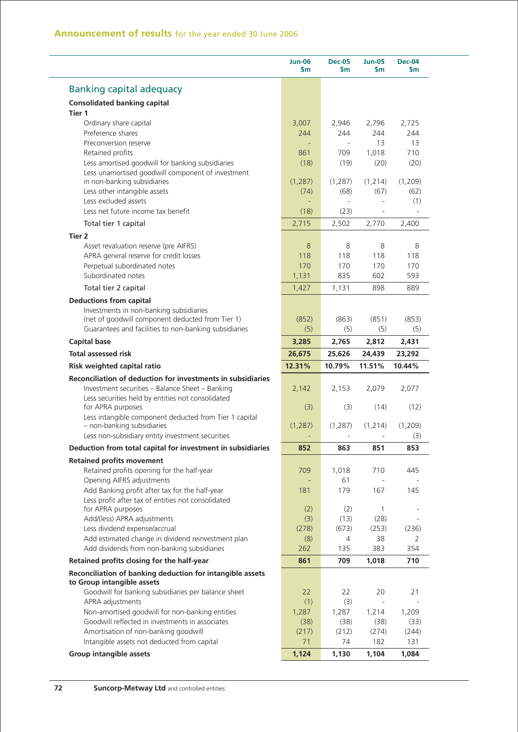## Announcement of results for the year ended 30 June 2006

| | Jun-06 $m | Dec-05 $m | Jun-05 $m | Dec-04 $m |
|---|---|---|---|---|
| **Banking capital adequacy** | | | | |
| **Consolidated banking capital** | | | | |
| **Tier 1** | | | | |
| Ordinary share capital | 3,007 | 2,946 | 2,796 | 2,725 |
| Preference shares | 244 | 244 | 244 | 244 |
| Preconversion reserve | - | - | 13 | 13 |
| Retained profits | 861 | 709 | 1,018 | 710 |
| Less amortised goodwill for banking subsidiaries | (18) | (19) | (20) | (20) |
| Less unamortised goodwill component of investment in non-banking subsidiaries | (1,287) | (1,287) | (1,214) | (1,209) |
| Less other intangible assets | (74) | (68) | (67) | (62) |
| Less excluded assets | - | - | - | (1) |
| Less net future income tax benefit | (18) | (23) | - | - |
| Total tier 1 capital | 2,715 | 2,502 | 2,770 | 2,400 |
| **Tier 2** | | | | |
| Asset revaluation reserve (pre AIFRS) | 8 | 8 | 8 | 8 |
| APRA general reserve for credit losses | 118 | 118 | 118 | 118 |
| Perpetual subordinated notes | 170 | 170 | 170 | 170 |
| Subordinated notes | 1,131 | 835 | 602 | 593 |
| Total tier 2 capital | 1,427 | 1,131 | 898 | 889 |
| **Deductions from capital** | | | | |
| Investments in non-banking subsidiaries (net of goodwill component deducted from Tier 1) | (852) | (863) | (851) | (853) |
| Guarantees and facilities to non-banking subsidiaries | (5) | (5) | (5) | (5) |
| **Capital base** | **3,285** | **2,765** | **2,812** | **2,431** |
| **Total assessed risk** | **26,675** | **25,626** | **24,439** | **23,292** |
| **Risk weighted capital ratio** | **12.31%** | **10.79%** | **11.51%** | **10.44%** |
| **Reconciliation of deduction for investments in subsidiaries** | | | | |
| Investment securities – Balance Sheet – Banking | 2,142 | 2,153 | 2,079 | 2,077 |
| Less securities held by entities not consolidated for APRA purposes | (3) | (3) | (14) | (12) |
| Less intangible component deducted from Tier 1 capital – non-banking subsidiaries | (1,287) | (1,287) | (1,214) | (1,209) |
| Less non-subsidiary entity investment securities | - | - | - | (3) |
| **Deduction from total capital for investment in subsidiaries** | **852** | **863** | **851** | **853** |
| **Retained profits movement** | | | | |
| Retained profits opening for the half-year | 709 | 1,018 | 710 | 445 |
| Opening AIFRS adjustments | - | 61 | - | - |
| Add Banking profit after tax for the half-year | 181 | 179 | 167 | 145 |
| Less profit after tax of entities not consolidated for APRA purposes | (2) | (2) | 1 | - |
| Add/(less) APRA adjustments | (3) | (13) | (28) | - |
| Less dividend expense/accrual | (278) | (673) | (253) | (236) |
| Add estimated change in dividend reinvestment plan | (8) | 4 | 38 | 2 |
| Add dividends from non-banking subsidiaries | 262 | 135 | 383 | 354 |
| **Retained profits closing for the half-year** | **861** | **709** | **1,018** | **710** |
| **Reconciliation of banking deduction for intangible assets to Group intangible assets** | | | | |
| Goodwill for banking subsidiaries per balance sheet | 22 | 22 | 20 | 21 |
| APRA adjustments | (1) | (3) | - | - |
| Non-amortised goodwill for non-banking entities | 1,287 | 1,287 | 1,214 | 1,209 |
| Goodwill reflected in investments in associates | (38) | (38) | (38) | (33) |
| Amortisation of non-banking goodwill | (217) | (212) | (274) | (244) |
| Intangible assets not deducted from capital | 71 | 74 | 182 | 131 |
| **Group intangible assets** | **1,124** | **1,130** | **1,104** | **1,084** |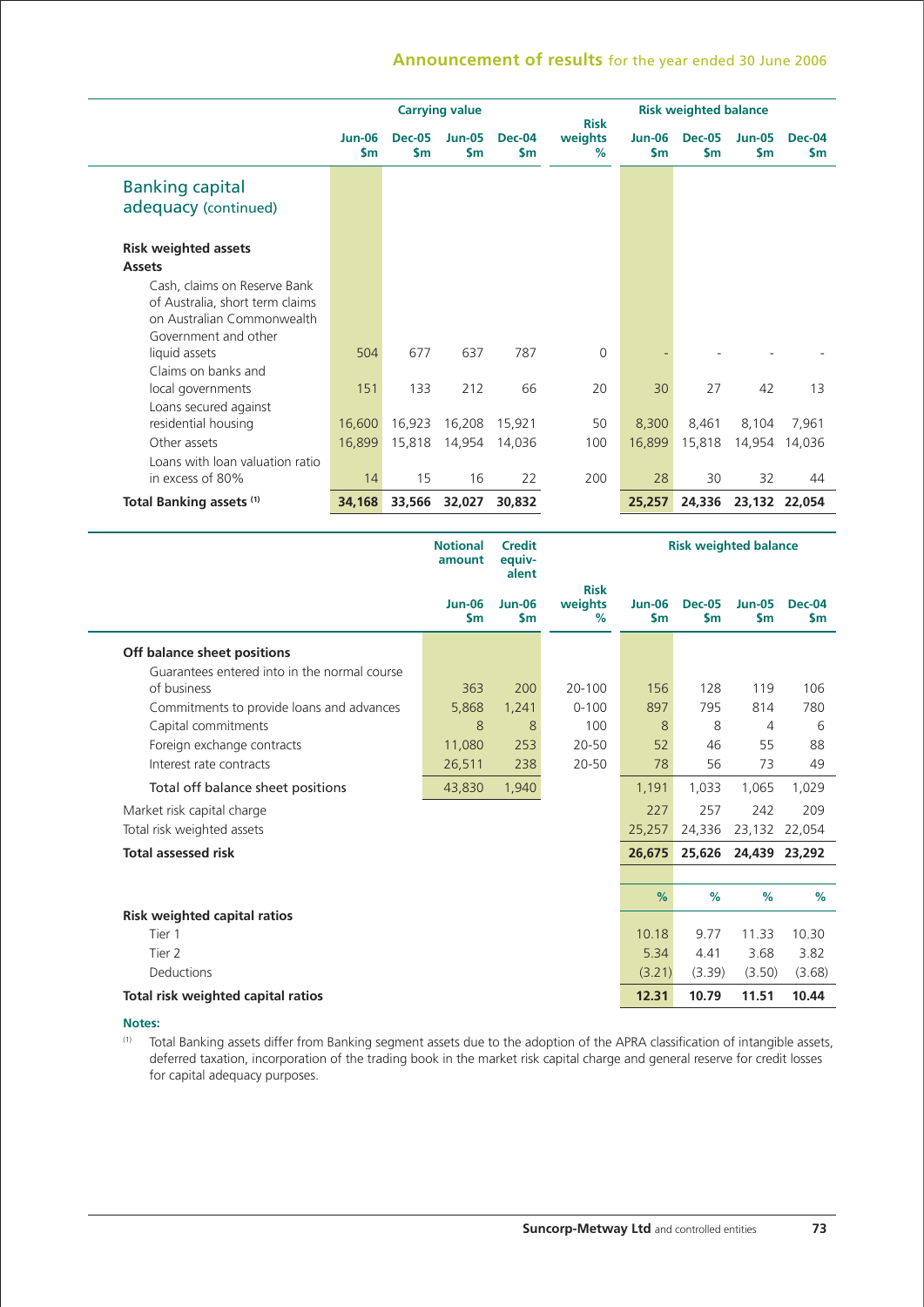## Banking capital adequacy (continued)

| | Carrying value | | | | Risk weights | Risk weighted balance | | | |
|---|---|---|---|---|---|---|---|---|---|
| | Jun-06 $m | Dec-05 $m | Jun-05 $m | Dec-04 $m | % | Jun-06 $m | Dec-05 $m | Jun-05 $m | Dec-04 $m |
| **Risk weighted assets** | | | | | | | | | |
| **Assets** | | | | | | | | | |
| Cash, claims on Reserve Bank of Australia, short term claims on Australian Commonwealth Government and other liquid assets | 504 | 677 | 637 | 787 | 0 | - | - | - | - |
| Claims on banks and local governments | 151 | 133 | 212 | 66 | 20 | 30 | 27 | 42 | 13 |
| Loans secured against residential housing | 16,600 | 16,923 | 16,208 | 15,921 | 50 | 8,300 | 8,461 | 8,104 | 7,961 |
| Other assets | 16,899 | 15,818 | 14,954 | 14,036 | 100 | 16,899 | 15,818 | 14,954 | 14,036 |
| Loans with loan valuation ratio in excess of 80% | 14 | 15 | 16 | 22 | 200 | 28 | 30 | 32 | 44 |
| **Total Banking assets [(1)]** | **34,168** | **33,566** | **32,027** | **30,832** | | **25,257** | **24,336** | **23,132** | **22,054** |

| | Notional amount | Credit equivalent | Risk weights | Risk weighted balance | | | |
|---|---|---|---|---|---|---|---|
| | Jun-06 $m | Jun-06 $m | % | Jun-06 $m | Dec-05 $m | Jun-05 $m | Dec-04 $m |
| **Off balance sheet positions** | | | | | | | |
| Guarantees entered into in the normal course of business | 363 | 200 | 20-100 | 156 | 128 | 119 | 106 |
| Commitments to provide loans and advances | 5,868 | 1,241 | 0-100 | 897 | 795 | 814 | 780 |
| Capital commitments | 8 | 8 | 100 | 8 | 8 | 4 | 6 |
| Foreign exchange contracts | 11,080 | 253 | 20-50 | 52 | 46 | 55 | 88 |
| Interest rate contracts | 26,511 | 238 | 20-50 | 78 | 56 | 73 | 49 |
| Total off balance sheet positions | 43,830 | 1,940 | | 1,191 | 1,033 | 1,065 | 1,029 |
| Market risk capital charge | | | | 227 | 257 | 242 | 209 |
| Total risk weighted assets | | | | 25,257 | 24,336 | 23,132 | 22,054 |
| **Total assessed risk** | | | | **26,675** | **25,626** | **24,439** | **23,292** |
| | | | | % | % | % | % |
| **Risk weighted capital ratios** | | | | | | | |
| Tier 1 | | | | 10.18 | 9.77 | 11.33 | 10.30 |
| Tier 2 | | | | 5.34 | 4.41 | 3.68 | 3.82 |
| Deductions | | | | (3.21) | (3.39) | (3.50) | (3.68) |
| **Total risk weighted capital ratios** | | | | **12.31** | **10.79** | **11.51** | **10.44** |

**Notes:**

(1) Total Banking assets differ from Banking segment assets due to the adoption of the APRA classification of intangible assets, deferred taxation, incorporation of the trading book in the market risk capital charge and general reserve for credit losses for capital adequacy purposes.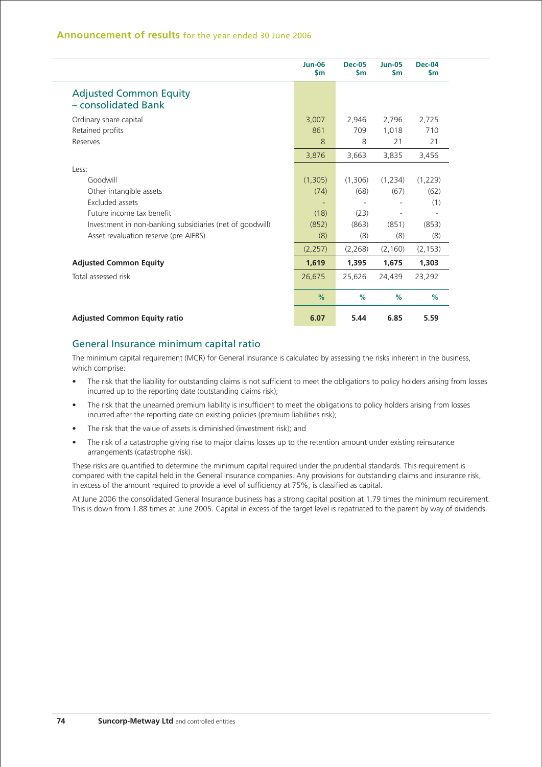| | Jun-06 $m | Dec-05 $m | Jun-05 $m | Dec-04 $m |
|---|---|---|---|---|
| **Adjusted Common Equity – consolidated Bank** | | | | |
| Ordinary share capital | 3,007 | 2,946 | 2,796 | 2,725 |
| Retained profits | 861 | 709 | 1,018 | 710 |
| Reserves | 8 | 8 | 21 | 21 |
| | 3,876 | 3,663 | 3,835 | 3,456 |
| Less: | | | | |
| Goodwill | (1,305) | (1,306) | (1,234) | (1,229) |
| Other intangible assets | (74) | (68) | (67) | (62) |
| Excluded assets | - | - | - | (1) |
| Future income tax benefit | (18) | (23) | - | - |
| Investment in non-banking subsidiaries (net of goodwill) | (852) | (863) | (851) | (853) |
| Asset revaluation reserve (pre AIFRS) | (8) | (8) | (8) | (8) |
| | (2,257) | (2,268) | (2,160) | (2,153) |
| **Adjusted Common Equity** | **1,619** | **1,395** | **1,675** | **1,303** |
| Total assessed risk | 26,675 | 25,626 | 24,439 | 23,292 |
| | % | % | % | % |
| **Adjusted Common Equity ratio** | **6.07** | **5.44** | **6.85** | **5.59** |

## General Insurance minimum capital ratio

The minimum capital requirement (MCR) for General Insurance is calculated by assessing the risks inherent in the business, which comprise:

- The risk that the liability for outstanding claims is not sufficient to meet the obligations to policy holders arising from losses incurred up to the reporting date (outstanding claims risk);
- The risk that the unearned premium liability is insufficient to meet the obligations to policy holders arising from losses incurred after the reporting date on existing policies (premium liabilities risk);
- The risk that the value of assets is diminished (investment risk); and
- The risk of a catastrophe giving rise to major claims losses up to the retention amount under existing reinsurance arrangements (catastrophe risk).

These risks are quantified to determine the minimum capital required under the prudential standards. This requirement is compared with the capital held in the General Insurance companies. Any provisions for outstanding claims and insurance risk, in excess of the amount required to provide a level of sufficiency at 75%, is classified as capital.

At June 2006 the consolidated General Insurance business has a strong capital position at 1.79 times the minimum requirement. This is down from 1.88 times at June 2005. Capital in excess of the target level is repatriated to the parent by way of dividends.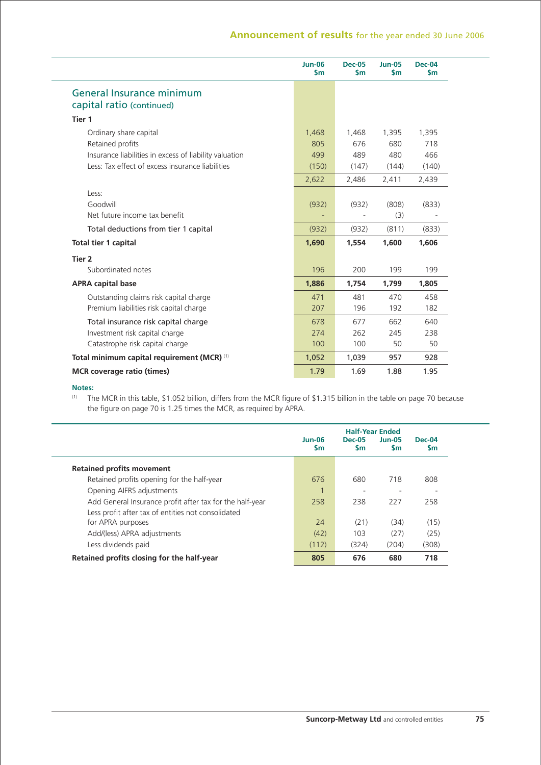## General Insurance minimum capital ratio (continued)

| | Jun-06 $m | Dec-05 $m | Jun-05 $m | Dec-04 $m |
|---|---|---|---|---|
| **Tier 1** | | | | |
| Ordinary share capital | 1,468 | 1,468 | 1,395 | 1,395 |
| Retained profits | 805 | 676 | 680 | 718 |
| Insurance liabilities in excess of liability valuation | 499 | 489 | 480 | 466 |
| Less: Tax effect of excess insurance liabilities | (150) | (147) | (144) | (140) |
| | 2,622 | 2,486 | 2,411 | 2,439 |
| Less: | | | | |
| Goodwill | (932) | (932) | (808) | (833) |
| Net future income tax benefit | - | - | (3) | - |
| Total deductions from tier 1 capital | (932) | (932) | (811) | (833) |
| **Total tier 1 capital** | **1,690** | **1,554** | **1,600** | **1,606** |
| **Tier 2** | | | | |
| Subordinated notes | 196 | 200 | 199 | 199 |
| **APRA capital base** | **1,886** | **1,754** | **1,799** | **1,805** |
| Outstanding claims risk capital charge | 471 | 481 | 470 | 458 |
| Premium liabilities risk capital charge | 207 | 196 | 192 | 182 |
| Total insurance risk capital charge | 678 | 677 | 662 | 640 |
| Investment risk capital charge | 274 | 262 | 245 | 238 |
| Catastrophe risk capital charge | 100 | 100 | 50 | 50 |
| **Total minimum capital requirement (MCR)** [1] | **1,052** | **1,039** | **957** | **928** |
| **MCR coverage ratio (times)** | **1.79** | **1.69** | **1.88** | **1.95** |

**Notes:**

[1] The MCR in this table, $1.052 billion, differs from the MCR figure of $1.315 billion in the table on page 70 because the figure on page 70 is 1.25 times the MCR, as required by APRA.

| | Half-Year Ended | | | |
|---|---|---|---|---|
| | Jun-06 $m | Dec-05 $m | Jun-05 $m | Dec-04 $m |
| **Retained profits movement** | | | | |
| Retained profits opening for the half-year | 676 | 680 | 718 | 808 |
| Opening AIFRS adjustments | 1 | - | - | - |
| Add General Insurance profit after tax for the half-year | 258 | 238 | 227 | 258 |
| Less profit after tax of entities not consolidated for APRA purposes | 24 | (21) | (34) | (15) |
| Add/(less) APRA adjustments | (42) | 103 | (27) | (25) |
| Less dividends paid | (112) | (324) | (204) | (308) |
| **Retained profits closing for the half-year** | **805** | **676** | **680** | **718** |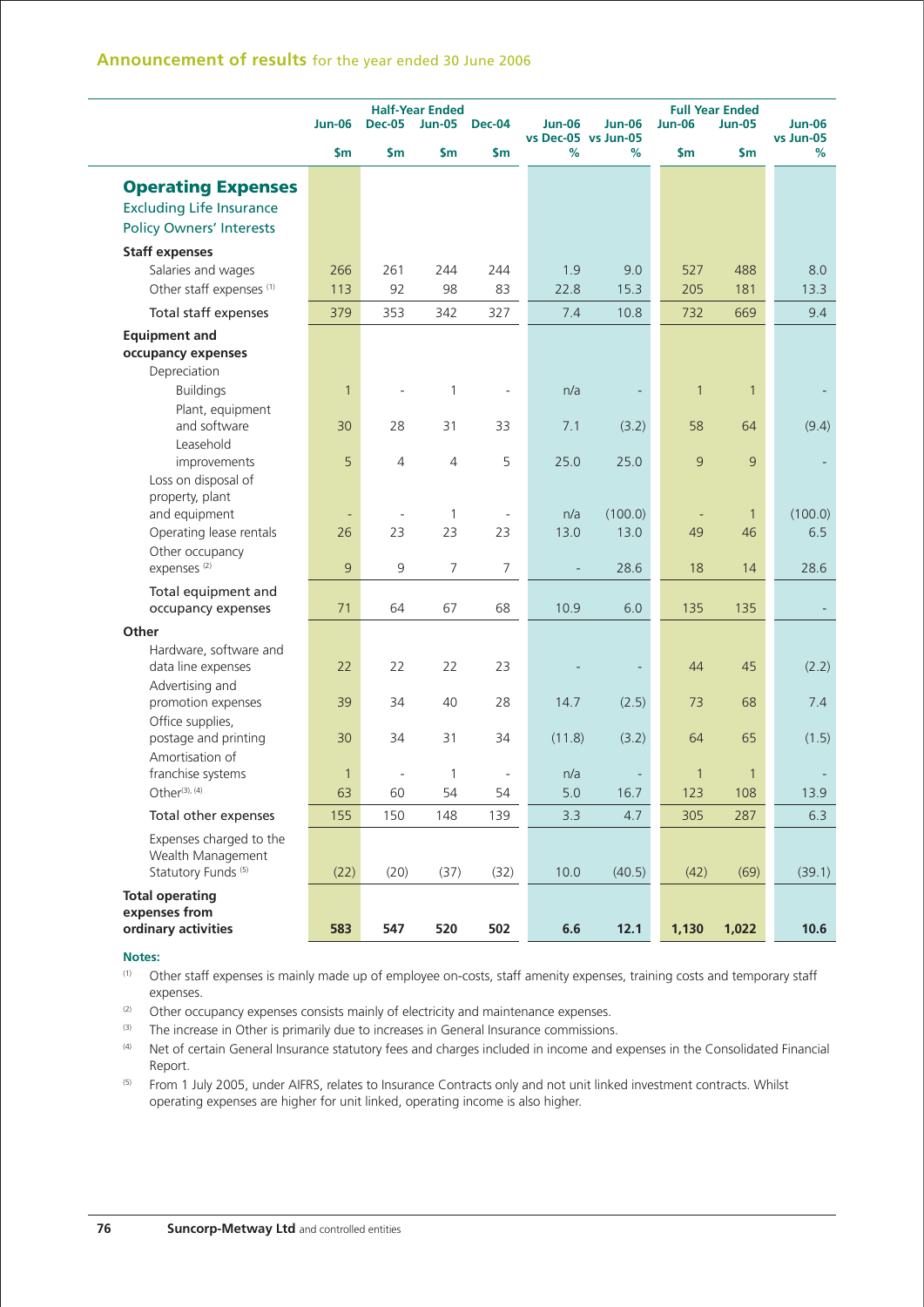## Announcement of results for the year ended 30 June 2006

| | Half-Year Ended | | | | | | Full Year Ended | | |
|---|---|---|---|---|---|---|---|---|---|
| | Jun-06 | Dec-05 | Jun-05 | Dec-04 | Jun-06 vs Dec-05 | Jun-06 vs Jun-05 | Jun-06 | Jun-05 | Jun-06 vs Jun-05 |
| | $m | $m | $m | $m | % | % | $m | $m | % |
| **Operating Expenses** Excluding Life Insurance Policy Owners' Interests | | | | | | | | | |
| **Staff expenses** | | | | | | | | | |
| Salaries and wages | 266 | 261 | 244 | 244 | 1.9 | 9.0 | 527 | 488 | 8.0 |
| Other staff expenses [1] | 113 | 92 | 98 | 83 | 22.8 | 15.3 | 205 | 181 | 13.3 |
| Total staff expenses | 379 | 353 | 342 | 327 | 7.4 | 10.8 | 732 | 669 | 9.4 |
| **Equipment and occupancy expenses** | | | | | | | | | |
| Depreciation | | | | | | | | | |
| Buildings | 1 | - | 1 | - | n/a | - | 1 | 1 | - |
| Plant, equipment and software | 30 | 28 | 31 | 33 | 7.1 | (3.2) | 58 | 64 | (9.4) |
| Leasehold improvements | 5 | 4 | 4 | 5 | 25.0 | 25.0 | 9 | 9 | - |
| Loss on disposal of property, plant and equipment | - | - | 1 | - | n/a | (100.0) | - | 1 | (100.0) |
| Operating lease rentals | 26 | 23 | 23 | 23 | 13.0 | 13.0 | 49 | 46 | 6.5 |
| Other occupancy expenses [2] | 9 | 9 | 7 | 7 | - | 28.6 | 18 | 14 | 28.6 |
| Total equipment and occupancy expenses | 71 | 64 | 67 | 68 | 10.9 | 6.0 | 135 | 135 | - |
| **Other** | | | | | | | | | |
| Hardware, software and data line expenses | 22 | 22 | 22 | 23 | - | - | 44 | 45 | (2.2) |
| Advertising and promotion expenses | 39 | 34 | 40 | 28 | 14.7 | (2.5) | 73 | 68 | 7.4 |
| Office supplies, postage and printing | 30 | 34 | 31 | 34 | (11.8) | (3.2) | 64 | 65 | (1.5) |
| Amortisation of franchise systems | 1 | - | 1 | - | n/a | - | 1 | 1 | - |
| Other [3], [4] | 63 | 60 | 54 | 54 | 5.0 | 16.7 | 123 | 108 | 13.9 |
| Total other expenses | 155 | 150 | 148 | 139 | 3.3 | 4.7 | 305 | 287 | 6.3 |
| Expenses charged to the Wealth Management Statutory Funds [5] | (22) | (20) | (37) | (32) | 10.0 | (40.5) | (42) | (69) | (39.1) |
| **Total operating expenses from ordinary activities** | **583** | **547** | **520** | **502** | **6.6** | **12.1** | **1,130** | **1,022** | **10.6** |

**Notes:**

[1] Other staff expenses is mainly made up of employee on-costs, staff amenity expenses, training costs and temporary staff expenses.

[2] Other occupancy expenses consists mainly of electricity and maintenance expenses.

[3] The increase in Other is primarily due to increases in General Insurance commissions.

[4] Net of certain General Insurance statutory fees and charges included in income and expenses in the Consolidated Financial Report.

[5] From 1 July 2005, under AIFRS, relates to Insurance Contracts only and not unit linked investment contracts. Whilst operating expenses are higher for unit linked, operating income is also higher.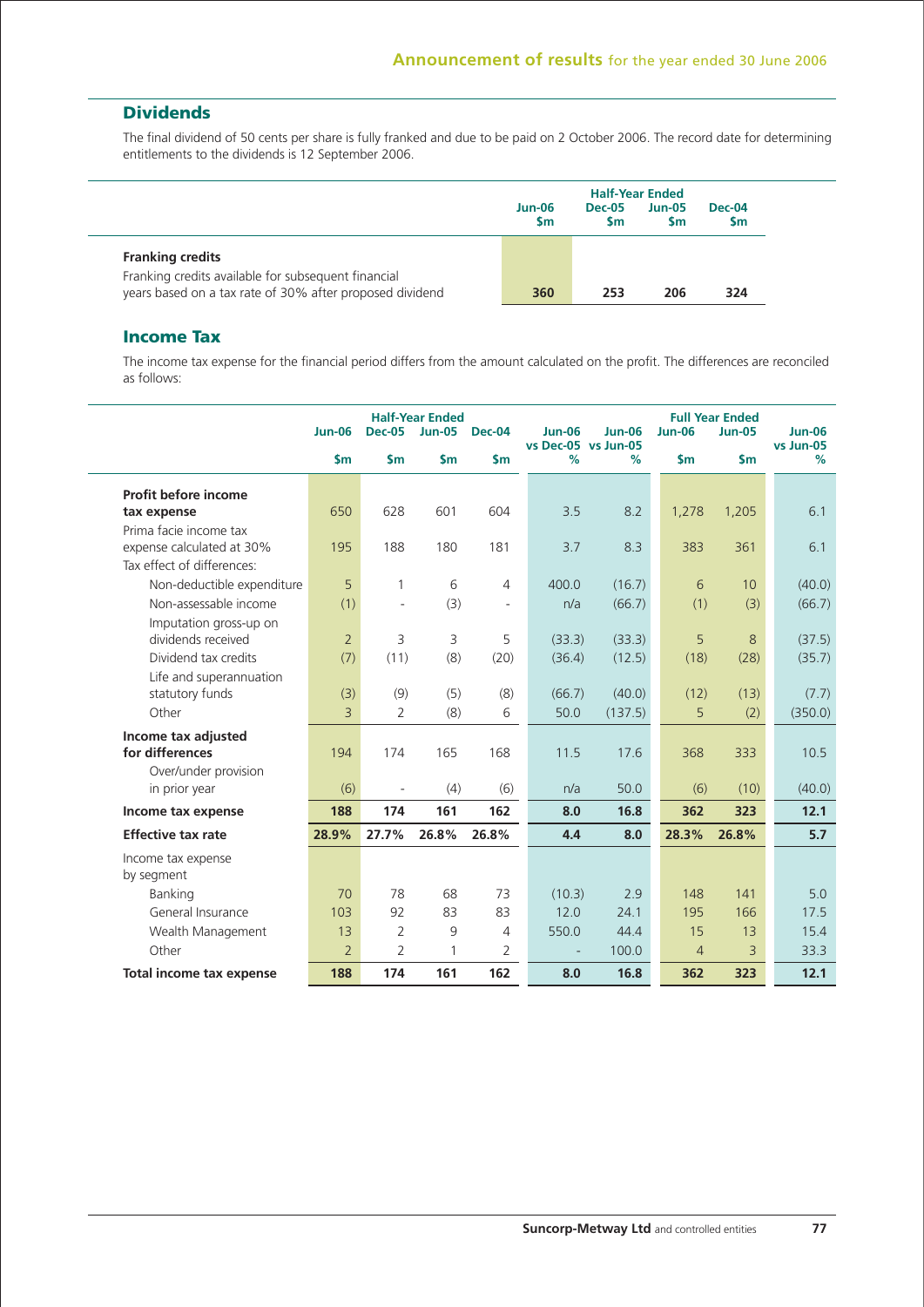## Dividends

The final dividend of 50 cents per share is fully franked and due to be paid on 2 October 2006. The record date for determining entitlements to the dividends is 12 September 2006.

| | Half-Year Ended | | | |
|---|---|---|---|---|
| | Jun-06 $m | Dec-05 $m | Jun-05 $m | Dec-04 $m |
| **Franking credits** | | | | |
| Franking credits available for subsequent financial years based on a tax rate of 30% after proposed dividend | 360 | 253 | 206 | 324 |

## Income Tax

The income tax expense for the financial period differs from the amount calculated on the profit. The differences are reconciled as follows:

| | Half-Year Ended | | | | | | Full Year Ended | | |
|---|---|---|---|---|---|---|---|---|---|
| | Jun-06 | Dec-05 | Jun-05 | Dec-04 | Jun-06 vs Dec-05 | Jun-06 vs Jun-05 | Jun-06 | Jun-05 | Jun-06 vs Jun-05 |
| | $m | $m | $m | $m | % | % | $m | $m | % |
| **Profit before income tax expense** | 650 | 628 | 601 | 604 | 3.5 | 8.2 | 1,278 | 1,205 | 6.1 |
| Prima facie income tax expense calculated at 30% | 195 | 188 | 180 | 181 | 3.7 | 8.3 | 383 | 361 | 6.1 |
| Tax effect of differences: | | | | | | | | | |
| Non-deductible expenditure | 5 | 1 | 6 | 4 | 400.0 | (16.7) | 6 | 10 | (40.0) |
| Non-assessable income | (1) | - | (3) | - | n/a | (66.7) | (1) | (3) | (66.7) |
| Imputation gross-up on dividends received | 2 | 3 | 3 | 5 | (33.3) | (33.3) | 5 | 8 | (37.5) |
| Dividend tax credits | (7) | (11) | (8) | (20) | (36.4) | (12.5) | (18) | (28) | (35.7) |
| Life and superannuation statutory funds | (3) | (9) | (5) | (8) | (66.7) | (40.0) | (12) | (13) | (7.7) |
| Other | 3 | 2 | (8) | 6 | 50.0 | (137.5) | 5 | (2) | (350.0) |
| **Income tax adjusted for differences** | 194 | 174 | 165 | 168 | 11.5 | 17.6 | 368 | 333 | 10.5 |
| Over/under provision in prior year | (6) | - | (4) | (6) | n/a | 50.0 | (6) | (10) | (40.0) |
| **Income tax expense** | **188** | **174** | **161** | **162** | **8.0** | **16.8** | **362** | **323** | **12.1** |
| **Effective tax rate** | **28.9%** | **27.7%** | **26.8%** | **26.8%** | **4.4** | **8.0** | **28.3%** | **26.8%** | **5.7** |
| Income tax expense by segment | | | | | | | | | |
| Banking | 70 | 78 | 68 | 73 | (10.3) | 2.9 | 148 | 141 | 5.0 |
| General Insurance | 103 | 92 | 83 | 83 | 12.0 | 24.1 | 195 | 166 | 17.5 |
| Wealth Management | 13 | 2 | 9 | 4 | 550.0 | 44.4 | 15 | 13 | 15.4 |
| Other | 2 | 2 | 1 | 2 | - | 100.0 | 4 | 3 | 33.3 |
| **Total income tax expense** | **188** | **174** | **161** | **162** | **8.0** | **16.8** | **362** | **323** | **12.1** |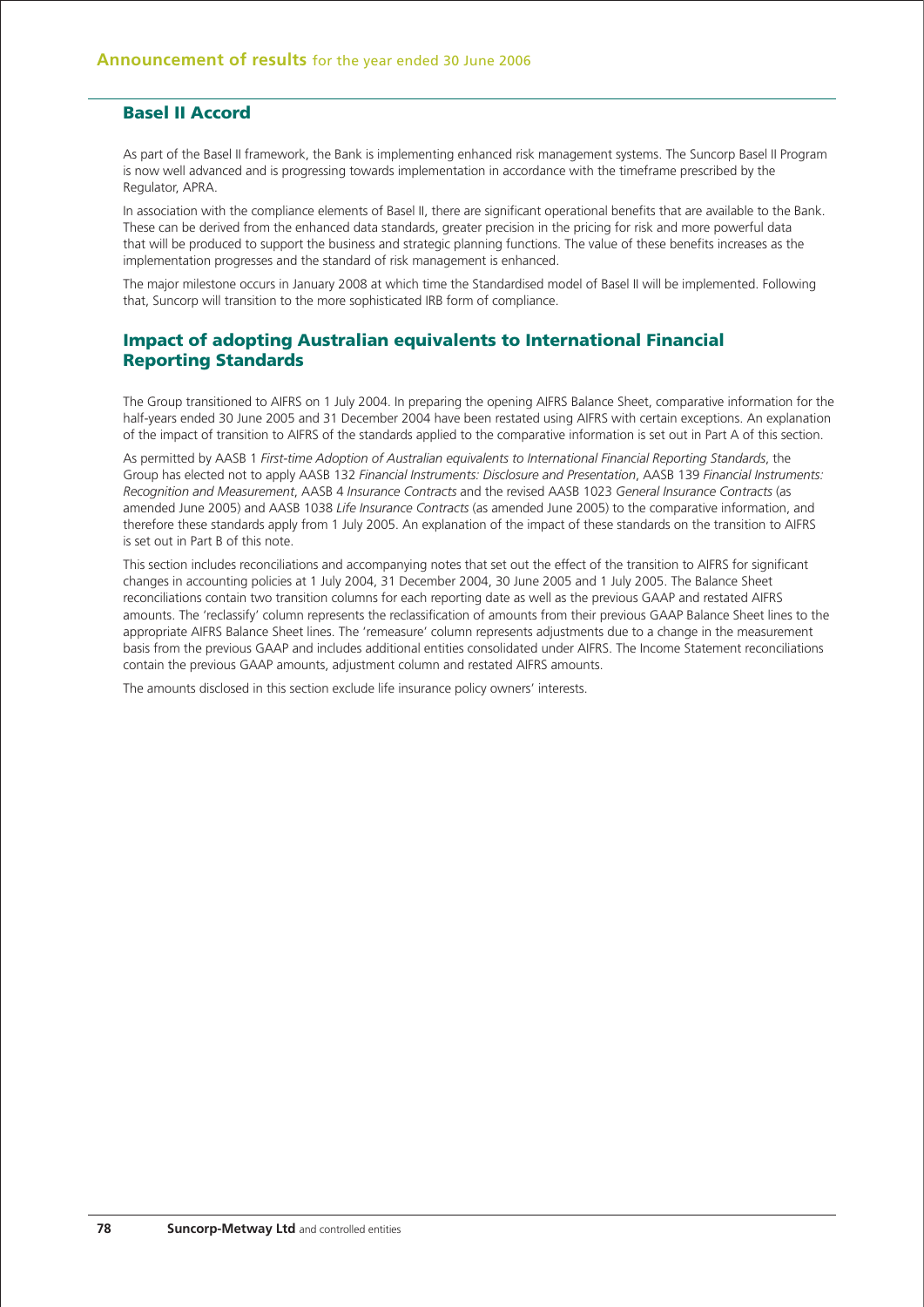## Basel II Accord

As part of the Basel II framework, the Bank is implementing enhanced risk management systems. The Suncorp Basel II Program is now well advanced and is progressing towards implementation in accordance with the timeframe prescribed by the Regulator, APRA.

In association with the compliance elements of Basel II, there are significant operational benefits that are available to the Bank. These can be derived from the enhanced data standards, greater precision in the pricing for risk and more powerful data that will be produced to support the business and strategic planning functions. The value of these benefits increases as the implementation progresses and the standard of risk management is enhanced.

The major milestone occurs in January 2008 at which time the Standardised model of Basel II will be implemented. Following that, Suncorp will transition to the more sophisticated IRB form of compliance.

## Impact of adopting Australian equivalents to International Financial Reporting Standards

The Group transitioned to AIFRS on 1 July 2004. In preparing the opening AIFRS Balance Sheet, comparative information for the half-years ended 30 June 2005 and 31 December 2004 have been restated using AIFRS with certain exceptions. An explanation of the impact of transition to AIFRS of the standards applied to the comparative information is set out in Part A of this section.

As permitted by AASB 1 *First-time Adoption of Australian equivalents to International Financial Reporting Standards*, the Group has elected not to apply AASB 132 *Financial Instruments: Disclosure and Presentation*, AASB 139 *Financial Instruments: Recognition and Measurement*, AASB 4 *Insurance Contracts* and the revised AASB 1023 *General Insurance Contracts* (as amended June 2005) and AASB 1038 *Life Insurance Contracts* (as amended June 2005) to the comparative information, and therefore these standards apply from 1 July 2005. An explanation of the impact of these standards on the transition to AIFRS is set out in Part B of this note.

This section includes reconciliations and accompanying notes that set out the effect of the transition to AIFRS for significant changes in accounting policies at 1 July 2004, 31 December 2004, 30 June 2005 and 1 July 2005. The Balance Sheet reconciliations contain two transition columns for each reporting date as well as the previous GAAP and restated AIFRS amounts. The 'reclassify' column represents the reclassification of amounts from their previous GAAP Balance Sheet lines to the appropriate AIFRS Balance Sheet lines. The 'remeasure' column represents adjustments due to a change in the measurement basis from the previous GAAP and includes additional entities consolidated under AIFRS. The Income Statement reconciliations contain the previous GAAP amounts, adjustment column and restated AIFRS amounts.

The amounts disclosed in this section exclude life insurance policy owners' interests.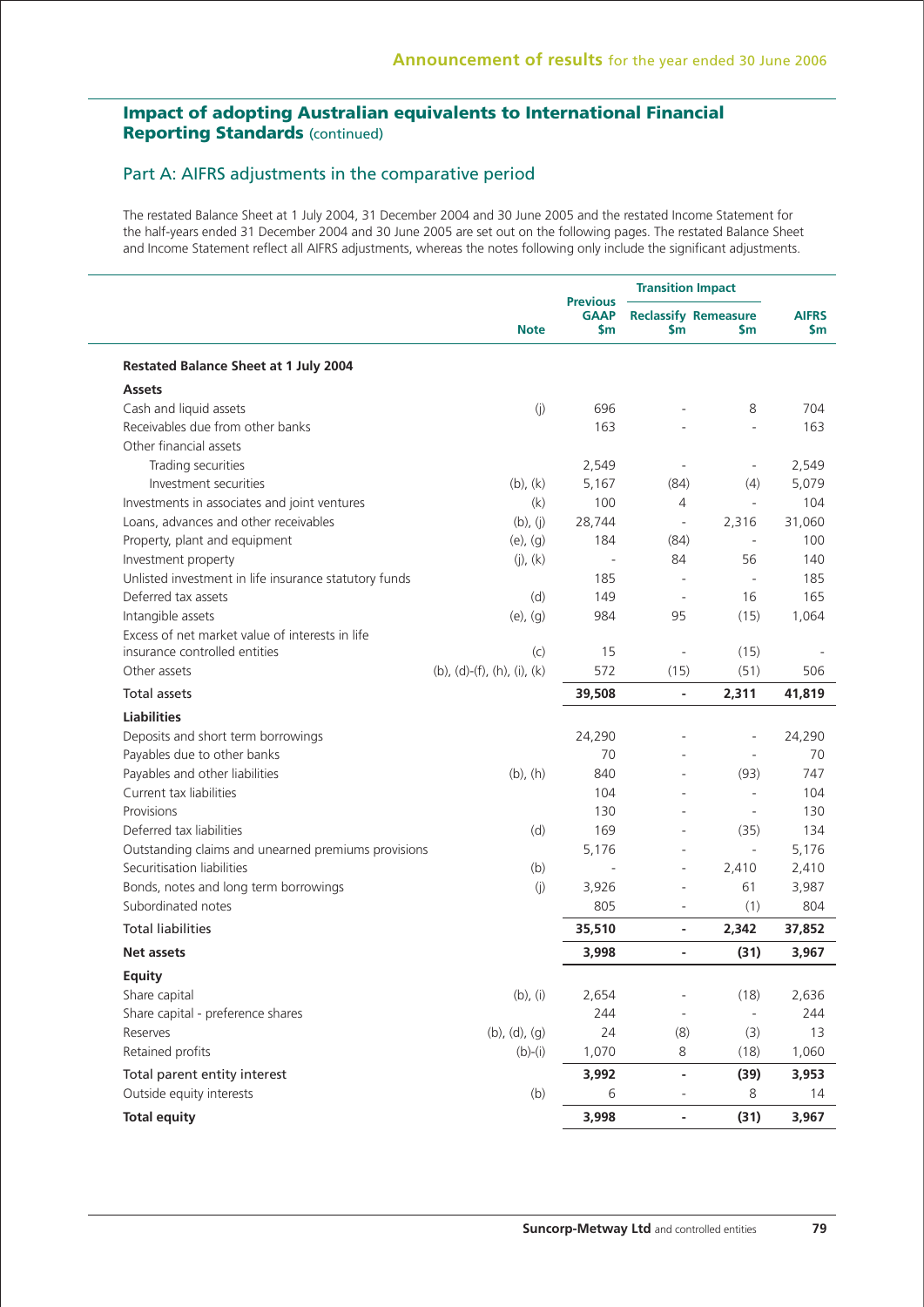## Impact of adopting Australian equivalents to International Financial Reporting Standards (continued)

### Part A: AIFRS adjustments in the comparative period

The restated Balance Sheet at 1 July 2004, 31 December 2004 and 30 June 2005 and the restated Income Statement for the half-years ended 31 December 2004 and 30 June 2005 are set out on the following pages. The restated Balance Sheet and Income Statement reflect all AIFRS adjustments, whereas the notes following only include the significant adjustments.

| | | | Transition Impact | | |
|---|---|---|---|---|---|
| | Note | Previous GAAP $m | Reclassify $m | Remeasure $m | AIFRS $m |
| **Restated Balance Sheet at 1 July 2004** | | | | | |
| **Assets** | | | | | |
| Cash and liquid assets | (j) | 696 | - | 8 | 704 |
| Receivables due from other banks | | 163 | - | - | 163 |
| Other financial assets | | | | | |
| Trading securities | | 2,549 | - | - | 2,549 |
| Investment securities | (b), (k) | 5,167 | (84) | (4) | 5,079 |
| Investments in associates and joint ventures | (k) | 100 | 4 | - | 104 |
| Loans, advances and other receivables | (b), (j) | 28,744 | - | 2,316 | 31,060 |
| Property, plant and equipment | (e), (g) | 184 | (84) | - | 100 |
| Investment property | (j), (k) | - | 84 | 56 | 140 |
| Unlisted investment in life insurance statutory funds | | 185 | - | - | 185 |
| Deferred tax assets | (d) | 149 | - | 16 | 165 |
| Intangible assets | (e), (g) | 984 | 95 | (15) | 1,064 |
| Excess of net market value of interests in life insurance controlled entities | (c) | 15 | - | (15) | - |
| Other assets | (b), (d)-(f), (h), (i), (k) | 572 | (15) | (51) | 506 |
| **Total assets** | | **39,508** | **-** | **2,311** | **41,819** |
| **Liabilities** | | | | | |
| Deposits and short term borrowings | | 24,290 | - | - | 24,290 |
| Payables due to other banks | | 70 | - | - | 70 |
| Payables and other liabilities | (b), (h) | 840 | - | (93) | 747 |
| Current tax liabilities | | 104 | - | - | 104 |
| Provisions | | 130 | - | - | 130 |
| Deferred tax liabilities | (d) | 169 | - | (35) | 134 |
| Outstanding claims and unearned premiums provisions | | 5,176 | - | - | 5,176 |
| Securitisation liabilities | (b) | - | - | 2,410 | 2,410 |
| Bonds, notes and long term borrowings | (j) | 3,926 | - | 61 | 3,987 |
| Subordinated notes | | 805 | - | (1) | 804 |
| **Total liabilities** | | **35,510** | **-** | **2,342** | **37,852** |
| **Net assets** | | **3,998** | **-** | **(31)** | **3,967** |
| **Equity** | | | | | |
| Share capital | (b), (i) | 2,654 | - | (18) | 2,636 |
| Share capital - preference shares | | 244 | - | - | 244 |
| Reserves | (b), (d), (g) | 24 | (8) | (3) | 13 |
| Retained profits | (b)-(i) | 1,070 | 8 | (18) | 1,060 |
| Total parent entity interest | | **3,992** | **-** | **(39)** | **3,953** |
| Outside equity interests | (b) | 6 | - | 8 | 14 |
| **Total equity** | | **3,998** | **-** | **(31)** | **3,967** |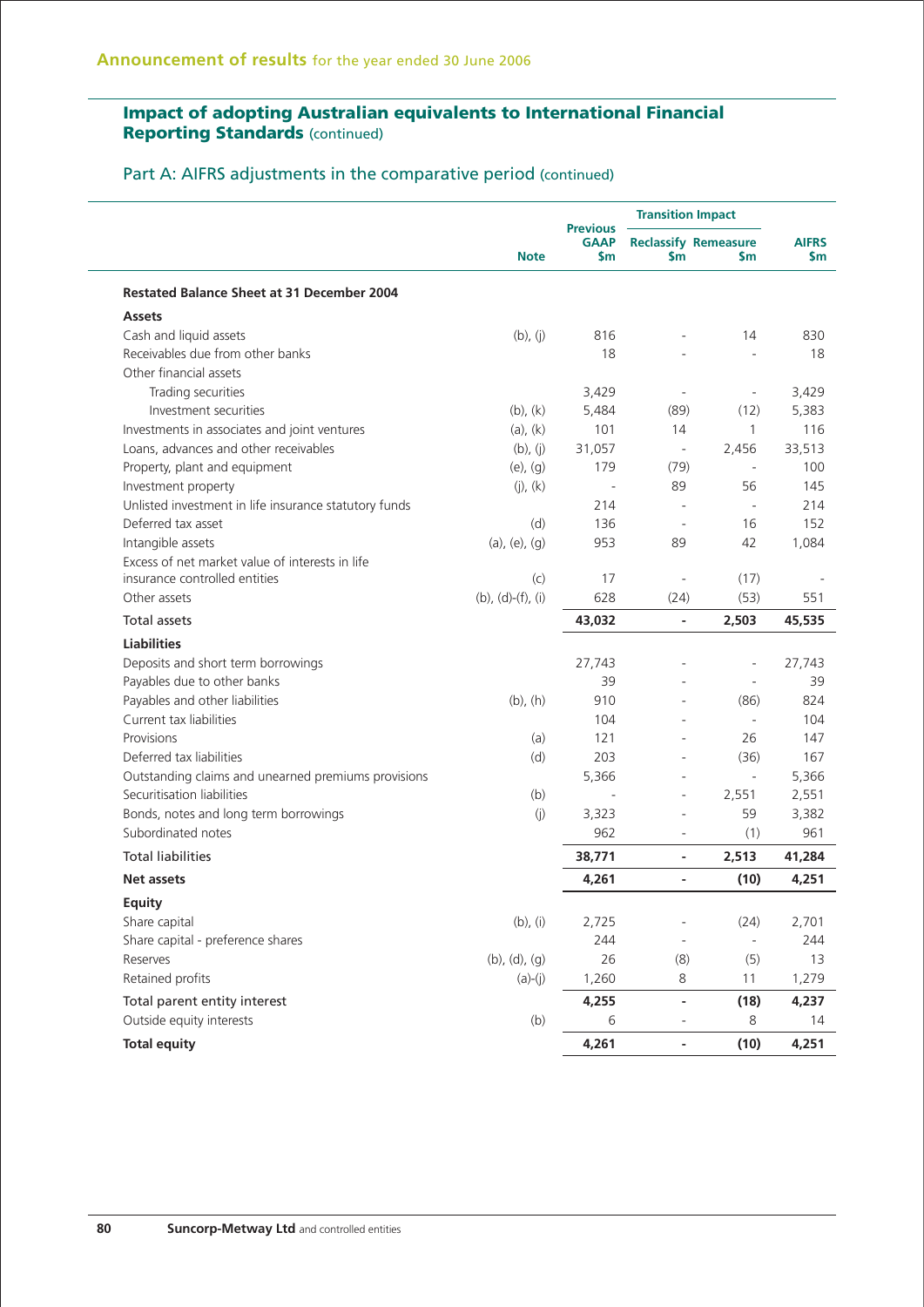## Announcement of results for the year ended 30 June 2006

### Impact of adopting Australian equivalents to International Financial Reporting Standards (continued)

### Part A: AIFRS adjustments in the comparative period (continued)

| | Note | Previous GAAP $m | Transition Impact | | AIFRS $m |
|---|---|---|---|---|---|
| | | | Reclassify $m | Remeasure $m | |
| **Restated Balance Sheet at 31 December 2004** | | | | | |
| **Assets** | | | | | |
| Cash and liquid assets | (b), (j) | 816 | - | 14 | 830 |
| Receivables due from other banks | | 18 | - | - | 18 |
| Other financial assets | | | | | |
| Trading securities | | 3,429 | - | - | 3,429 |
| Investment securities | (b), (k) | 5,484 | (89) | (12) | 5,383 |
| Investments in associates and joint ventures | (a), (k) | 101 | 14 | 1 | 116 |
| Loans, advances and other receivables | (b), (j) | 31,057 | - | 2,456 | 33,513 |
| Property, plant and equipment | (e), (g) | 179 | (79) | - | 100 |
| Investment property | (j), (k) | - | 89 | 56 | 145 |
| Unlisted investment in life insurance statutory funds | | 214 | - | - | 214 |
| Deferred tax asset | (d) | 136 | - | 16 | 152 |
| Intangible assets | (a), (e), (g) | 953 | 89 | 42 | 1,084 |
| Excess of net market value of interests in life insurance controlled entities | (c) | 17 | - | (17) | - |
| Other assets | (b), (d)-(f), (i) | 628 | (24) | (53) | 551 |
| Total assets | | **43,032** | **-** | **2,503** | **45,535** |
| **Liabilities** | | | | | |
| Deposits and short term borrowings | | 27,743 | - | - | 27,743 |
| Payables due to other banks | | 39 | - | - | 39 |
| Payables and other liabilities | (b), (h) | 910 | - | (86) | 824 |
| Current tax liabilities | | 104 | - | - | 104 |
| Provisions | (a) | 121 | - | 26 | 147 |
| Deferred tax liabilities | (d) | 203 | - | (36) | 167 |
| Outstanding claims and unearned premiums provisions | | 5,366 | - | - | 5,366 |
| Securitisation liabilities | (b) | - | - | 2,551 | 2,551 |
| Bonds, notes and long term borrowings | (j) | 3,323 | - | 59 | 3,382 |
| Subordinated notes | | 962 | - | (1) | 961 |
| Total liabilities | | **38,771** | **-** | **2,513** | **41,284** |
| **Net assets** | | **4,261** | **-** | **(10)** | **4,251** |
| **Equity** | | | | | |
| Share capital | (b), (i) | 2,725 | - | (24) | 2,701 |
| Share capital - preference shares | | 244 | - | - | 244 |
| Reserves | (b), (d), (g) | 26 | (8) | (5) | 13 |
| Retained profits | (a)-(j) | 1,260 | 8 | 11 | 1,279 |
| Total parent entity interest | | **4,255** | **-** | **(18)** | **4,237** |
| Outside equity interests | (b) | 6 | - | 8 | 14 |
| **Total equity** | | **4,261** | **-** | **(10)** | **4,251** |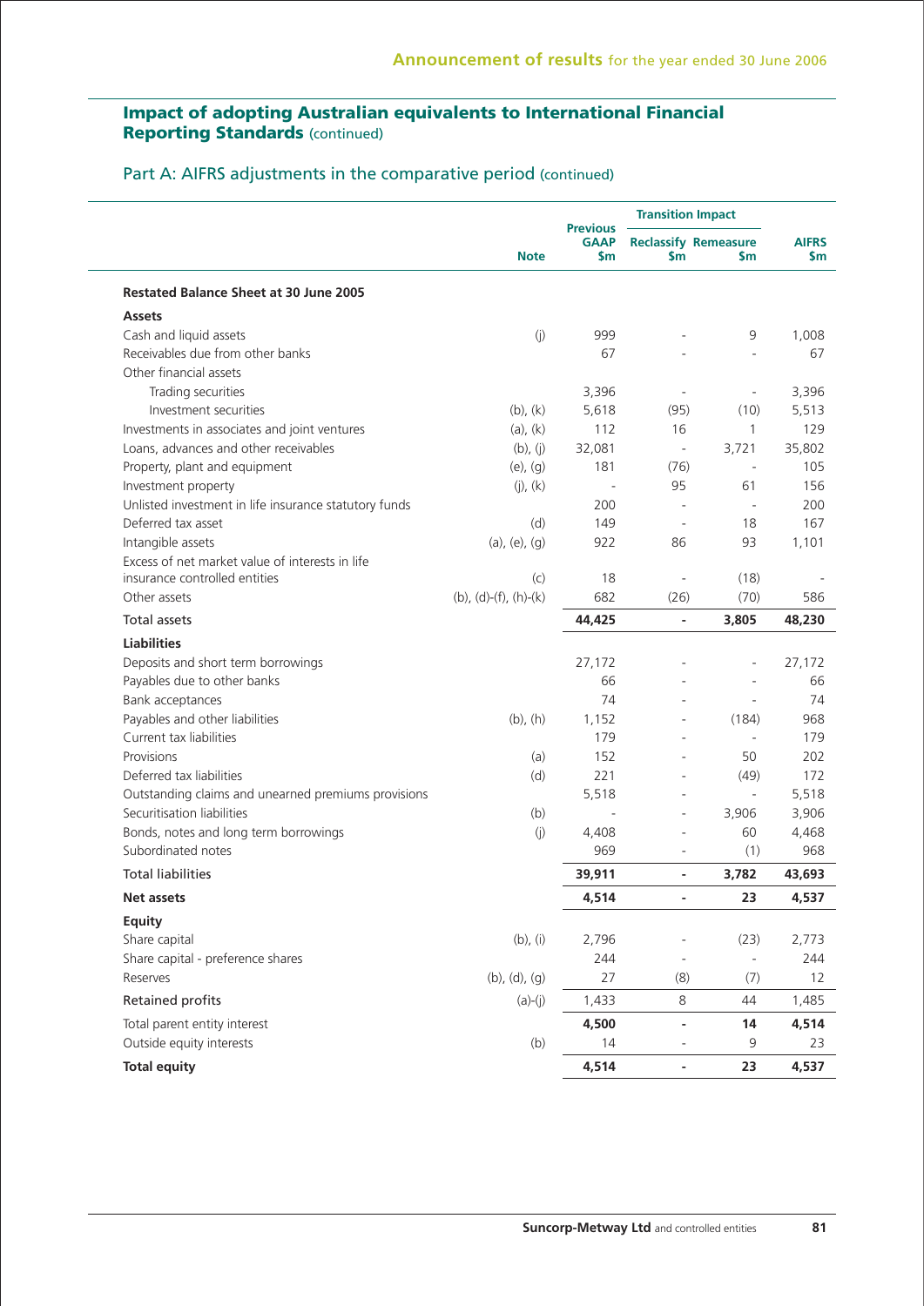## Impact of adopting Australian equivalents to International Financial Reporting Standards (continued)

### Part A: AIFRS adjustments in the comparative period (continued)

| | Note | Previous GAAP $m | Transition Impact Reclassify $m | Transition Impact Remeasure $m | AIFRS $m |
|---|---|---|---|---|---|
| **Restated Balance Sheet at 30 June 2005** | | | | | |
| **Assets** | | | | | |
| Cash and liquid assets | (j) | 999 | - | 9 | 1,008 |
| Receivables due from other banks | | 67 | - | - | 67 |
| Other financial assets | | | | | |
| Trading securities | | 3,396 | - | - | 3,396 |
| Investment securities | (b), (k) | 5,618 | (95) | (10) | 5,513 |
| Investments in associates and joint ventures | (a), (k) | 112 | 16 | 1 | 129 |
| Loans, advances and other receivables | (b), (j) | 32,081 | - | 3,721 | 35,802 |
| Property, plant and equipment | (e), (g) | 181 | (76) | - | 105 |
| Investment property | (j), (k) | - | 95 | 61 | 156 |
| Unlisted investment in life insurance statutory funds | | 200 | - | - | 200 |
| Deferred tax asset | (d) | 149 | - | 18 | 167 |
| Intangible assets | (a), (e), (g) | 922 | 86 | 93 | 1,101 |
| Excess of net market value of interests in life insurance controlled entities | (c) | 18 | - | (18) | - |
| Other assets | (b), (d)-(f), (h)-(k) | 682 | (26) | (70) | 586 |
| Total assets | | **44,425** | **-** | **3,805** | **48,230** |
| **Liabilities** | | | | | |
| Deposits and short term borrowings | | 27,172 | - | - | 27,172 |
| Payables due to other banks | | 66 | - | - | 66 |
| Bank acceptances | | 74 | - | - | 74 |
| Payables and other liabilities | (b), (h) | 1,152 | - | (184) | 968 |
| Current tax liabilities | | 179 | - | - | 179 |
| Provisions | (a) | 152 | - | 50 | 202 |
| Deferred tax liabilities | (d) | 221 | - | (49) | 172 |
| Outstanding claims and unearned premiums provisions | | 5,518 | - | - | 5,518 |
| Securitisation liabilities | (b) | - | - | 3,906 | 3,906 |
| Bonds, notes and long term borrowings | (j) | 4,408 | - | 60 | 4,468 |
| Subordinated notes | | 969 | - | (1) | 968 |
| Total liabilities | | **39,911** | **-** | **3,782** | **43,693** |
| **Net assets** | | **4,514** | **-** | **23** | **4,537** |
| **Equity** | | | | | |
| Share capital | (b), (i) | 2,796 | - | (23) | 2,773 |
| Share capital - preference shares | | 244 | - | - | 244 |
| Reserves | (b), (d), (g) | 27 | (8) | (7) | 12 |
| Retained profits | (a)-(j) | 1,433 | 8 | 44 | 1,485 |
| Total parent entity interest | | **4,500** | **-** | **14** | **4,514** |
| Outside equity interests | (b) | 14 | - | 9 | 23 |
| **Total equity** | | **4,514** | **-** | **23** | **4,537** |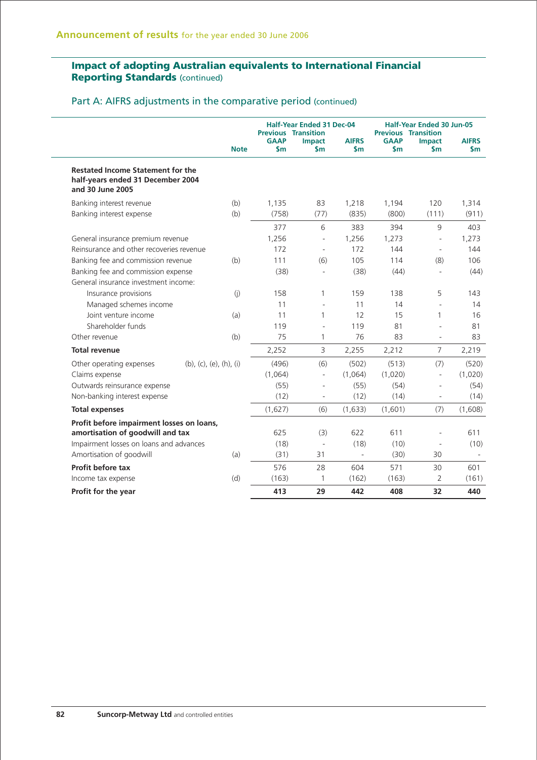## Announcement of results for the year ended 30 June 2006

### Impact of adopting Australian equivalents to International Financial Reporting Standards (continued)

### Part A: AIFRS adjustments in the comparative period (continued)

| | Note | Half-Year Ended 31 Dec-04 | | | Half-Year Ended 30 Jun-05 | | |
|---|---|---|---|---|---|---|---|
| | | Previous GAAP $m | Transition Impact $m | AIFRS $m | Previous GAAP $m | Transition Impact $m | AIFRS $m |
| **Restated Income Statement for the half-years ended 31 December 2004 and 30 June 2005** | | | | | | | |
| Banking interest revenue | (b) | 1,135 | 83 | 1,218 | 1,194 | 120 | 1,314 |
| Banking interest expense | (b) | (758) | (77) | (835) | (800) | (111) | (911) |
| | | 377 | 6 | 383 | 394 | 9 | 403 |
| General insurance premium revenue | | 1,256 | - | 1,256 | 1,273 | - | 1,273 |
| Reinsurance and other recoveries revenue | | 172 | - | 172 | 144 | - | 144 |
| Banking fee and commission revenue | (b) | 111 | (6) | 105 | 114 | (8) | 106 |
| Banking fee and commission expense | | (38) | - | (38) | (44) | - | (44) |
| General insurance investment income: | | | | | | | |
| Insurance provisions | (j) | 158 | 1 | 159 | 138 | 5 | 143 |
| Managed schemes income | | 11 | - | 11 | 14 | - | 14 |
| Joint venture income | (a) | 11 | 1 | 12 | 15 | 1 | 16 |
| Shareholder funds | | 119 | - | 119 | 81 | - | 81 |
| Other revenue | (b) | 75 | 1 | 76 | 83 | - | 83 |
| **Total revenue** | | 2,252 | 3 | 2,255 | 2,212 | 7 | 2,219 |
| Other operating expenses | (b), (c), (e), (h), (i) | (496) | (6) | (502) | (513) | (7) | (520) |
| Claims expense | | (1,064) | - | (1,064) | (1,020) | - | (1,020) |
| Outwards reinsurance expense | | (55) | - | (55) | (54) | - | (54) |
| Non-banking interest expense | | (12) | - | (12) | (14) | - | (14) |
| **Total expenses** | | (1,627) | (6) | (1,633) | (1,601) | (7) | (1,608) |
| **Profit before impairment losses on loans, amortisation of goodwill and tax** | | 625 | (3) | 622 | 611 | - | 611 |
| Impairment losses on loans and advances | | (18) | - | (18) | (10) | - | (10) |
| Amortisation of goodwill | (a) | (31) | 31 | - | (30) | 30 | - |
| **Profit before tax** | | 576 | 28 | 604 | 571 | 30 | 601 |
| Income tax expense | (d) | (163) | 1 | (162) | (163) | 2 | (161) |
| **Profit for the year** | | **413** | **29** | **442** | **408** | **32** | **440** |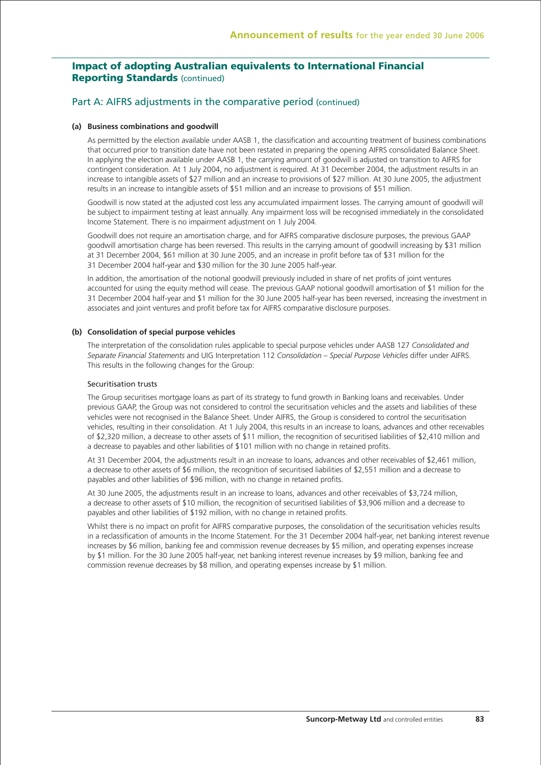## Impact of adopting Australian equivalents to International Financial Reporting Standards (continued)

### Part A: AIFRS adjustments in the comparative period (continued)

**(a) Business combinations and goodwill**

As permitted by the election available under AASB 1, the classification and accounting treatment of business combinations that occurred prior to transition date have not been restated in preparing the opening AIFRS consolidated Balance Sheet. In applying the election available under AASB 1, the carrying amount of goodwill is adjusted on transition to AIFRS for contingent consideration. At 1 July 2004, no adjustment is required. At 31 December 2004, the adjustment results in an increase to intangible assets of $27 million and an increase to provisions of $27 million. At 30 June 2005, the adjustment results in an increase to intangible assets of $51 million and an increase to provisions of $51 million.

Goodwill is now stated at the adjusted cost less any accumulated impairment losses. The carrying amount of goodwill will be subject to impairment testing at least annually. Any impairment loss will be recognised immediately in the consolidated Income Statement. There is no impairment adjustment on 1 July 2004.

Goodwill does not require an amortisation charge, and for AIFRS comparative disclosure purposes, the previous GAAP goodwill amortisation charge has been reversed. This results in the carrying amount of goodwill increasing by $31 million at 31 December 2004, $61 million at 30 June 2005, and an increase in profit before tax of $31 million for the 31 December 2004 half-year and $30 million for the 30 June 2005 half-year.

In addition, the amortisation of the notional goodwill previously included in share of net profits of joint ventures accounted for using the equity method will cease. The previous GAAP notional goodwill amortisation of $1 million for the 31 December 2004 half-year and $1 million for the 30 June 2005 half-year has been reversed, increasing the investment in associates and joint ventures and profit before tax for AIFRS comparative disclosure purposes.

**(b) Consolidation of special purpose vehicles**

The interpretation of the consolidation rules applicable to special purpose vehicles under AASB 127 *Consolidated and Separate Financial Statements* and UIG Interpretation 112 *Consolidation – Special Purpose Vehicles* differ under AIFRS. This results in the following changes for the Group:

Securitisation trusts

The Group securitises mortgage loans as part of its strategy to fund growth in Banking loans and receivables. Under previous GAAP, the Group was not considered to control the securitisation vehicles and the assets and liabilities of these vehicles were not recognised in the Balance Sheet. Under AIFRS, the Group is considered to control the securitisation vehicles, resulting in their consolidation. At 1 July 2004, this results in an increase to loans, advances and other receivables of $2,320 million, a decrease to other assets of $11 million, the recognition of securitised liabilities of $2,410 million and a decrease to payables and other liabilities of $101 million with no change in retained profits.

At 31 December 2004, the adjustments result in an increase to loans, advances and other receivables of $2,461 million, a decrease to other assets of $6 million, the recognition of securitised liabilities of $2,551 million and a decrease to payables and other liabilities of $96 million, with no change in retained profits.

At 30 June 2005, the adjustments result in an increase to loans, advances and other receivables of $3,724 million, a decrease to other assets of $10 million, the recognition of securitised liabilities of $3,906 million and a decrease to payables and other liabilities of $192 million, with no change in retained profits.

Whilst there is no impact on profit for AIFRS comparative purposes, the consolidation of the securitisation vehicles results in a reclassification of amounts in the Income Statement. For the 31 December 2004 half-year, net banking interest revenue increases by $6 million, banking fee and commission revenue decreases by $5 million, and operating expenses increase by $1 million. For the 30 June 2005 half-year, net banking interest revenue increases by $9 million, banking fee and commission revenue decreases by $8 million, and operating expenses increase by $1 million.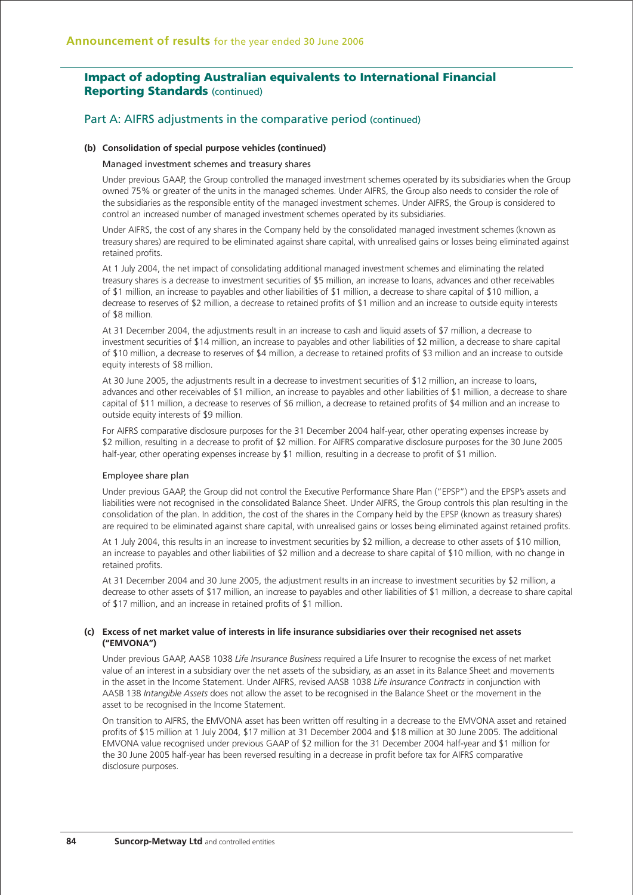## Impact of adopting Australian equivalents to International Financial Reporting Standards (continued)

### Part A: AIFRS adjustments in the comparative period (continued)

**(b) Consolidation of special purpose vehicles (continued)**

Managed investment schemes and treasury shares

Under previous GAAP, the Group controlled the managed investment schemes operated by its subsidiaries when the Group owned 75% or greater of the units in the managed schemes. Under AIFRS, the Group also needs to consider the role of the subsidiaries as the responsible entity of the managed investment schemes. Under AIFRS, the Group is considered to control an increased number of managed investment schemes operated by its subsidiaries.

Under AIFRS, the cost of any shares in the Company held by the consolidated managed investment schemes (known as treasury shares) are required to be eliminated against share capital, with unrealised gains or losses being eliminated against retained profits.

At 1 July 2004, the net impact of consolidating additional managed investment schemes and eliminating the related treasury shares is a decrease to investment securities of $5 million, an increase to loans, advances and other receivables of $1 million, an increase to payables and other liabilities of $1 million, a decrease to share capital of $10 million, a decrease to reserves of $2 million, a decrease to retained profits of $1 million and an increase to outside equity interests of $8 million.

At 31 December 2004, the adjustments result in an increase to cash and liquid assets of $7 million, a decrease to investment securities of $14 million, an increase to payables and other liabilities of $2 million, a decrease to share capital of $10 million, a decrease to reserves of $4 million, a decrease to retained profits of $3 million and an increase to outside equity interests of $8 million.

At 30 June 2005, the adjustments result in a decrease to investment securities of $12 million, an increase to loans, advances and other receivables of $1 million, an increase to payables and other liabilities of $1 million, a decrease to share capital of $11 million, a decrease to reserves of $6 million, a decrease to retained profits of $4 million and an increase to outside equity interests of $9 million.

For AIFRS comparative disclosure purposes for the 31 December 2004 half-year, other operating expenses increase by $2 million, resulting in a decrease to profit of $2 million. For AIFRS comparative disclosure purposes for the 30 June 2005 half-year, other operating expenses increase by $1 million, resulting in a decrease to profit of $1 million.

Employee share plan

Under previous GAAP, the Group did not control the Executive Performance Share Plan ("EPSP") and the EPSP's assets and liabilities were not recognised in the consolidated Balance Sheet. Under AIFRS, the Group controls this plan resulting in the consolidation of the plan. In addition, the cost of the shares in the Company held by the EPSP (known as treasury shares) are required to be eliminated against share capital, with unrealised gains or losses being eliminated against retained profits.

At 1 July 2004, this results in an increase to investment securities by $2 million, a decrease to other assets of $10 million, an increase to payables and other liabilities of $2 million and a decrease to share capital of $10 million, with no change in retained profits.

At 31 December 2004 and 30 June 2005, the adjustment results in an increase to investment securities by $2 million, a decrease to other assets of $17 million, an increase to payables and other liabilities of $1 million, a decrease to share capital of $17 million, and an increase in retained profits of $1 million.

**(c) Excess of net market value of interests in life insurance subsidiaries over their recognised net assets ("EMVONA")**

Under previous GAAP, AASB 1038 *Life Insurance Business* required a Life Insurer to recognise the excess of net market value of an interest in a subsidiary over the net assets of the subsidiary, as an asset in its Balance Sheet and movements in the asset in the Income Statement. Under AIFRS, revised AASB 1038 *Life Insurance Contracts* in conjunction with AASB 138 *Intangible Assets* does not allow the asset to be recognised in the Balance Sheet or the movement in the asset to be recognised in the Income Statement.

On transition to AIFRS, the EMVONA asset has been written off resulting in a decrease to the EMVONA asset and retained profits of $15 million at 1 July 2004, $17 million at 31 December 2004 and $18 million at 30 June 2005. The additional EMVONA value recognised under previous GAAP of $2 million for the 31 December 2004 half-year and $1 million for the 30 June 2005 half-year has been reversed resulting in a decrease in profit before tax for AIFRS comparative disclosure purposes.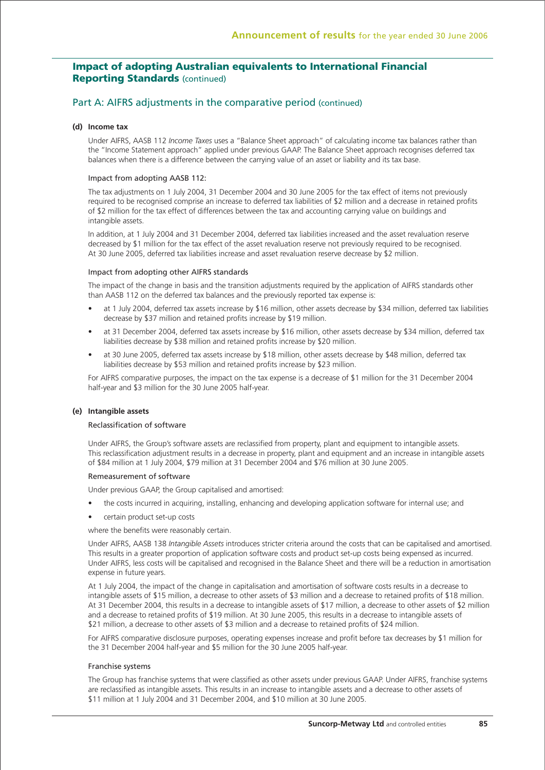## Impact of adopting Australian equivalents to International Financial Reporting Standards (continued)

### Part A: AIFRS adjustments in the comparative period (continued)

**(d) Income tax**

Under AIFRS, AASB 112 *Income Taxes* uses a "Balance Sheet approach" of calculating income tax balances rather than the "Income Statement approach" applied under previous GAAP. The Balance Sheet approach recognises deferred tax balances when there is a difference between the carrying value of an asset or liability and its tax base.

Impact from adopting AASB 112:

The tax adjustments on 1 July 2004, 31 December 2004 and 30 June 2005 for the tax effect of items not previously required to be recognised comprise an increase to deferred tax liabilities of $2 million and a decrease in retained profits of $2 million for the tax effect of differences between the tax and accounting carrying value on buildings and intangible assets.

In addition, at 1 July 2004 and 31 December 2004, deferred tax liabilities increased and the asset revaluation reserve decreased by $1 million for the tax effect of the asset revaluation reserve not previously required to be recognised. At 30 June 2005, deferred tax liabilities increase and asset revaluation reserve decrease by $2 million.

Impact from adopting other AIFRS standards

The impact of the change in basis and the transition adjustments required by the application of AIFRS standards other than AASB 112 on the deferred tax balances and the previously reported tax expense is:

- at 1 July 2004, deferred tax assets increase by $16 million, other assets decrease by $34 million, deferred tax liabilities decrease by $37 million and retained profits increase by $19 million.
- at 31 December 2004, deferred tax assets increase by $16 million, other assets decrease by $34 million, deferred tax liabilities decrease by $38 million and retained profits increase by $20 million.
- at 30 June 2005, deferred tax assets increase by $18 million, other assets decrease by $48 million, deferred tax liabilities decrease by $53 million and retained profits increase by $23 million.

For AIFRS comparative purposes, the impact on the tax expense is a decrease of $1 million for the 31 December 2004 half-year and $3 million for the 30 June 2005 half-year.

**(e) Intangible assets**

Reclassification of software

Under AIFRS, the Group's software assets are reclassified from property, plant and equipment to intangible assets. This reclassification adjustment results in a decrease in property, plant and equipment and an increase in intangible assets of $84 million at 1 July 2004, $79 million at 31 December 2004 and $76 million at 30 June 2005.

Remeasurement of software

Under previous GAAP, the Group capitalised and amortised:

- the costs incurred in acquiring, installing, enhancing and developing application software for internal use; and
- certain product set-up costs

where the benefits were reasonably certain.

Under AIFRS, AASB 138 *Intangible Assets* introduces stricter criteria around the costs that can be capitalised and amortised. This results in a greater proportion of application software costs and product set-up costs being expensed as incurred. Under AIFRS, less costs will be capitalised and recognised in the Balance Sheet and there will be a reduction in amortisation expense in future years.

At 1 July 2004, the impact of the change in capitalisation and amortisation of software costs results in a decrease to intangible assets of $15 million, a decrease to other assets of $3 million and a decrease to retained profits of $18 million. At 31 December 2004, this results in a decrease to intangible assets of $17 million, a decrease to other assets of $2 million and a decrease to retained profits of $19 million. At 30 June 2005, this results in a decrease to intangible assets of $21 million, a decrease to other assets of $3 million and a decrease to retained profits of $24 million.

For AIFRS comparative disclosure purposes, operating expenses increase and profit before tax decreases by $1 million for the 31 December 2004 half-year and $5 million for the 30 June 2005 half-year.

Franchise systems

The Group has franchise systems that were classified as other assets under previous GAAP. Under AIFRS, franchise systems are reclassified as intangible assets. This results in an increase to intangible assets and a decrease to other assets of $11 million at 1 July 2004 and 31 December 2004, and $10 million at 30 June 2005.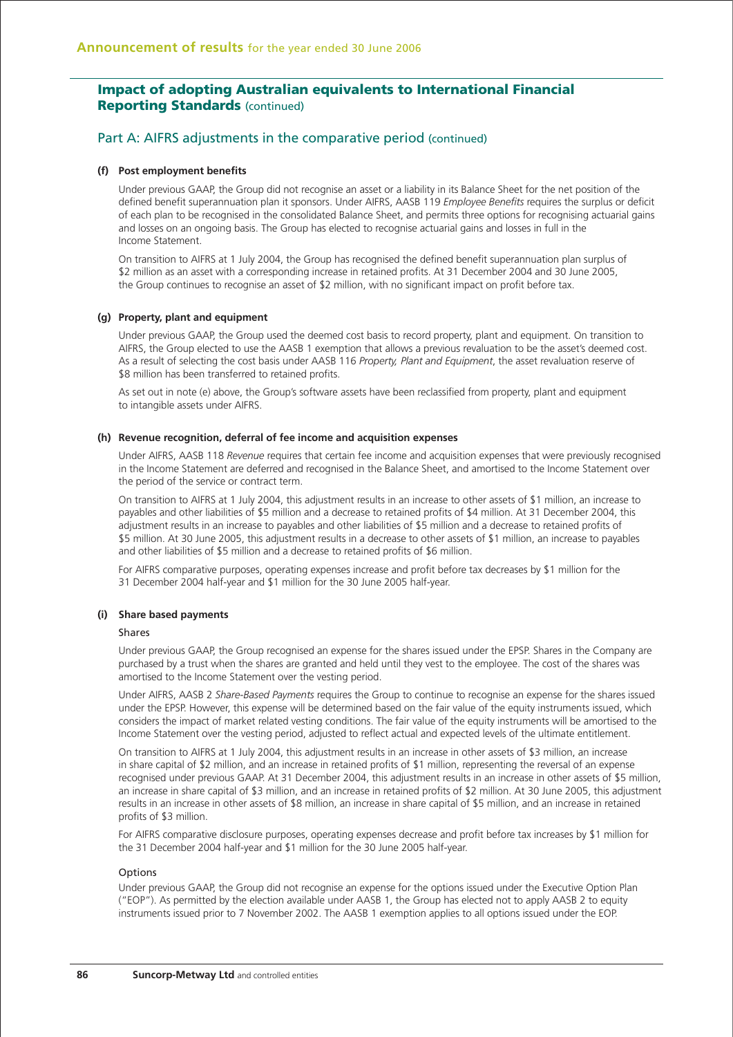## Impact of adopting Australian equivalents to International Financial Reporting Standards (continued)

### Part A: AIFRS adjustments in the comparative period (continued)

#### (f) Post employment benefits

Under previous GAAP, the Group did not recognise an asset or a liability in its Balance Sheet for the net position of the defined benefit superannuation plan it sponsors. Under AIFRS, AASB 119 *Employee Benefits* requires the surplus or deficit of each plan to be recognised in the consolidated Balance Sheet, and permits three options for recognising actuarial gains and losses on an ongoing basis. The Group has elected to recognise actuarial gains and losses in full in the Income Statement.

On transition to AIFRS at 1 July 2004, the Group has recognised the defined benefit superannuation plan surplus of $2 million as an asset with a corresponding increase in retained profits. At 31 December 2004 and 30 June 2005, the Group continues to recognise an asset of $2 million, with no significant impact on profit before tax.

#### (g) Property, plant and equipment

Under previous GAAP, the Group used the deemed cost basis to record property, plant and equipment. On transition to AIFRS, the Group elected to use the AASB 1 exemption that allows a previous revaluation to be the asset's deemed cost. As a result of selecting the cost basis under AASB 116 *Property, Plant and Equipment*, the asset revaluation reserve of $8 million has been transferred to retained profits.

As set out in note (e) above, the Group's software assets have been reclassified from property, plant and equipment to intangible assets under AIFRS.

#### (h) Revenue recognition, deferral of fee income and acquisition expenses

Under AIFRS, AASB 118 *Revenue* requires that certain fee income and acquisition expenses that were previously recognised in the Income Statement are deferred and recognised in the Balance Sheet, and amortised to the Income Statement over the period of the service or contract term.

On transition to AIFRS at 1 July 2004, this adjustment results in an increase to other assets of $1 million, an increase to payables and other liabilities of $5 million and a decrease to retained profits of $4 million. At 31 December 2004, this adjustment results in an increase to payables and other liabilities of $5 million and a decrease to retained profits of $5 million. At 30 June 2005, this adjustment results in a decrease to other assets of $1 million, an increase to payables and other liabilities of $5 million and a decrease to retained profits of $6 million.

For AIFRS comparative purposes, operating expenses increase and profit before tax decreases by $1 million for the 31 December 2004 half-year and $1 million for the 30 June 2005 half-year.

#### (i) Share based payments

Shares

Under previous GAAP, the Group recognised an expense for the shares issued under the EPSP. Shares in the Company are purchased by a trust when the shares are granted and held until they vest to the employee. The cost of the shares was amortised to the Income Statement over the vesting period.

Under AIFRS, AASB 2 *Share-Based Payments* requires the Group to continue to recognise an expense for the shares issued under the EPSP. However, this expense will be determined based on the fair value of the equity instruments issued, which considers the impact of market related vesting conditions. The fair value of the equity instruments will be amortised to the Income Statement over the vesting period, adjusted to reflect actual and expected levels of the ultimate entitlement.

On transition to AIFRS at 1 July 2004, this adjustment results in an increase in other assets of $3 million, an increase in share capital of $2 million, and an increase in retained profits of $1 million, representing the reversal of an expense recognised under previous GAAP. At 31 December 2004, this adjustment results in an increase in other assets of $5 million, an increase in share capital of $3 million, and an increase in retained profits of $2 million. At 30 June 2005, this adjustment results in an increase in other assets of $8 million, an increase in share capital of $5 million, and an increase in retained profits of $3 million.

For AIFRS comparative disclosure purposes, operating expenses decrease and profit before tax increases by $1 million for the 31 December 2004 half-year and $1 million for the 30 June 2005 half-year.

Options

Under previous GAAP, the Group did not recognise an expense for the options issued under the Executive Option Plan ("EOP"). As permitted by the election available under AASB 1, the Group has elected not to apply AASB 2 to equity instruments issued prior to 7 November 2002. The AASB 1 exemption applies to all options issued under the EOP.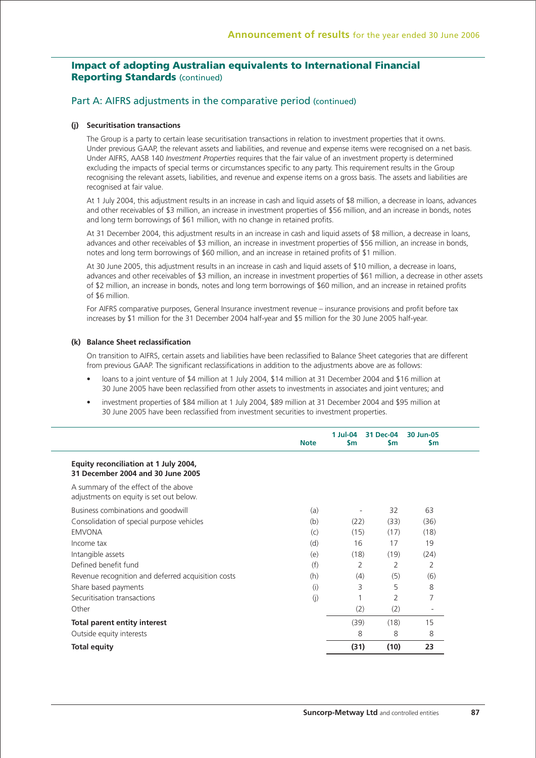## Impact of adopting Australian equivalents to International Financial Reporting Standards (continued)

### Part A: AIFRS adjustments in the comparative period (continued)

**(j) Securitisation transactions**

The Group is a party to certain lease securitisation transactions in relation to investment properties that it owns. Under previous GAAP, the relevant assets and liabilities, and revenue and expense items were recognised on a net basis. Under AIFRS, AASB 140 *Investment Properties* requires that the fair value of an investment property is determined excluding the impacts of special terms or circumstances specific to any party. This requirement results in the Group recognising the relevant assets, liabilities, and revenue and expense items on a gross basis. The assets and liabilities are recognised at fair value.

At 1 July 2004, this adjustment results in an increase in cash and liquid assets of $8 million, a decrease in loans, advances and other receivables of $3 million, an increase in investment properties of $56 million, and an increase in bonds, notes and long term borrowings of $61 million, with no change in retained profits.

At 31 December 2004, this adjustment results in an increase in cash and liquid assets of $8 million, a decrease in loans, advances and other receivables of $3 million, an increase in investment properties of $56 million, an increase in bonds, notes and long term borrowings of $60 million, and an increase in retained profits of $1 million.

At 30 June 2005, this adjustment results in an increase in cash and liquid assets of $10 million, a decrease in loans, advances and other receivables of $3 million, an increase in investment properties of $61 million, a decrease in other assets of $2 million, an increase in bonds, notes and long term borrowings of $60 million, and an increase in retained profits of $6 million.

For AIFRS comparative purposes, General Insurance investment revenue – insurance provisions and profit before tax increases by $1 million for the 31 December 2004 half-year and $5 million for the 30 June 2005 half-year.

**(k) Balance Sheet reclassification**

On transition to AIFRS, certain assets and liabilities have been reclassified to Balance Sheet categories that are different from previous GAAP. The significant reclassifications in addition to the adjustments above are as follows:

- loans to a joint venture of $4 million at 1 July 2004, $14 million at 31 December 2004 and $16 million at 30 June 2005 have been reclassified from other assets to investments in associates and joint ventures; and
- investment properties of $84 million at 1 July 2004, $89 million at 31 December 2004 and $95 million at 30 June 2005 have been reclassified from investment securities to investment properties.

| | Note | 1 Jul-04 $m | 31 Dec-04 $m | 30 Jun-05 $m |
|---|---|---|---|---|
| **Equity reconciliation at 1 July 2004, 31 December 2004 and 30 June 2005** | | | | |
| A summary of the effect of the above adjustments on equity is set out below. | | | | |
| Business combinations and goodwill | (a) | - | 32 | 63 |
| Consolidation of special purpose vehicles | (b) | (22) | (33) | (36) |
| EMVONA | (c) | (15) | (17) | (18) |
| Income tax | (d) | 16 | 17 | 19 |
| Intangible assets | (e) | (18) | (19) | (24) |
| Defined benefit fund | (f) | 2 | 2 | 2 |
| Revenue recognition and deferred acquisition costs | (h) | (4) | (5) | (6) |
| Share based payments | (i) | 3 | 5 | 8 |
| Securitisation transactions | (j) | 1 | 2 | 7 |
| Other | | (2) | (2) | - |
| **Total parent entity interest** | | (39) | (18) | 15 |
| Outside equity interests | | 8 | 8 | 8 |
| **Total equity** | | **(31)** | **(10)** | **23** |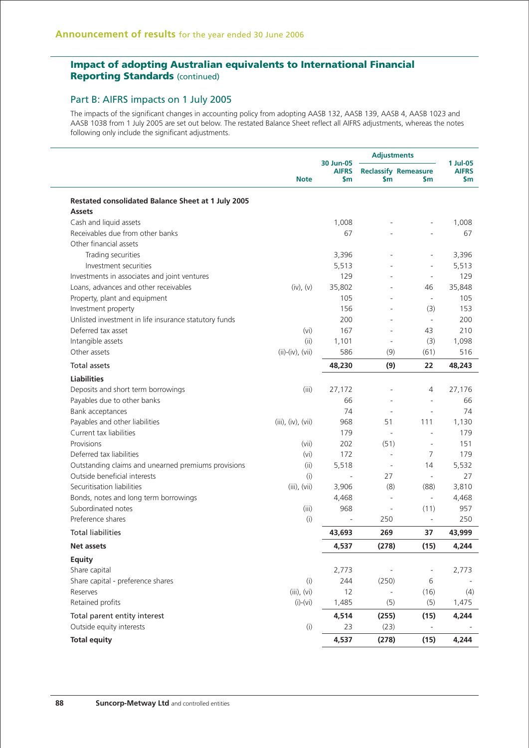## Impact of adopting Australian equivalents to International Financial Reporting Standards (continued)

### Part B: AIFRS impacts on 1 July 2005

The impacts of the significant changes in accounting policy from adopting AASB 132, AASB 139, AASB 4, AASB 1023 and AASB 1038 from 1 July 2005 are set out below. The restated Balance Sheet reflect all AIFRS adjustments, whereas the notes following only include the significant adjustments.

| | Note | 30 Jun-05 AIFRS $m | Adjustments Reclassify $m | Adjustments Remeasure $m | 1 Jul-05 AIFRS $m |
|---|---|---|---|---|---|
| **Restated consolidated Balance Sheet at 1 July 2005** | | | | | |
| **Assets** | | | | | |
| Cash and liquid assets | | 1,008 | - | - | 1,008 |
| Receivables due from other banks | | 67 | - | - | 67 |
| Other financial assets | | | | | |
| Trading securities | | 3,396 | - | - | 3,396 |
| Investment securities | | 5,513 | - | - | 5,513 |
| Investments in associates and joint ventures | | 129 | - | - | 129 |
| Loans, advances and other receivables | (iv), (v) | 35,802 | - | 46 | 35,848 |
| Property, plant and equipment | | 105 | - | - | 105 |
| Investment property | | 156 | - | (3) | 153 |
| Unlisted investment in life insurance statutory funds | | 200 | - | - | 200 |
| Deferred tax asset | (vi) | 167 | - | 43 | 210 |
| Intangible assets | (ii) | 1,101 | - | (3) | 1,098 |
| Other assets | (ii)-(iv), (vii) | 586 | (9) | (61) | 516 |
| Total assets | | **48,230** | **(9)** | **22** | **48,243** |
| **Liabilities** | | | | | |
| Deposits and short term borrowings | (iii) | 27,172 | - | 4 | 27,176 |
| Payables due to other banks | | 66 | - | - | 66 |
| Bank acceptances | | 74 | - | - | 74 |
| Payables and other liabilities | (iii), (iv), (vii) | 968 | 51 | 111 | 1,130 |
| Current tax liabilities | | 179 | - | - | 179 |
| Provisions | (vii) | 202 | (51) | - | 151 |
| Deferred tax liabilities | (vi) | 172 | - | 7 | 179 |
| Outstanding claims and unearned premiums provisions | (ii) | 5,518 | - | 14 | 5,532 |
| Outside beneficial interests | (i) | - | 27 | - | 27 |
| Securitisation liabilities | (iii), (vii) | 3,906 | (8) | (88) | 3,810 |
| Bonds, notes and long term borrowings | | 4,468 | - | - | 4,468 |
| Subordinated notes | (iii) | 968 | - | (11) | 957 |
| Preference shares | (i) | - | 250 | - | 250 |
| Total liabilities | | **43,693** | **269** | **37** | **43,999** |
| **Net assets** | | **4,537** | **(278)** | **(15)** | **4,244** |
| **Equity** | | | | | |
| Share capital | | 2,773 | - | - | 2,773 |
| Share capital - preference shares | (i) | 244 | (250) | 6 | - |
| Reserves | (iii), (vi) | 12 | - | (16) | (4) |
| Retained profits | (i)-(vi) | 1,485 | (5) | (5) | 1,475 |
| Total parent entity interest | | **4,514** | **(255)** | **(15)** | **4,244** |
| Outside equity interests | (i) | 23 | (23) | - | - |
| **Total equity** | | **4,537** | **(278)** | **(15)** | **4,244** |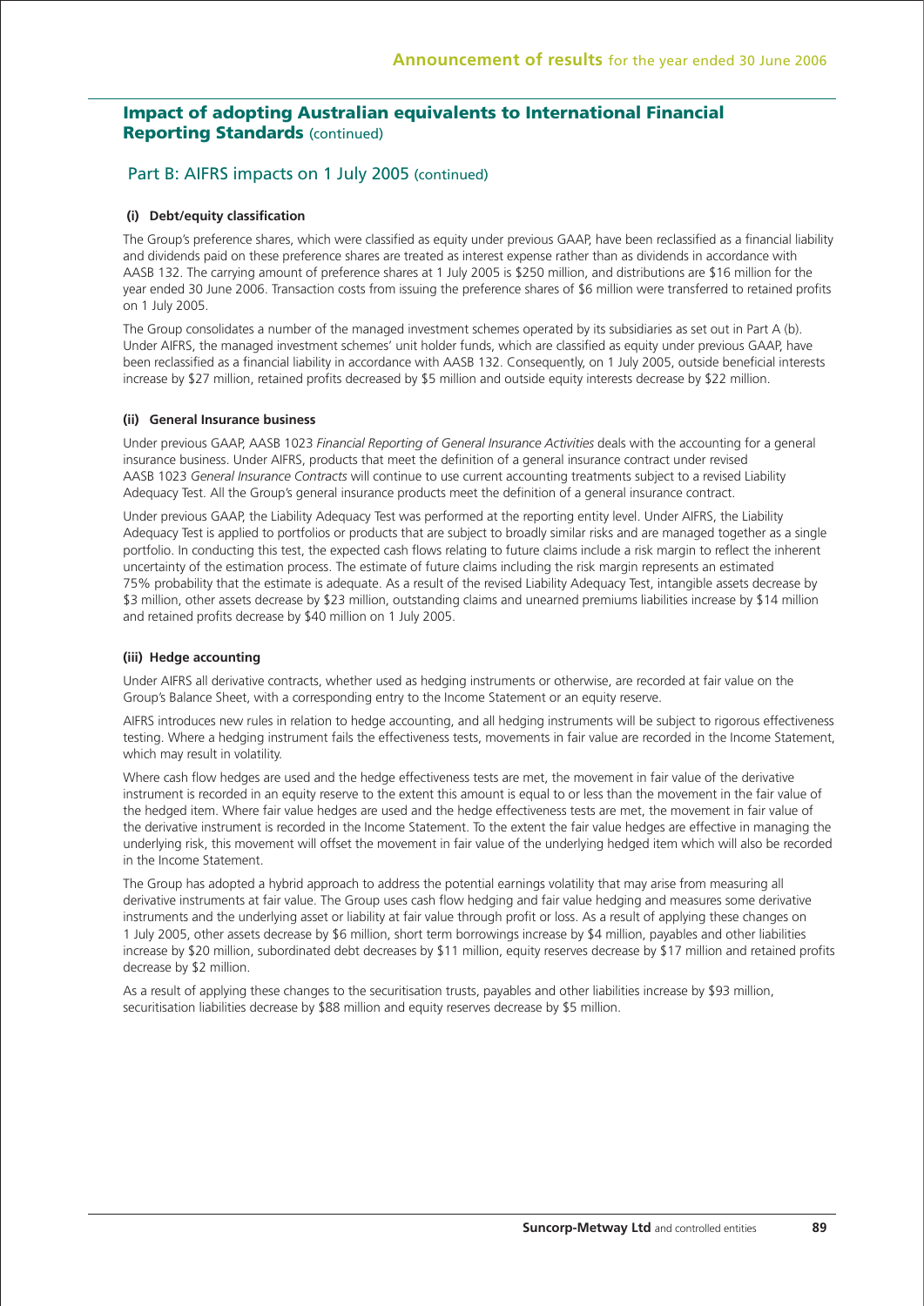## Impact of adopting Australian equivalents to International Financial Reporting Standards (continued)

### Part B: AIFRS impacts on 1 July 2005 (continued)

#### (i) Debt/equity classification

The Group's preference shares, which were classified as equity under previous GAAP, have been reclassified as a financial liability and dividends paid on these preference shares are treated as interest expense rather than as dividends in accordance with AASB 132. The carrying amount of preference shares at 1 July 2005 is $250 million, and distributions are $16 million for the year ended 30 June 2006. Transaction costs from issuing the preference shares of $6 million were transferred to retained profits on 1 July 2005.

The Group consolidates a number of the managed investment schemes operated by its subsidiaries as set out in Part A (b). Under AIFRS, the managed investment schemes' unit holder funds, which are classified as equity under previous GAAP, have been reclassified as a financial liability in accordance with AASB 132. Consequently, on 1 July 2005, outside beneficial interests increase by $27 million, retained profits decreased by $5 million and outside equity interests decrease by $22 million.

#### (ii) General Insurance business

Under previous GAAP, AASB 1023 *Financial Reporting of General Insurance Activities* deals with the accounting for a general insurance business. Under AIFRS, products that meet the definition of a general insurance contract under revised AASB 1023 *General Insurance Contracts* will continue to use current accounting treatments subject to a revised Liability Adequacy Test. All the Group's general insurance products meet the definition of a general insurance contract.

Under previous GAAP, the Liability Adequacy Test was performed at the reporting entity level. Under AIFRS, the Liability Adequacy Test is applied to portfolios or products that are subject to broadly similar risks and are managed together as a single portfolio. In conducting this test, the expected cash flows relating to future claims include a risk margin to reflect the inherent uncertainty of the estimation process. The estimate of future claims including the risk margin represents an estimated 75% probability that the estimate is adequate. As a result of the revised Liability Adequacy Test, intangible assets decrease by $3 million, other assets decrease by $23 million, outstanding claims and unearned premiums liabilities increase by $14 million and retained profits decrease by $40 million on 1 July 2005.

#### (iii) Hedge accounting

Under AIFRS all derivative contracts, whether used as hedging instruments or otherwise, are recorded at fair value on the Group's Balance Sheet, with a corresponding entry to the Income Statement or an equity reserve.

AIFRS introduces new rules in relation to hedge accounting, and all hedging instruments will be subject to rigorous effectiveness testing. Where a hedging instrument fails the effectiveness tests, movements in fair value are recorded in the Income Statement, which may result in volatility.

Where cash flow hedges are used and the hedge effectiveness tests are met, the movement in fair value of the derivative instrument is recorded in an equity reserve to the extent this amount is equal to or less than the movement in the fair value of the hedged item. Where fair value hedges are used and the hedge effectiveness tests are met, the movement in fair value of the derivative instrument is recorded in the Income Statement. To the extent the fair value hedges are effective in managing the underlying risk, this movement will offset the movement in fair value of the underlying hedged item which will also be recorded in the Income Statement.

The Group has adopted a hybrid approach to address the potential earnings volatility that may arise from measuring all derivative instruments at fair value. The Group uses cash flow hedging and fair value hedging and measures some derivative instruments and the underlying asset or liability at fair value through profit or loss. As a result of applying these changes on 1 July 2005, other assets decrease by $6 million, short term borrowings increase by $4 million, payables and other liabilities increase by $20 million, subordinated debt decreases by $11 million, equity reserves decrease by $17 million and retained profits decrease by $2 million.

As a result of applying these changes to the securitisation trusts, payables and other liabilities increase by $93 million, securitisation liabilities decrease by $88 million and equity reserves decrease by $5 million.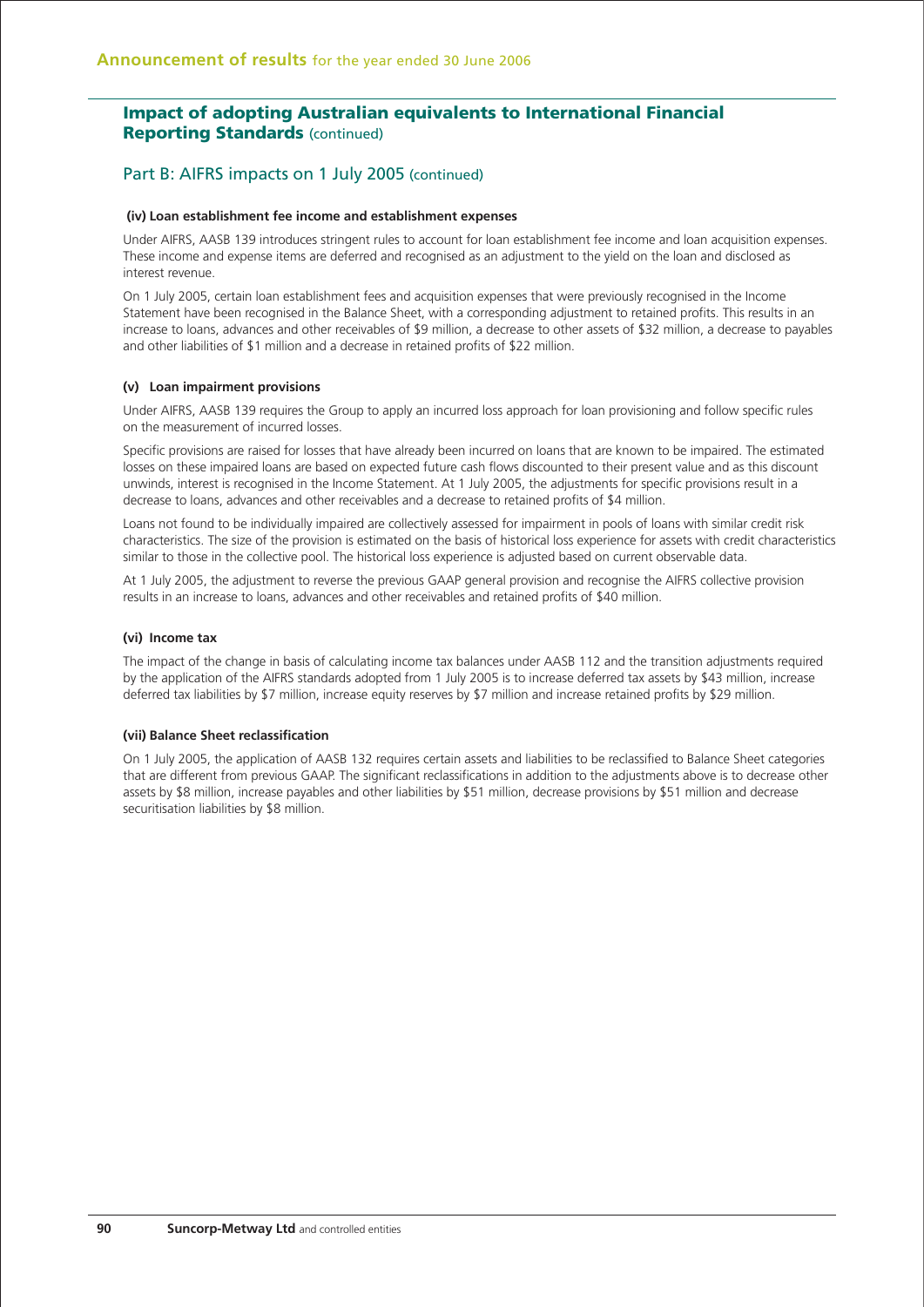## Impact of adopting Australian equivalents to International Financial Reporting Standards (continued)

### Part B: AIFRS impacts on 1 July 2005 (continued)

#### (iv) Loan establishment fee income and establishment expenses

Under AIFRS, AASB 139 introduces stringent rules to account for loan establishment fee income and loan acquisition expenses. These income and expense items are deferred and recognised as an adjustment to the yield on the loan and disclosed as interest revenue.

On 1 July 2005, certain loan establishment fees and acquisition expenses that were previously recognised in the Income Statement have been recognised in the Balance Sheet, with a corresponding adjustment to retained profits. This results in an increase to loans, advances and other receivables of $9 million, a decrease to other assets of $32 million, a decrease to payables and other liabilities of $1 million and a decrease in retained profits of $22 million.

#### (v) Loan impairment provisions

Under AIFRS, AASB 139 requires the Group to apply an incurred loss approach for loan provisioning and follow specific rules on the measurement of incurred losses.

Specific provisions are raised for losses that have already been incurred on loans that are known to be impaired. The estimated losses on these impaired loans are based on expected future cash flows discounted to their present value and as this discount unwinds, interest is recognised in the Income Statement. At 1 July 2005, the adjustments for specific provisions result in a decrease to loans, advances and other receivables and a decrease to retained profits of $4 million.

Loans not found to be individually impaired are collectively assessed for impairment in pools of loans with similar credit risk characteristics. The size of the provision is estimated on the basis of historical loss experience for assets with credit characteristics similar to those in the collective pool. The historical loss experience is adjusted based on current observable data.

At 1 July 2005, the adjustment to reverse the previous GAAP general provision and recognise the AIFRS collective provision results in an increase to loans, advances and other receivables and retained profits of $40 million.

#### (vi) Income tax

The impact of the change in basis of calculating income tax balances under AASB 112 and the transition adjustments required by the application of the AIFRS standards adopted from 1 July 2005 is to increase deferred tax assets by $43 million, increase deferred tax liabilities by $7 million, increase equity reserves by $7 million and increase retained profits by $29 million.

#### (vii) Balance Sheet reclassification

On 1 July 2005, the application of AASB 132 requires certain assets and liabilities to be reclassified to Balance Sheet categories that are different from previous GAAP. The significant reclassifications in addition to the adjustments above is to decrease other assets by $8 million, increase payables and other liabilities by $51 million, decrease provisions by $51 million and decrease securitisation liabilities by $8 million.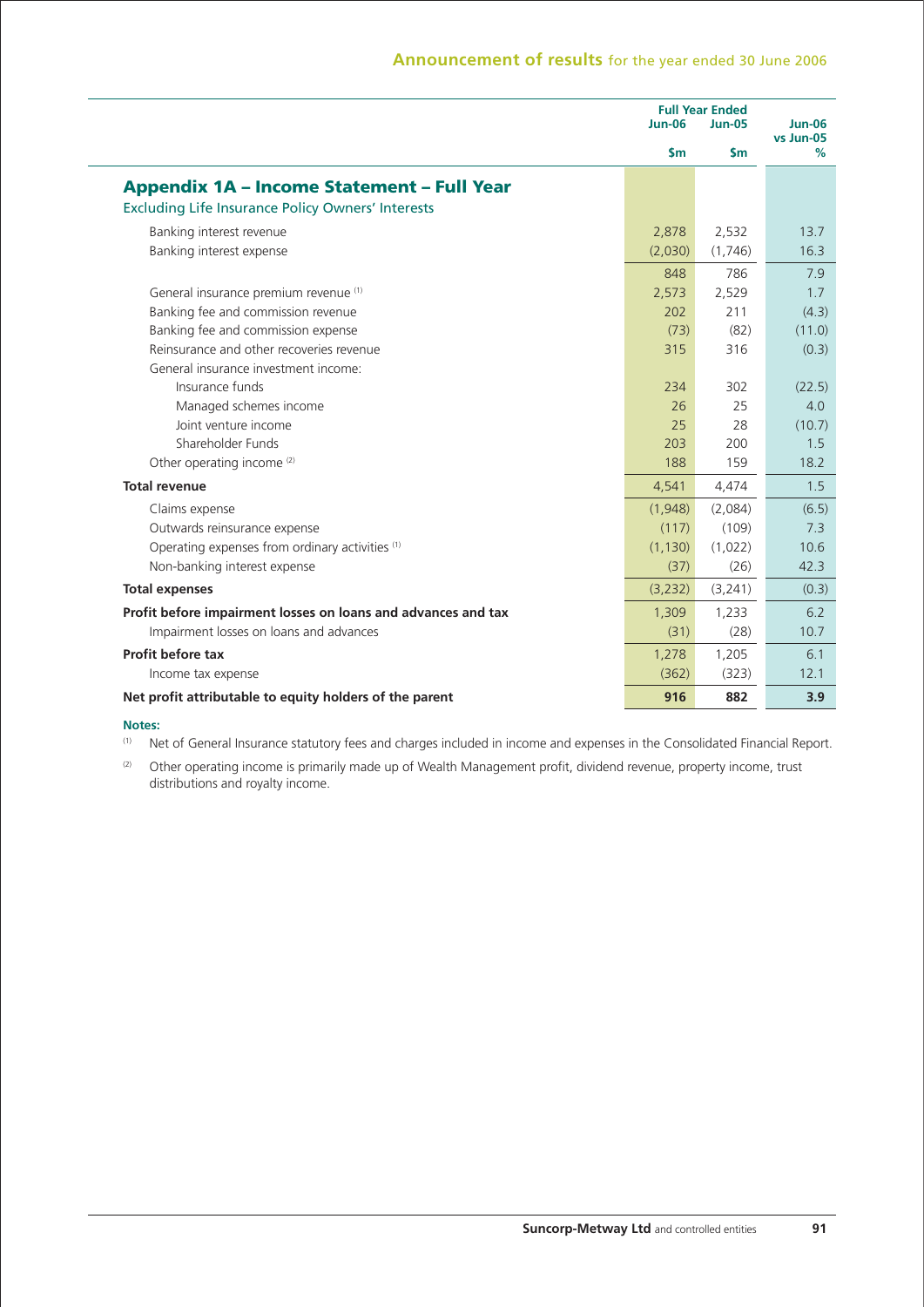## Appendix 1A – Income Statement – Full Year

Excluding Life Insurance Policy Owners' Interests

| | Full Year Ended Jun-06 | Full Year Ended Jun-05 | Jun-06 vs Jun-05 |
|---|---|---|---|
| | $m | $m | % |
| Banking interest revenue | 2,878 | 2,532 | 13.7 |
| Banking interest expense | (2,030) | (1,746) | 16.3 |
| | 848 | 786 | 7.9 |
| General insurance premium revenue [(1)] | 2,573 | 2,529 | 1.7 |
| Banking fee and commission revenue | 202 | 211 | (4.3) |
| Banking fee and commission expense | (73) | (82) | (11.0) |
| Reinsurance and other recoveries revenue | 315 | 316 | (0.3) |
| General insurance investment income: | | | |
| Insurance funds | 234 | 302 | (22.5) |
| Managed schemes income | 26 | 25 | 4.0 |
| Joint venture income | 25 | 28 | (10.7) |
| Shareholder Funds | 203 | 200 | 1.5 |
| Other operating income [(2)] | 188 | 159 | 18.2 |
| **Total revenue** | 4,541 | 4,474 | 1.5 |
| Claims expense | (1,948) | (2,084) | (6.5) |
| Outwards reinsurance expense | (117) | (109) | 7.3 |
| Operating expenses from ordinary activities [(1)] | (1,130) | (1,022) | 10.6 |
| Non-banking interest expense | (37) | (26) | 42.3 |
| **Total expenses** | (3,232) | (3,241) | (0.3) |
| **Profit before impairment losses on loans and advances and tax** | 1,309 | 1,233 | 6.2 |
| Impairment losses on loans and advances | (31) | (28) | 10.7 |
| **Profit before tax** | 1,278 | 1,205 | 6.1 |
| Income tax expense | (362) | (323) | 12.1 |
| **Net profit attributable to equity holders of the parent** | **916** | **882** | **3.9** |

**Notes:**

(1) Net of General Insurance statutory fees and charges included in income and expenses in the Consolidated Financial Report.

(2) Other operating income is primarily made up of Wealth Management profit, dividend revenue, property income, trust distributions and royalty income.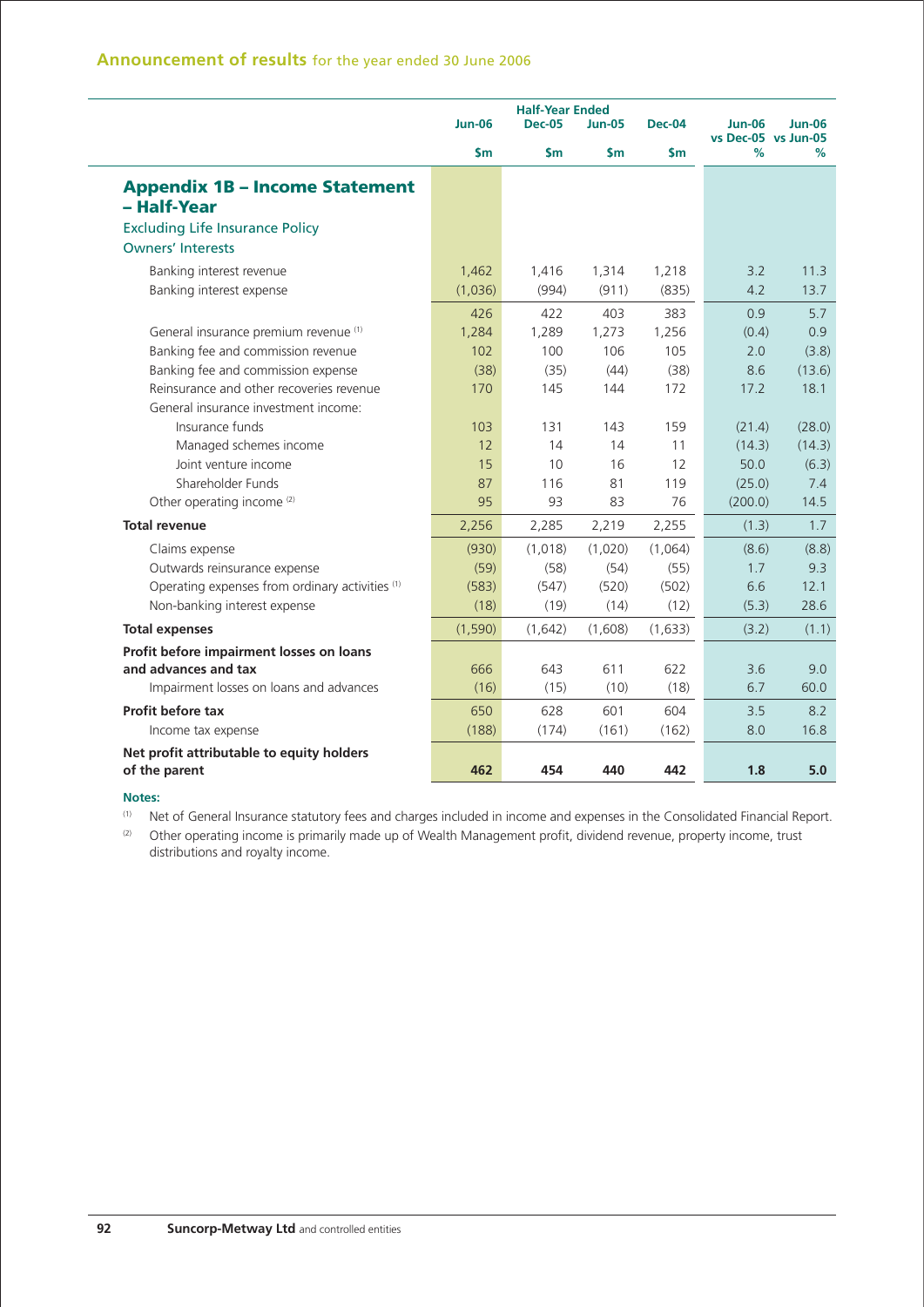## Appendix 1B – Income Statement – Half-Year

Excluding Life Insurance Policy Owners' Interests

| | Half-Year Ended | | | | | |
|---|---|---|---|---|---|---|
| | Jun-06 | Dec-05 | Jun-05 | Dec-04 | Jun-06 vs Dec-05 | Jun-06 vs Jun-05 |
| | $m | $m | $m | $m | % | % |
| Banking interest revenue | 1,462 | 1,416 | 1,314 | 1,218 | 3.2 | 11.3 |
| Banking interest expense | (1,036) | (994) | (911) | (835) | 4.2 | 13.7 |
| | 426 | 422 | 403 | 383 | 0.9 | 5.7 |
| General insurance premium revenue [(1)] | 1,284 | 1,289 | 1,273 | 1,256 | (0.4) | 0.9 |
| Banking fee and commission revenue | 102 | 100 | 106 | 105 | 2.0 | (3.8) |
| Banking fee and commission expense | (38) | (35) | (44) | (38) | 8.6 | (13.6) |
| Reinsurance and other recoveries revenue | 170 | 145 | 144 | 172 | 17.2 | 18.1 |
| General insurance investment income: | | | | | | |
| Insurance funds | 103 | 131 | 143 | 159 | (21.4) | (28.0) |
| Managed schemes income | 12 | 14 | 14 | 11 | (14.3) | (14.3) |
| Joint venture income | 15 | 10 | 16 | 12 | 50.0 | (6.3) |
| Shareholder Funds | 87 | 116 | 81 | 119 | (25.0) | 7.4 |
| Other operating income [(2)] | 95 | 93 | 83 | 76 | (200.0) | 14.5 |
| **Total revenue** | 2,256 | 2,285 | 2,219 | 2,255 | (1.3) | 1.7 |
| Claims expense | (930) | (1,018) | (1,020) | (1,064) | (8.6) | (8.8) |
| Outwards reinsurance expense | (59) | (58) | (54) | (55) | 1.7 | 9.3 |
| Operating expenses from ordinary activities [(1)] | (583) | (547) | (520) | (502) | 6.6 | 12.1 |
| Non-banking interest expense | (18) | (19) | (14) | (12) | (5.3) | 28.6 |
| **Total expenses** | (1,590) | (1,642) | (1,608) | (1,633) | (3.2) | (1.1) |
| **Profit before impairment losses on loans and advances and tax** | 666 | 643 | 611 | 622 | 3.6 | 9.0 |
| Impairment losses on loans and advances | (16) | (15) | (10) | (18) | 6.7 | 60.0 |
| **Profit before tax** | 650 | 628 | 601 | 604 | 3.5 | 8.2 |
| Income tax expense | (188) | (174) | (161) | (162) | 8.0 | 16.8 |
| **Net profit attributable to equity holders of the parent** | **462** | **454** | **440** | **442** | **1.8** | **5.0** |

**Notes:**

(1) Net of General Insurance statutory fees and charges included in income and expenses in the Consolidated Financial Report.

(2) Other operating income is primarily made up of Wealth Management profit, dividend revenue, property income, trust distributions and royalty income.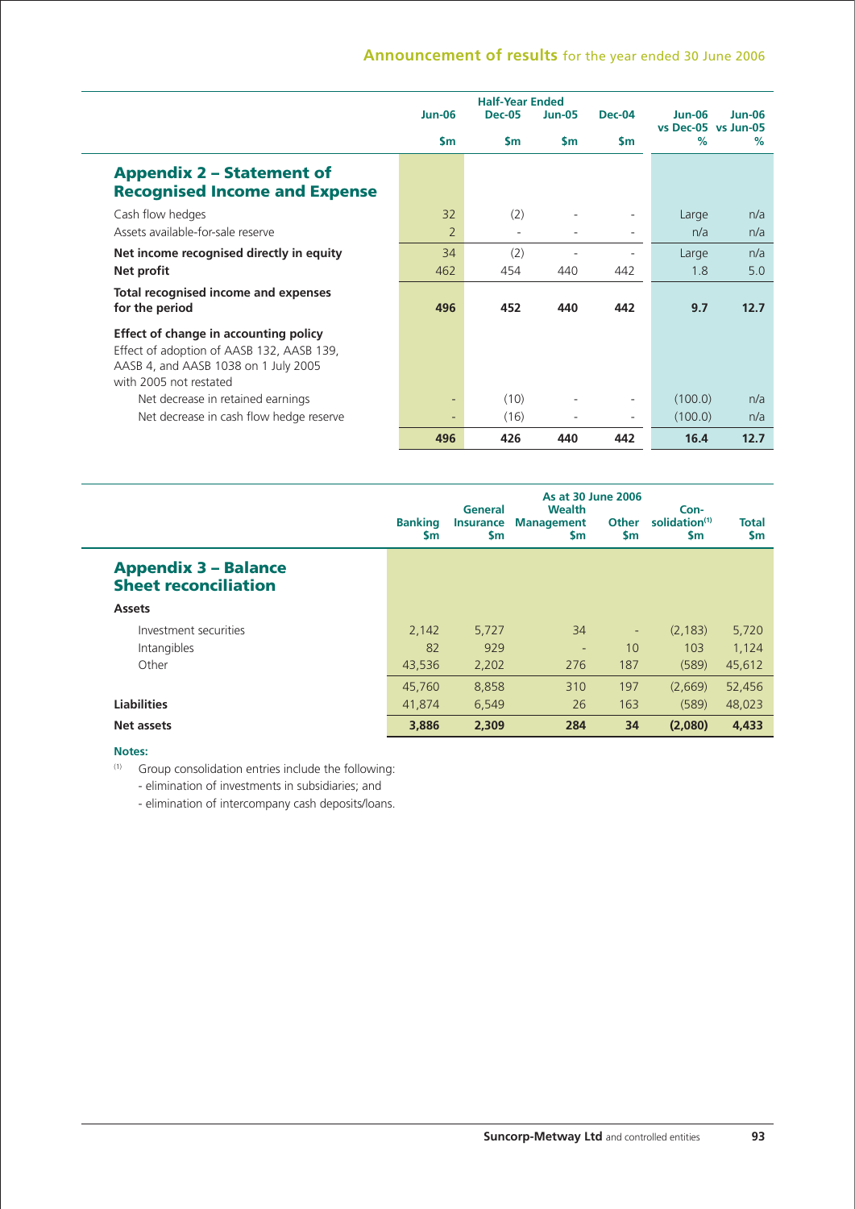## Appendix 2 – Statement of Recognised Income and Expense

| | Half-Year Ended | | | | | |
|---|---|---|---|---|---|---|
| | Jun-06 | Dec-05 | Jun-05 | Dec-04 | Jun-06 vs Dec-05 | Jun-06 vs Jun-05 |
| | $m | $m | $m | $m | % | % |
| Cash flow hedges | 32 | (2) | - | - | Large | n/a |
| Assets available-for-sale reserve | 2 | - | - | - | n/a | n/a |
| **Net income recognised directly in equity** | 34 | (2) | - | - | Large | n/a |
| **Net profit** | 462 | 454 | 440 | 442 | 1.8 | 5.0 |
| **Total recognised income and expenses for the period** | **496** | **452** | **440** | **442** | **9.7** | **12.7** |
| **Effect of change in accounting policy** | | | | | | |
| Effect of adoption of AASB 132, AASB 139, AASB 4, and AASB 1038 on 1 July 2005 with 2005 not restated | | | | | | |
| Net decrease in retained earnings | - | (10) | - | - | (100.0) | n/a |
| Net decrease in cash flow hedge reserve | - | (16) | - | - | (100.0) | n/a |
| | **496** | **426** | **440** | **442** | **16.4** | **12.7** |

## Appendix 3 – Balance Sheet reconciliation

| | As at 30 June 2006 | | | | | |
|---|---|---|---|---|---|---|
| | Banking $m | General Insurance $m | Wealth Management $m | Other $m | Consolidation[1] $m | Total $m |
| **Assets** | | | | | | |
| Investment securities | 2,142 | 5,727 | 34 | - | (2,183) | 5,720 |
| Intangibles | 82 | 929 | - | 10 | 103 | 1,124 |
| Other | 43,536 | 2,202 | 276 | 187 | (589) | 45,612 |
| | 45,760 | 8,858 | 310 | 197 | (2,669) | 52,456 |
| **Liabilities** | 41,874 | 6,549 | 26 | 163 | (589) | 48,023 |
| **Net assets** | **3,886** | **2,309** | **284** | **34** | **(2,080)** | **4,433** |

**Notes:**

[1] Group consolidation entries include the following:
- elimination of investments in subsidiaries; and
- elimination of intercompany cash deposits/loans.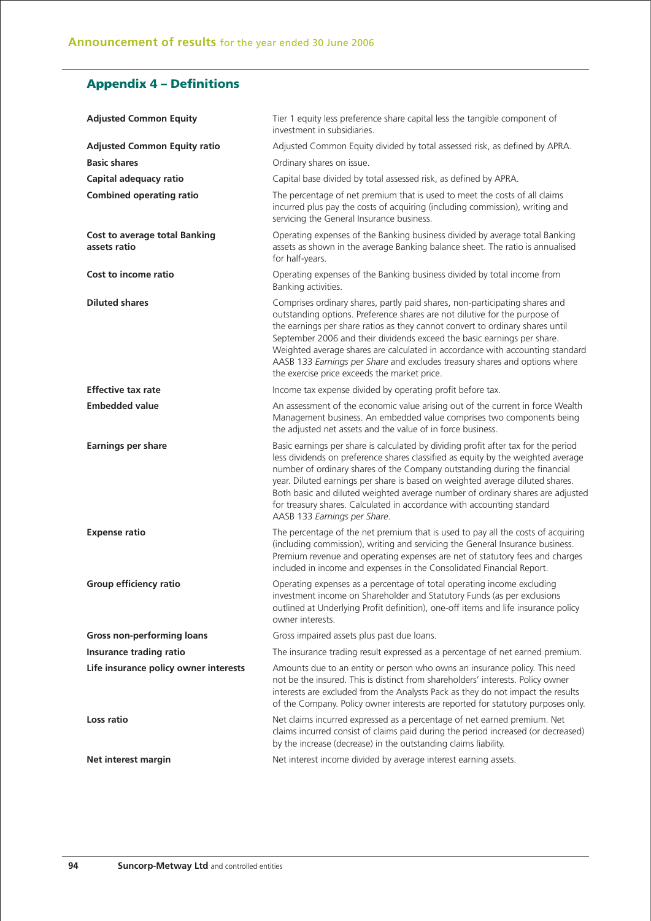## Appendix 4 – Definitions

| | |
|---|---|
| **Adjusted Common Equity** | Tier 1 equity less preference share capital less the tangible component of investment in subsidiaries. |
| **Adjusted Common Equity ratio** | Adjusted Common Equity divided by total assessed risk, as defined by APRA. |
| **Basic shares** | Ordinary shares on issue. |
| **Capital adequacy ratio** | Capital base divided by total assessed risk, as defined by APRA. |
| **Combined operating ratio** | The percentage of net premium that is used to meet the costs of all claims incurred plus pay the costs of acquiring (including commission), writing and servicing the General Insurance business. |
| **Cost to average total Banking assets ratio** | Operating expenses of the Banking business divided by average total Banking assets as shown in the average Banking balance sheet. The ratio is annualised for half-years. |
| **Cost to income ratio** | Operating expenses of the Banking business divided by total income from Banking activities. |
| **Diluted shares** | Comprises ordinary shares, partly paid shares, non-participating shares and outstanding options. Preference shares are not dilutive for the purpose of the earnings per share ratios as they cannot convert to ordinary shares until September 2006 and their dividends exceed the basic earnings per share. Weighted average shares are calculated in accordance with accounting standard AASB 133 *Earnings per Share* and excludes treasury shares and options where the exercise price exceeds the market price. |
| **Effective tax rate** | Income tax expense divided by operating profit before tax. |
| **Embedded value** | An assessment of the economic value arising out of the current in force Wealth Management business. An embedded value comprises two components being the adjusted net assets and the value of in force business. |
| **Earnings per share** | Basic earnings per share is calculated by dividing profit after tax for the period less dividends on preference shares classified as equity by the weighted average number of ordinary shares of the Company outstanding during the financial year. Diluted earnings per share is based on weighted average diluted shares. Both basic and diluted weighted average number of ordinary shares are adjusted for treasury shares. Calculated in accordance with accounting standard AASB 133 *Earnings per Share*. |
| **Expense ratio** | The percentage of the net premium that is used to pay all the costs of acquiring (including commission), writing and servicing the General Insurance business. Premium revenue and operating expenses are net of statutory fees and charges included in income and expenses in the Consolidated Financial Report. |
| **Group efficiency ratio** | Operating expenses as a percentage of total operating income excluding investment income on Shareholder and Statutory Funds (as per exclusions outlined at Underlying Profit definition), one-off items and life insurance policy owner interests. |
| **Gross non-performing loans** | Gross impaired assets plus past due loans. |
| **Insurance trading ratio** | The insurance trading result expressed as a percentage of net earned premium. |
| **Life insurance policy owner interests** | Amounts due to an entity or person who owns an insurance policy. This need not be the insured. This is distinct from shareholders' interests. Policy owner interests are excluded from the Analysts Pack as they do not impact the results of the Company. Policy owner interests are reported for statutory purposes only. |
| **Loss ratio** | Net claims incurred expressed as a percentage of net earned premium. Net claims incurred consist of claims paid during the period increased (or decreased) by the increase (decrease) in the outstanding claims liability. |
| **Net interest margin** | Net interest income divided by average interest earning assets. |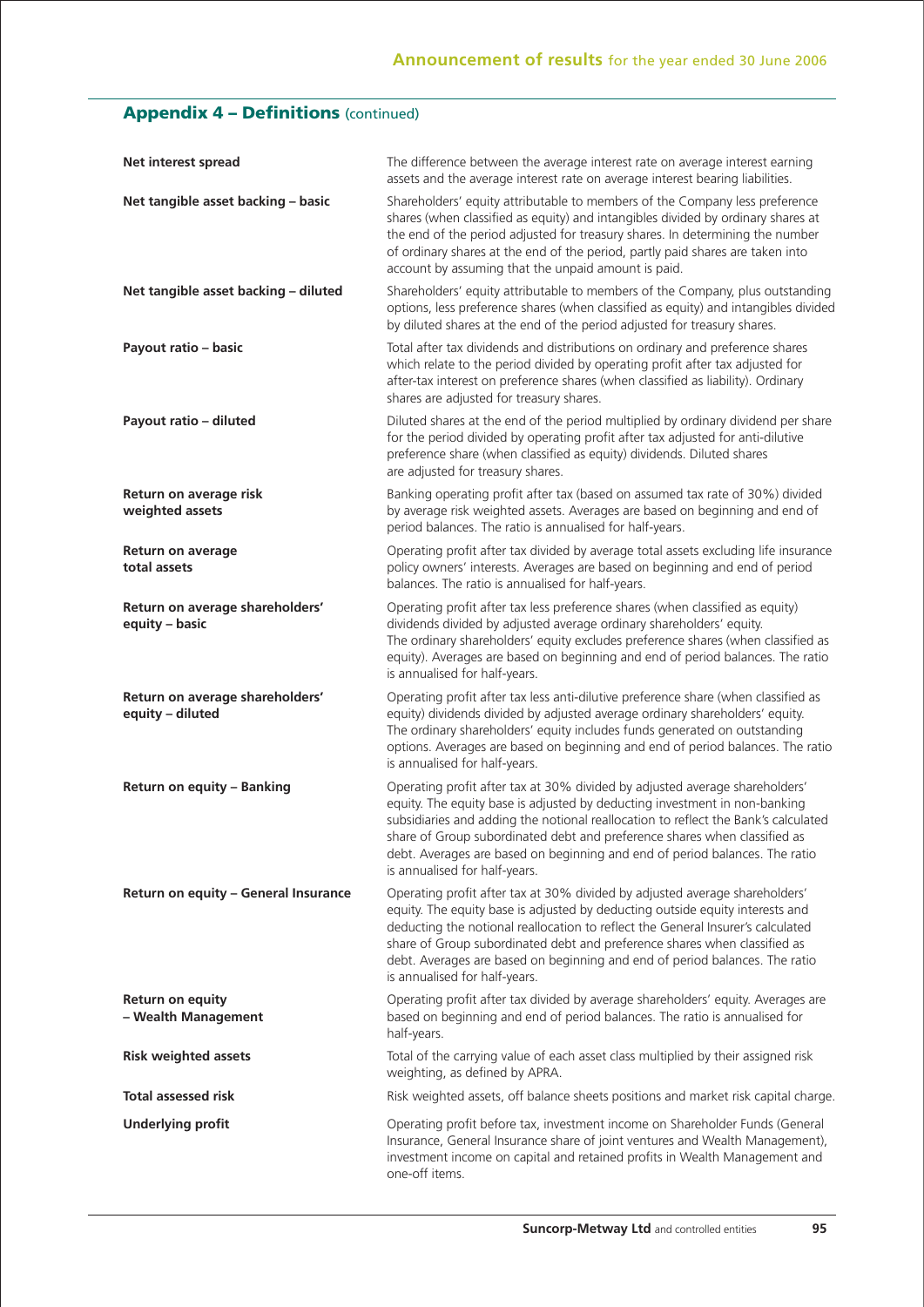## Appendix 4 – Definitions (continued)

| | |
|---|---|
| **Net interest spread** | The difference between the average interest rate on average interest earning assets and the average interest rate on average interest bearing liabilities. |
| **Net tangible asset backing – basic** | Shareholders' equity attributable to members of the Company less preference shares (when classified as equity) and intangibles divided by ordinary shares at the end of the period adjusted for treasury shares. In determining the number of ordinary shares at the end of the period, partly paid shares are taken into account by assuming that the unpaid amount is paid. |
| **Net tangible asset backing – diluted** | Shareholders' equity attributable to members of the Company, plus outstanding options, less preference shares (when classified as equity) and intangibles divided by diluted shares at the end of the period adjusted for treasury shares. |
| **Payout ratio – basic** | Total after tax dividends and distributions on ordinary and preference shares which relate to the period divided by operating profit after tax adjusted for after-tax interest on preference shares (when classified as liability). Ordinary shares are adjusted for treasury shares. |
| **Payout ratio – diluted** | Diluted shares at the end of the period multiplied by ordinary dividend per share for the period divided by operating profit after tax adjusted for anti-dilutive preference share (when classified as equity) dividends. Diluted shares are adjusted for treasury shares. |
| **Return on average risk weighted assets** | Banking operating profit after tax (based on assumed tax rate of 30%) divided by average risk weighted assets. Averages are based on beginning and end of period balances. The ratio is annualised for half-years. |
| **Return on average total assets** | Operating profit after tax divided by average total assets excluding life insurance policy owners' interests. Averages are based on beginning and end of period balances. The ratio is annualised for half-years. |
| **Return on average shareholders' equity – basic** | Operating profit after tax less preference shares (when classified as equity) dividends divided by adjusted average ordinary shareholders' equity. The ordinary shareholders' equity excludes preference shares (when classified as equity). Averages are based on beginning and end of period balances. The ratio is annualised for half-years. |
| **Return on average shareholders' equity – diluted** | Operating profit after tax less anti-dilutive preference share (when classified as equity) dividends divided by adjusted average ordinary shareholders' equity. The ordinary shareholders' equity includes funds generated on outstanding options. Averages are based on beginning and end of period balances. The ratio is annualised for half-years. |
| **Return on equity – Banking** | Operating profit after tax at 30% divided by adjusted average shareholders' equity. The equity base is adjusted by deducting investment in non-banking subsidiaries and adding the notional reallocation to reflect the Bank's calculated share of Group subordinated debt and preference shares when classified as debt. Averages are based on beginning and end of period balances. The ratio is annualised for half-years. |
| **Return on equity – General Insurance** | Operating profit after tax at 30% divided by adjusted average shareholders' equity. The equity base is adjusted by deducting outside equity interests and deducting the notional reallocation to reflect the General Insurer's calculated share of Group subordinated debt and preference shares when classified as debt. Averages are based on beginning and end of period balances. The ratio is annualised for half-years. |
| **Return on equity – Wealth Management** | Operating profit after tax divided by average shareholders' equity. Averages are based on beginning and end of period balances. The ratio is annualised for half-years. |
| **Risk weighted assets** | Total of the carrying value of each asset class multiplied by their assigned risk weighting, as defined by APRA. |
| **Total assessed risk** | Risk weighted assets, off balance sheets positions and market risk capital charge. |
| **Underlying profit** | Operating profit before tax, investment income on Shareholder Funds (General Insurance, General Insurance share of joint ventures and Wealth Management), investment income on capital and retained profits in Wealth Management and one-off items. |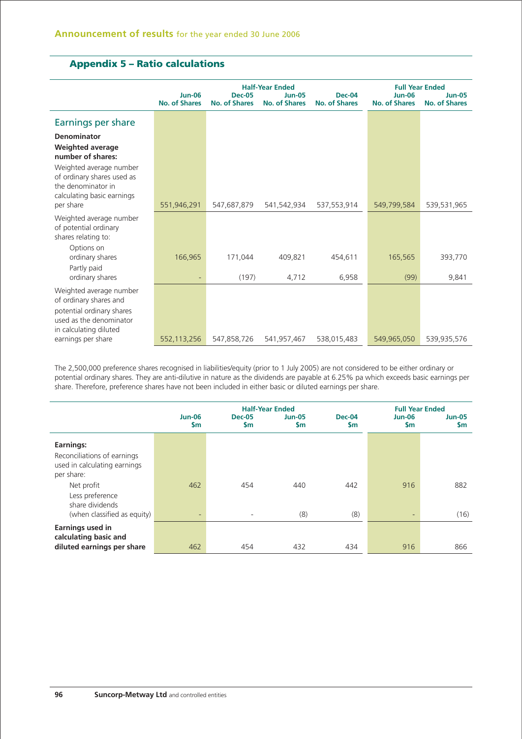## Appendix 5 – Ratio calculations

| | | Half-Year Ended | | | Full Year Ended | |
|---|---|---|---|---|---|---|
| | Jun-06 No. of Shares | Dec-05 No. of Shares | Jun-05 No. of Shares | Dec-04 No. of Shares | Jun-06 No. of Shares | Jun-05 No. of Shares |
| **Earnings per share** | | | | | | |
| **Denominator** | | | | | | |
| **Weighted average number of shares:** | | | | | | |
| Weighted average number of ordinary shares used as the denominator in calculating basic earnings per share | 551,946,291 | 547,687,879 | 541,542,934 | 537,553,914 | 549,799,584 | 539,531,965 |
| Weighted average number of potential ordinary shares relating to: | | | | | | |
| Options on ordinary shares | 166,965 | 171,044 | 409,821 | 454,611 | 165,565 | 393,770 |
| Partly paid ordinary shares | - | (197) | 4,712 | 6,958 | (99) | 9,841 |
| Weighted average number of ordinary shares and potential ordinary shares used as the denominator in calculating diluted earnings per share | 552,113,256 | 547,858,726 | 541,957,467 | 538,015,483 | 549,965,050 | 539,935,576 |

The 2,500,000 preference shares recognised in liabilities/equity (prior to 1 July 2005) are not considered to be either ordinary or potential ordinary shares. They are anti-dilutive in nature as the dividends are payable at 6.25% pa which exceeds basic earnings per share. Therefore, preference shares have not been included in either basic or diluted earnings per share.

| | | Half-Year Ended | | | Full Year Ended | |
|---|---|---|---|---|---|---|
| | Jun-06 $m | Dec-05 $m | Jun-05 $m | Dec-04 $m | Jun-06 $m | Jun-05 $m |
| **Earnings:** | | | | | | |
| Reconciliations of earnings used in calculating earnings per share: | | | | | | |
| Net profit | 462 | 454 | 440 | 442 | 916 | 882 |
| Less preference share dividends (when classified as equity) | - | - | (8) | (8) | - | (16) |
| **Earnings used in calculating basic and diluted earnings per share** | 462 | 454 | 432 | 434 | 916 | 866 |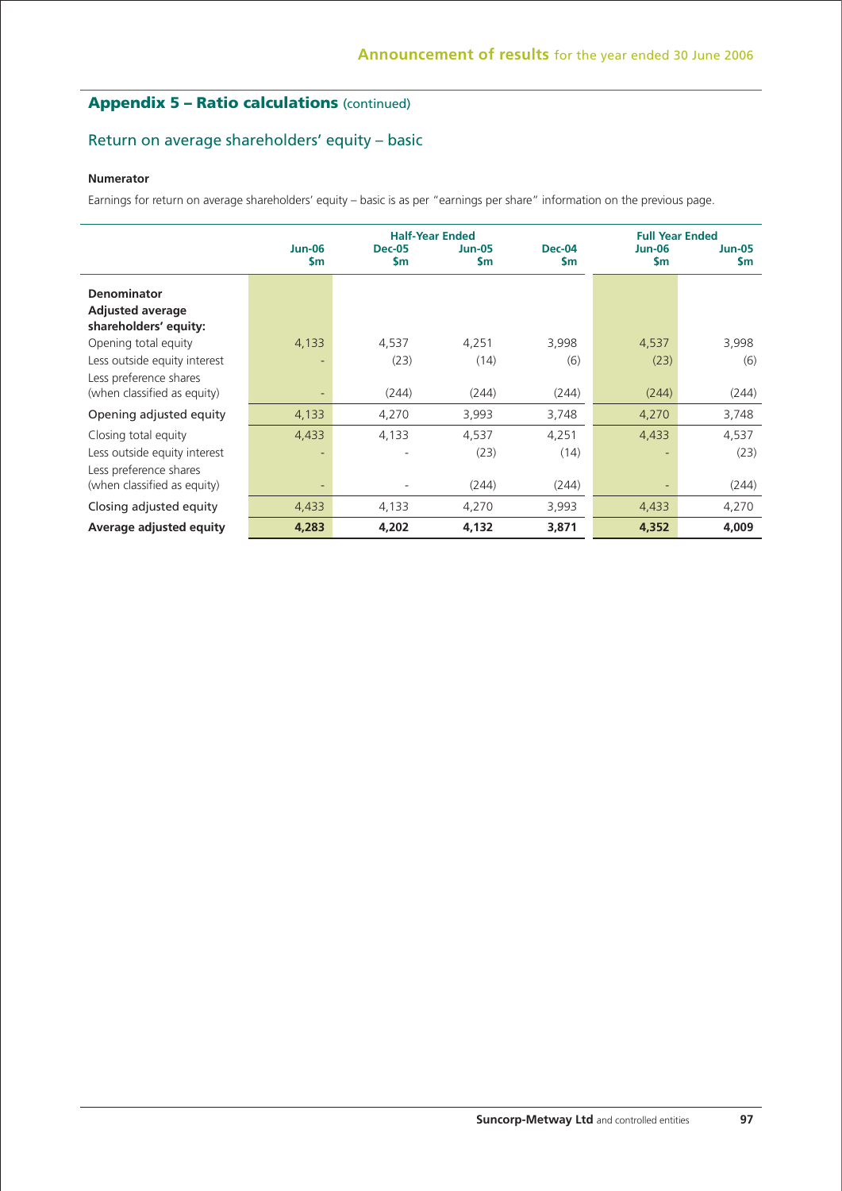## Appendix 5 – Ratio calculations (continued)

### Return on average shareholders' equity – basic

**Numerator**

Earnings for return on average shareholders' equity – basic is as per "earnings per share" information on the previous page.

| | Half-Year Ended | | | | Full Year Ended | |
|---|---|---|---|---|---|---|
| | **Jun-06 $m** | **Dec-05 $m** | **Jun-05 $m** | **Dec-04 $m** | **Jun-06 $m** | **Jun-05 $m** |
| **Denominator** | | | | | | |
| **Adjusted average shareholders' equity:** | | | | | | |
| Opening total equity | 4,133 | 4,537 | 4,251 | 3,998 | 4,537 | 3,998 |
| Less outside equity interest | - | (23) | (14) | (6) | (23) | (6) |
| Less preference shares (when classified as equity) | - | (244) | (244) | (244) | (244) | (244) |
| Opening adjusted equity | 4,133 | 4,270 | 3,993 | 3,748 | 4,270 | 3,748 |
| Closing total equity | 4,433 | 4,133 | 4,537 | 4,251 | 4,433 | 4,537 |
| Less outside equity interest | - | - | (23) | (14) | - | (23) |
| Less preference shares (when classified as equity) | - | - | (244) | (244) | - | (244) |
| Closing adjusted equity | 4,433 | 4,133 | 4,270 | 3,993 | 4,433 | 4,270 |
| **Average adjusted equity** | **4,283** | **4,202** | **4,132** | **3,871** | **4,352** | **4,009** |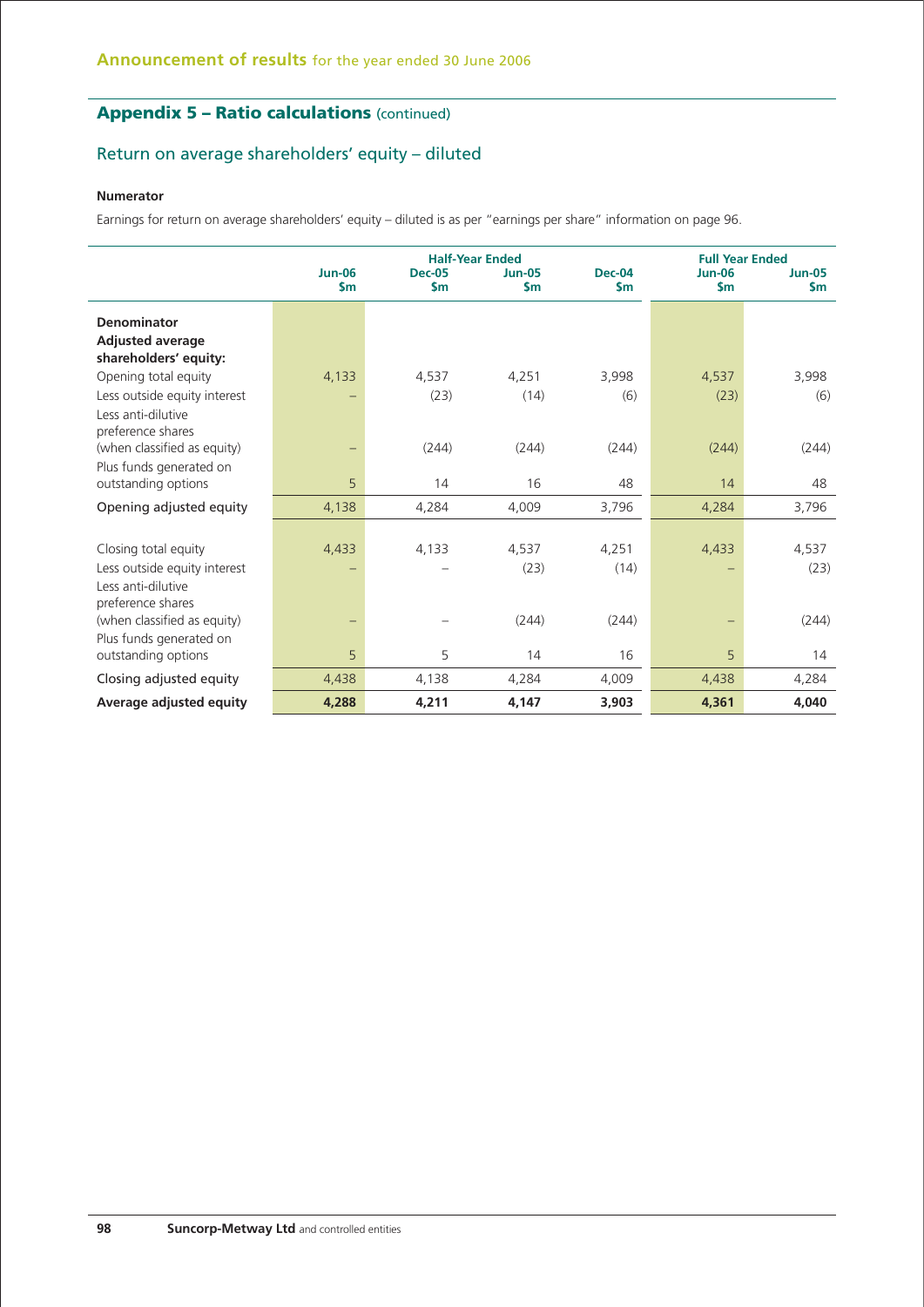## Appendix 5 – Ratio calculations (continued)

### Return on average shareholders' equity – diluted

**Numerator**

Earnings for return on average shareholders' equity – diluted is as per "earnings per share" information on page 96.

| | Half-Year Ended | | | | Full Year Ended | |
|---|---|---|---|---|---|---|
| | Jun-06 $m | Dec-05 $m | Jun-05 $m | Dec-04 $m | Jun-06 $m | Jun-05 $m |
| **Denominator** | | | | | | |
| **Adjusted average shareholders' equity:** | | | | | | |
| Opening total equity | 4,133 | 4,537 | 4,251 | 3,998 | 4,537 | 3,998 |
| Less outside equity interest | – | (23) | (14) | (6) | (23) | (6) |
| Less anti-dilutive preference shares (when classified as equity) | – | (244) | (244) | (244) | (244) | (244) |
| Plus funds generated on outstanding options | 5 | 14 | 16 | 48 | 14 | 48 |
| Opening adjusted equity | 4,138 | 4,284 | 4,009 | 3,796 | 4,284 | 3,796 |
| | | | | | | |
| Closing total equity | 4,433 | 4,133 | 4,537 | 4,251 | 4,433 | 4,537 |
| Less outside equity interest | – | – | (23) | (14) | – | (23) |
| Less anti-dilutive preference shares (when classified as equity) | – | – | (244) | (244) | – | (244) |
| Plus funds generated on outstanding options | 5 | 5 | 14 | 16 | 5 | 14 |
| Closing adjusted equity | 4,438 | 4,138 | 4,284 | 4,009 | 4,438 | 4,284 |
| **Average adjusted equity** | **4,288** | **4,211** | **4,147** | **3,903** | **4,361** | **4,040** |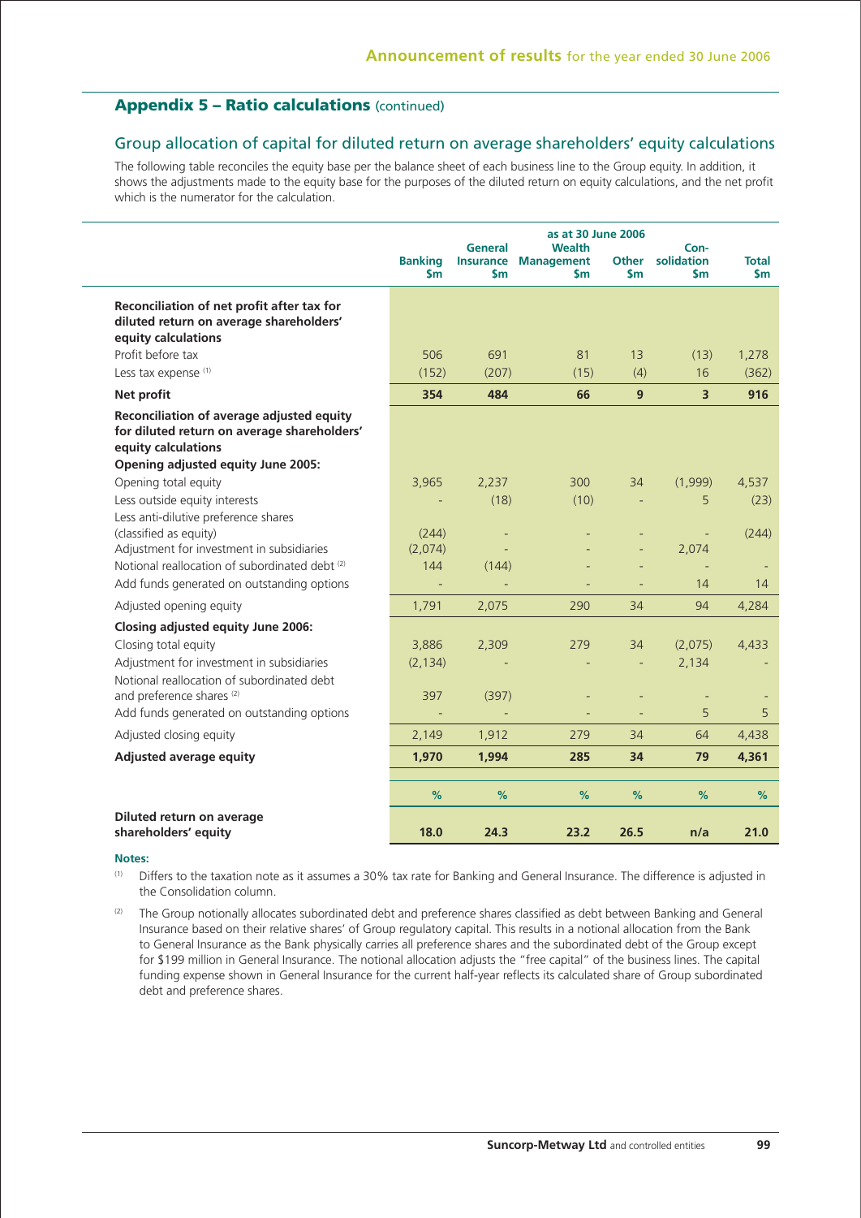## Appendix 5 – Ratio calculations (continued)

### Group allocation of capital for diluted return on average shareholders' equity calculations

The following table reconciles the equity base per the balance sheet of each business line to the Group equity. In addition, it shows the adjustments made to the equity base for the purposes of the diluted return on equity calculations, and the net profit which is the numerator for the calculation.

| | as at 30 June 2006 | | | | | |
|---|---|---|---|---|---|---|
| | Banking $m | General Insurance $m | Wealth Management $m | Other $m | Con-solidation $m | Total $m |
| **Reconciliation of net profit after tax for diluted return on average shareholders' equity calculations** | | | | | | |
| Profit before tax | 506 | 691 | 81 | 13 | (13) | 1,278 |
| Less tax expense [(1)] | (152) | (207) | (15) | (4) | 16 | (362) |
| **Net profit** | **354** | **484** | **66** | **9** | **3** | **916** |
| **Reconciliation of average adjusted equity for diluted return on average shareholders' equity calculations** | | | | | | |
| **Opening adjusted equity June 2005:** | | | | | | |
| Opening total equity | 3,965 | 2,237 | 300 | 34 | (1,999) | 4,537 |
| Less outside equity interests | - | (18) | (10) | - | 5 | (23) |
| Less anti-dilutive preference shares (classified as equity) | (244) | - | - | - | - | (244) |
| Adjustment for investment in subsidiaries | (2,074) | - | - | - | 2,074 | |
| Notional reallocation of subordinated debt [(2)] | 144 | (144) | - | - | - | - |
| Add funds generated on outstanding options | - | - | - | - | 14 | 14 |
| Adjusted opening equity | 1,791 | 2,075 | 290 | 34 | 94 | 4,284 |
| **Closing adjusted equity June 2006:** | | | | | | |
| Closing total equity | 3,886 | 2,309 | 279 | 34 | (2,075) | 4,433 |
| Adjustment for investment in subsidiaries | (2,134) | - | - | - | 2,134 | - |
| Notional reallocation of subordinated debt and preference shares [(2)] | 397 | (397) | - | - | - | - |
| Add funds generated on outstanding options | - | - | - | - | 5 | 5 |
| Adjusted closing equity | 2,149 | 1,912 | 279 | 34 | 64 | 4,438 |
| **Adjusted average equity** | **1,970** | **1,994** | **285** | **34** | **79** | **4,361** |
| | % | % | % | % | % | % |
| **Diluted return on average shareholders' equity** | **18.0** | **24.3** | **23.2** | **26.5** | **n/a** | **21.0** |

**Notes:**

(1) Differs to the taxation note as it assumes a 30% tax rate for Banking and General Insurance. The difference is adjusted in the Consolidation column.

(2) The Group notionally allocates subordinated debt and preference shares classified as debt between Banking and General Insurance based on their relative shares' of Group regulatory capital. This results in a notional allocation from the Bank to General Insurance as the Bank physically carries all preference shares and the subordinated debt of the Group except for $199 million in General Insurance. The notional allocation adjusts the "free capital" of the business lines. The capital funding expense shown in General Insurance for the current half-year reflects its calculated share of Group subordinated debt and preference shares.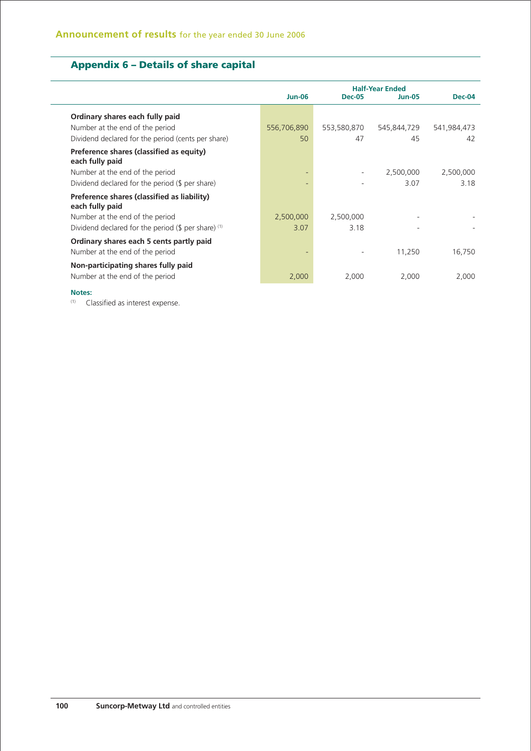## Appendix 6 – Details of share capital

| | Jun-06 | Half-Year Ended Dec-05 | Jun-05 | Dec-04 |
|---|---|---|---|---|
| **Ordinary shares each fully paid** | | | | |
| Number at the end of the period | 556,706,890 | 553,580,870 | 545,844,729 | 541,984,473 |
| Dividend declared for the period (cents per share) | 50 | 47 | 45 | 42 |
| **Preference shares (classified as equity) each fully paid** | | | | |
| Number at the end of the period | - | - | 2,500,000 | 2,500,000 |
| Dividend declared for the period ($ per share) | - | - | 3.07 | 3.18 |
| **Preference shares (classified as liability) each fully paid** | | | | |
| Number at the end of the period | 2,500,000 | 2,500,000 | - | - |
| Dividend declared for the period ($ per share) [(1)] | 3.07 | 3.18 | - | - |
| **Ordinary shares each 5 cents partly paid** | | | | |
| Number at the end of the period | - | - | 11,250 | 16,750 |
| **Non-participating shares fully paid** | | | | |
| Number at the end of the period | 2,000 | 2,000 | 2,000 | 2,000 |

**Notes:**

(1) Classified as interest expense.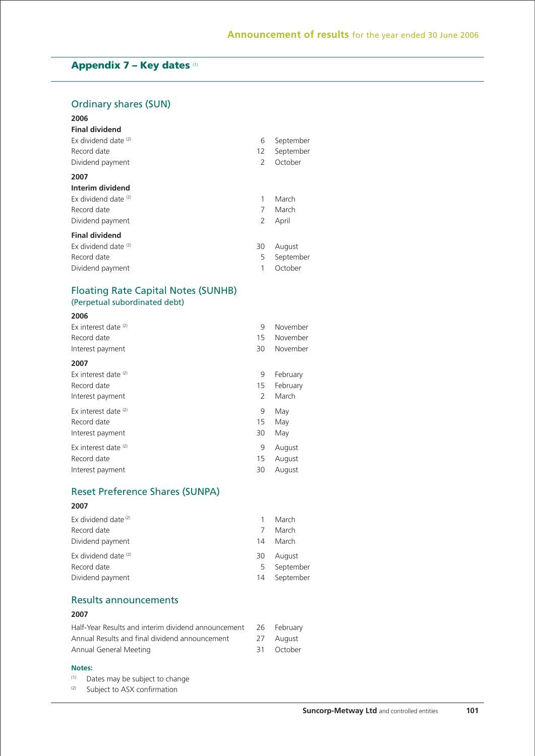## Appendix 7 – Key dates [1]

### Ordinary shares (SUN)

| | | |
|---|---|---|
| **2006** | | |
| **Final dividend** | | |
| Ex dividend date [2] | 6 | September |
| Record date | 12 | September |
| Dividend payment | 2 | October |
| **2007** | | |
| **Interim dividend** | | |
| Ex dividend date [2] | 1 | March |
| Record date | 7 | March |
| Dividend payment | 2 | April |
| **Final dividend** | | |
| Ex dividend date [2] | 30 | August |
| Record date | 5 | September |
| Dividend payment | 1 | October |

### Floating Rate Capital Notes (SUNHB)
(Perpetual subordinated debt)

| | | |
|---|---|---|
| **2006** | | |
| Ex interest date [2] | 9 | November |
| Record date | 15 | November |
| Interest payment | 30 | November |
| **2007** | | |
| Ex interest date [2] | 9 | February |
| Record date | 15 | February |
| Interest payment | 2 | March |
| Ex interest date [2] | 9 | May |
| Record date | 15 | May |
| Interest payment | 30 | May |
| Ex interest date [2] | 9 | August |
| Record date | 15 | August |
| Interest payment | 30 | August |

### Reset Preference Shares (SUNPA)

| | | |
|---|---|---|
| **2007** | | |
| Ex dividend date [2] | 1 | March |
| Record date | 7 | March |
| Dividend payment | 14 | March |
| Ex dividend date [2] | 30 | August |
| Record date | 5 | September |
| Dividend payment | 14 | September |

### Results announcements

| | | |
|---|---|---|
| **2007** | | |
| Half-Year Results and interim dividend announcement | 26 | February |
| Annual Results and final dividend announcement | 27 | August |
| Annual General Meeting | 31 | October |

**Notes:**

(1) Dates may be subject to change

(2) Subject to ASX confirmation